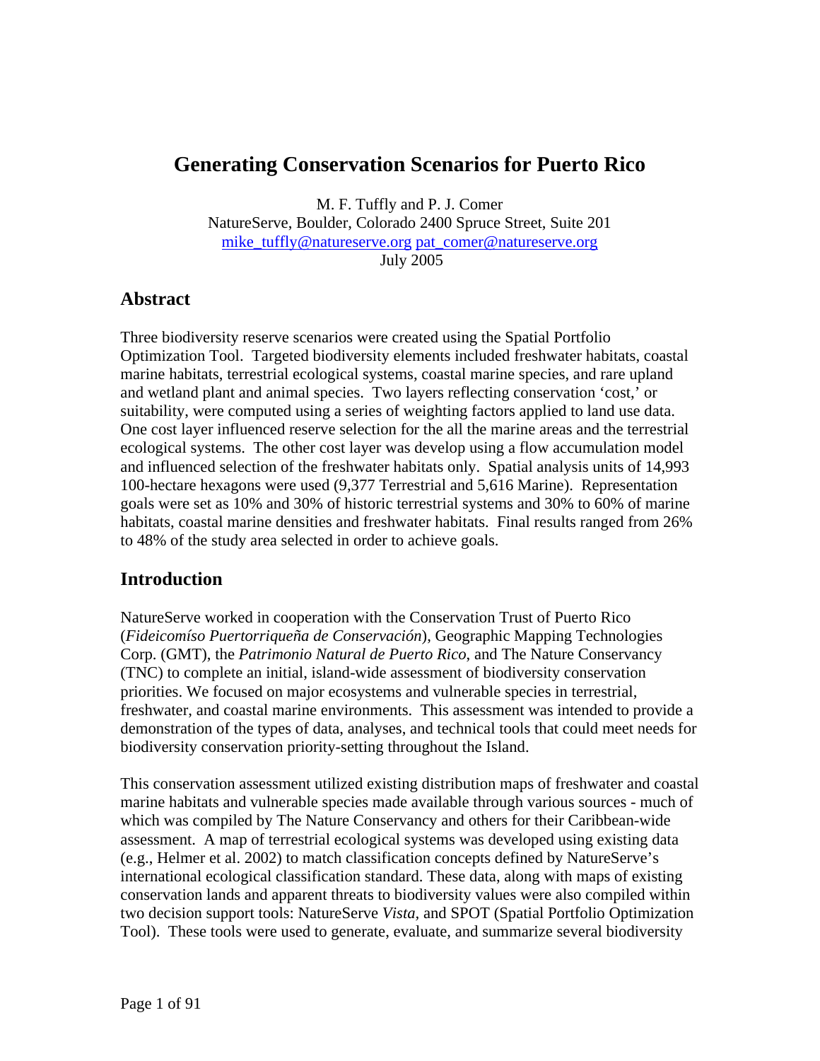# Generating Conservation Scenarios for Puerto Rico

M. F. Tuffly and P. J. Comer
NatureServe, Boulder, Colorado 2400 Spruce Street, Suite 201
mike_tuffly@natureserve.org pat_comer@natureserve.org
July 2005

## Abstract

Three biodiversity reserve scenarios were created using the Spatial Portfolio Optimization Tool. Targeted biodiversity elements included freshwater habitats, coastal marine habitats, terrestrial ecological systems, coastal marine species, and rare upland and wetland plant and animal species. Two layers reflecting conservation 'cost,' or suitability, were computed using a series of weighting factors applied to land use data. One cost layer influenced reserve selection for the all the marine areas and the terrestrial ecological systems. The other cost layer was develop using a flow accumulation model and influenced selection of the freshwater habitats only. Spatial analysis units of 14,993 100-hectare hexagons were used (9,377 Terrestrial and 5,616 Marine). Representation goals were set as 10% and 30% of historic terrestrial systems and 30% to 60% of marine habitats, coastal marine densities and freshwater habitats. Final results ranged from 26% to 48% of the study area selected in order to achieve goals.

## Introduction

NatureServe worked in cooperation with the Conservation Trust of Puerto Rico (*Fideicomíso Puertorriqueña de Conservación*), Geographic Mapping Technologies Corp. (GMT), the *Patrimonio Natural de Puerto Rico*, and The Nature Conservancy (TNC) to complete an initial, island-wide assessment of biodiversity conservation priorities. We focused on major ecosystems and vulnerable species in terrestrial, freshwater, and coastal marine environments. This assessment was intended to provide a demonstration of the types of data, analyses, and technical tools that could meet needs for biodiversity conservation priority-setting throughout the Island.

This conservation assessment utilized existing distribution maps of freshwater and coastal marine habitats and vulnerable species made available through various sources - much of which was compiled by The Nature Conservancy and others for their Caribbean-wide assessment. A map of terrestrial ecological systems was developed using existing data (e.g., Helmer et al. 2002) to match classification concepts defined by NatureServe's international ecological classification standard. These data, along with maps of existing conservation lands and apparent threats to biodiversity values were also compiled within two decision support tools: NatureServe *Vista*, and SPOT (Spatial Portfolio Optimization Tool). These tools were used to generate, evaluate, and summarize several biodiversity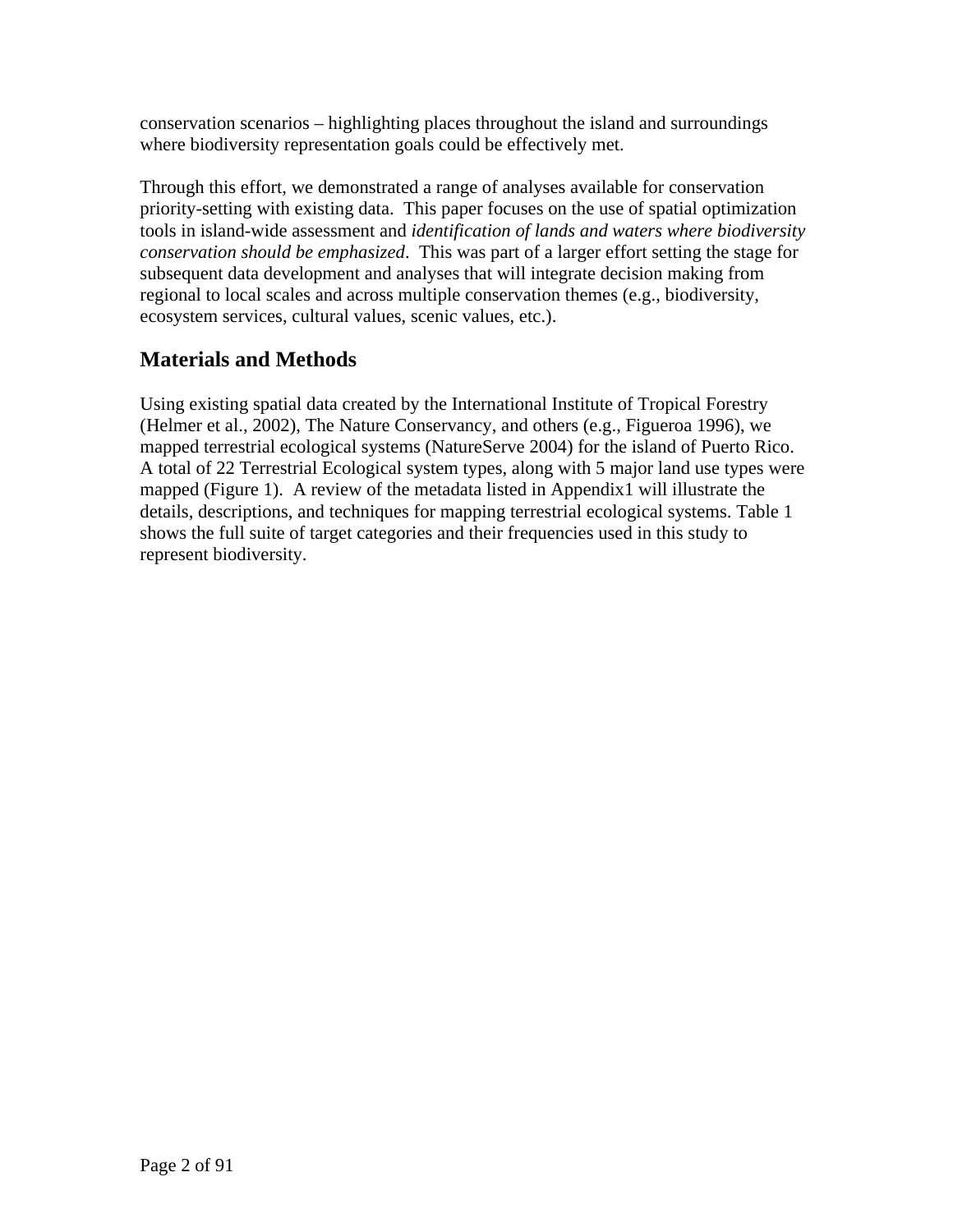conservation scenarios – highlighting places throughout the island and surroundings where biodiversity representation goals could be effectively met.

Through this effort, we demonstrated a range of analyses available for conservation priority-setting with existing data. This paper focuses on the use of spatial optimization tools in island-wide assessment and *identification of lands and waters where biodiversity conservation should be emphasized*. This was part of a larger effort setting the stage for subsequent data development and analyses that will integrate decision making from regional to local scales and across multiple conservation themes (e.g., biodiversity, ecosystem services, cultural values, scenic values, etc.).

## Materials and Methods

Using existing spatial data created by the International Institute of Tropical Forestry (Helmer et al., 2002), The Nature Conservancy, and others (e.g., Figueroa 1996), we mapped terrestrial ecological systems (NatureServe 2004) for the island of Puerto Rico. A total of 22 Terrestrial Ecological system types, along with 5 major land use types were mapped (Figure 1). A review of the metadata listed in Appendix1 will illustrate the details, descriptions, and techniques for mapping terrestrial ecological systems. Table 1 shows the full suite of target categories and their frequencies used in this study to represent biodiversity.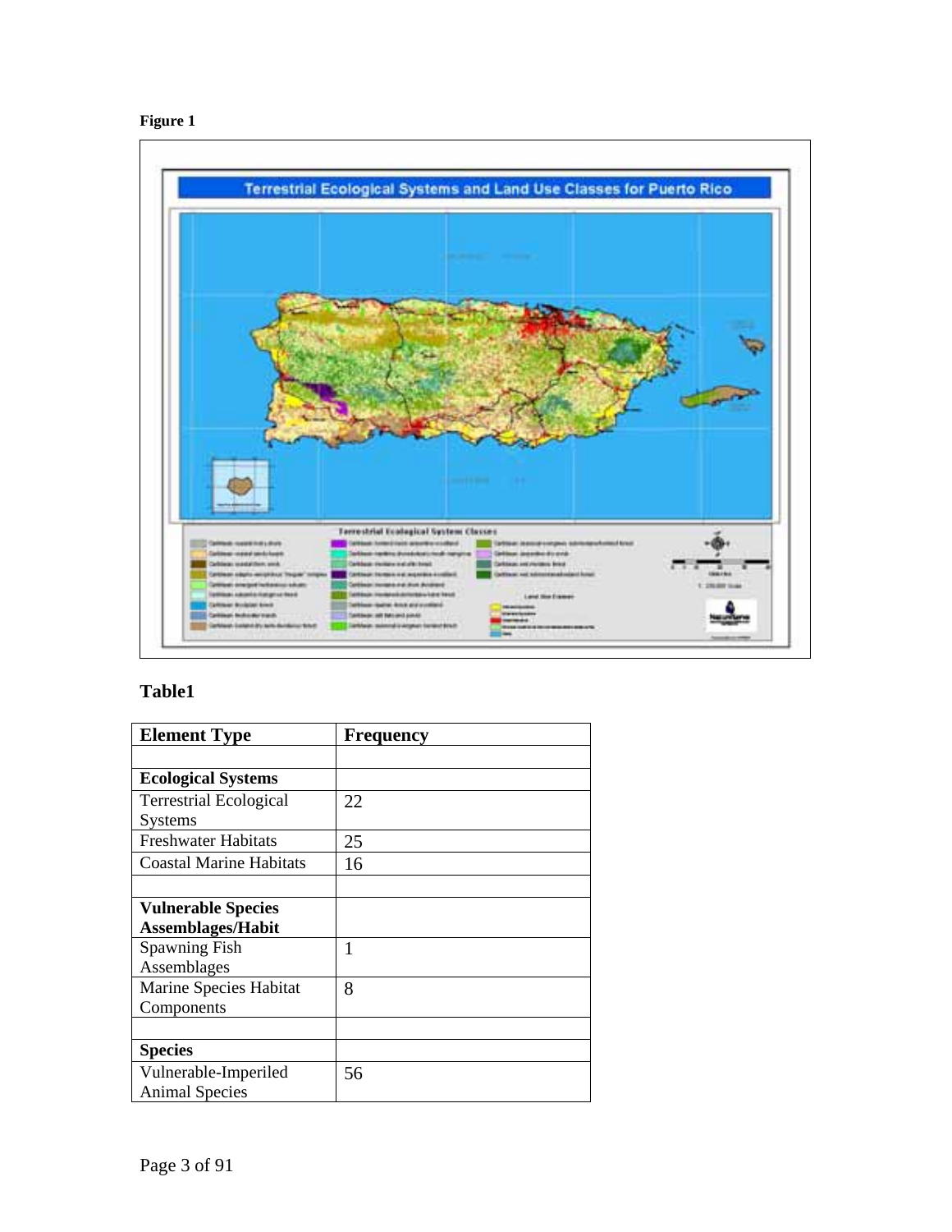**Figure 1**

**Table1**

| Element Type | Frequency |
|---|---|
| | |
| **Ecological Systems** | |
| Terrestrial Ecological Systems | 22 |
| Freshwater Habitats | 25 |
| Coastal Marine Habitats | 16 |
| | |
| **Vulnerable Species Assemblages/Habit** | |
| Spawning Fish Assemblages | 1 |
| Marine Species Habitat Components | 8 |
| | |
| **Species** | |
| Vulnerable-Imperiled Animal Species | 56 |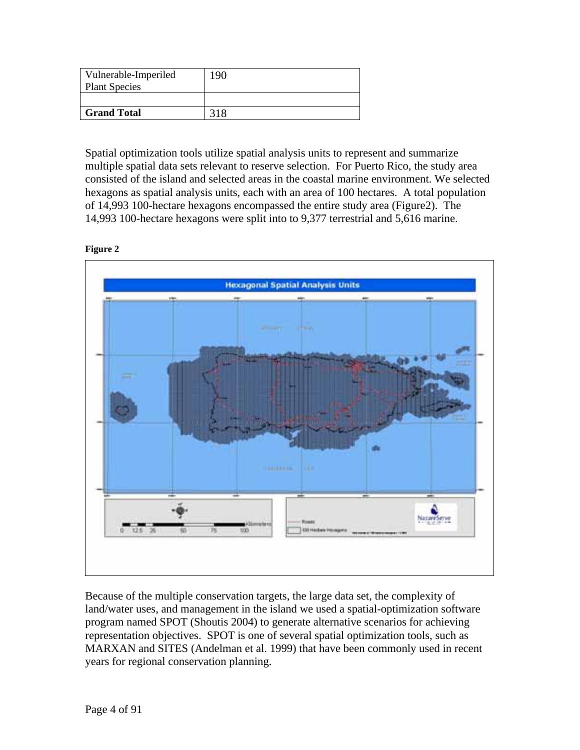| Vulnerable-Imperiled Plant Species | 190 |
| --- | --- |
| | |
| **Grand Total** | 318 |

Spatial optimization tools utilize spatial analysis units to represent and summarize multiple spatial data sets relevant to reserve selection. For Puerto Rico, the study area consisted of the island and selected areas in the coastal marine environment. We selected hexagons as spatial analysis units, each with an area of 100 hectares. A total population of 14,993 100-hectare hexagons encompassed the entire study area (Figure2). The 14,993 100-hectare hexagons were split into to 9,377 terrestrial and 5,616 marine.

**Figure 2**

Because of the multiple conservation targets, the large data set, the complexity of land/water uses, and management in the island we used a spatial-optimization software program named SPOT (Shoutis 2004) to generate alternative scenarios for achieving representation objectives. SPOT is one of several spatial optimization tools, such as MARXAN and SITES (Andelman et al. 1999) that have been commonly used in recent years for regional conservation planning.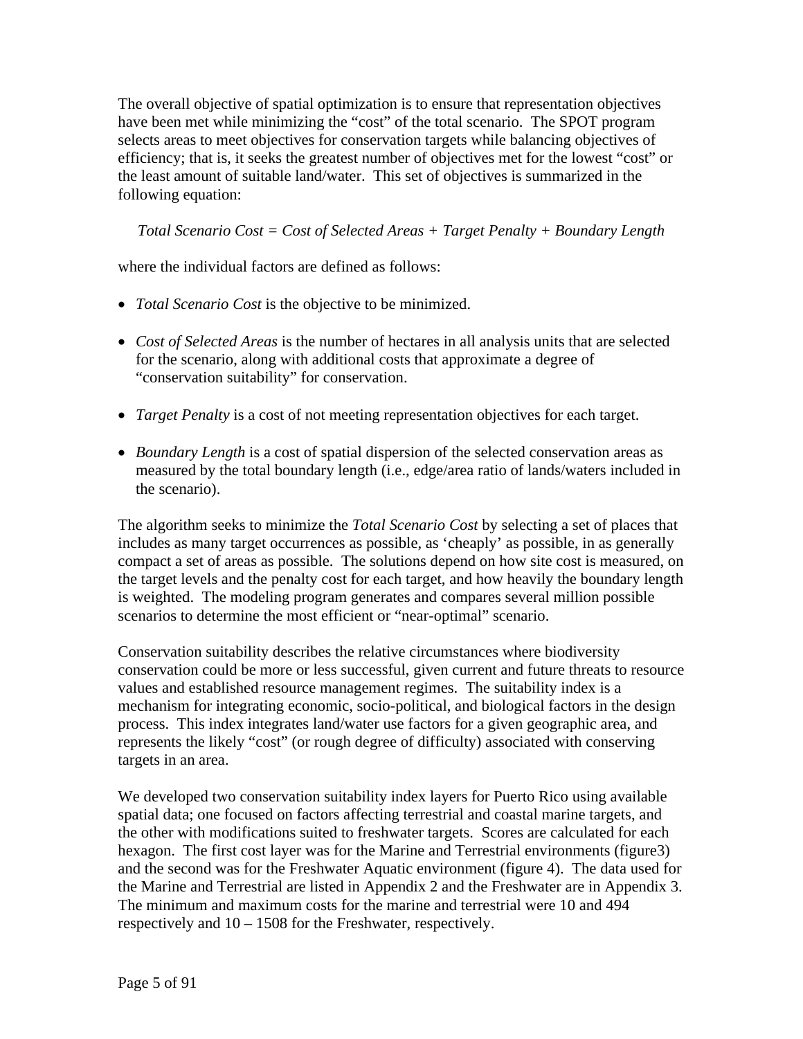The overall objective of spatial optimization is to ensure that representation objectives have been met while minimizing the "cost" of the total scenario. The SPOT program selects areas to meet objectives for conservation targets while balancing objectives of efficiency; that is, it seeks the greatest number of objectives met for the lowest "cost" or the least amount of suitable land/water. This set of objectives is summarized in the following equation:

*Total Scenario Cost = Cost of Selected Areas + Target Penalty + Boundary Length*

where the individual factors are defined as follows:

- *Total Scenario Cost* is the objective to be minimized.
- *Cost of Selected Areas* is the number of hectares in all analysis units that are selected for the scenario, along with additional costs that approximate a degree of "conservation suitability" for conservation.
- *Target Penalty* is a cost of not meeting representation objectives for each target.
- *Boundary Length* is a cost of spatial dispersion of the selected conservation areas as measured by the total boundary length (i.e., edge/area ratio of lands/waters included in the scenario).

The algorithm seeks to minimize the *Total Scenario Cost* by selecting a set of places that includes as many target occurrences as possible, as 'cheaply' as possible, in as generally compact a set of areas as possible. The solutions depend on how site cost is measured, on the target levels and the penalty cost for each target, and how heavily the boundary length is weighted. The modeling program generates and compares several million possible scenarios to determine the most efficient or "near-optimal" scenario.

Conservation suitability describes the relative circumstances where biodiversity conservation could be more or less successful, given current and future threats to resource values and established resource management regimes. The suitability index is a mechanism for integrating economic, socio-political, and biological factors in the design process. This index integrates land/water use factors for a given geographic area, and represents the likely "cost" (or rough degree of difficulty) associated with conserving targets in an area.

We developed two conservation suitability index layers for Puerto Rico using available spatial data; one focused on factors affecting terrestrial and coastal marine targets, and the other with modifications suited to freshwater targets. Scores are calculated for each hexagon. The first cost layer was for the Marine and Terrestrial environments (figure3) and the second was for the Freshwater Aquatic environment (figure 4). The data used for the Marine and Terrestrial are listed in Appendix 2 and the Freshwater are in Appendix 3. The minimum and maximum costs for the marine and terrestrial were 10 and 494 respectively and 10 – 1508 for the Freshwater, respectively.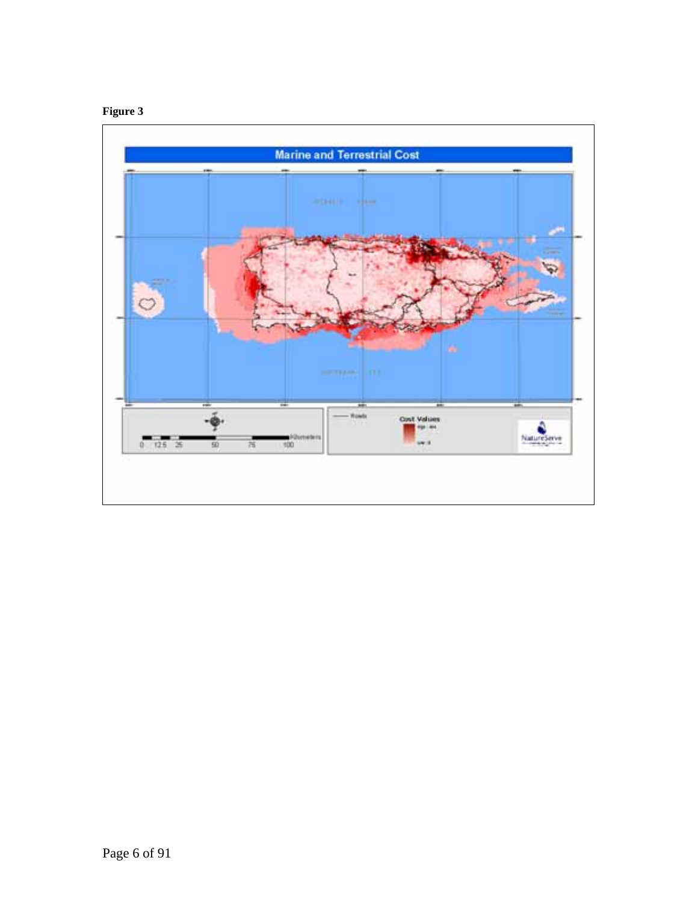**Figure 3**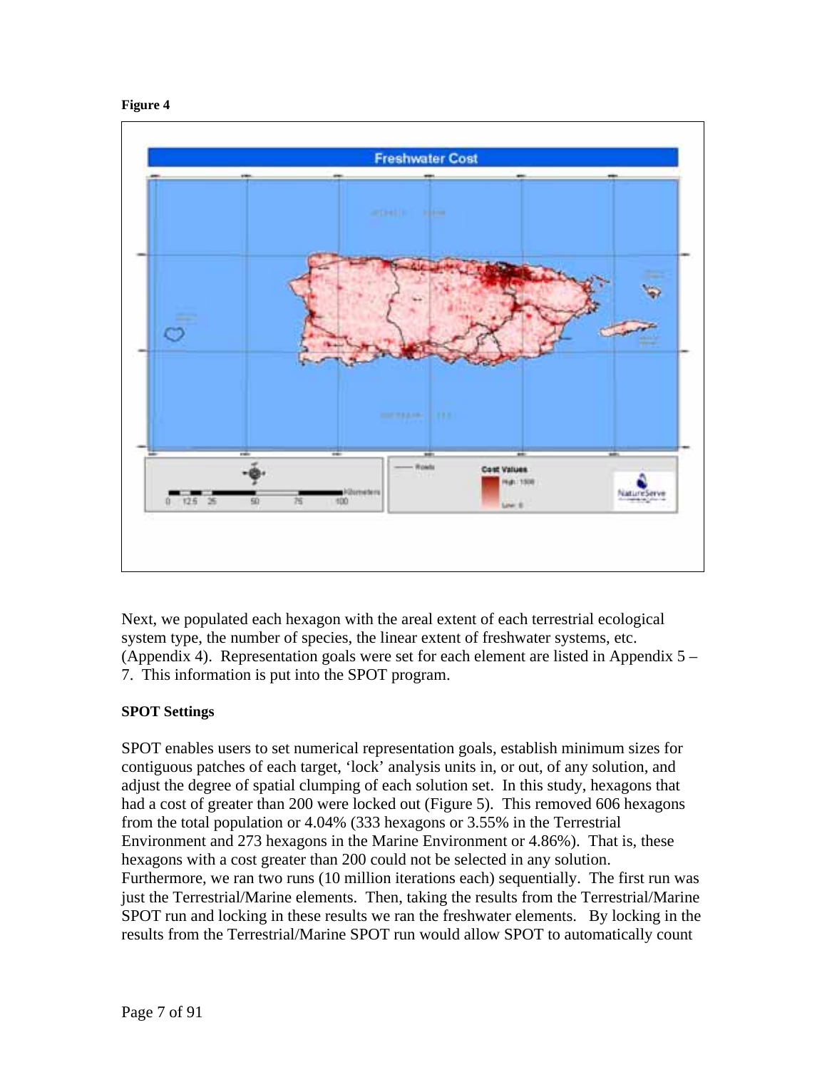**Figure 4**

Next, we populated each hexagon with the areal extent of each terrestrial ecological system type, the number of species, the linear extent of freshwater systems, etc. (Appendix 4). Representation goals were set for each element are listed in Appendix 5 – 7. This information is put into the SPOT program.

**SPOT Settings**

SPOT enables users to set numerical representation goals, establish minimum sizes for contiguous patches of each target, 'lock' analysis units in, or out, of any solution, and adjust the degree of spatial clumping of each solution set. In this study, hexagons that had a cost of greater than 200 were locked out (Figure 5). This removed 606 hexagons from the total population or 4.04% (333 hexagons or 3.55% in the Terrestrial Environment and 273 hexagons in the Marine Environment or 4.86%). That is, these hexagons with a cost greater than 200 could not be selected in any solution. Furthermore, we ran two runs (10 million iterations each) sequentially. The first run was just the Terrestrial/Marine elements. Then, taking the results from the Terrestrial/Marine SPOT run and locking in these results we ran the freshwater elements. By locking in the results from the Terrestrial/Marine SPOT run would allow SPOT to automatically count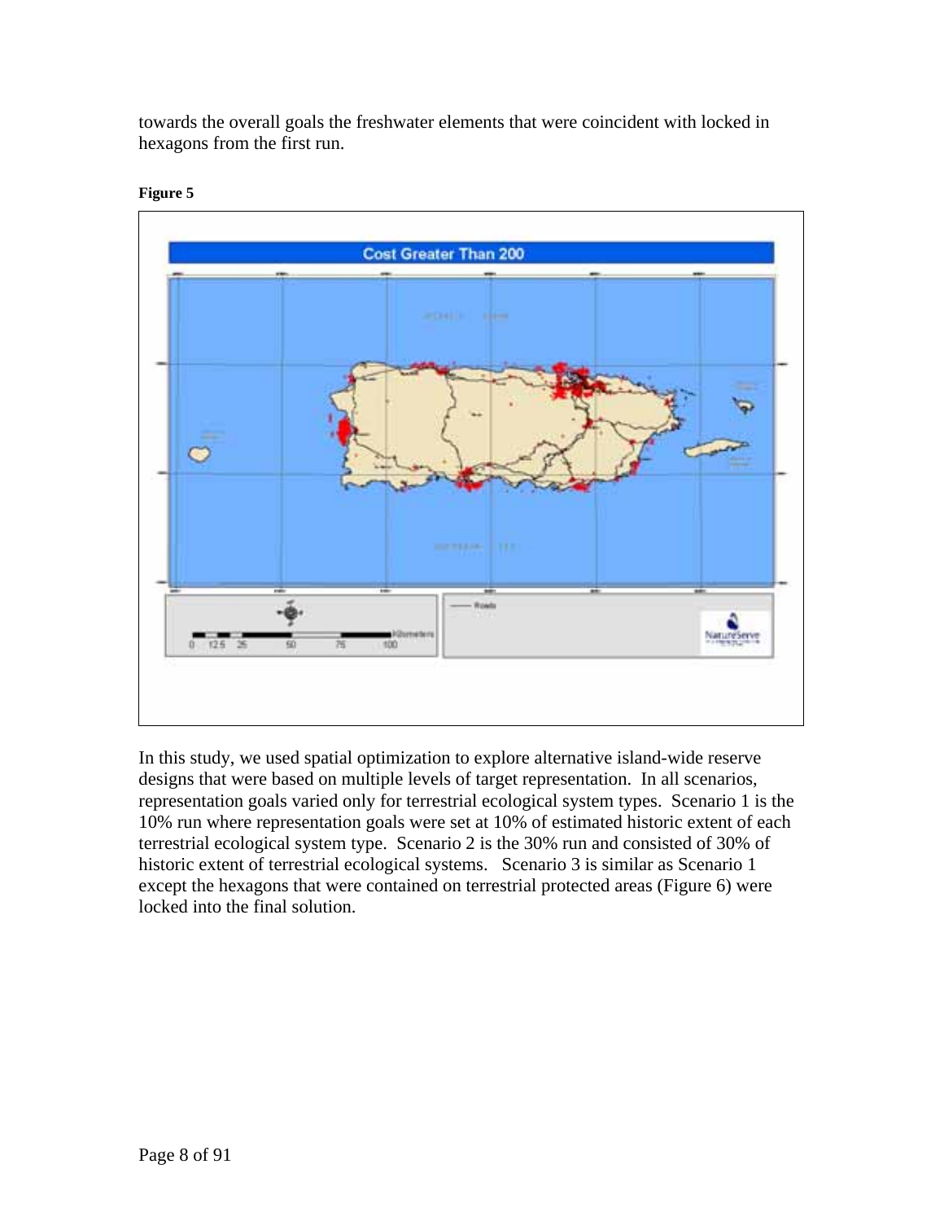towards the overall goals the freshwater elements that were coincident with locked in hexagons from the first run.

**Figure 5**

In this study, we used spatial optimization to explore alternative island-wide reserve designs that were based on multiple levels of target representation. In all scenarios, representation goals varied only for terrestrial ecological system types. Scenario 1 is the 10% run where representation goals were set at 10% of estimated historic extent of each terrestrial ecological system type. Scenario 2 is the 30% run and consisted of 30% of historic extent of terrestrial ecological systems. Scenario 3 is similar as Scenario 1 except the hexagons that were contained on terrestrial protected areas (Figure 6) were locked into the final solution.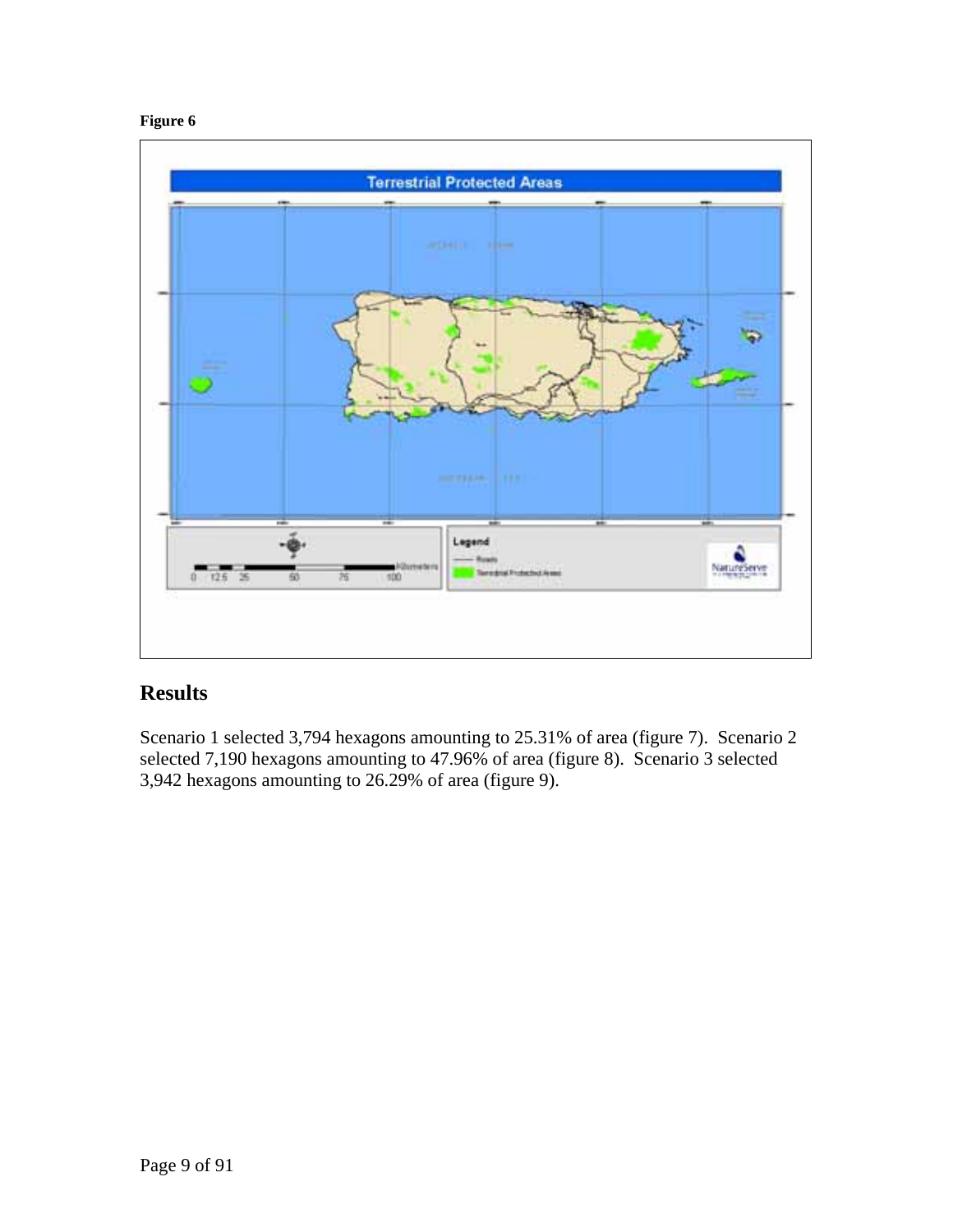**Figure 6**

## Results

Scenario 1 selected 3,794 hexagons amounting to 25.31% of area (figure 7). Scenario 2 selected 7,190 hexagons amounting to 47.96% of area (figure 8). Scenario 3 selected 3,942 hexagons amounting to 26.29% of area (figure 9).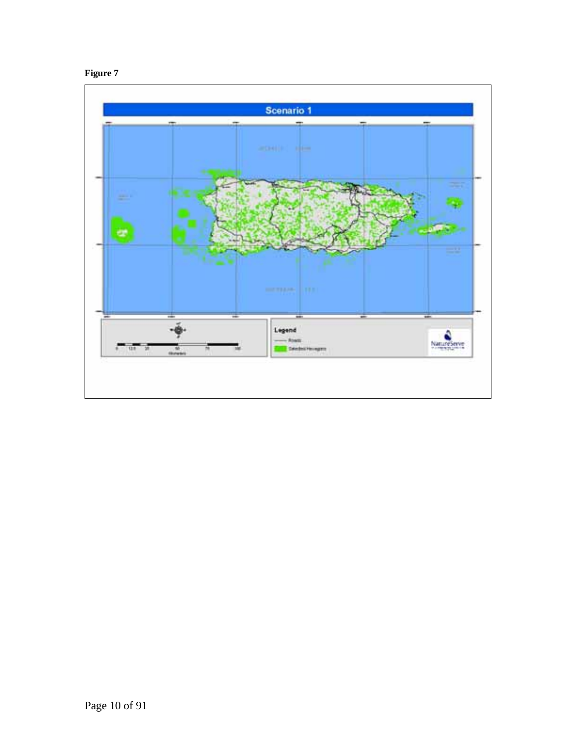**Figure 7**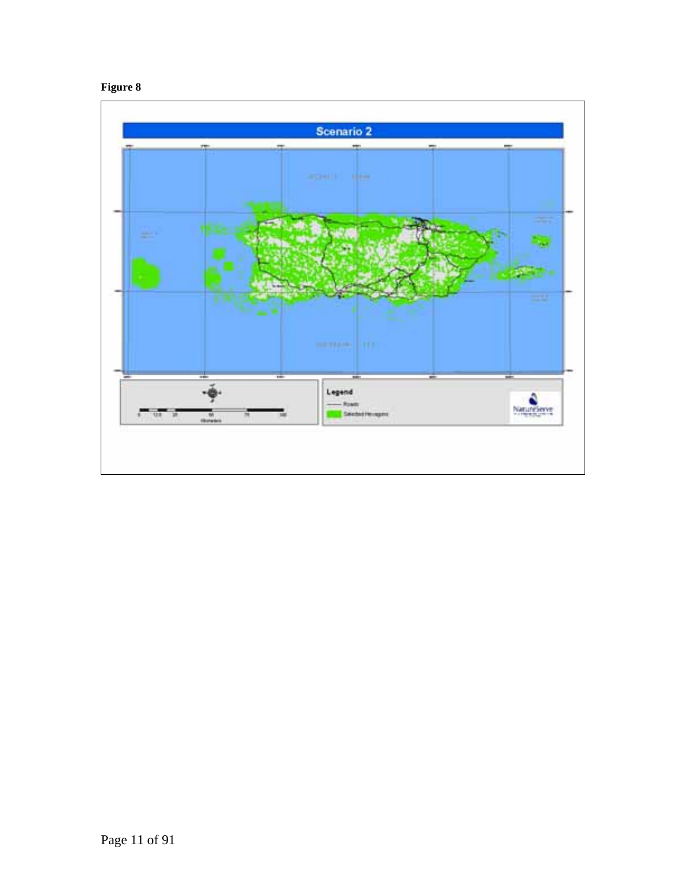**Figure 8**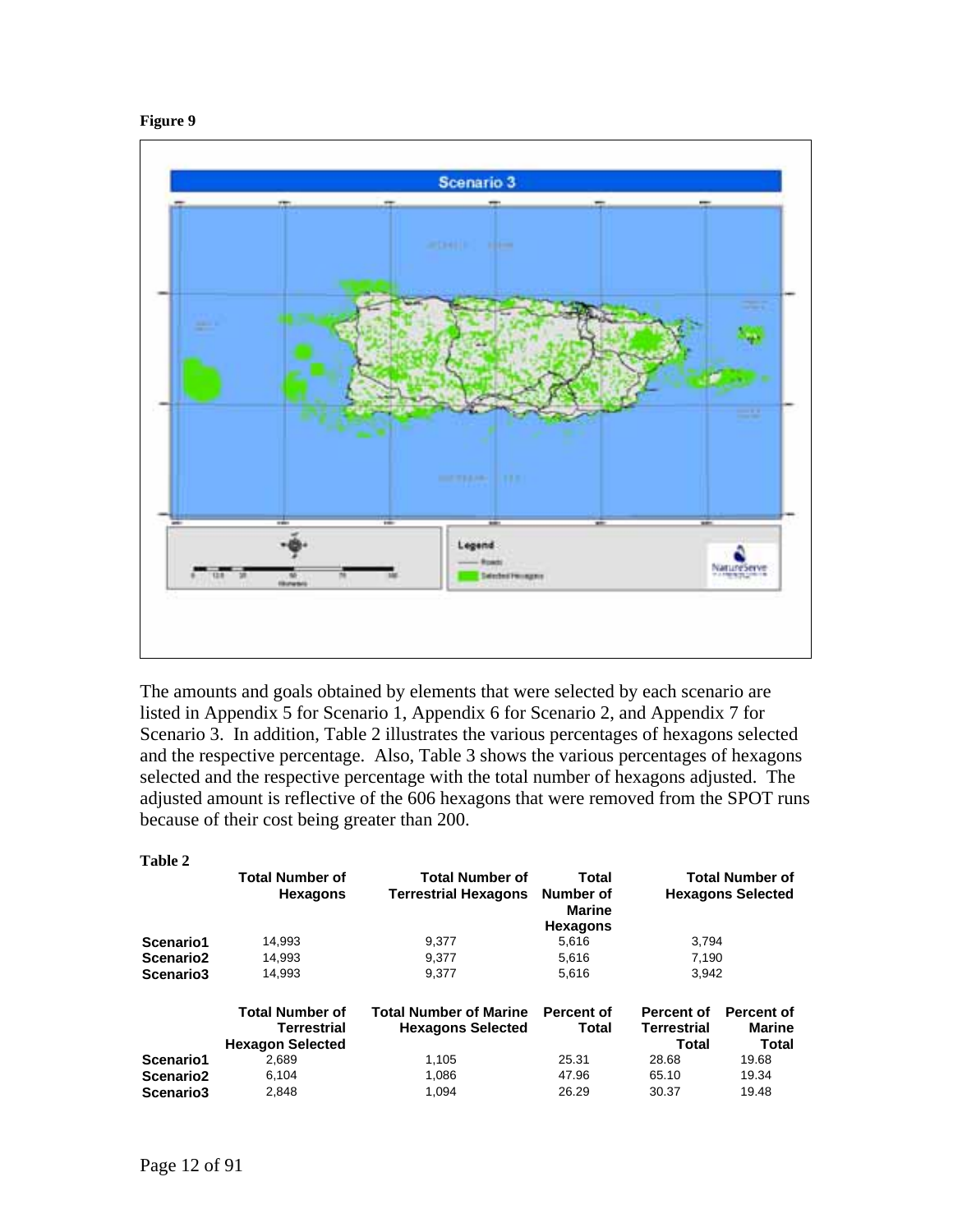**Figure 9**

The amounts and goals obtained by elements that were selected by each scenario are listed in Appendix 5 for Scenario 1, Appendix 6 for Scenario 2, and Appendix 7 for Scenario 3. In addition, Table 2 illustrates the various percentages of hexagons selected and the respective percentage. Also, Table 3 shows the various percentages of hexagons selected and the respective percentage with the total number of hexagons adjusted. The adjusted amount is reflective of the 606 hexagons that were removed from the SPOT runs because of their cost being greater than 200.

**Table 2**

| | Total Number of Hexagons | Total Number of Terrestrial Hexagons | Total Number of Marine Hexagons | Total Number of Hexagons Selected |
|---|---|---|---|---|
| **Scenario1** | 14,993 | 9,377 | 5,616 | 3,794 |
| **Scenario2** | 14,993 | 9,377 | 5,616 | 7,190 |
| **Scenario3** | 14,993 | 9,377 | 5,616 | 3,942 |

| | Total Number of Terrestrial Hexagon Selected | Total Number of Marine Hexagons Selected | Percent of Total | Percent of Terrestrial Total | Percent of Marine Total |
|---|---|---|---|---|---|
| **Scenario1** | 2,689 | 1,105 | 25.31 | 28.68 | 19.68 |
| **Scenario2** | 6,104 | 1,086 | 47.96 | 65.10 | 19.34 |
| **Scenario3** | 2,848 | 1,094 | 26.29 | 30.37 | 19.48 |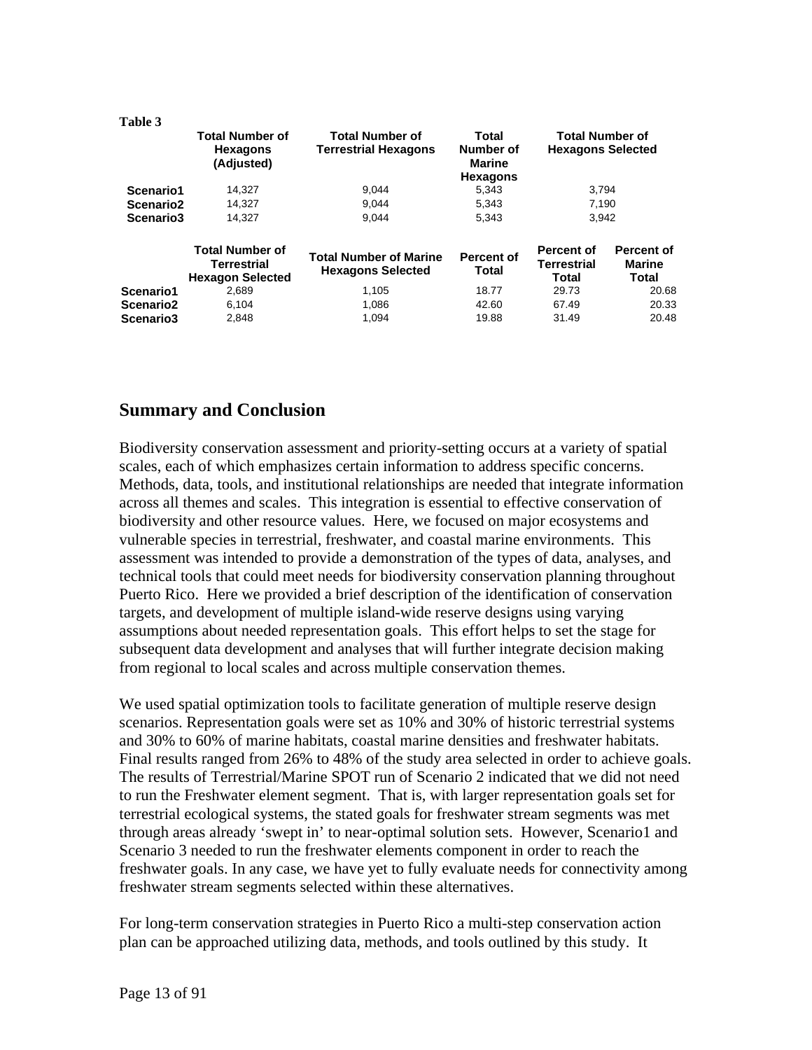**Table 3**

| | Total Number of Hexagons (Adjusted) | Total Number of Terrestrial Hexagons | Total Number of Marine Hexagons | Total Number of Hexagons Selected |
|---|---|---|---|---|
| **Scenario1** | 14,327 | 9,044 | 5,343 | 3,794 |
| **Scenario2** | 14,327 | 9,044 | 5,343 | 7,190 |
| **Scenario3** | 14,327 | 9,044 | 5,343 | 3,942 |

| | Total Number of Terrestrial Hexagon Selected | Total Number of Marine Hexagons Selected | Percent of Total | Percent of Terrestrial Total | Percent of Marine Total |
|---|---|---|---|---|---|
| **Scenario1** | 2,689 | 1,105 | 18.77 | 29.73 | 20.68 |
| **Scenario2** | 6,104 | 1,086 | 42.60 | 67.49 | 20.33 |
| **Scenario3** | 2,848 | 1,094 | 19.88 | 31.49 | 20.48 |

## Summary and Conclusion

Biodiversity conservation assessment and priority-setting occurs at a variety of spatial scales, each of which emphasizes certain information to address specific concerns. Methods, data, tools, and institutional relationships are needed that integrate information across all themes and scales. This integration is essential to effective conservation of biodiversity and other resource values. Here, we focused on major ecosystems and vulnerable species in terrestrial, freshwater, and coastal marine environments. This assessment was intended to provide a demonstration of the types of data, analyses, and technical tools that could meet needs for biodiversity conservation planning throughout Puerto Rico. Here we provided a brief description of the identification of conservation targets, and development of multiple island-wide reserve designs using varying assumptions about needed representation goals. This effort helps to set the stage for subsequent data development and analyses that will further integrate decision making from regional to local scales and across multiple conservation themes.

We used spatial optimization tools to facilitate generation of multiple reserve design scenarios. Representation goals were set as 10% and 30% of historic terrestrial systems and 30% to 60% of marine habitats, coastal marine densities and freshwater habitats. Final results ranged from 26% to 48% of the study area selected in order to achieve goals. The results of Terrestrial/Marine SPOT run of Scenario 2 indicated that we did not need to run the Freshwater element segment. That is, with larger representation goals set for terrestrial ecological systems, the stated goals for freshwater stream segments was met through areas already 'swept in' to near-optimal solution sets. However, Scenario1 and Scenario 3 needed to run the freshwater elements component in order to reach the freshwater goals. In any case, we have yet to fully evaluate needs for connectivity among freshwater stream segments selected within these alternatives.

For long-term conservation strategies in Puerto Rico a multi-step conservation action plan can be approached utilizing data, methods, and tools outlined by this study. It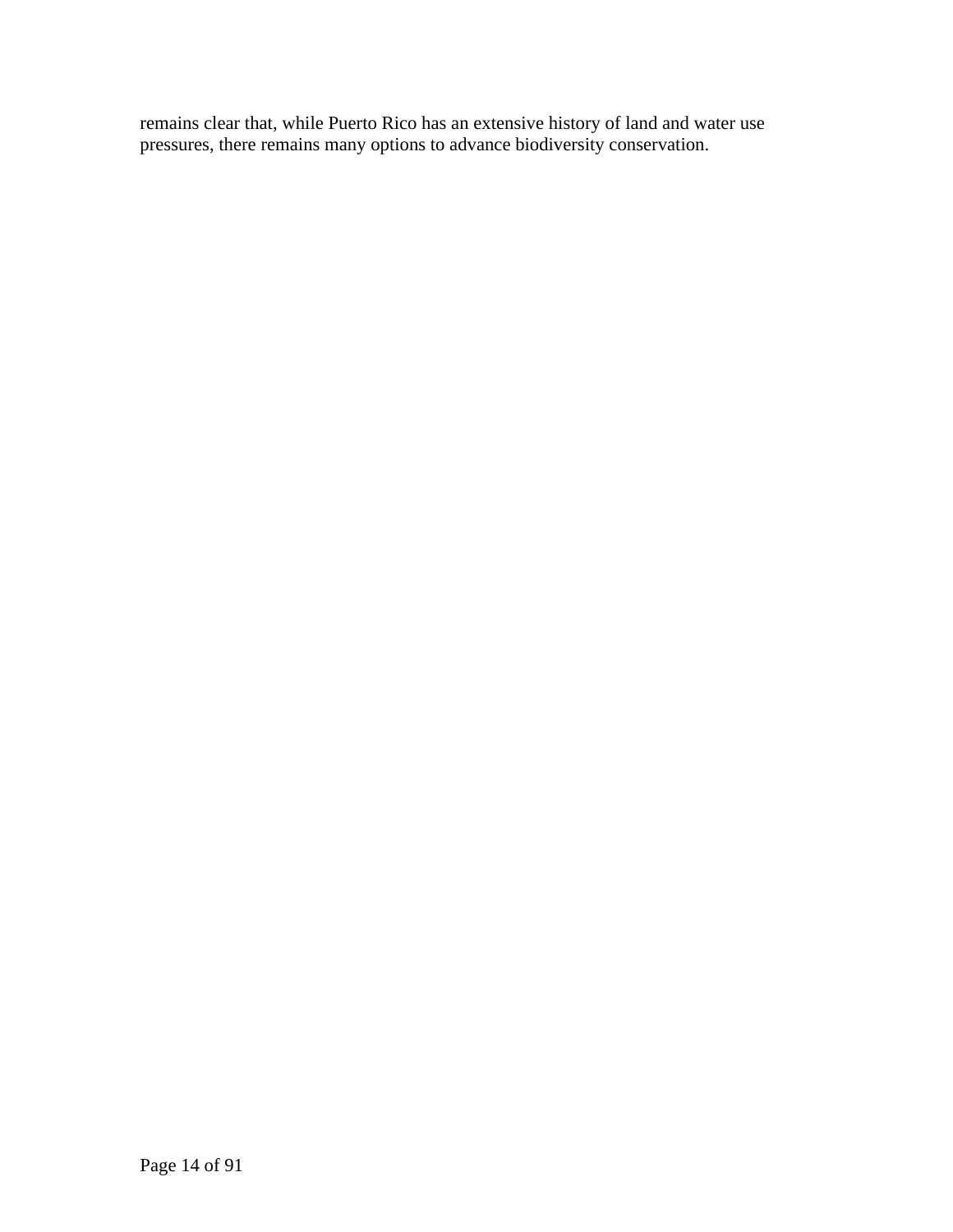remains clear that, while Puerto Rico has an extensive history of land and water use pressures, there remains many options to advance biodiversity conservation.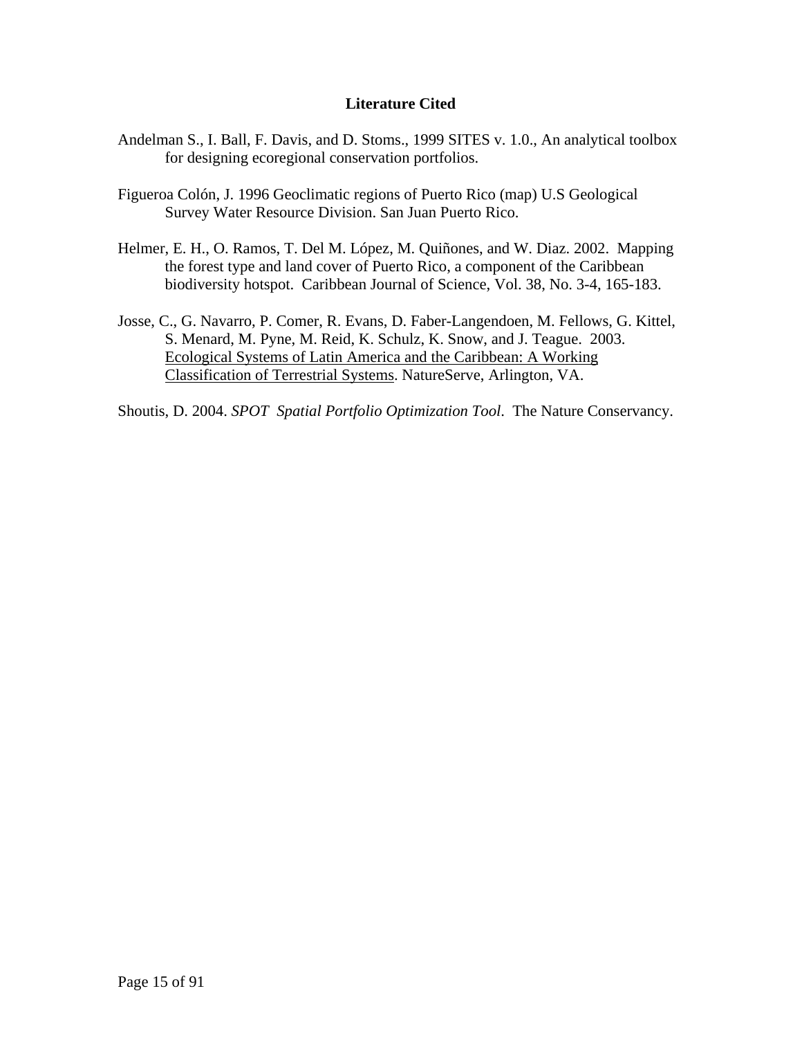## Literature Cited

Andelman S., I. Ball, F. Davis, and D. Stoms., 1999 SITES v. 1.0., An analytical toolbox for designing ecoregional conservation portfolios.

Figueroa Colón, J. 1996 Geoclimatic regions of Puerto Rico (map) U.S Geological Survey Water Resource Division. San Juan Puerto Rico.

Helmer, E. H., O. Ramos, T. Del M. López, M. Quiñones, and W. Diaz. 2002. Mapping the forest type and land cover of Puerto Rico, a component of the Caribbean biodiversity hotspot. Caribbean Journal of Science, Vol. 38, No. 3-4, 165-183.

Josse, C., G. Navarro, P. Comer, R. Evans, D. Faber-Langendoen, M. Fellows, G. Kittel, S. Menard, M. Pyne, M. Reid, K. Schulz, K. Snow, and J. Teague. 2003. Ecological Systems of Latin America and the Caribbean: A Working Classification of Terrestrial Systems. NatureServe, Arlington, VA.

Shoutis, D. 2004. *SPOT Spatial Portfolio Optimization Tool*. The Nature Conservancy.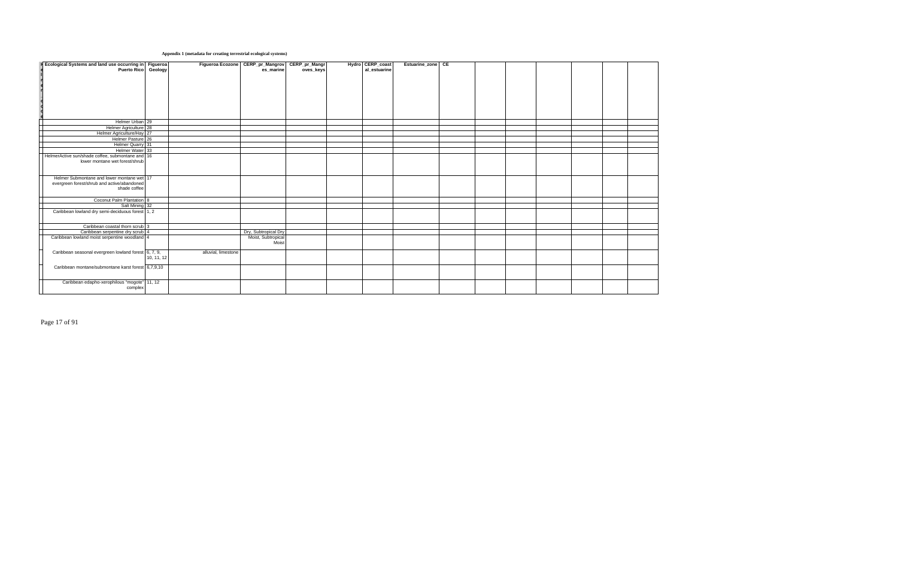**Appendix 1 (metadata for creating terrestrial ecological systems)**

| H e l r e r c c c e | Ecological Systems and land use occurring in Puerto Rico | Figueroa Geology | Figueroa Ecozone | CERP_pr_Mangroves_marine | CERP_pr_Mangroves_keys | Hydro | CERP_coastal_estuarine | Estuarine_zone | CE | | | | | | |
|---|---|---|---|---|---|---|---|---|---|---|---|---|---|---|---|
| | Helmer Urban | 29 | | | | | | | | | | | | | |
| | Helmer Agriculture | 28 | | | | | | | | | | | | | |
| | Helmer Agriculture/Hay | 27 | | | | | | | | | | | | | |
| | Helmer Pasture | 26 | | | | | | | | | | | | | |
| | Helmer Quarry | 31 | | | | | | | | | | | | | |
| | Helmer Water | 33 | | | | | | | | | | | | | |
| | HelmerActive sun/shade coffee, submontane and lower montane wet forest/shrub | 16 | | | | | | | | | | | | | |
| | Helmer Submontane and lower montane wet evergreen forest/shrub and active/abandoned shade coffee | 17 | | | | | | | | | | | | | |
| | Coconut Palm Plantation | 8 | | | | | | | | | | | | | |
| | Salt Mining | 32 | | | | | | | | | | | | | |
| | Caribbean lowland dry semi-deciduous forest | 1, 2 | | | | | | | | | | | | | |
| | Caribbean coastal thorn scrub | 3 | | | | | | | | | | | | | |
| | Caribbean serpentine dry scrub | 4 | | Dry, Subtropical Dry | | | | | | | | | | | |
| | Caribbean lowland moist serpentine woodland | 4 | | Moist, Subtropical Moist | | | | | | | | | | | |
| | Caribbean seasonal evergreen lowland forest | 6, 7, 9, 10, 11, 12 | alluvial, limestone | | | | | | | | | | | | |
| | Caribbean montane/submontane karst forest | 6,7,9,10 | | | | | | | | | | | | | |
| | Caribbean edapho-xerophilous "mogote" complex | 11, 12 | | | | | | | | | | | | | |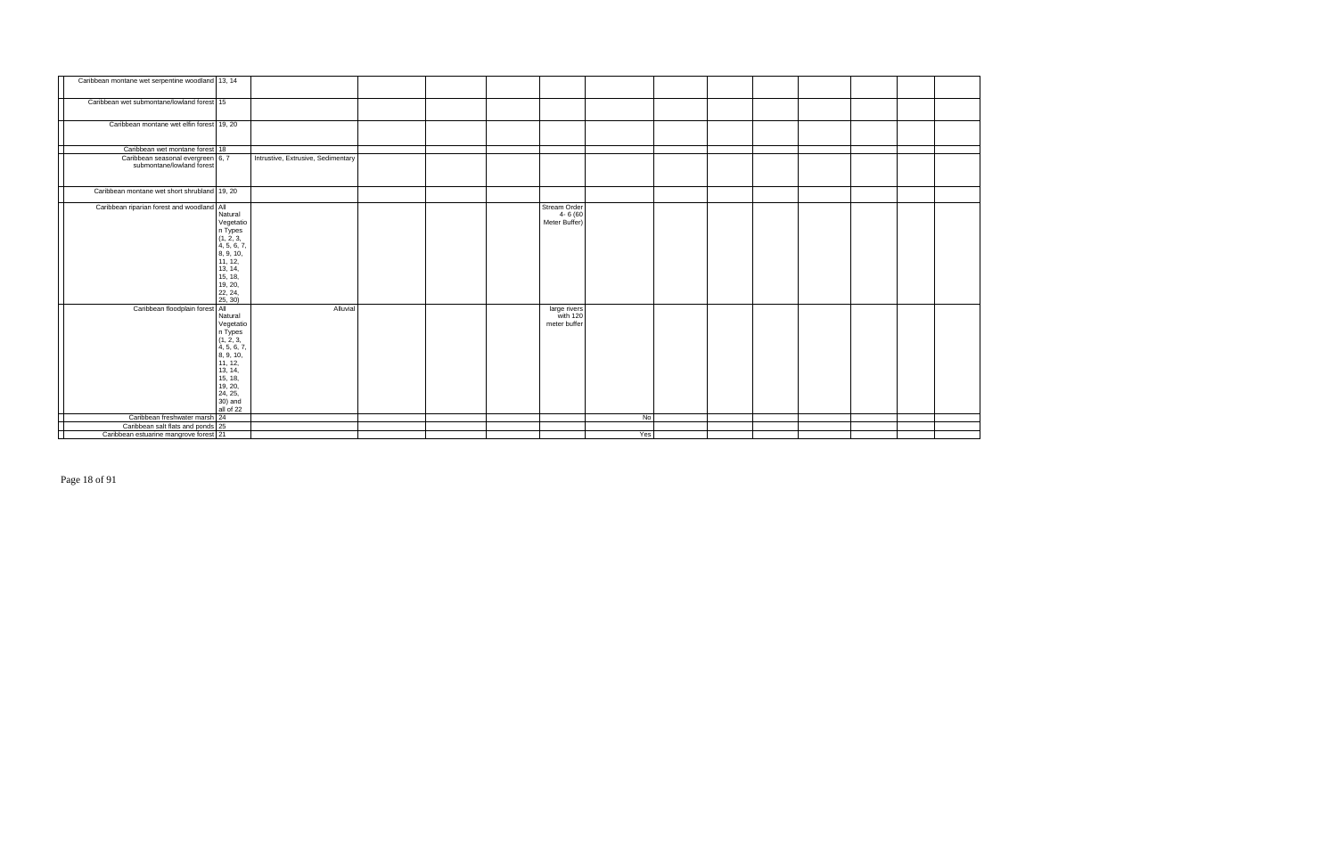| | | | | | | | | | | | | | | | |
|---|---|---|---|---|---|---|---|---|---|---|---|---|---|---|---|
| | Caribbean montane wet serpentine woodland | 13, 14 | | | | | | | | | | | | | |
| | Caribbean wet submontane/lowland forest | 15 | | | | | | | | | | | | | |
| | Caribbean montane wet elfin forest | 19, 20 | | | | | | | | | | | | | |
| | Caribbean wet montane forest | 18 | | | | | | | | | | | | | |
| | Caribbean seasonal evergreen submontane/lowland forest | 6, 7 | Intrusive, Extrusive, Sedimentary | | | | | | | | | | | | |
| | Caribbean montane wet short shrubland | 19, 20 | | | | | | | | | | | | | |
| | Caribbean riparian forest and woodland | All Natural Vegetation Types (1, 2, 3, 4, 5, 6, 7, 8, 9, 10, 11, 12, 13, 14, 15, 18, 19, 20, 22, 24, 25, 30) | | | | | Stream Order 4- 6 (60 Meter Buffer) | | | | | | | | |
| | Caribbean floodplain forest | All Natural Vegetation Types (1, 2, 3, 4, 5, 6, 7, 8, 9, 10, 11, 12, 13, 14, 15, 18, 19, 20, 24, 25, 30) and all of 22 | Alluvial | | | | large rivers with 120 meter buffer | | | | | | | | |
| | Caribbean freshwater marsh | 24 | | | | | | No | | | | | | | |
| | Caribbean salt flats and ponds | 25 | | | | | | | | | | | | | |
| | Caribbean estuarine mangrove forest | 21 | | | | | | Yes | | | | | | | |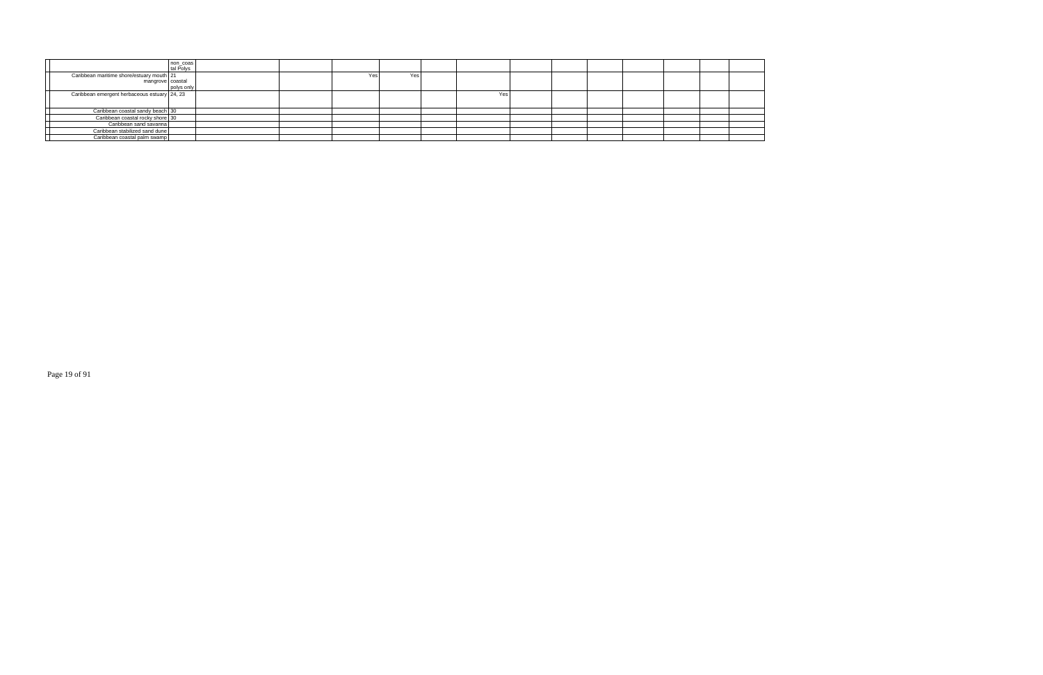| | | non_coastal Polys | | | | | | | | | | | | | |
|---|---|---|---|---|---|---|---|---|---|---|---|---|---|---|---|
| | Caribbean maritime shore/estuary mouth mangrove | 21 coastal polys only | | | Yes | Yes | | | | | | | | | |
| | Caribbean emergent herbaceous estuary | 24, 23 | | | | | | Yes | | | | | | | |
| | Caribbean coastal sandy beach | 30 | | | | | | | | | | | | | |
| | Caribbean coastal rocky shore | 30 | | | | | | | | | | | | | |
| | Caribbean sand savanna | | | | | | | | | | | | | | |
| | Caribbean stabilized sand dune | | | | | | | | | | | | | | |
| | Caribbean coastal palm swamp | | | | | | | | | | | | | | |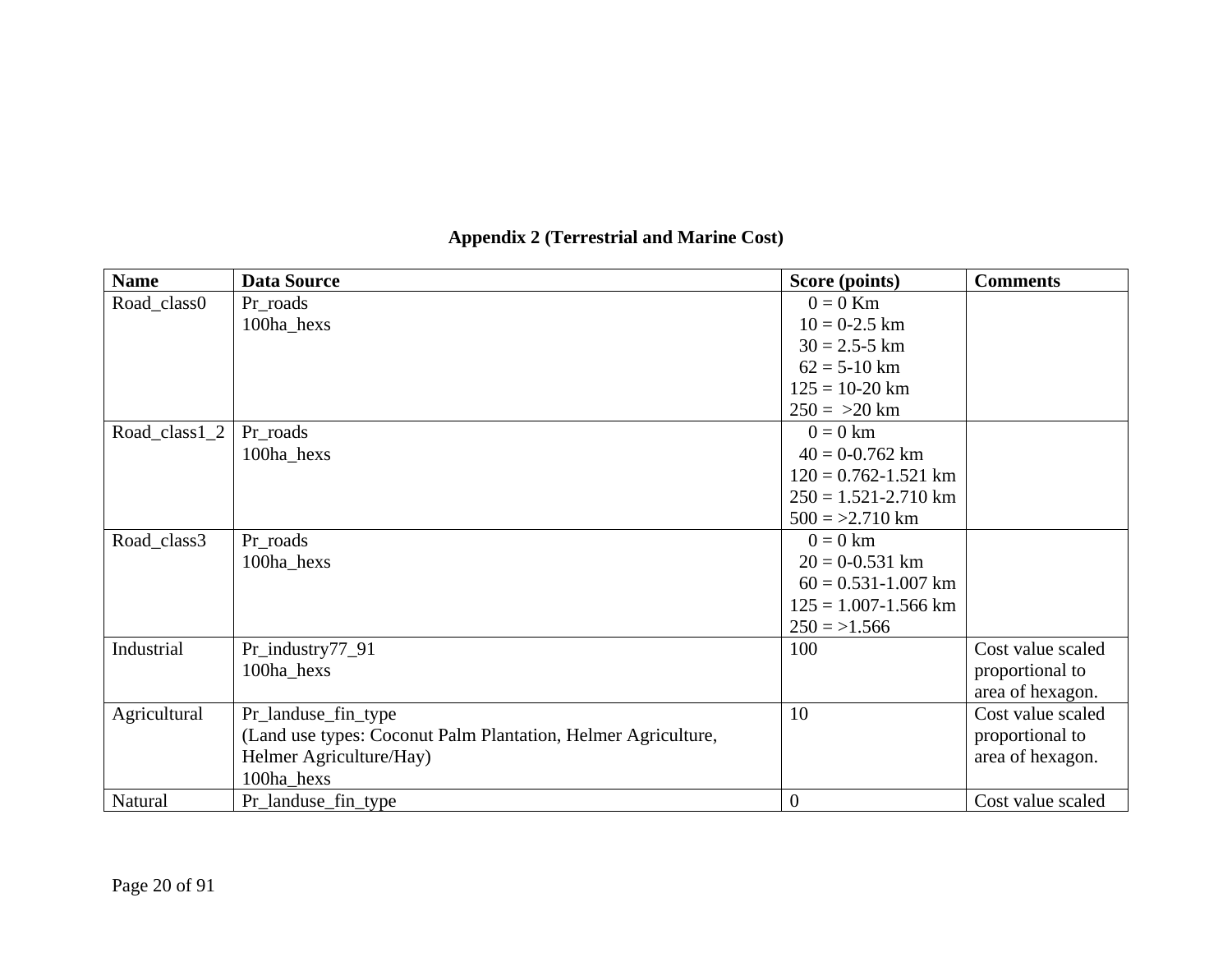## Appendix 2 (Terrestrial and Marine Cost)

| Name | Data Source | Score (points) | Comments |
|---|---|---|---|
| Road_class0 | Pr_roads<br>100ha_hexs | 0 = 0 Km<br>10 = 0-2.5 km<br>30 = 2.5-5 km<br>62 = 5-10 km<br>125 = 10-20 km<br>250 = >20 km | |
| Road_class1_2 | Pr_roads<br>100ha_hexs | 0 = 0 km<br>40 = 0-0.762 km<br>120 = 0.762-1.521 km<br>250 = 1.521-2.710 km<br>500 = >2.710 km | |
| Road_class3 | Pr_roads<br>100ha_hexs | 0 = 0 km<br>20 = 0-0.531 km<br>60 = 0.531-1.007 km<br>125 = 1.007-1.566 km<br>250 = >1.566 | |
| Industrial | Pr_industry77_91<br>100ha_hexs | 100 | Cost value scaled proportional to area of hexagon. |
| Agricultural | Pr_landuse_fin_type<br>(Land use types: Coconut Palm Plantation, Helmer Agriculture, Helmer Agriculture/Hay)<br>100ha_hexs | 10 | Cost value scaled proportional to area of hexagon. |
| Natural | Pr_landuse_fin_type | 0 | Cost value scaled |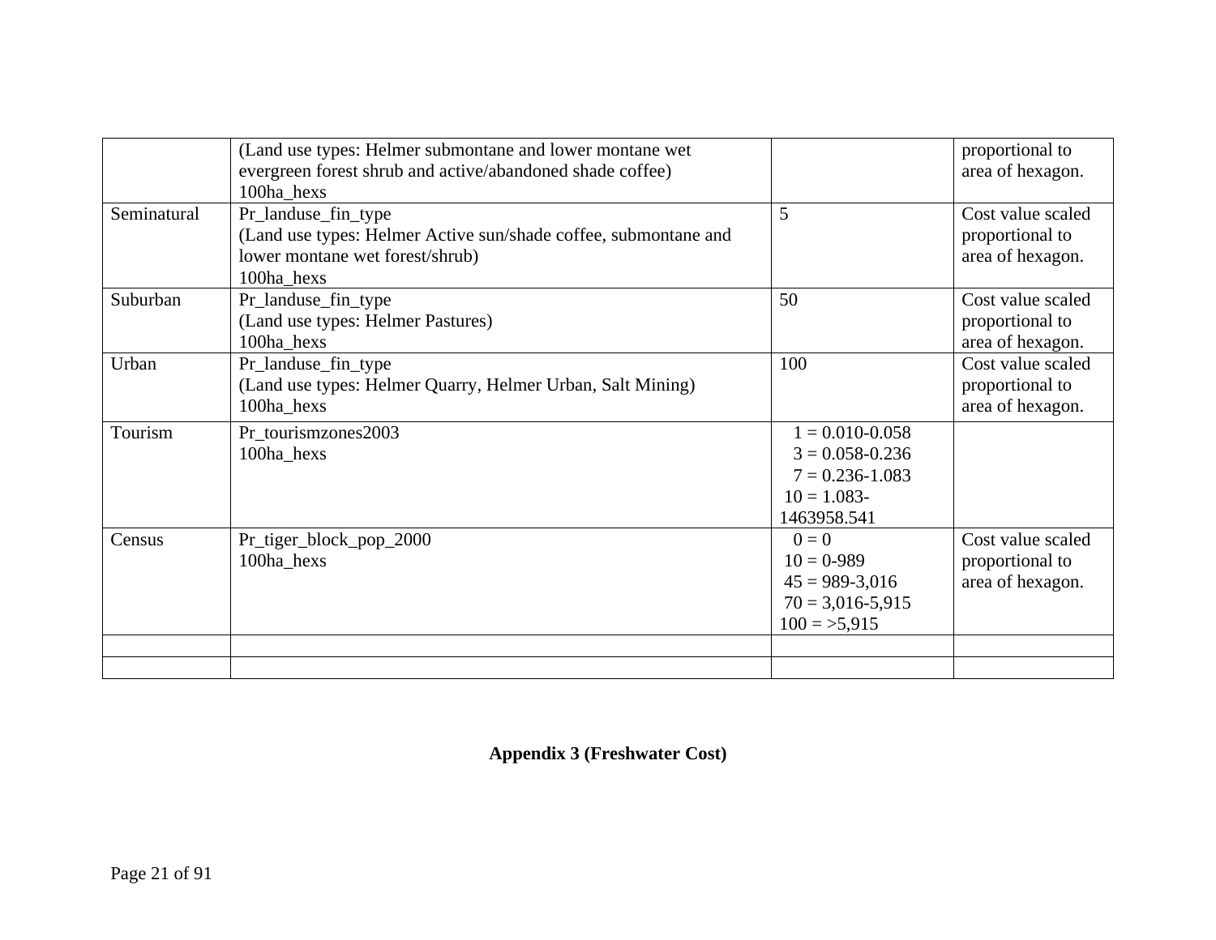| | | | |
|---|---|---|---|
| | (Land use types: Helmer submontane and lower montane wet evergreen forest shrub and active/abandoned shade coffee)<br>100ha_hexs | | proportional to area of hexagon. |
| Seminatural | Pr_landuse_fin_type<br>(Land use types: Helmer Active sun/shade coffee, submontane and lower montane wet forest/shrub)<br>100ha_hexs | 5 | Cost value scaled proportional to area of hexagon. |
| Suburban | Pr_landuse_fin_type<br>(Land use types: Helmer Pastures)<br>100ha_hexs | 50 | Cost value scaled proportional to area of hexagon. |
| Urban | Pr_landuse_fin_type<br>(Land use types: Helmer Quarry, Helmer Urban, Salt Mining)<br>100ha_hexs | 100 | Cost value scaled proportional to area of hexagon. |
| Tourism | Pr_tourismzones2003<br>100ha_hexs | 1 = 0.010-0.058<br>3 = 0.058-0.236<br>7 = 0.236-1.083<br>10 = 1.083-1463958.541 | |
| Census | Pr_tiger_block_pop_2000<br>100ha_hexs | 0 = 0<br>10 = 0-989<br>45 = 989-3,016<br>70 = 3,016-5,915<br>100 = >5,915 | Cost value scaled proportional to area of hexagon. |
| | | | |
| | | | |

**Appendix 3 (Freshwater Cost)**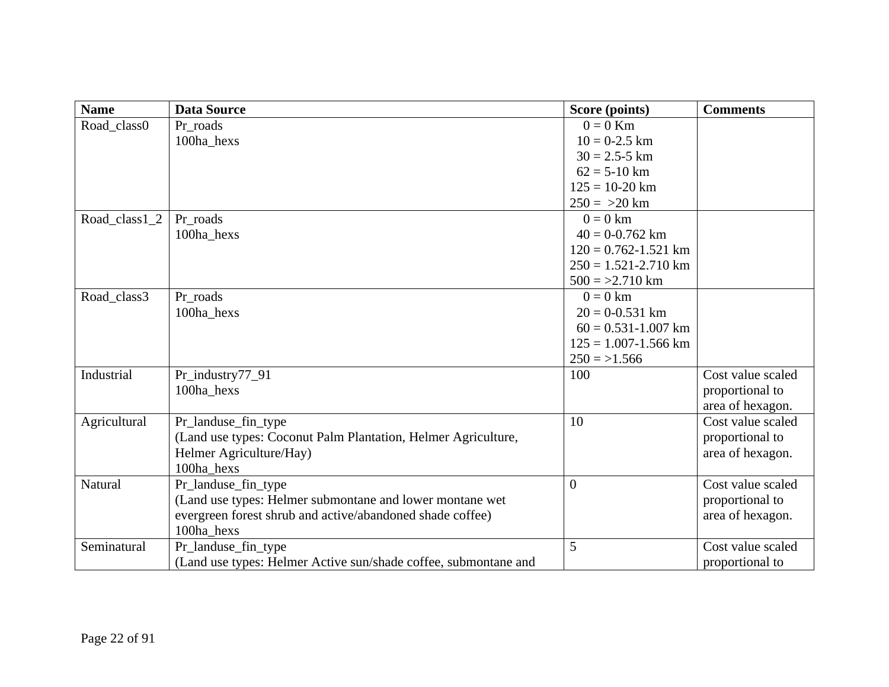| Name | Data Source | Score (points) | Comments |
|---|---|---|---|
| Road_class0 | Pr_roads<br>100ha_hexs | 0 = 0 Km<br>10 = 0-2.5 km<br>30 = 2.5-5 km<br>62 = 5-10 km<br>125 = 10-20 km<br>250 = >20 km | |
| Road_class1_2 | Pr_roads<br>100ha_hexs | 0 = 0 km<br>40 = 0-0.762 km<br>120 = 0.762-1.521 km<br>250 = 1.521-2.710 km<br>500 = >2.710 km | |
| Road_class3 | Pr_roads<br>100ha_hexs | 0 = 0 km<br>20 = 0-0.531 km<br>60 = 0.531-1.007 km<br>125 = 1.007-1.566 km<br>250 = >1.566 | |
| Industrial | Pr_industry77_91<br>100ha_hexs | 100 | Cost value scaled proportional to area of hexagon. |
| Agricultural | Pr_landuse_fin_type<br>(Land use types: Coconut Palm Plantation, Helmer Agriculture, Helmer Agriculture/Hay)<br>100ha_hexs | 10 | Cost value scaled proportional to area of hexagon. |
| Natural | Pr_landuse_fin_type<br>(Land use types: Helmer submontane and lower montane wet evergreen forest shrub and active/abandoned shade coffee)<br>100ha_hexs | 0 | Cost value scaled proportional to area of hexagon. |
| Seminatural | Pr_landuse_fin_type<br>(Land use types: Helmer Active sun/shade coffee, submontane and | 5 | Cost value scaled proportional to |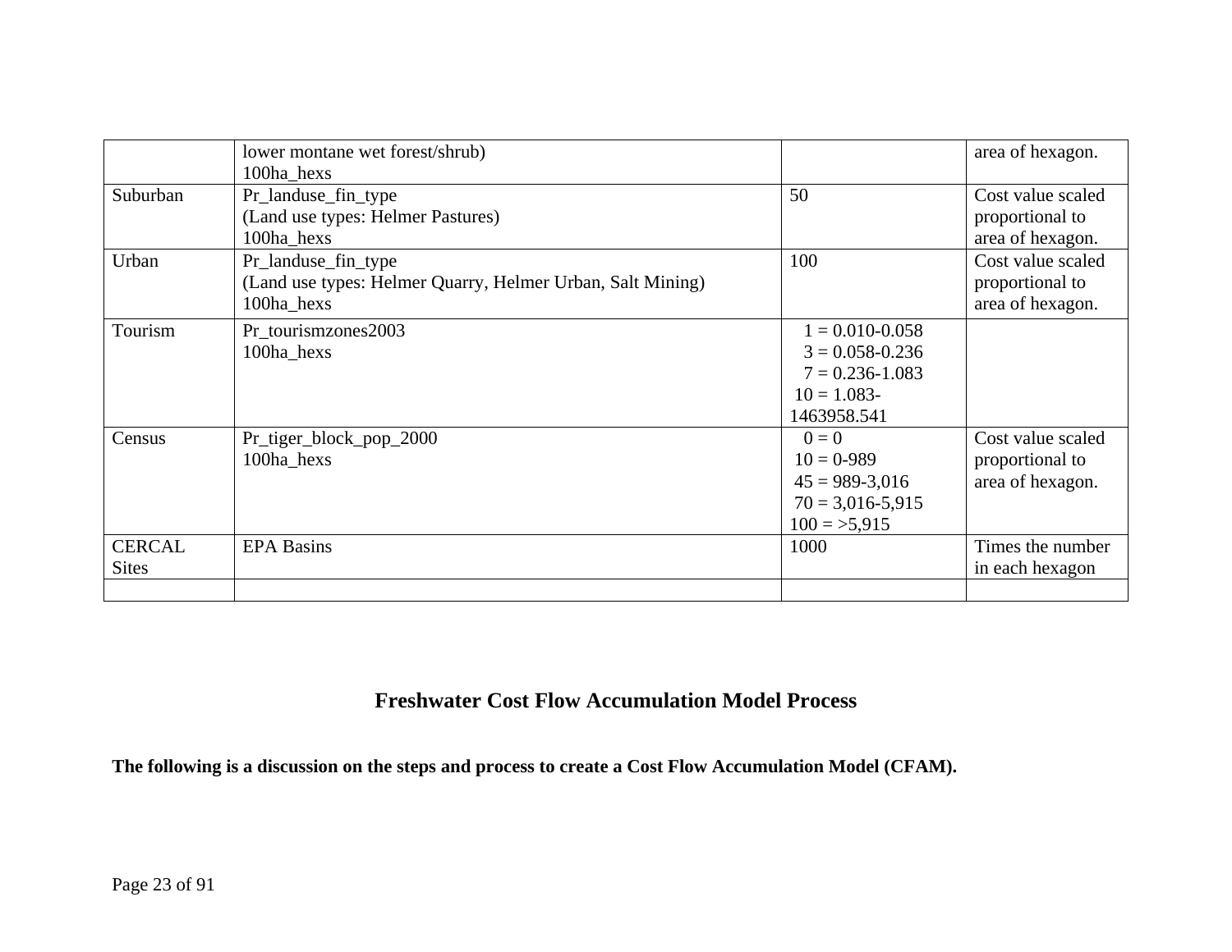| | | | |
|---|---|---|---|
| | lower montane wet forest/shrub)<br>100ha_hexs | | area of hexagon. |
| Suburban | Pr_landuse_fin_type<br>(Land use types: Helmer Pastures)<br>100ha_hexs | 50 | Cost value scaled proportional to area of hexagon. |
| Urban | Pr_landuse_fin_type<br>(Land use types: Helmer Quarry, Helmer Urban, Salt Mining)<br>100ha_hexs | 100 | Cost value scaled proportional to area of hexagon. |
| Tourism | Pr_tourismzones2003<br>100ha_hexs | 1 = 0.010-0.058<br>3 = 0.058-0.236<br>7 = 0.236-1.083<br>10 = 1.083-1463958.541 | |
| Census | Pr_tiger_block_pop_2000<br>100ha_hexs | 0 = 0<br>10 = 0-989<br>45 = 989-3,016<br>70 = 3,016-5,915<br>100 = >5,915 | Cost value scaled proportional to area of hexagon. |
| CERCAL Sites | EPA Basins | 1000 | Times the number in each hexagon |
| | | | |

## Freshwater Cost Flow Accumulation Model Process

**The following is a discussion on the steps and process to create a Cost Flow Accumulation Model (CFAM).**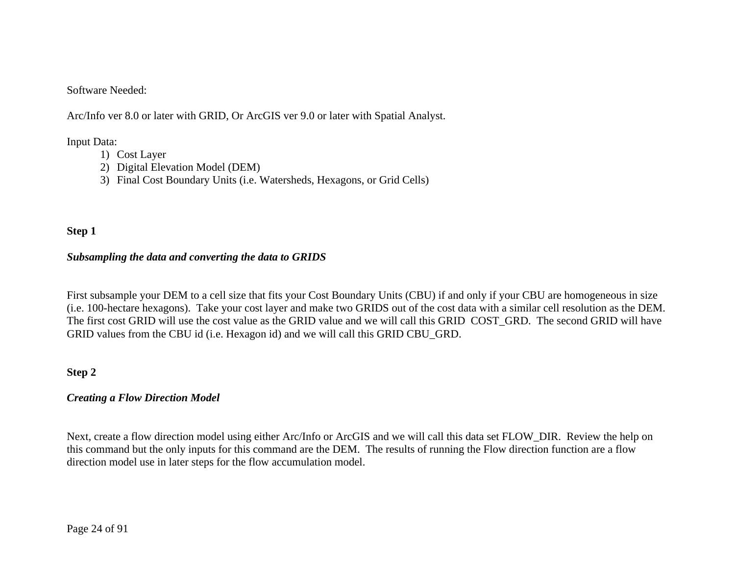Software Needed:

Arc/Info ver 8.0 or later with GRID, Or ArcGIS ver 9.0 or later with Spatial Analyst.

Input Data:

1) Cost Layer
2) Digital Elevation Model (DEM)
3) Final Cost Boundary Units (i.e. Watersheds, Hexagons, or Grid Cells)

**Step 1**

***Subsampling the data and converting the data to GRIDS***

First subsample your DEM to a cell size that fits your Cost Boundary Units (CBU) if and only if your CBU are homogeneous in size (i.e. 100-hectare hexagons). Take your cost layer and make two GRIDS out of the cost data with a similar cell resolution as the DEM. The first cost GRID will use the cost value as the GRID value and we will call this GRID COST_GRD. The second GRID will have GRID values from the CBU id (i.e. Hexagon id) and we will call this GRID CBU_GRD.

**Step 2**

***Creating a Flow Direction Model***

Next, create a flow direction model using either Arc/Info or ArcGIS and we will call this data set FLOW_DIR. Review the help on this command but the only inputs for this command are the DEM. The results of running the Flow direction function are a flow direction model use in later steps for the flow accumulation model.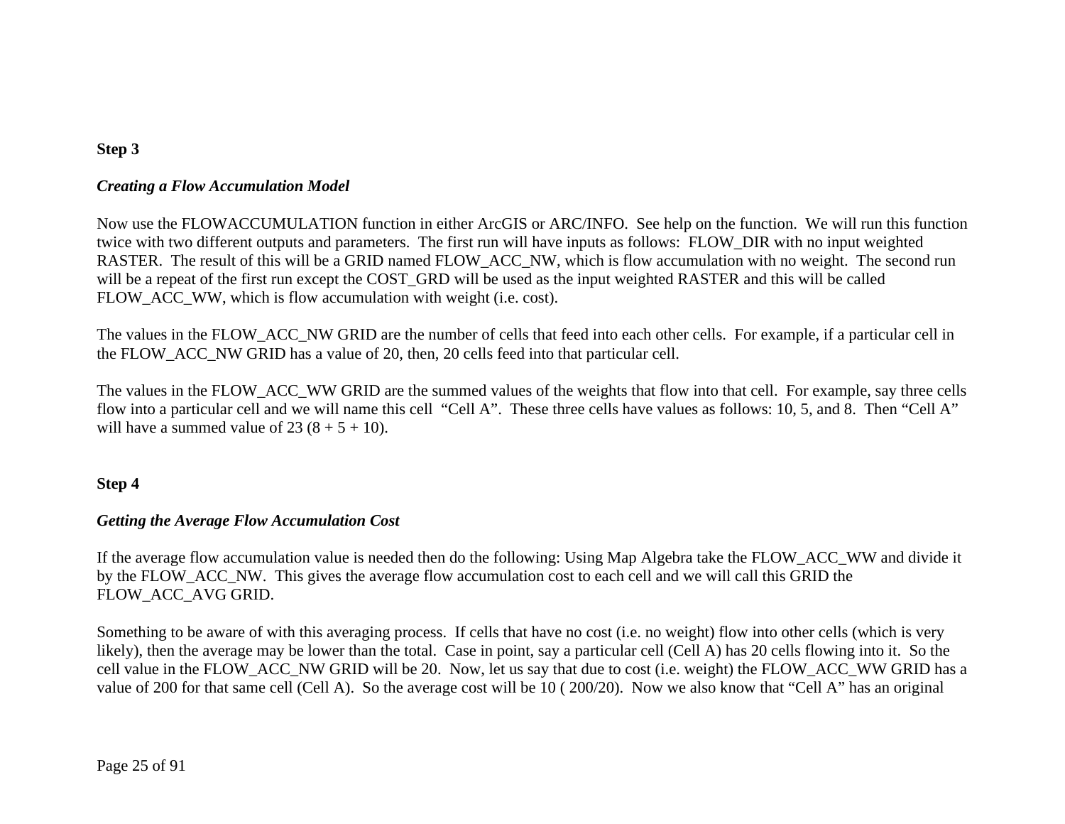**Step 3**

***Creating a Flow Accumulation Model***

Now use the FLOWACCUMULATION function in either ArcGIS or ARC/INFO. See help on the function. We will run this function twice with two different outputs and parameters. The first run will have inputs as follows: FLOW_DIR with no input weighted RASTER. The result of this will be a GRID named FLOW_ACC_NW, which is flow accumulation with no weight. The second run will be a repeat of the first run except the COST_GRD will be used as the input weighted RASTER and this will be called FLOW_ACC_WW, which is flow accumulation with weight (i.e. cost).

The values in the FLOW_ACC_NW GRID are the number of cells that feed into each other cells. For example, if a particular cell in the FLOW_ACC_NW GRID has a value of 20, then, 20 cells feed into that particular cell.

The values in the FLOW_ACC_WW GRID are the summed values of the weights that flow into that cell. For example, say three cells flow into a particular cell and we will name this cell "Cell A". These three cells have values as follows: 10, 5, and 8. Then "Cell A" will have a summed value of 23 (8 + 5 + 10).

**Step 4**

***Getting the Average Flow Accumulation Cost***

If the average flow accumulation value is needed then do the following: Using Map Algebra take the FLOW_ACC_WW and divide it by the FLOW_ACC_NW. This gives the average flow accumulation cost to each cell and we will call this GRID the FLOW_ACC_AVG GRID.

Something to be aware of with this averaging process. If cells that have no cost (i.e. no weight) flow into other cells (which is very likely), then the average may be lower than the total. Case in point, say a particular cell (Cell A) has 20 cells flowing into it. So the cell value in the FLOW_ACC_NW GRID will be 20. Now, let us say that due to cost (i.e. weight) the FLOW_ACC_WW GRID has a value of 200 for that same cell (Cell A). So the average cost will be 10 ( 200/20). Now we also know that "Cell A" has an original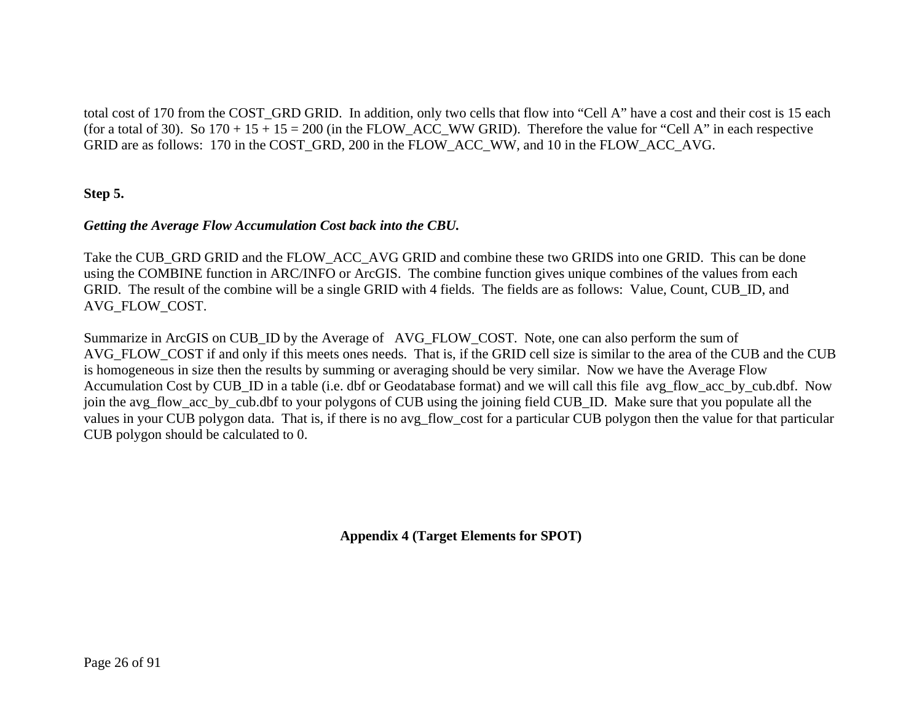total cost of 170 from the COST_GRD GRID. In addition, only two cells that flow into "Cell A" have a cost and their cost is 15 each (for a total of 30). So 170 + 15 + 15 = 200 (in the FLOW_ACC_WW GRID). Therefore the value for "Cell A" in each respective GRID are as follows: 170 in the COST_GRD, 200 in the FLOW_ACC_WW, and 10 in the FLOW_ACC_AVG.

**Step 5.**

***Getting the Average Flow Accumulation Cost back into the CBU.***

Take the CUB_GRD GRID and the FLOW_ACC_AVG GRID and combine these two GRIDS into one GRID. This can be done using the COMBINE function in ARC/INFO or ArcGIS. The combine function gives unique combines of the values from each GRID. The result of the combine will be a single GRID with 4 fields. The fields are as follows: Value, Count, CUB_ID, and AVG_FLOW_COST.

Summarize in ArcGIS on CUB_ID by the Average of AVG_FLOW_COST. Note, one can also perform the sum of AVG_FLOW_COST if and only if this meets ones needs. That is, if the GRID cell size is similar to the area of the CUB and the CUB is homogeneous in size then the results by summing or averaging should be very similar. Now we have the Average Flow Accumulation Cost by CUB_ID in a table (i.e. dbf or Geodatabase format) and we will call this file avg_flow_acc_by_cub.dbf. Now join the avg_flow_acc_by_cub.dbf to your polygons of CUB using the joining field CUB_ID. Make sure that you populate all the values in your CUB polygon data. That is, if there is no avg_flow_cost for a particular CUB polygon then the value for that particular CUB polygon should be calculated to 0.

## Appendix 4 (Target Elements for SPOT)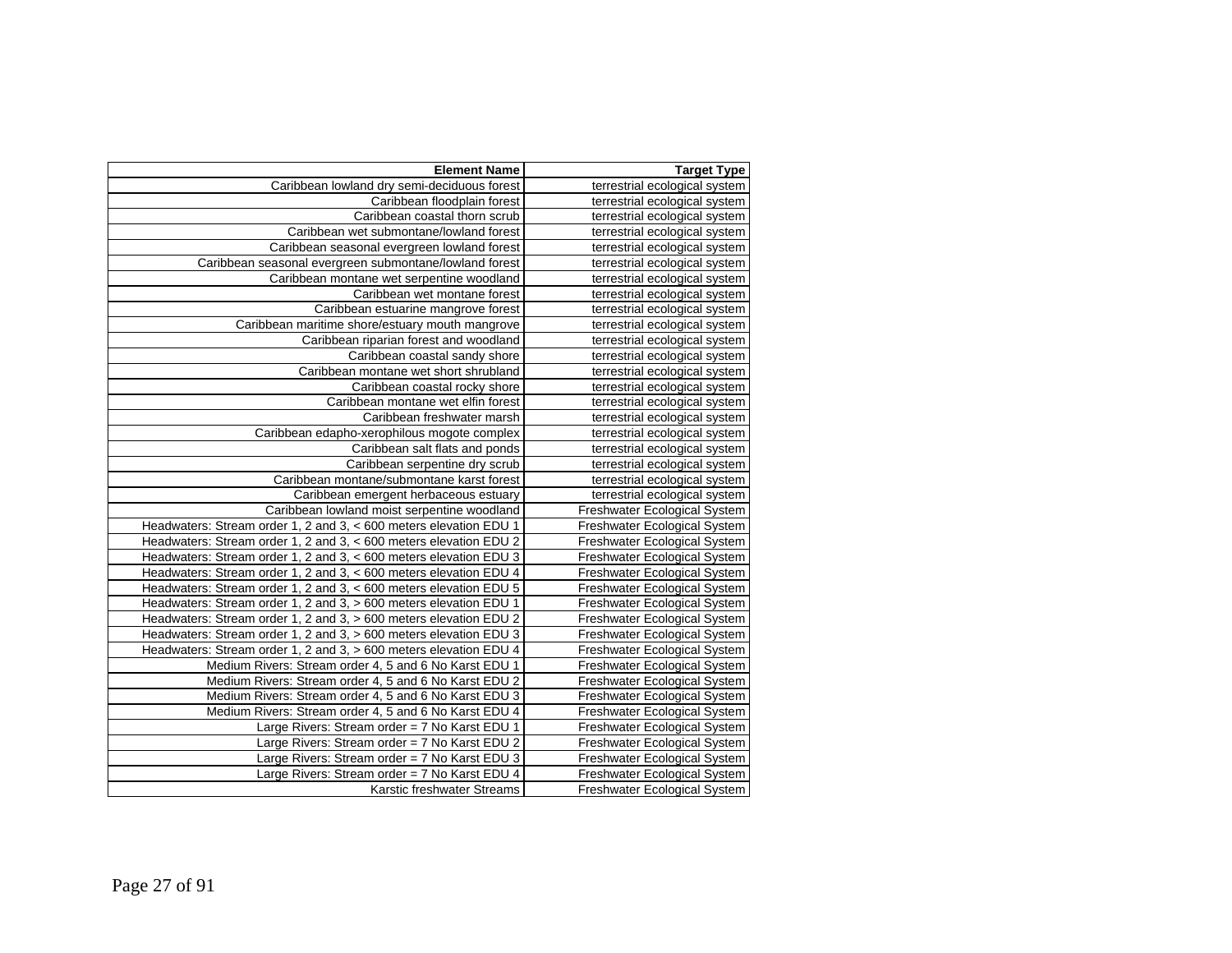| Element Name | Target Type |
|---|---|
| Caribbean lowland dry semi-deciduous forest | terrestrial ecological system |
| Caribbean floodplain forest | terrestrial ecological system |
| Caribbean coastal thorn scrub | terrestrial ecological system |
| Caribbean wet submontane/lowland forest | terrestrial ecological system |
| Caribbean seasonal evergreen lowland forest | terrestrial ecological system |
| Caribbean seasonal evergreen submontane/lowland forest | terrestrial ecological system |
| Caribbean montane wet serpentine woodland | terrestrial ecological system |
| Caribbean wet montane forest | terrestrial ecological system |
| Caribbean estuarine mangrove forest | terrestrial ecological system |
| Caribbean maritime shore/estuary mouth mangrove | terrestrial ecological system |
| Caribbean riparian forest and woodland | terrestrial ecological system |
| Caribbean coastal sandy shore | terrestrial ecological system |
| Caribbean montane wet short shrubland | terrestrial ecological system |
| Caribbean coastal rocky shore | terrestrial ecological system |
| Caribbean montane wet elfin forest | terrestrial ecological system |
| Caribbean freshwater marsh | terrestrial ecological system |
| Caribbean edapho-xerophilous mogote complex | terrestrial ecological system |
| Caribbean salt flats and ponds | terrestrial ecological system |
| Caribbean serpentine dry scrub | terrestrial ecological system |
| Caribbean montane/submontane karst forest | terrestrial ecological system |
| Caribbean emergent herbaceous estuary | terrestrial ecological system |
| Caribbean lowland moist serpentine woodland | Freshwater Ecological System |
| Headwaters: Stream order 1, 2 and 3, < 600 meters elevation EDU 1 | Freshwater Ecological System |
| Headwaters: Stream order 1, 2 and 3, < 600 meters elevation EDU 2 | Freshwater Ecological System |
| Headwaters: Stream order 1, 2 and 3, < 600 meters elevation EDU 3 | Freshwater Ecological System |
| Headwaters: Stream order 1, 2 and 3, < 600 meters elevation EDU 4 | Freshwater Ecological System |
| Headwaters: Stream order 1, 2 and 3, < 600 meters elevation EDU 5 | Freshwater Ecological System |
| Headwaters: Stream order 1, 2 and 3, > 600 meters elevation EDU 1 | Freshwater Ecological System |
| Headwaters: Stream order 1, 2 and 3, > 600 meters elevation EDU 2 | Freshwater Ecological System |
| Headwaters: Stream order 1, 2 and 3, > 600 meters elevation EDU 3 | Freshwater Ecological System |
| Headwaters: Stream order 1, 2 and 3, > 600 meters elevation EDU 4 | Freshwater Ecological System |
| Medium Rivers: Stream order 4, 5 and 6 No Karst EDU 1 | Freshwater Ecological System |
| Medium Rivers: Stream order 4, 5 and 6 No Karst EDU 2 | Freshwater Ecological System |
| Medium Rivers: Stream order 4, 5 and 6 No Karst EDU 3 | Freshwater Ecological System |
| Medium Rivers: Stream order 4, 5 and 6 No Karst EDU 4 | Freshwater Ecological System |
| Large Rivers: Stream order = 7 No Karst EDU 1 | Freshwater Ecological System |
| Large Rivers: Stream order = 7 No Karst EDU 2 | Freshwater Ecological System |
| Large Rivers: Stream order = 7 No Karst EDU 3 | Freshwater Ecological System |
| Large Rivers: Stream order = 7 No Karst EDU 4 | Freshwater Ecological System |
| Karstic freshwater Streams | Freshwater Ecological System |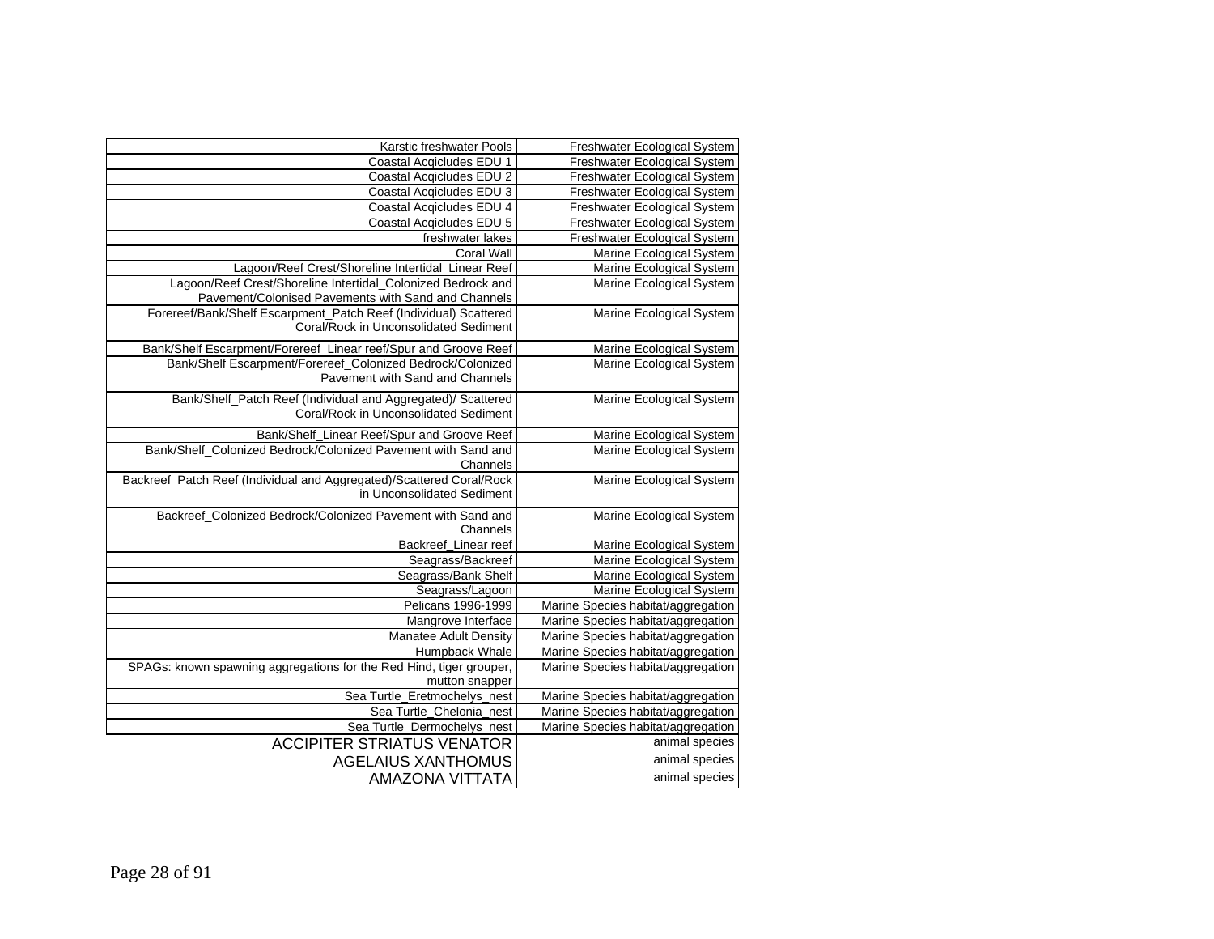| | |
|---|---|
| Karstic freshwater Pools | Freshwater Ecological System |
| Coastal Acqicludes EDU 1 | Freshwater Ecological System |
| Coastal Acqicludes EDU 2 | Freshwater Ecological System |
| Coastal Acqicludes EDU 3 | Freshwater Ecological System |
| Coastal Acqicludes EDU 4 | Freshwater Ecological System |
| Coastal Acqicludes EDU 5 | Freshwater Ecological System |
| freshwater lakes | Freshwater Ecological System |
| Coral Wall | Marine Ecological System |
| Lagoon/Reef Crest/Shoreline Intertidal_Linear Reef | Marine Ecological System |
| Lagoon/Reef Crest/Shoreline Intertidal_Colonized Bedrock and Pavement/Colonised Pavements with Sand and Channels | Marine Ecological System |
| Forereef/Bank/Shelf Escarpment_Patch Reef (Individual) Scattered Coral/Rock in Unconsolidated Sediment | Marine Ecological System |
| Bank/Shelf Escarpment/Forereef_Linear reef/Spur and Groove Reef | Marine Ecological System |
| Bank/Shelf Escarpment/Forereef_Colonized Bedrock/Colonized Pavement with Sand and Channels | Marine Ecological System |
| Bank/Shelf_Patch Reef (Individual and Aggregated)/ Scattered Coral/Rock in Unconsolidated Sediment | Marine Ecological System |
| Bank/Shelf_Linear Reef/Spur and Groove Reef | Marine Ecological System |
| Bank/Shelf_Colonized Bedrock/Colonized Pavement with Sand and Channels | Marine Ecological System |
| Backreef_Patch Reef (Individual and Aggregated)/Scattered Coral/Rock in Unconsolidated Sediment | Marine Ecological System |
| Backreef_Colonized Bedrock/Colonized Pavement with Sand and Channels | Marine Ecological System |
| Backreef_Linear reef | Marine Ecological System |
| Seagrass/Backreef | Marine Ecological System |
| Seagrass/Bank Shelf | Marine Ecological System |
| Seagrass/Lagoon | Marine Ecological System |
| Pelicans 1996-1999 | Marine Species habitat/aggregation |
| Mangrove Interface | Marine Species habitat/aggregation |
| Manatee Adult Density | Marine Species habitat/aggregation |
| Humpback Whale | Marine Species habitat/aggregation |
| SPAGs: known spawning aggregations for the Red Hind, tiger grouper, mutton snapper | Marine Species habitat/aggregation |
| Sea Turtle_Eretmochelys_nest | Marine Species habitat/aggregation |
| Sea Turtle_Chelonia_nest | Marine Species habitat/aggregation |
| Sea Turtle_Dermochelys_nest | Marine Species habitat/aggregation |
| ACCIPITER STRIATUS VENATOR | animal species |
| AGELAIUS XANTHOMUS | animal species |
| AMAZONA VITTATA | animal species |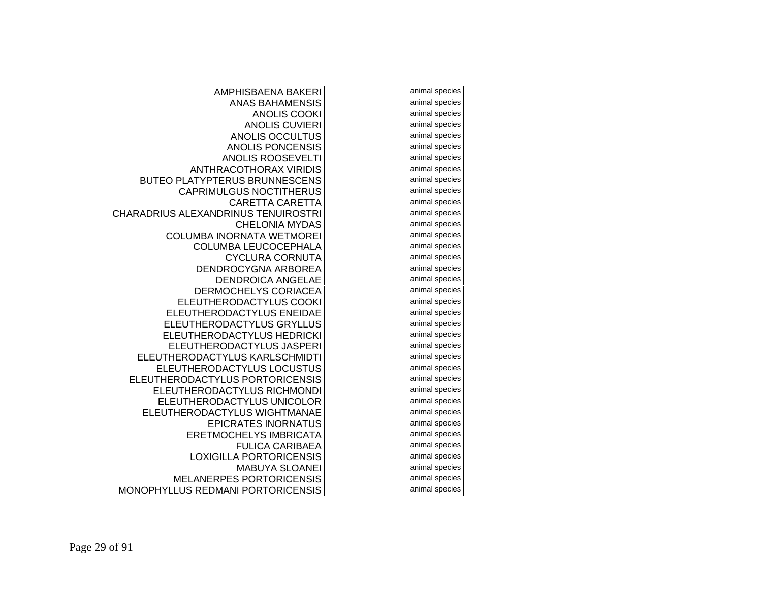| | |
|---|---|
| AMPHISBAENA BAKERI | animal species |
| ANAS BAHAMENSIS | animal species |
| ANOLIS COOKI | animal species |
| ANOLIS CUVIERI | animal species |
| ANOLIS OCCULTUS | animal species |
| ANOLIS PONCENSIS | animal species |
| ANOLIS ROOSEVELTI | animal species |
| ANTHRACOTHORAX VIRIDIS | animal species |
| BUTEO PLATYPTERUS BRUNNESCENS | animal species |
| CAPRIMULGUS NOCTITHERUS | animal species |
| CARETTA CARETTA | animal species |
| CHARADRIUS ALEXANDRINUS TENUIROSTRI | animal species |
| CHELONIA MYDAS | animal species |
| COLUMBA INORNATA WETMOREI | animal species |
| COLUMBA LEUCOCEPHALA | animal species |
| CYCLURA CORNUTA | animal species |
| DENDROCYGNA ARBOREA | animal species |
| DENDROICA ANGELAE | animal species |
| DERMOCHELYS CORIACEA | animal species |
| ELEUTHERODACTYLUS COOKI | animal species |
| ELEUTHERODACTYLUS ENEIDAE | animal species |
| ELEUTHERODACTYLUS GRYLLUS | animal species |
| ELEUTHERODACTYLUS HEDRICKI | animal species |
| ELEUTHERODACTYLUS JASPERI | animal species |
| ELEUTHERODACTYLUS KARLSCHMIDTI | animal species |
| ELEUTHERODACTYLUS LOCUSTUS | animal species |
| ELEUTHERODACTYLUS PORTORICENSIS | animal species |
| ELEUTHERODACTYLUS RICHMONDI | animal species |
| ELEUTHERODACTYLUS UNICOLOR | animal species |
| ELEUTHERODACTYLUS WIGHTMANAE | animal species |
| EPICRATES INORNATUS | animal species |
| ERETMOCHELYS IMBRICATA | animal species |
| FULICA CARIBAEA | animal species |
| LOXIGILLA PORTORICENSIS | animal species |
| MABUYA SLOANEI | animal species |
| MELANERPES PORTORICENSIS | animal species |
| MONOPHYLLUS REDMANI PORTORICENSIS | animal species |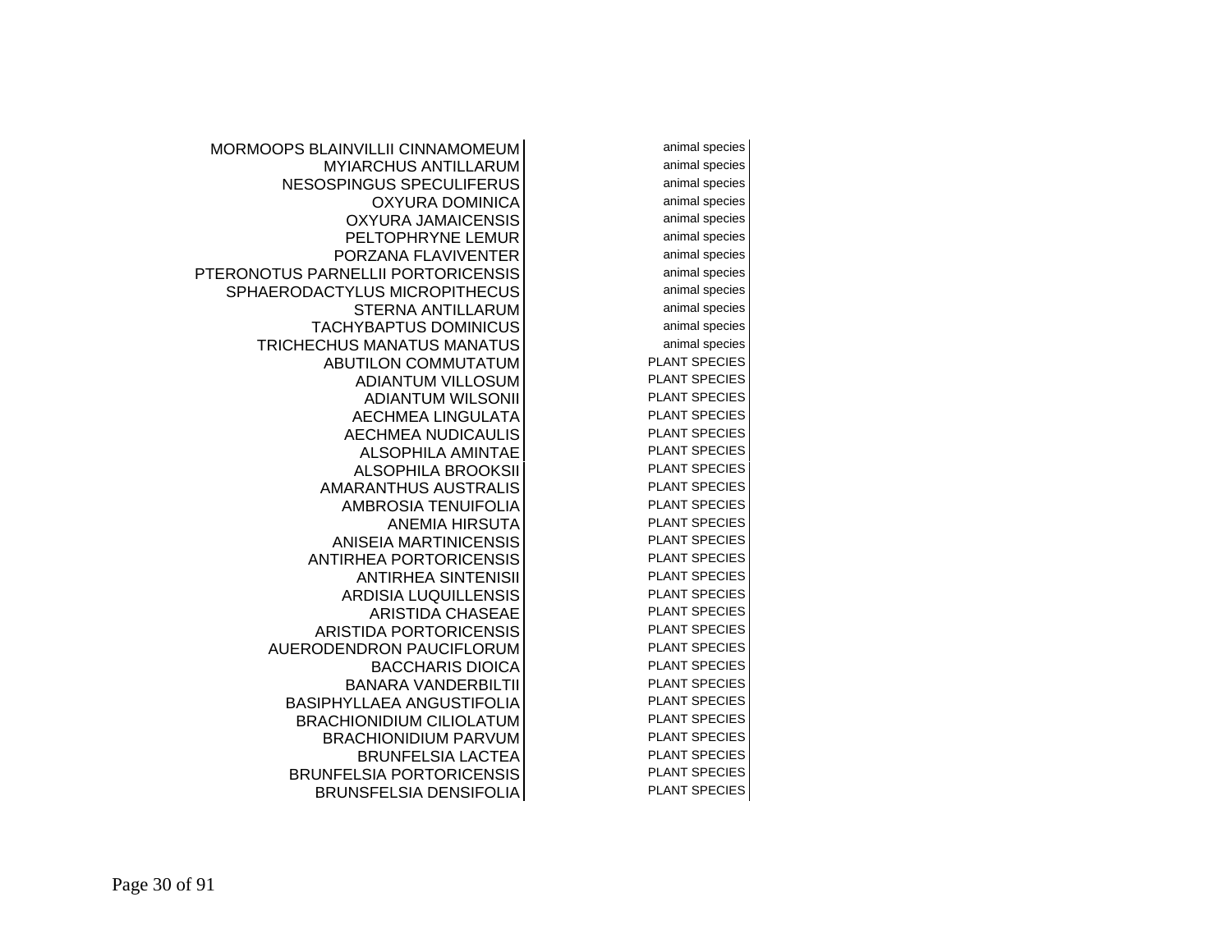| | |
|---|---|
| MORMOOPS BLAINVILLII CINNAMOMEUM | animal species |
| MYIARCHUS ANTILLARUM | animal species |
| NESOSPINGUS SPECULIFERUS | animal species |
| OXYURA DOMINICA | animal species |
| OXYURA JAMAICENSIS | animal species |
| PELTOPHRYNE LEMUR | animal species |
| PORZANA FLAVIVENTER | animal species |
| PTERONOTUS PARNELLII PORTORICENSIS | animal species |
| SPHAERODACTYLUS MICROPITHECUS | animal species |
| STERNA ANTILLARUM | animal species |
| TACHYBAPTUS DOMINICUS | animal species |
| TRICHECHUS MANATUS MANATUS | animal species |
| ABUTILON COMMUTATUM | PLANT SPECIES |
| ADIANTUM VILLOSUM | PLANT SPECIES |
| ADIANTUM WILSONII | PLANT SPECIES |
| AECHMEA LINGULATA | PLANT SPECIES |
| AECHMEA NUDICAULIS | PLANT SPECIES |
| ALSOPHILA AMINTAE | PLANT SPECIES |
| ALSOPHILA BROOKSII | PLANT SPECIES |
| AMARANTHUS AUSTRALIS | PLANT SPECIES |
| AMBROSIA TENUIFOLIA | PLANT SPECIES |
| ANEMIA HIRSUTA | PLANT SPECIES |
| ANISEIA MARTINICENSIS | PLANT SPECIES |
| ANTIRHEA PORTORICENSIS | PLANT SPECIES |
| ANTIRHEA SINTENISII | PLANT SPECIES |
| ARDISIA LUQUILLENSIS | PLANT SPECIES |
| ARISTIDA CHASEAE | PLANT SPECIES |
| ARISTIDA PORTORICENSIS | PLANT SPECIES |
| AUERODENDRON PAUCIFLORUM | PLANT SPECIES |
| BACCHARIS DIOICA | PLANT SPECIES |
| BANARA VANDERBILTII | PLANT SPECIES |
| BASIPHYLLAEA ANGUSTIFOLIA | PLANT SPECIES |
| BRACHIONIDIUM CILIOLATUM | PLANT SPECIES |
| BRACHIONIDIUM PARVUM | PLANT SPECIES |
| BRUNFELSIA LACTEA | PLANT SPECIES |
| BRUNFELSIA PORTORICENSIS | PLANT SPECIES |
| BRUNSFELSIA DENSIFOLIA | PLANT SPECIES |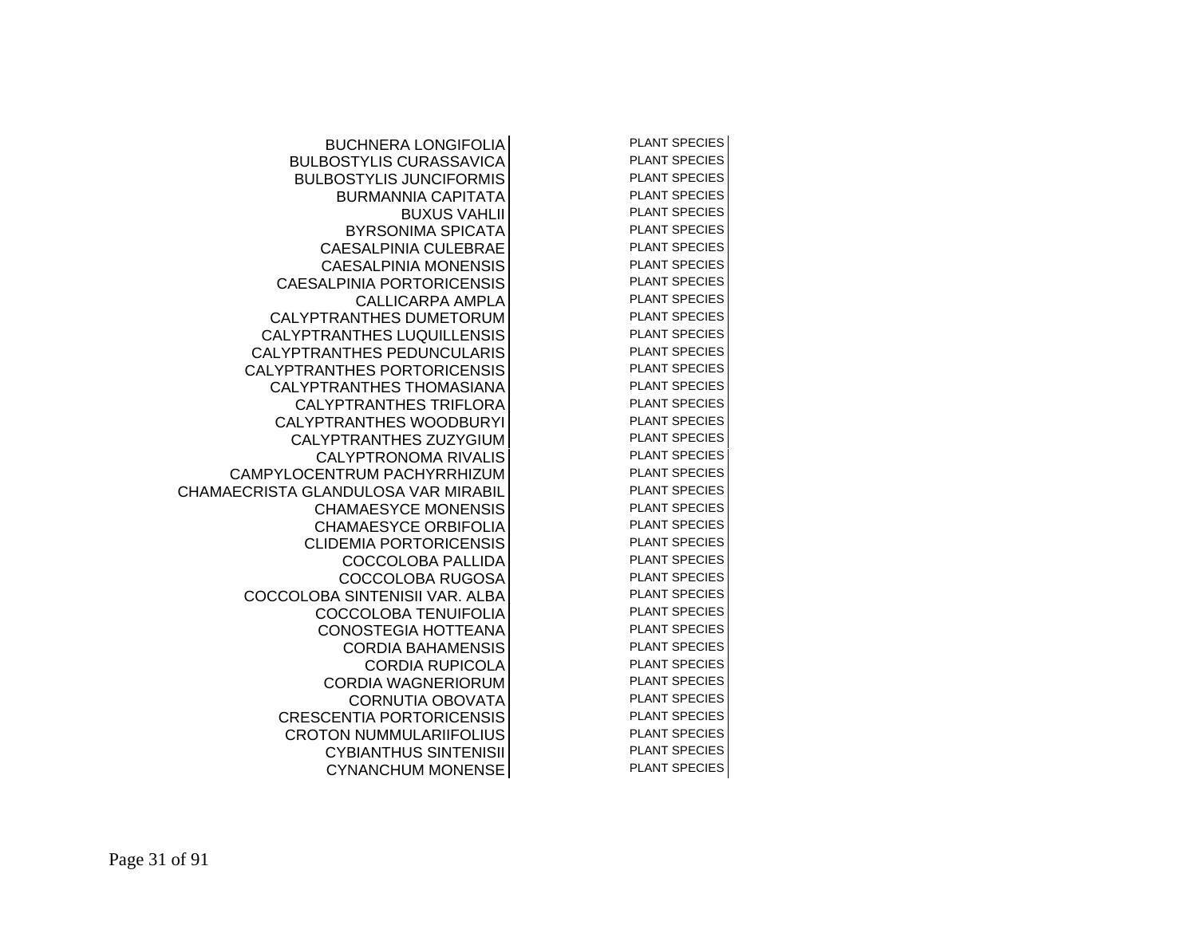| | |
|---|---|
| BUCHNERA LONGIFOLIA | PLANT SPECIES |
| BULBOSTYLIS CURASSAVICA | PLANT SPECIES |
| BULBOSTYLIS JUNCIFORMIS | PLANT SPECIES |
| BURMANNIA CAPITATA | PLANT SPECIES |
| BUXUS VAHLII | PLANT SPECIES |
| BYRSONIMA SPICATA | PLANT SPECIES |
| CAESALPINIA CULEBRAE | PLANT SPECIES |
| CAESALPINIA MONENSIS | PLANT SPECIES |
| CAESALPINIA PORTORICENSIS | PLANT SPECIES |
| CALLICARPA AMPLA | PLANT SPECIES |
| CALYPTRANTHES DUMETORUM | PLANT SPECIES |
| CALYPTRANTHES LUQUILLENSIS | PLANT SPECIES |
| CALYPTRANTHES PEDUNCULARIS | PLANT SPECIES |
| CALYPTRANTHES PORTORICENSIS | PLANT SPECIES |
| CALYPTRANTHES THOMASIANA | PLANT SPECIES |
| CALYPTRANTHES TRIFLORA | PLANT SPECIES |
| CALYPTRANTHES WOODBURYI | PLANT SPECIES |
| CALYPTRANTHES ZUZYGIUM | PLANT SPECIES |
| CALYPTRONOMA RIVALIS | PLANT SPECIES |
| CAMPYLOCENTRUM PACHYRRHIZUM | PLANT SPECIES |
| CHAMAECRISTA GLANDULOSA VAR MIRABIL | PLANT SPECIES |
| CHAMAESYCE MONENSIS | PLANT SPECIES |
| CHAMAESYCE ORBIFOLIA | PLANT SPECIES |
| CLIDEMIA PORTORICENSIS | PLANT SPECIES |
| COCCOLOBA PALLIDA | PLANT SPECIES |
| COCCOLOBA RUGOSA | PLANT SPECIES |
| COCCOLOBA SINTENISII VAR. ALBA | PLANT SPECIES |
| COCCOLOBA TENUIFOLIA | PLANT SPECIES |
| CONOSTEGIA HOTTEANA | PLANT SPECIES |
| CORDIA BAHAMENSIS | PLANT SPECIES |
| CORDIA RUPICOLA | PLANT SPECIES |
| CORDIA WAGNERIORUM | PLANT SPECIES |
| CORNUTIA OBOVATA | PLANT SPECIES |
| CRESCENTIA PORTORICENSIS | PLANT SPECIES |
| CROTON NUMMULARIIFOLIUS | PLANT SPECIES |
| CYBIANTHUS SINTENISII | PLANT SPECIES |
| CYNANCHUM MONENSE | PLANT SPECIES |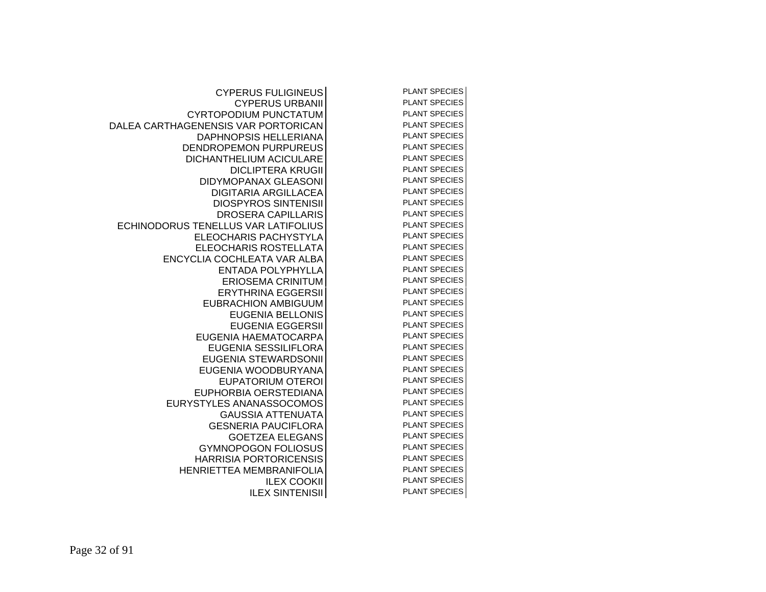| | |
|---|---|
| CYPERUS FULIGINEUS | PLANT SPECIES |
| CYPERUS URBANII | PLANT SPECIES |
| CYRTOPODIUM PUNCTATUM | PLANT SPECIES |
| DALEA CARTHAGENENSIS VAR PORTORICAN | PLANT SPECIES |
| DAPHNOPSIS HELLERIANA | PLANT SPECIES |
| DENDROPEMON PURPUREUS | PLANT SPECIES |
| DICHANTHELIUM ACICULARE | PLANT SPECIES |
| DICLIPTERA KRUGII | PLANT SPECIES |
| DIDYMOPANAX GLEASONI | PLANT SPECIES |
| DIGITARIA ARGILLACEA | PLANT SPECIES |
| DIOSPYROS SINTENISII | PLANT SPECIES |
| DROSERA CAPILLARIS | PLANT SPECIES |
| ECHINODORUS TENELLUS VAR LATIFOLIUS | PLANT SPECIES |
| ELEOCHARIS PACHYSTYLA | PLANT SPECIES |
| ELEOCHARIS ROSTELLATA | PLANT SPECIES |
| ENCYCLIA COCHLEATA VAR ALBA | PLANT SPECIES |
| ENTADA POLYPHYLLA | PLANT SPECIES |
| ERIOSEMA CRINITUM | PLANT SPECIES |
| ERYTHRINA EGGERSII | PLANT SPECIES |
| EUBRACHION AMBIGUUM | PLANT SPECIES |
| EUGENIA BELLONIS | PLANT SPECIES |
| EUGENIA EGGERSII | PLANT SPECIES |
| EUGENIA HAEMATOCARPA | PLANT SPECIES |
| EUGENIA SESSILIFLORA | PLANT SPECIES |
| EUGENIA STEWARDSONII | PLANT SPECIES |
| EUGENIA WOODBURYANA | PLANT SPECIES |
| EUPATORIUM OTEROI | PLANT SPECIES |
| EUPHORBIA OERSTEDIANA | PLANT SPECIES |
| EURYSTYLES ANANASSOCOMOS | PLANT SPECIES |
| GAUSSIA ATTENUATA | PLANT SPECIES |
| GESNERIA PAUCIFLORA | PLANT SPECIES |
| GOETZEA ELEGANS | PLANT SPECIES |
| GYMNOPOGON FOLIOSUS | PLANT SPECIES |
| HARRISIA PORTORICENSIS | PLANT SPECIES |
| HENRIETTEA MEMBRANIFOLIA | PLANT SPECIES |
| ILEX COOKII | PLANT SPECIES |
| ILEX SINTENISII | PLANT SPECIES |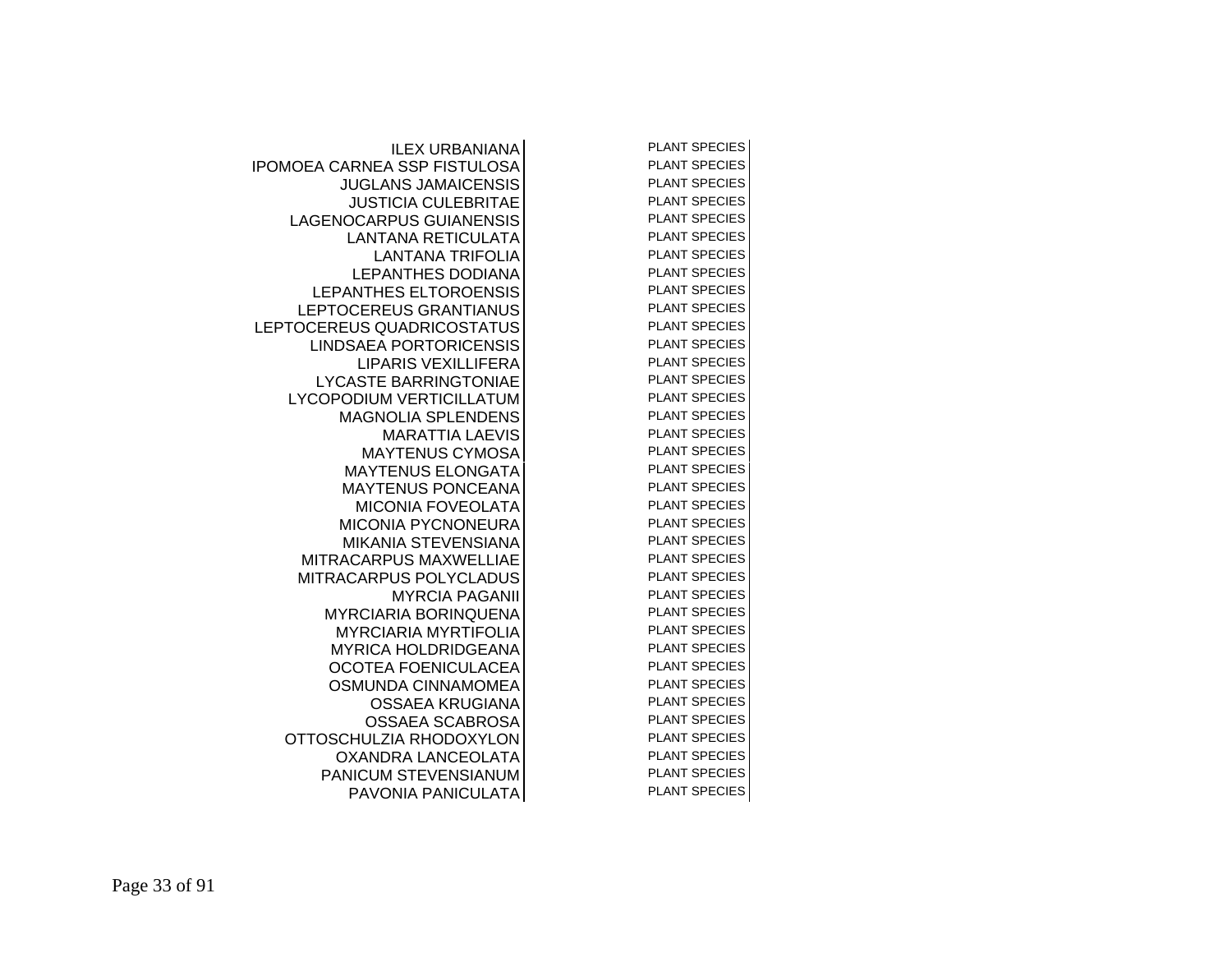| | |
|---|---|
| ILEX URBANIANA | PLANT SPECIES |
| IPOMOEA CARNEA SSP FISTULOSA | PLANT SPECIES |
| JUGLANS JAMAICENSIS | PLANT SPECIES |
| JUSTICIA CULEBRITAE | PLANT SPECIES |
| LAGENOCARPUS GUIANENSIS | PLANT SPECIES |
| LANTANA RETICULATA | PLANT SPECIES |
| LANTANA TRIFOLIA | PLANT SPECIES |
| LEPANTHES DODIANA | PLANT SPECIES |
| LEPANTHES ELTOROENSIS | PLANT SPECIES |
| LEPTOCEREUS GRANTIANUS | PLANT SPECIES |
| LEPTOCEREUS QUADRICOSTATUS | PLANT SPECIES |
| LINDSAEA PORTORICENSIS | PLANT SPECIES |
| LIPARIS VEXILLIFERA | PLANT SPECIES |
| LYCASTE BARRINGTONIAE | PLANT SPECIES |
| LYCOPODIUM VERTICILLATUM | PLANT SPECIES |
| MAGNOLIA SPLENDENS | PLANT SPECIES |
| MARATTIA LAEVIS | PLANT SPECIES |
| MAYTENUS CYMOSA | PLANT SPECIES |
| MAYTENUS ELONGATA | PLANT SPECIES |
| MAYTENUS PONCEANA | PLANT SPECIES |
| MICONIA FOVEOLATA | PLANT SPECIES |
| MICONIA PYCNONEURA | PLANT SPECIES |
| MIKANIA STEVENSIANA | PLANT SPECIES |
| MITRACARPUS MAXWELLIAE | PLANT SPECIES |
| MITRACARPUS POLYCLADUS | PLANT SPECIES |
| MYRCIA PAGANII | PLANT SPECIES |
| MYRCIARIA BORINQUENA | PLANT SPECIES |
| MYRCIARIA MYRTIFOLIA | PLANT SPECIES |
| MYRICA HOLDRIDGEANA | PLANT SPECIES |
| OCOTEA FOENICULACEA | PLANT SPECIES |
| OSMUNDA CINNAMOMEA | PLANT SPECIES |
| OSSAEA KRUGIANA | PLANT SPECIES |
| OSSAEA SCABROSA | PLANT SPECIES |
| OTTOSCHULZIA RHODOXYLON | PLANT SPECIES |
| OXANDRA LANCEOLATA | PLANT SPECIES |
| PANICUM STEVENSIANUM | PLANT SPECIES |
| PAVONIA PANICULATA | PLANT SPECIES |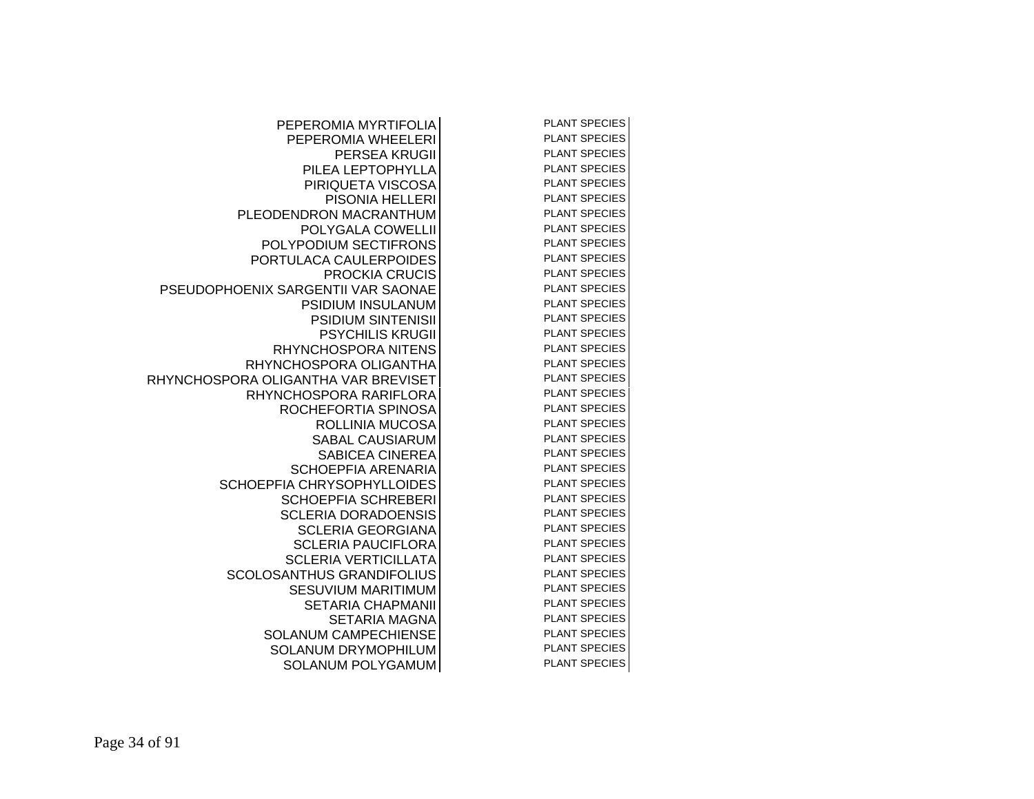| | |
|---|---|
| PEPEROMIA MYRTIFOLIA | PLANT SPECIES |
| PEPEROMIA WHEELERI | PLANT SPECIES |
| PERSEA KRUGII | PLANT SPECIES |
| PILEA LEPTOPHYLLA | PLANT SPECIES |
| PIRIQUETA VISCOSA | PLANT SPECIES |
| PISONIA HELLERI | PLANT SPECIES |
| PLEODENDRON MACRANTHUM | PLANT SPECIES |
| POLYGALA COWELLII | PLANT SPECIES |
| POLYPODIUM SECTIFRONS | PLANT SPECIES |
| PORTULACA CAULERPOIDES | PLANT SPECIES |
| PROCKIA CRUCIS | PLANT SPECIES |
| PSEUDOPHOENIX SARGENTII VAR SAONAE | PLANT SPECIES |
| PSIDIUM INSULANUM | PLANT SPECIES |
| PSIDIUM SINTENISII | PLANT SPECIES |
| PSYCHILIS KRUGII | PLANT SPECIES |
| RHYNCHOSPORA NITENS | PLANT SPECIES |
| RHYNCHOSPORA OLIGANTHA | PLANT SPECIES |
| RHYNCHOSPORA OLIGANTHA VAR BREVISET | PLANT SPECIES |
| RHYNCHOSPORA RARIFLORA | PLANT SPECIES |
| ROCHEFORTIA SPINOSA | PLANT SPECIES |
| ROLLINIA MUCOSA | PLANT SPECIES |
| SABAL CAUSIARUM | PLANT SPECIES |
| SABICEA CINEREA | PLANT SPECIES |
| SCHOEPFIA ARENARIA | PLANT SPECIES |
| SCHOEPFIA CHRYSOPHYLLOIDES | PLANT SPECIES |
| SCHOEPFIA SCHREBERI | PLANT SPECIES |
| SCLERIA DORADOENSIS | PLANT SPECIES |
| SCLERIA GEORGIANA | PLANT SPECIES |
| SCLERIA PAUCIFLORA | PLANT SPECIES |
| SCLERIA VERTICILLATA | PLANT SPECIES |
| SCOLOSANTHUS GRANDIFOLIUS | PLANT SPECIES |
| SESUVIUM MARITIMUM | PLANT SPECIES |
| SETARIA CHAPMANII | PLANT SPECIES |
| SETARIA MAGNA | PLANT SPECIES |
| SOLANUM CAMPECHIENSE | PLANT SPECIES |
| SOLANUM DRYMOPHILUM | PLANT SPECIES |
| SOLANUM POLYGAMUM | PLANT SPECIES |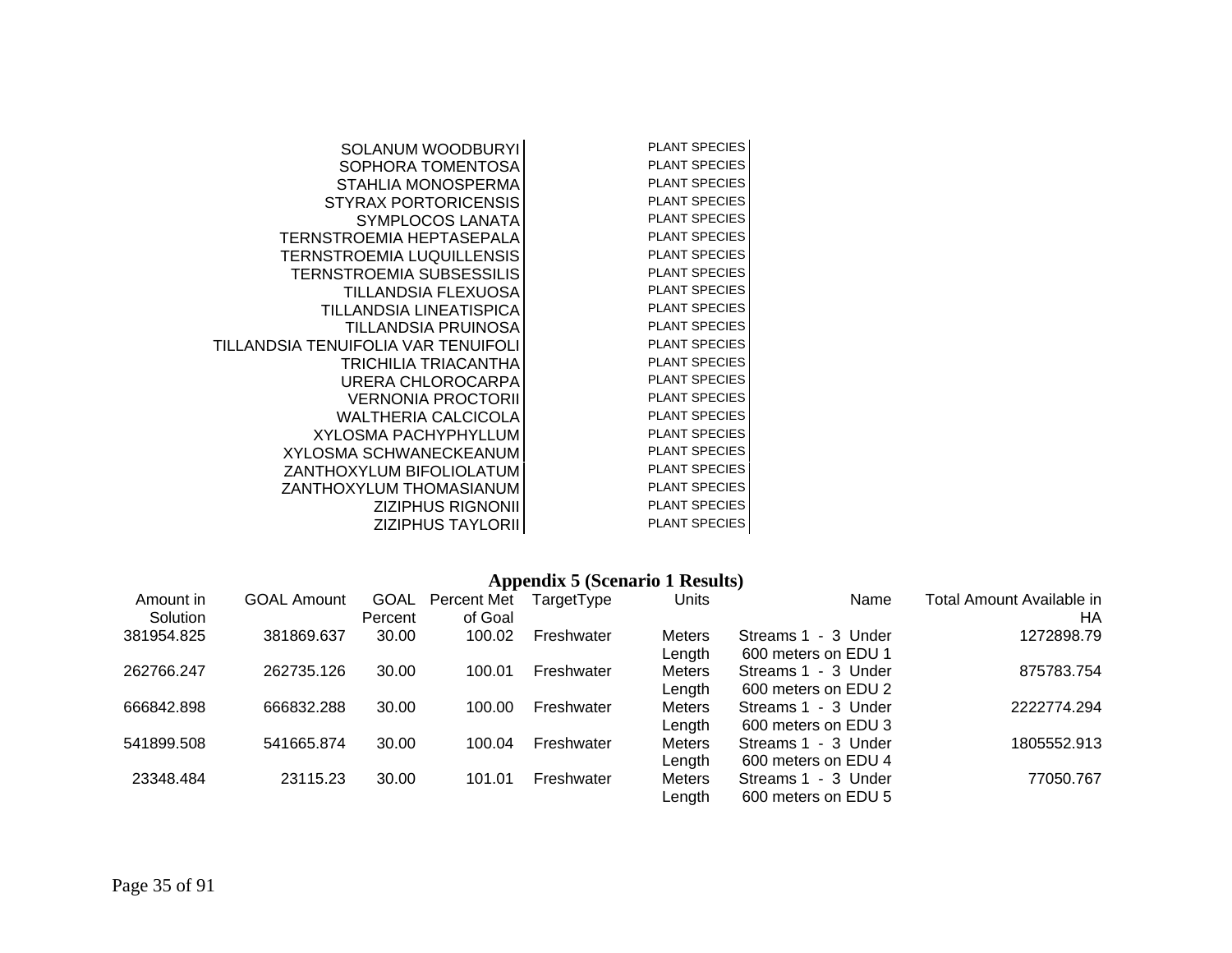| | |
|---|---|
| SOLANUM WOODBURYI | PLANT SPECIES |
| SOPHORA TOMENTOSA | PLANT SPECIES |
| STAHLIA MONOSPERMA | PLANT SPECIES |
| STYRAX PORTORICENSIS | PLANT SPECIES |
| SYMPLOCOS LANATA | PLANT SPECIES |
| TERNSTROEMIA HEPTASEPALA | PLANT SPECIES |
| TERNSTROEMIA LUQUILLENSIS | PLANT SPECIES |
| TERNSTROEMIA SUBSESSILIS | PLANT SPECIES |
| TILLANDSIA FLEXUOSA | PLANT SPECIES |
| TILLANDSIA LINEATISPICA | PLANT SPECIES |
| TILLANDSIA PRUINOSA | PLANT SPECIES |
| TILLANDSIA TENUIFOLIA VAR TENUIFOLI | PLANT SPECIES |
| TRICHILIA TRIACANTHA | PLANT SPECIES |
| URERA CHLOROCARPA | PLANT SPECIES |
| VERNONIA PROCTORII | PLANT SPECIES |
| WALTHERIA CALCICOLA | PLANT SPECIES |
| XYLOSMA PACHYPHYLLUM | PLANT SPECIES |
| XYLOSMA SCHWANECKEANUM | PLANT SPECIES |
| ZANTHOXYLUM BIFOLIOLATUM | PLANT SPECIES |
| ZANTHOXYLUM THOMASIANUM | PLANT SPECIES |
| ZIZIPHUS RIGNONII | PLANT SPECIES |
| ZIZIPHUS TAYLORII | PLANT SPECIES |

## Appendix 5 (Scenario 1 Results)

| Amount in Solution | GOAL Amount | GOAL Percent | Percent Met of Goal | TargetType | Units | Name | Total Amount Available in HA |
|---|---|---|---|---|---|---|---|
| 381954.825 | 381869.637 | 30.00 | 100.02 | Freshwater | Meters Length | Streams 1 - 3 Under 600 meters on EDU 1 | 1272898.79 |
| 262766.247 | 262735.126 | 30.00 | 100.01 | Freshwater | Meters Length | Streams 1 - 3 Under 600 meters on EDU 2 | 875783.754 |
| 666842.898 | 666832.288 | 30.00 | 100.00 | Freshwater | Meters Length | Streams 1 - 3 Under 600 meters on EDU 3 | 2222774.294 |
| 541899.508 | 541665.874 | 30.00 | 100.04 | Freshwater | Meters Length | Streams 1 - 3 Under 600 meters on EDU 4 | 1805552.913 |
| 23348.484 | 23115.23 | 30.00 | 101.01 | Freshwater | Meters Length | Streams 1 - 3 Under 600 meters on EDU 5 | 77050.767 |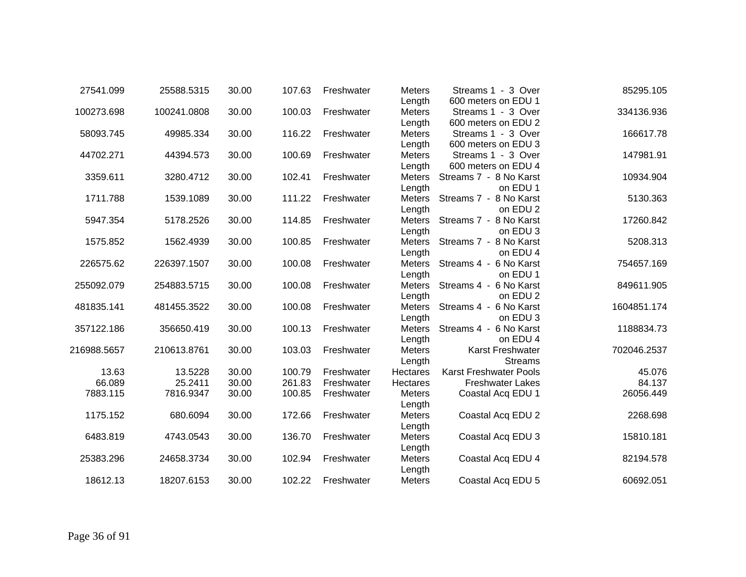| | | | | | | | |
|---|---|---|---|---|---|---|---|
| 27541.099 | 25588.5315 | 30.00 | 107.63 | Freshwater | Meters Length | Streams 1 - 3 Over 600 meters on EDU 1 | 85295.105 |
| 100273.698 | 100241.0808 | 30.00 | 100.03 | Freshwater | Meters Length | Streams 1 - 3 Over 600 meters on EDU 2 | 334136.936 |
| 58093.745 | 49985.334 | 30.00 | 116.22 | Freshwater | Meters Length | Streams 1 - 3 Over 600 meters on EDU 3 | 166617.78 |
| 44702.271 | 44394.573 | 30.00 | 100.69 | Freshwater | Meters Length | Streams 1 - 3 Over 600 meters on EDU 4 | 147981.91 |
| 3359.611 | 3280.4712 | 30.00 | 102.41 | Freshwater | Meters Length | Streams 7 - 8 No Karst on EDU 1 | 10934.904 |
| 1711.788 | 1539.1089 | 30.00 | 111.22 | Freshwater | Meters Length | Streams 7 - 8 No Karst on EDU 2 | 5130.363 |
| 5947.354 | 5178.2526 | 30.00 | 114.85 | Freshwater | Meters Length | Streams 7 - 8 No Karst on EDU 3 | 17260.842 |
| 1575.852 | 1562.4939 | 30.00 | 100.85 | Freshwater | Meters Length | Streams 7 - 8 No Karst on EDU 4 | 5208.313 |
| 226575.62 | 226397.1507 | 30.00 | 100.08 | Freshwater | Meters Length | Streams 4 - 6 No Karst on EDU 1 | 754657.169 |
| 255092.079 | 254883.5715 | 30.00 | 100.08 | Freshwater | Meters Length | Streams 4 - 6 No Karst on EDU 2 | 849611.905 |
| 481835.141 | 481455.3522 | 30.00 | 100.08 | Freshwater | Meters Length | Streams 4 - 6 No Karst on EDU 3 | 1604851.174 |
| 357122.186 | 356650.419 | 30.00 | 100.13 | Freshwater | Meters Length | Streams 4 - 6 No Karst on EDU 4 | 1188834.73 |
| 216988.5657 | 210613.8761 | 30.00 | 103.03 | Freshwater | Meters Length | Karst Freshwater Streams | 702046.2537 |
| 13.63 | 13.5228 | 30.00 | 100.79 | Freshwater | Hectares | Karst Freshwater Pools | 45.076 |
| 66.089 | 25.2411 | 30.00 | 261.83 | Freshwater | Hectares | Freshwater Lakes | 84.137 |
| 7883.115 | 7816.9347 | 30.00 | 100.85 | Freshwater | Meters Length | Coastal Acq EDU 1 | 26056.449 |
| 1175.152 | 680.6094 | 30.00 | 172.66 | Freshwater | Meters Length | Coastal Acq EDU 2 | 2268.698 |
| 6483.819 | 4743.0543 | 30.00 | 136.70 | Freshwater | Meters Length | Coastal Acq EDU 3 | 15810.181 |
| 25383.296 | 24658.3734 | 30.00 | 102.94 | Freshwater | Meters Length | Coastal Acq EDU 4 | 82194.578 |
| 18612.13 | 18207.6153 | 30.00 | 102.22 | Freshwater | Meters | Coastal Acq EDU 5 | 60692.051 |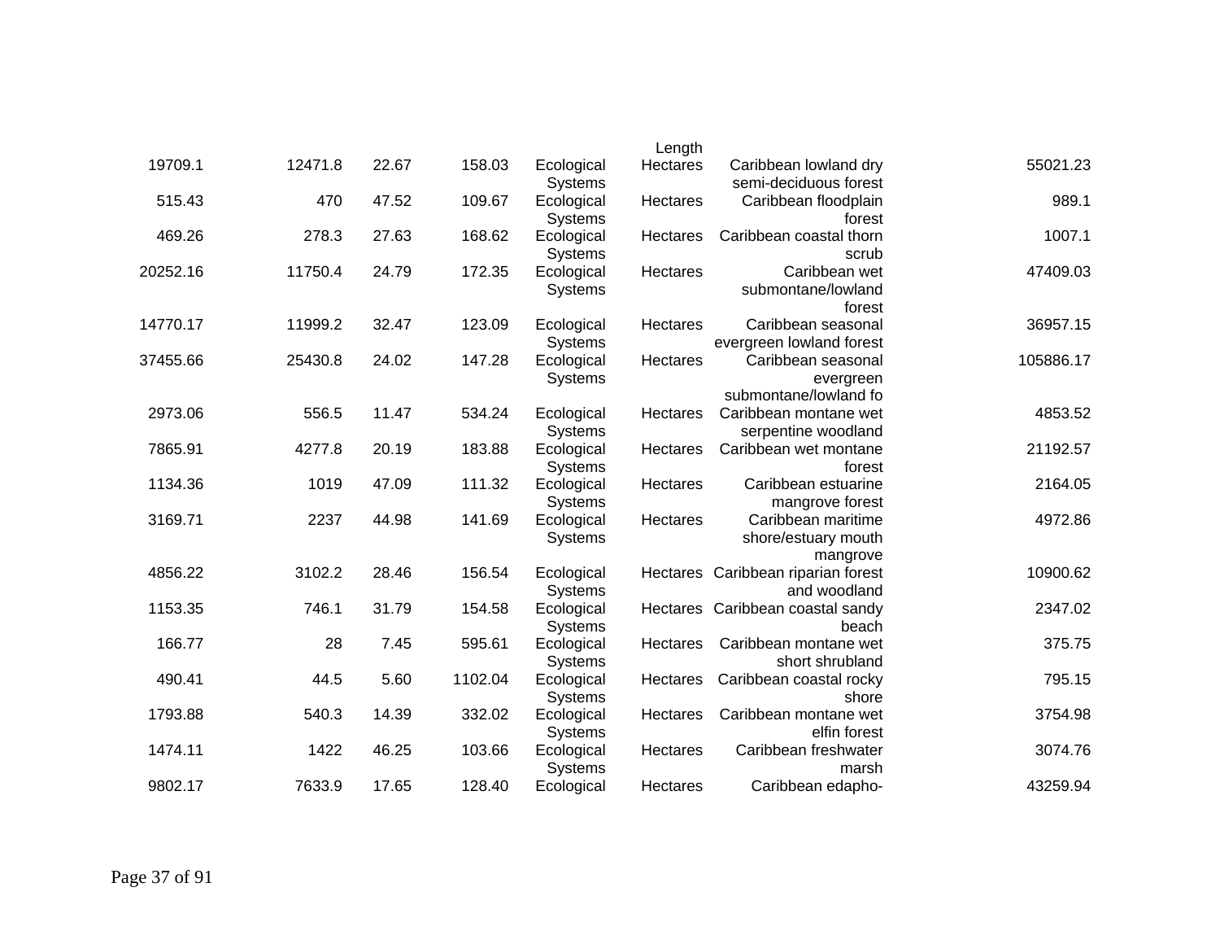| | | | | | Length | | |
|---|---|---|---|---|---|---|---|
| 19709.1 | 12471.8 | 22.67 | 158.03 | Ecological Systems | Hectares | Caribbean lowland dry semi-deciduous forest | 55021.23 |
| 515.43 | 470 | 47.52 | 109.67 | Ecological Systems | Hectares | Caribbean floodplain forest | 989.1 |
| 469.26 | 278.3 | 27.63 | 168.62 | Ecological Systems | Hectares | Caribbean coastal thorn scrub | 1007.1 |
| 20252.16 | 11750.4 | 24.79 | 172.35 | Ecological Systems | Hectares | Caribbean wet submontane/lowland forest | 47409.03 |
| 14770.17 | 11999.2 | 32.47 | 123.09 | Ecological Systems | Hectares | Caribbean seasonal evergreen lowland forest | 36957.15 |
| 37455.66 | 25430.8 | 24.02 | 147.28 | Ecological Systems | Hectares | Caribbean seasonal evergreen submontane/lowland fo | 105886.17 |
| 2973.06 | 556.5 | 11.47 | 534.24 | Ecological Systems | Hectares | Caribbean montane wet serpentine woodland | 4853.52 |
| 7865.91 | 4277.8 | 20.19 | 183.88 | Ecological Systems | Hectares | Caribbean wet montane forest | 21192.57 |
| 1134.36 | 1019 | 47.09 | 111.32 | Ecological Systems | Hectares | Caribbean estuarine mangrove forest | 2164.05 |
| 3169.71 | 2237 | 44.98 | 141.69 | Ecological Systems | Hectares | Caribbean maritime shore/estuary mouth mangrove | 4972.86 |
| 4856.22 | 3102.2 | 28.46 | 156.54 | Ecological Systems | Hectares | Caribbean riparian forest and woodland | 10900.62 |
| 1153.35 | 746.1 | 31.79 | 154.58 | Ecological Systems | Hectares | Caribbean coastal sandy beach | 2347.02 |
| 166.77 | 28 | 7.45 | 595.61 | Ecological Systems | Hectares | Caribbean montane wet short shrubland | 375.75 |
| 490.41 | 44.5 | 5.60 | 1102.04 | Ecological Systems | Hectares | Caribbean coastal rocky shore | 795.15 |
| 1793.88 | 540.3 | 14.39 | 332.02 | Ecological Systems | Hectares | Caribbean montane wet elfin forest | 3754.98 |
| 1474.11 | 1422 | 46.25 | 103.66 | Ecological Systems | Hectares | Caribbean freshwater marsh | 3074.76 |
| 9802.17 | 7633.9 | 17.65 | 128.40 | Ecological | Hectares | Caribbean edapho- | 43259.94 |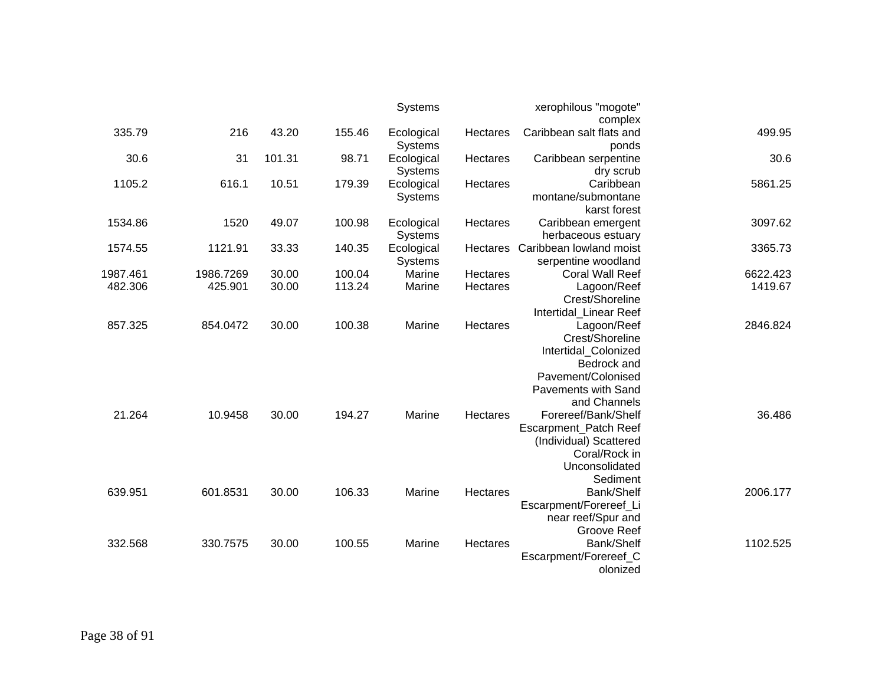| | | | | | | | |
|---|---|---|---|---|---|---|---|
| | | | | Systems | | xerophilous "mogote" complex | |
| 335.79 | 216 | 43.20 | 155.46 | Ecological Systems | Hectares | Caribbean salt flats and ponds | 499.95 |
| 30.6 | 31 | 101.31 | 98.71 | Ecological Systems | Hectares | Caribbean serpentine dry scrub | 30.6 |
| 1105.2 | 616.1 | 10.51 | 179.39 | Ecological Systems | Hectares | Caribbean montane/submontane karst forest | 5861.25 |
| 1534.86 | 1520 | 49.07 | 100.98 | Ecological Systems | Hectares | Caribbean emergent herbaceous estuary | 3097.62 |
| 1574.55 | 1121.91 | 33.33 | 140.35 | Ecological Systems | Hectares | Caribbean lowland moist serpentine woodland | 3365.73 |
| 1987.461 | 1986.7269 | 30.00 | 100.04 | Marine | Hectares | Coral Wall Reef | 6622.423 |
| 482.306 | 425.901 | 30.00 | 113.24 | Marine | Hectares | Lagoon/Reef Crest/Shoreline Intertidal_Linear Reef | 1419.67 |
| 857.325 | 854.0472 | 30.00 | 100.38 | Marine | Hectares | Lagoon/Reef Crest/Shoreline Intertidal_Colonized Bedrock and Pavement/Colonised Pavements with Sand and Channels | 2846.824 |
| 21.264 | 10.9458 | 30.00 | 194.27 | Marine | Hectares | Forereef/Bank/Shelf Escarpment_Patch Reef (Individual) Scattered Coral/Rock in Unconsolidated Sediment | 36.486 |
| 639.951 | 601.8531 | 30.00 | 106.33 | Marine | Hectares | Bank/Shelf Escarpment/Forereef_Linear reef/Spur and Groove Reef | 2006.177 |
| 332.568 | 330.7575 | 30.00 | 100.55 | Marine | Hectares | Bank/Shelf Escarpment/Forereef_Colonized | 1102.525 |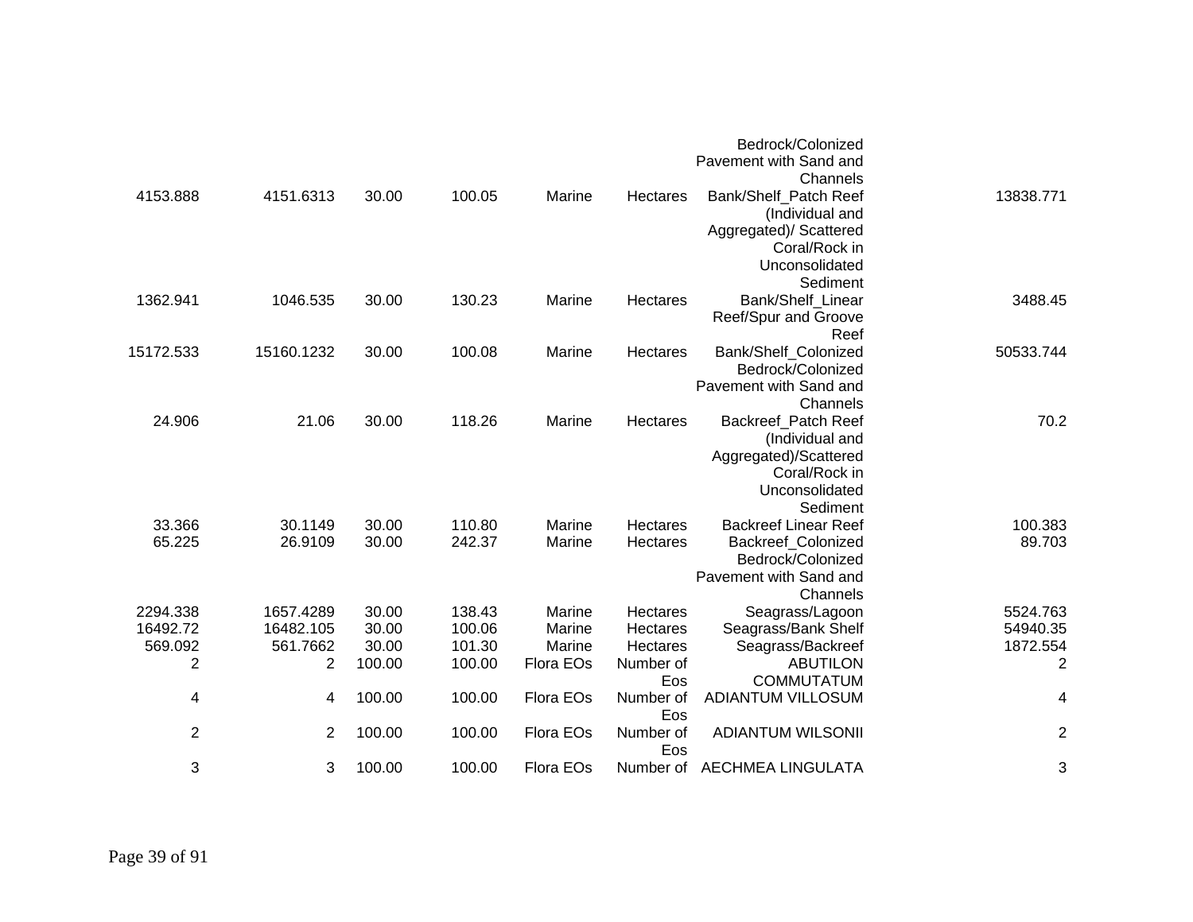| | | | | | | | |
|---|---|---|---|---|---|---|---|
| | | | | | | Bedrock/Colonized Pavement with Sand and Channels | |
| 4153.888 | 4151.6313 | 30.00 | 100.05 | Marine | Hectares | Bank/Shelf_Patch Reef (Individual and Aggregated)/ Scattered Coral/Rock in Unconsolidated Sediment | 13838.771 |
| 1362.941 | 1046.535 | 30.00 | 130.23 | Marine | Hectares | Bank/Shelf_Linear Reef/Spur and Groove Reef | 3488.45 |
| 15172.533 | 15160.1232 | 30.00 | 100.08 | Marine | Hectares | Bank/Shelf_Colonized Bedrock/Colonized Pavement with Sand and Channels | 50533.744 |
| 24.906 | 21.06 | 30.00 | 118.26 | Marine | Hectares | Backreef_Patch Reef (Individual and Aggregated)/Scattered Coral/Rock in Unconsolidated Sediment | 70.2 |
| 33.366 | 30.1149 | 30.00 | 110.80 | Marine | Hectares | Backreef Linear Reef | 100.383 |
| 65.225 | 26.9109 | 30.00 | 242.37 | Marine | Hectares | Backreef_Colonized Bedrock/Colonized Pavement with Sand and Channels | 89.703 |
| 2294.338 | 1657.4289 | 30.00 | 138.43 | Marine | Hectares | Seagrass/Lagoon | 5524.763 |
| 16492.72 | 16482.105 | 30.00 | 100.06 | Marine | Hectares | Seagrass/Bank Shelf | 54940.35 |
| 569.092 | 561.7662 | 30.00 | 101.30 | Marine | Hectares | Seagrass/Backreef | 1872.554 |
| 2 | 2 | 100.00 | 100.00 | Flora EOs | Number of Eos | ABUTILON COMMUTATUM | 2 |
| 4 | 4 | 100.00 | 100.00 | Flora EOs | Number of Eos | ADIANTUM VILLOSUM | 4 |
| 2 | 2 | 100.00 | 100.00 | Flora EOs | Number of Eos | ADIANTUM WILSONII | 2 |
| 3 | 3 | 100.00 | 100.00 | Flora EOs | Number of | AECHMEA LINGULATA | 3 |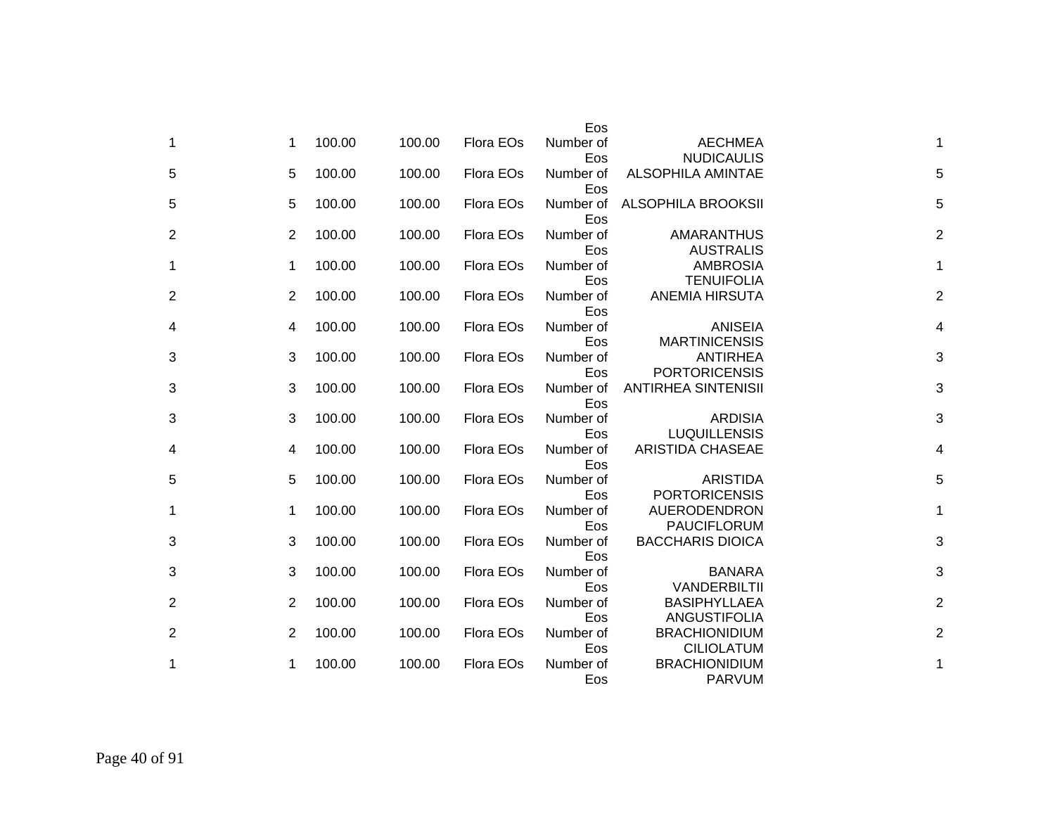| | | | | | | | |
|---|---|---|---|---|---|---|---|
| 1 | 1 | 100.00 | 100.00 | Flora EOs | Number of Eos | AECHMEA NUDICAULIS | 1 |
| 5 | 5 | 100.00 | 100.00 | Flora EOs | Number of Eos | ALSOPHILA AMINTAE | 5 |
| 5 | 5 | 100.00 | 100.00 | Flora EOs | Number of Eos | ALSOPHILA BROOKSII | 5 |
| 2 | 2 | 100.00 | 100.00 | Flora EOs | Number of Eos | AMARANTHUS AUSTRALIS | 2 |
| 1 | 1 | 100.00 | 100.00 | Flora EOs | Number of Eos | AMBROSIA TENUIFOLIA | 1 |
| 2 | 2 | 100.00 | 100.00 | Flora EOs | Number of Eos | ANEMIA HIRSUTA | 2 |
| 4 | 4 | 100.00 | 100.00 | Flora EOs | Number of Eos | ANISEIA MARTINICENSIS | 4 |
| 3 | 3 | 100.00 | 100.00 | Flora EOs | Number of Eos | ANTIRHEA PORTORICENSIS | 3 |
| 3 | 3 | 100.00 | 100.00 | Flora EOs | Number of Eos | ANTIRHEA SINTENISII | 3 |
| 3 | 3 | 100.00 | 100.00 | Flora EOs | Number of Eos | ARDISIA LUQUILLENSIS | 3 |
| 4 | 4 | 100.00 | 100.00 | Flora EOs | Number of Eos | ARISTIDA CHASEAE | 4 |
| 5 | 5 | 100.00 | 100.00 | Flora EOs | Number of Eos | ARISTIDA PORTORICENSIS | 5 |
| 1 | 1 | 100.00 | 100.00 | Flora EOs | Number of Eos | AUERODENDRON PAUCIFLORUM | 1 |
| 3 | 3 | 100.00 | 100.00 | Flora EOs | Number of Eos | BACCHARIS DIOICA | 3 |
| 3 | 3 | 100.00 | 100.00 | Flora EOs | Number of Eos | BANARA VANDERBILTII | 3 |
| 2 | 2 | 100.00 | 100.00 | Flora EOs | Number of Eos | BASIPHYLLAEA ANGUSTIFOLIA | 2 |
| 2 | 2 | 100.00 | 100.00 | Flora EOs | Number of Eos | BRACHIONIDIUM CILIOLATUM | 2 |
| 1 | 1 | 100.00 | 100.00 | Flora EOs | Number of Eos | BRACHIONIDIUM PARVUM | 1 |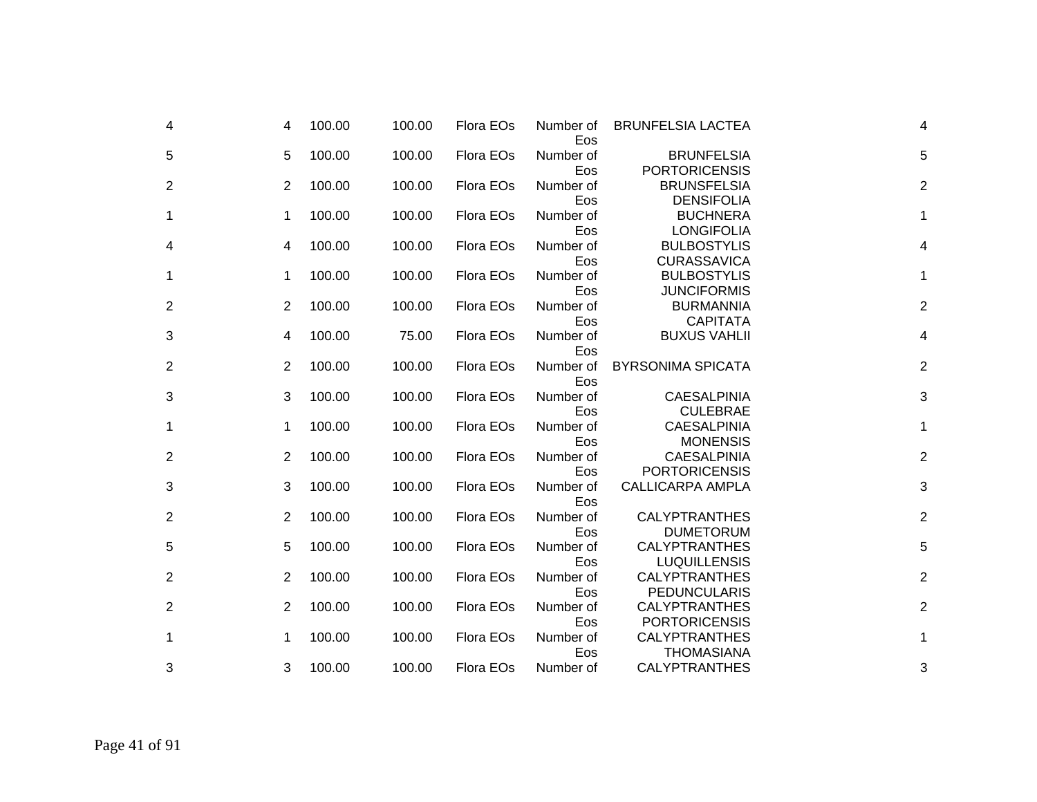| | | | | | | | |
|---|---|---|---|---|---|---|---|
| 4 | 4 | 100.00 | 100.00 | Flora EOs | Number of Eos | BRUNFELSIA LACTEA | 4 |
| 5 | 5 | 100.00 | 100.00 | Flora EOs | Number of Eos | BRUNFELSIA PORTORICENSIS | 5 |
| 2 | 2 | 100.00 | 100.00 | Flora EOs | Number of Eos | BRUNSFELSIA DENSIFOLIA | 2 |
| 1 | 1 | 100.00 | 100.00 | Flora EOs | Number of Eos | BUCHNERA LONGIFOLIA | 1 |
| 4 | 4 | 100.00 | 100.00 | Flora EOs | Number of Eos | BULBOSTYLIS CURASSAVICA | 4 |
| 1 | 1 | 100.00 | 100.00 | Flora EOs | Number of Eos | BULBOSTYLIS JUNCIFORMIS | 1 |
| 2 | 2 | 100.00 | 100.00 | Flora EOs | Number of Eos | BURMANNIA CAPITATA | 2 |
| 3 | 4 | 100.00 | 75.00 | Flora EOs | Number of Eos | BUXUS VAHLII | 4 |
| 2 | 2 | 100.00 | 100.00 | Flora EOs | Number of Eos | BYRSONIMA SPICATA | 2 |
| 3 | 3 | 100.00 | 100.00 | Flora EOs | Number of Eos | CAESALPINIA CULEBRAE | 3 |
| 1 | 1 | 100.00 | 100.00 | Flora EOs | Number of Eos | CAESALPINIA MONENSIS | 1 |
| 2 | 2 | 100.00 | 100.00 | Flora EOs | Number of Eos | CAESALPINIA PORTORICENSIS | 2 |
| 3 | 3 | 100.00 | 100.00 | Flora EOs | Number of Eos | CALLICARPA AMPLA | 3 |
| 2 | 2 | 100.00 | 100.00 | Flora EOs | Number of Eos | CALYPTRANTHES DUMETORUM | 2 |
| 5 | 5 | 100.00 | 100.00 | Flora EOs | Number of Eos | CALYPTRANTHES LUQUILLENSIS | 5 |
| 2 | 2 | 100.00 | 100.00 | Flora EOs | Number of Eos | CALYPTRANTHES PEDUNCULARIS | 2 |
| 2 | 2 | 100.00 | 100.00 | Flora EOs | Number of Eos | CALYPTRANTHES PORTORICENSIS | 2 |
| 1 | 1 | 100.00 | 100.00 | Flora EOs | Number of Eos | CALYPTRANTHES THOMASIANA | 1 |
| 3 | 3 | 100.00 | 100.00 | Flora EOs | Number of | CALYPTRANTHES | 3 |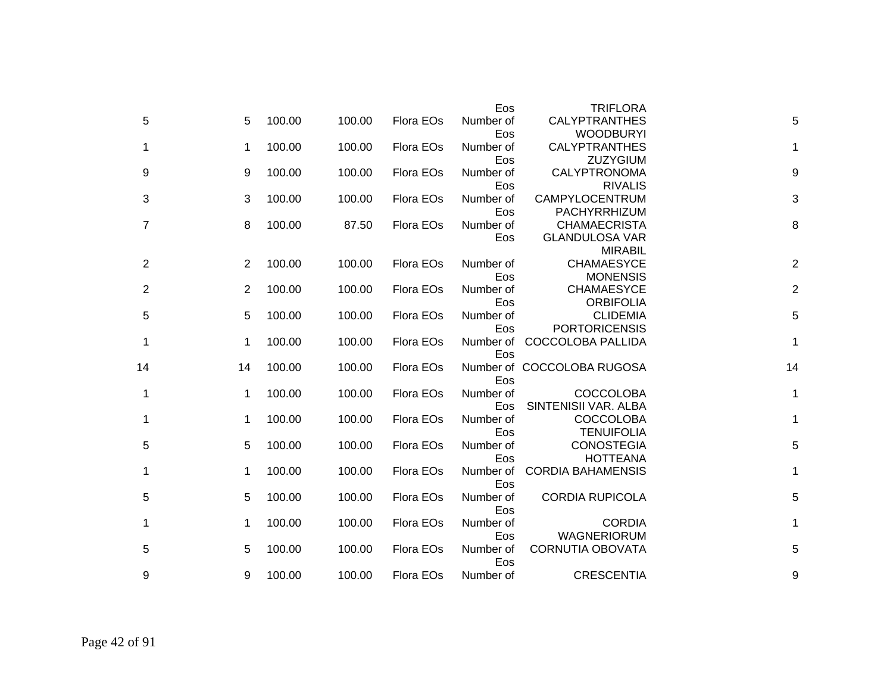| | | | | | | | |
|---|---|---|---|---|---|---|---|
| | | | | | Eos | TRIFLORA | |
| 5 | 5 | 100.00 | 100.00 | Flora EOs | Number of Eos | CALYPTRANTHES WOODBURYI | 5 |
| 1 | 1 | 100.00 | 100.00 | Flora EOs | Number of Eos | CALYPTRANTHES ZUZYGIUM | 1 |
| 9 | 9 | 100.00 | 100.00 | Flora EOs | Number of Eos | CALYPTRONOMA RIVALIS | 9 |
| 3 | 3 | 100.00 | 100.00 | Flora EOs | Number of Eos | CAMPYLOCENTRUM PACHYRRHIZUM | 3 |
| 7 | 8 | 100.00 | 87.50 | Flora EOs | Number of Eos | CHAMAECRISTA GLANDULOSA VAR MIRABIL | 8 |
| 2 | 2 | 100.00 | 100.00 | Flora EOs | Number of Eos | CHAMAESYCE MONENSIS | 2 |
| 2 | 2 | 100.00 | 100.00 | Flora EOs | Number of Eos | CHAMAESYCE ORBIFOLIA | 2 |
| 5 | 5 | 100.00 | 100.00 | Flora EOs | Number of Eos | CLIDEMIA PORTORICENSIS | 5 |
| 1 | 1 | 100.00 | 100.00 | Flora EOs | Number of Eos | COCCOLOBA PALLIDA | 1 |
| 14 | 14 | 100.00 | 100.00 | Flora EOs | Number of Eos | COCCOLOBA RUGOSA | 14 |
| 1 | 1 | 100.00 | 100.00 | Flora EOs | Number of Eos | COCCOLOBA SINTENISII VAR. ALBA | 1 |
| 1 | 1 | 100.00 | 100.00 | Flora EOs | Number of Eos | COCCOLOBA TENUIFOLIA | 1 |
| 5 | 5 | 100.00 | 100.00 | Flora EOs | Number of Eos | CONOSTEGIA HOTTEANA | 5 |
| 1 | 1 | 100.00 | 100.00 | Flora EOs | Number of Eos | CORDIA BAHAMENSIS | 1 |
| 5 | 5 | 100.00 | 100.00 | Flora EOs | Number of Eos | CORDIA RUPICOLA | 5 |
| 1 | 1 | 100.00 | 100.00 | Flora EOs | Number of Eos | CORDIA WAGNERIORUM | 1 |
| 5 | 5 | 100.00 | 100.00 | Flora EOs | Number of Eos | CORNUTIA OBOVATA | 5 |
| 9 | 9 | 100.00 | 100.00 | Flora EOs | Number of | CRESCENTIA | 9 |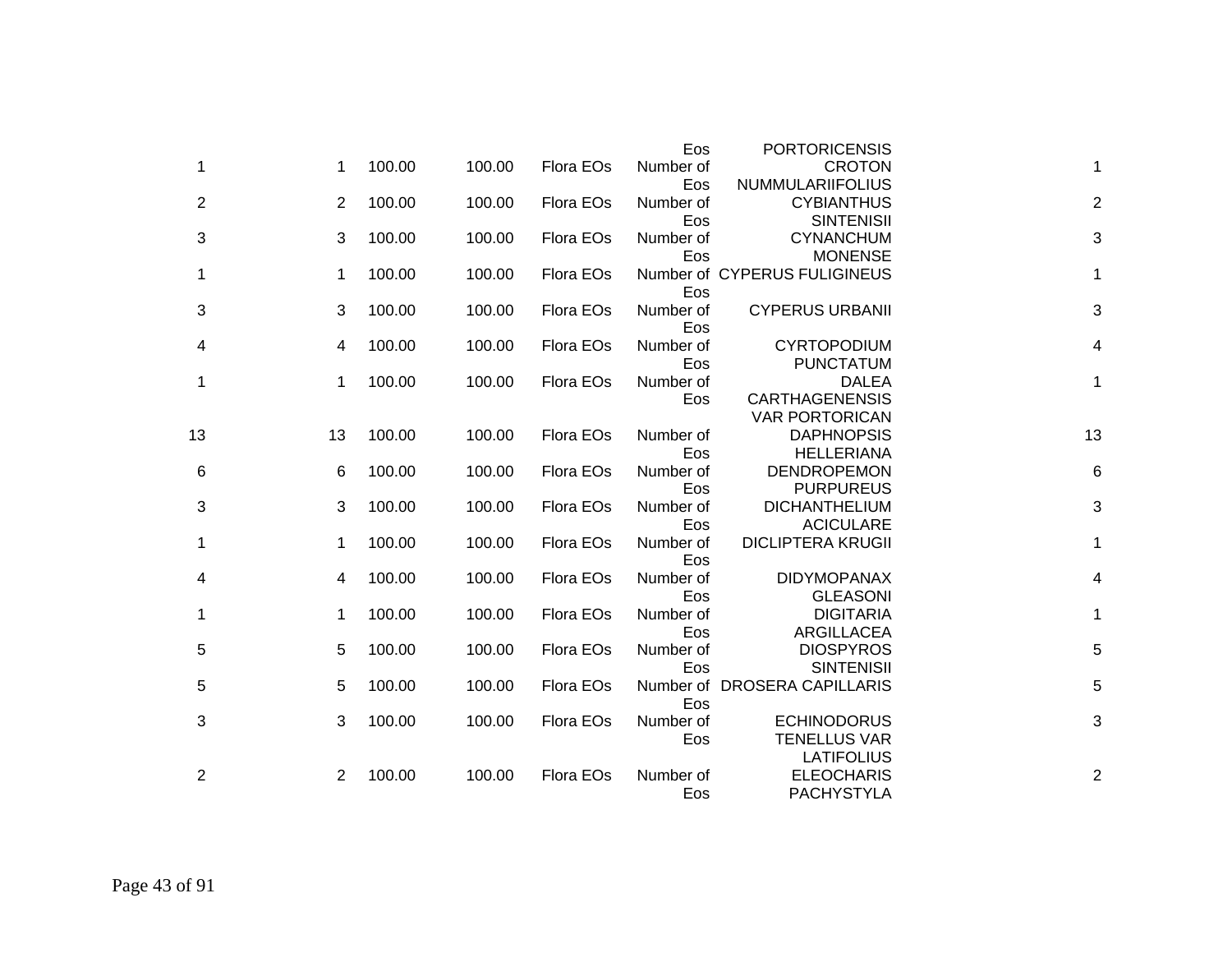| | | | | | | | |
|---|---|---|---|---|---|---|---|
| | | | | | Eos | PORTORICENSIS | |
| 1 | 1 | 100.00 | 100.00 | Flora EOs | Number of Eos | CROTON NUMMULARIIFOLIUS | 1 |
| 2 | 2 | 100.00 | 100.00 | Flora EOs | Number of Eos | CYBIANTHUS SINTENISII | 2 |
| 3 | 3 | 100.00 | 100.00 | Flora EOs | Number of Eos | CYNANCHUM MONENSE | 3 |
| 1 | 1 | 100.00 | 100.00 | Flora EOs | Number of Eos | CYPERUS FULIGINEUS | 1 |
| 3 | 3 | 100.00 | 100.00 | Flora EOs | Number of Eos | CYPERUS URBANII | 3 |
| 4 | 4 | 100.00 | 100.00 | Flora EOs | Number of Eos | CYRTOPODIUM PUNCTATUM | 4 |
| 1 | 1 | 100.00 | 100.00 | Flora EOs | Number of Eos | DALEA CARTHAGENENSIS VAR PORTORICAN | 1 |
| 13 | 13 | 100.00 | 100.00 | Flora EOs | Number of Eos | DAPHNOPSIS HELLERIANA | 13 |
| 6 | 6 | 100.00 | 100.00 | Flora EOs | Number of Eos | DENDROPEMON PURPUREUS | 6 |
| 3 | 3 | 100.00 | 100.00 | Flora EOs | Number of Eos | DICHANTHELIUM ACICULARE | 3 |
| 1 | 1 | 100.00 | 100.00 | Flora EOs | Number of Eos | DICLIPTERA KRUGII | 1 |
| 4 | 4 | 100.00 | 100.00 | Flora EOs | Number of Eos | DIDYMOPANAX GLEASONI | 4 |
| 1 | 1 | 100.00 | 100.00 | Flora EOs | Number of Eos | DIGITARIA ARGILLACEA | 1 |
| 5 | 5 | 100.00 | 100.00 | Flora EOs | Number of Eos | DIOSPYROS SINTENISII | 5 |
| 5 | 5 | 100.00 | 100.00 | Flora EOs | Number of Eos | DROSERA CAPILLARIS | 5 |
| 3 | 3 | 100.00 | 100.00 | Flora EOs | Number of Eos | ECHINODORUS TENELLUS VAR LATIFOLIUS | 3 |
| 2 | 2 | 100.00 | 100.00 | Flora EOs | Number of Eos | ELEOCHARIS PACHYSTYLA | 2 |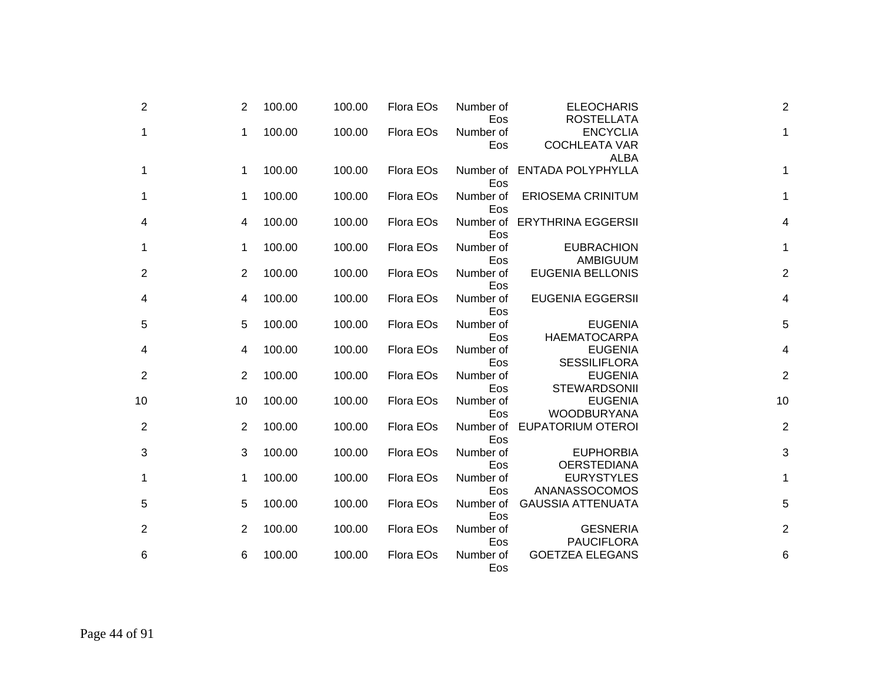| | | | | | | | |
|---|---|---|---|---|---|---|---|
| 2 | 2 | 100.00 | 100.00 | Flora EOs | Number of Eos | ELEOCHARIS ROSTELLATA | 2 |
| 1 | 1 | 100.00 | 100.00 | Flora EOs | Number of Eos | ENCYCLIA COCHLEATA VAR ALBA | 1 |
| 1 | 1 | 100.00 | 100.00 | Flora EOs | Number of Eos | ENTADA POLYPHYLLA | 1 |
| 1 | 1 | 100.00 | 100.00 | Flora EOs | Number of Eos | ERIOSEMA CRINITUM | 1 |
| 4 | 4 | 100.00 | 100.00 | Flora EOs | Number of Eos | ERYTHRINA EGGERSII | 4 |
| 1 | 1 | 100.00 | 100.00 | Flora EOs | Number of Eos | EUBRACHION AMBIGUUM | 1 |
| 2 | 2 | 100.00 | 100.00 | Flora EOs | Number of Eos | EUGENIA BELLONIS | 2 |
| 4 | 4 | 100.00 | 100.00 | Flora EOs | Number of Eos | EUGENIA EGGERSII | 4 |
| 5 | 5 | 100.00 | 100.00 | Flora EOs | Number of Eos | EUGENIA HAEMATOCARPA | 5 |
| 4 | 4 | 100.00 | 100.00 | Flora EOs | Number of Eos | EUGENIA SESSILIFLORA | 4 |
| 2 | 2 | 100.00 | 100.00 | Flora EOs | Number of Eos | EUGENIA STEWARDSONII | 2 |
| 10 | 10 | 100.00 | 100.00 | Flora EOs | Number of Eos | EUGENIA WOODBURYANA | 10 |
| 2 | 2 | 100.00 | 100.00 | Flora EOs | Number of Eos | EUPATORIUM OTEROI | 2 |
| 3 | 3 | 100.00 | 100.00 | Flora EOs | Number of Eos | EUPHORBIA OERSTEDIANA | 3 |
| 1 | 1 | 100.00 | 100.00 | Flora EOs | Number of Eos | EURYSTYLES ANANASSOCOMOS | 1 |
| 5 | 5 | 100.00 | 100.00 | Flora EOs | Number of Eos | GAUSSIA ATTENUATA | 5 |
| 2 | 2 | 100.00 | 100.00 | Flora EOs | Number of Eos | GESNERIA PAUCIFLORA | 2 |
| 6 | 6 | 100.00 | 100.00 | Flora EOs | Number of Eos | GOETZEA ELEGANS | 6 |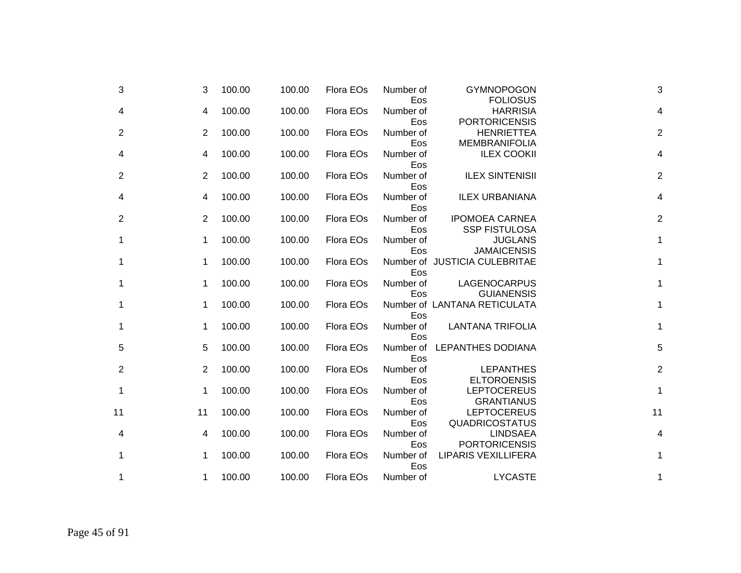| | | | | | | | |
|---|---|---|---|---|---|---|---|
| 3 | 3 | 100.00 | 100.00 | Flora EOs | Number of Eos | GYMNOPOGON FOLIOSUS | 3 |
| 4 | 4 | 100.00 | 100.00 | Flora EOs | Number of Eos | HARRISIA PORTORICENSIS | 4 |
| 2 | 2 | 100.00 | 100.00 | Flora EOs | Number of Eos | HENRIETTEA MEMBRANIFOLIA | 2 |
| 4 | 4 | 100.00 | 100.00 | Flora EOs | Number of Eos | ILEX COOKII | 4 |
| 2 | 2 | 100.00 | 100.00 | Flora EOs | Number of Eos | ILEX SINTENISII | 2 |
| 4 | 4 | 100.00 | 100.00 | Flora EOs | Number of Eos | ILEX URBANIANA | 4 |
| 2 | 2 | 100.00 | 100.00 | Flora EOs | Number of Eos | IPOMOEA CARNEA SSP FISTULOSA | 2 |
| 1 | 1 | 100.00 | 100.00 | Flora EOs | Number of Eos | JUGLANS JAMAICENSIS | 1 |
| 1 | 1 | 100.00 | 100.00 | Flora EOs | Number of Eos | JUSTICIA CULEBRITAE | 1 |
| 1 | 1 | 100.00 | 100.00 | Flora EOs | Number of Eos | LAGENOCARPUS GUIANENSIS | 1 |
| 1 | 1 | 100.00 | 100.00 | Flora EOs | Number of Eos | LANTANA RETICULATA | 1 |
| 1 | 1 | 100.00 | 100.00 | Flora EOs | Number of Eos | LANTANA TRIFOLIA | 1 |
| 5 | 5 | 100.00 | 100.00 | Flora EOs | Number of Eos | LEPANTHES DODIANA | 5 |
| 2 | 2 | 100.00 | 100.00 | Flora EOs | Number of Eos | LEPANTHES ELTOROENSIS | 2 |
| 1 | 1 | 100.00 | 100.00 | Flora EOs | Number of Eos | LEPTOCEREUS GRANTIANUS | 1 |
| 11 | 11 | 100.00 | 100.00 | Flora EOs | Number of Eos | LEPTOCEREUS QUADRICOSTATUS | 11 |
| 4 | 4 | 100.00 | 100.00 | Flora EOs | Number of Eos | LINDSAEA PORTORICENSIS | 4 |
| 1 | 1 | 100.00 | 100.00 | Flora EOs | Number of Eos | LIPARIS VEXILLIFERA | 1 |
| 1 | 1 | 100.00 | 100.00 | Flora EOs | Number of | LYCASTE | 1 |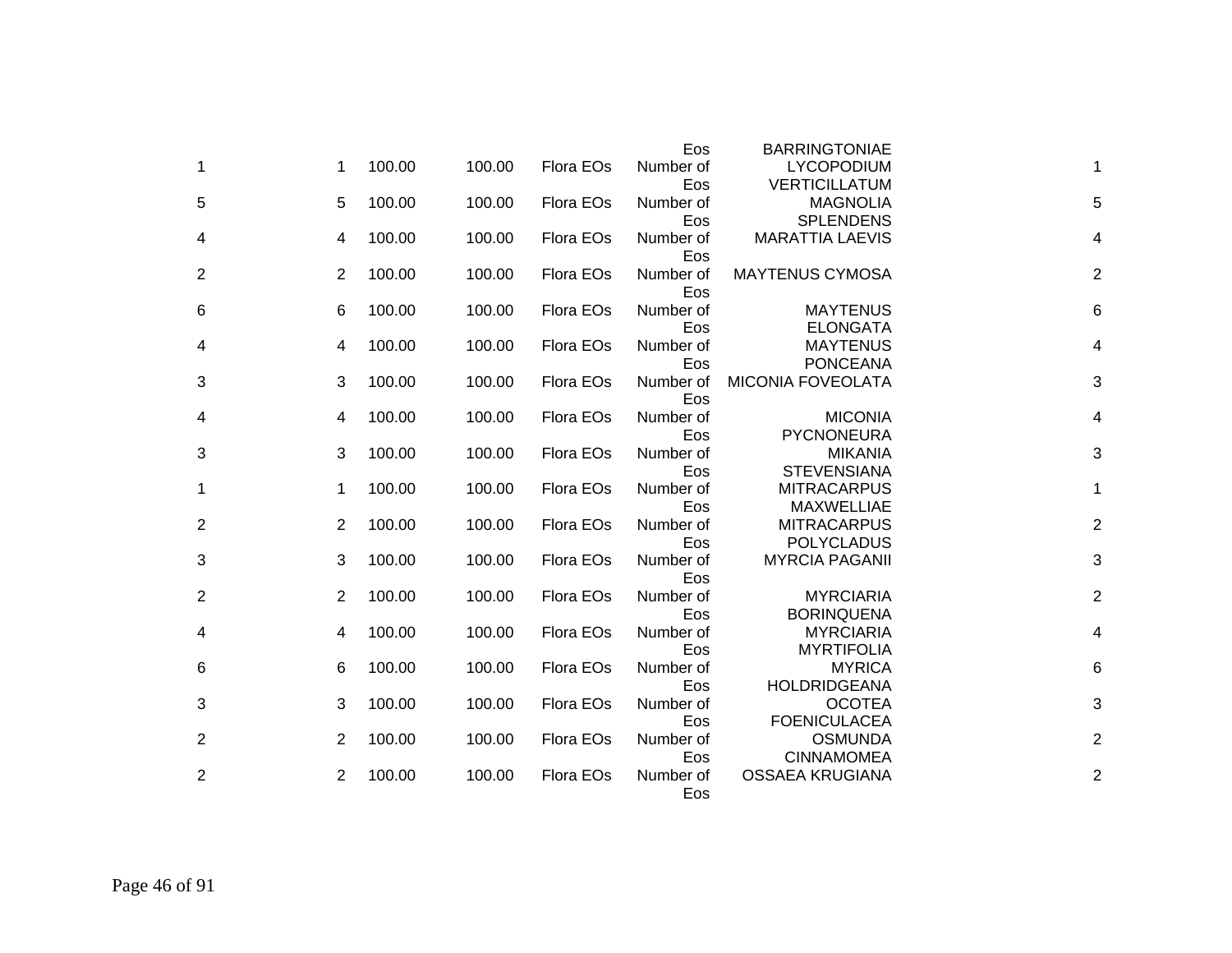| | | | | | | | |
|---|---|---|---|---|---|---|---|
| | | | | | Eos | BARRINGTONIAE | |
| 1 | 1 | 100.00 | 100.00 | Flora EOs | Number of Eos | LYCOPODIUM VERTICILLATUM | 1 |
| 5 | 5 | 100.00 | 100.00 | Flora EOs | Number of Eos | MAGNOLIA SPLENDENS | 5 |
| 4 | 4 | 100.00 | 100.00 | Flora EOs | Number of Eos | MARATTIA LAEVIS | 4 |
| 2 | 2 | 100.00 | 100.00 | Flora EOs | Number of Eos | MAYTENUS CYMOSA | 2 |
| 6 | 6 | 100.00 | 100.00 | Flora EOs | Number of Eos | MAYTENUS ELONGATA | 6 |
| 4 | 4 | 100.00 | 100.00 | Flora EOs | Number of Eos | MAYTENUS PONCEANA | 4 |
| 3 | 3 | 100.00 | 100.00 | Flora EOs | Number of Eos | MICONIA FOVEOLATA | 3 |
| 4 | 4 | 100.00 | 100.00 | Flora EOs | Number of Eos | MICONIA PYCNONEURA | 4 |
| 3 | 3 | 100.00 | 100.00 | Flora EOs | Number of Eos | MIKANIA STEVENSIANA | 3 |
| 1 | 1 | 100.00 | 100.00 | Flora EOs | Number of Eos | MITRACARPUS MAXWELLIAE | 1 |
| 2 | 2 | 100.00 | 100.00 | Flora EOs | Number of Eos | MITRACARPUS POLYCLADUS | 2 |
| 3 | 3 | 100.00 | 100.00 | Flora EOs | Number of Eos | MYRCIA PAGANII | 3 |
| 2 | 2 | 100.00 | 100.00 | Flora EOs | Number of Eos | MYRCIARIA BORINQUENA | 2 |
| 4 | 4 | 100.00 | 100.00 | Flora EOs | Number of Eos | MYRCIARIA MYRTIFOLIA | 4 |
| 6 | 6 | 100.00 | 100.00 | Flora EOs | Number of Eos | MYRICA HOLDRIDGEANA | 6 |
| 3 | 3 | 100.00 | 100.00 | Flora EOs | Number of Eos | OCOTEA FOENICULACEA | 3 |
| 2 | 2 | 100.00 | 100.00 | Flora EOs | Number of Eos | OSMUNDA CINNAMOMEA | 2 |
| 2 | 2 | 100.00 | 100.00 | Flora EOs | Number of Eos | OSSAEA KRUGIANA | 2 |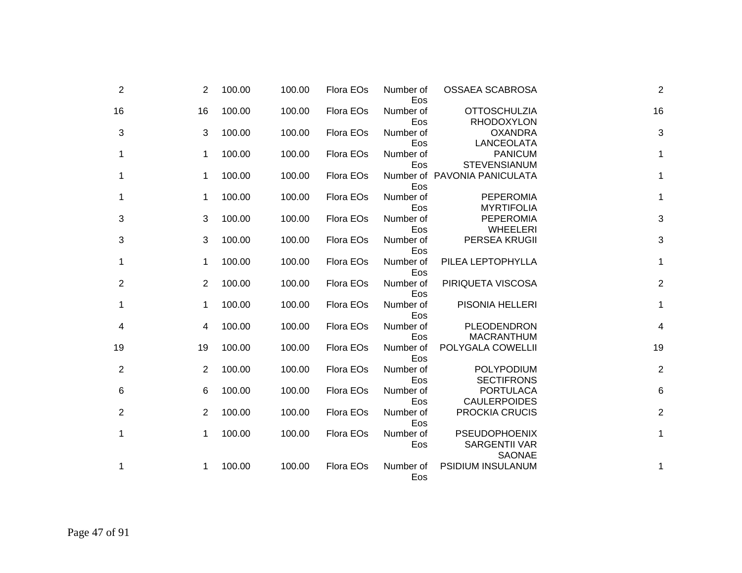| | | | | | | | |
|---|---|---|---|---|---|---|---|
| 2 | 2 | 100.00 | 100.00 | Flora EOs | Number of Eos | OSSAEA SCABROSA | 2 |
| 16 | 16 | 100.00 | 100.00 | Flora EOs | Number of Eos | OTTOSCHULZIA RHODOXYLON | 16 |
| 3 | 3 | 100.00 | 100.00 | Flora EOs | Number of Eos | OXANDRA LANCEOLATA | 3 |
| 1 | 1 | 100.00 | 100.00 | Flora EOs | Number of Eos | PANICUM STEVENSIANUM | 1 |
| 1 | 1 | 100.00 | 100.00 | Flora EOs | Number of Eos | PAVONIA PANICULATA | 1 |
| 1 | 1 | 100.00 | 100.00 | Flora EOs | Number of Eos | PEPEROMIA MYRTIFOLIA | 1 |
| 3 | 3 | 100.00 | 100.00 | Flora EOs | Number of Eos | PEPEROMIA WHEELERI | 3 |
| 3 | 3 | 100.00 | 100.00 | Flora EOs | Number of Eos | PERSEA KRUGII | 3 |
| 1 | 1 | 100.00 | 100.00 | Flora EOs | Number of Eos | PILEA LEPTOPHYLLA | 1 |
| 2 | 2 | 100.00 | 100.00 | Flora EOs | Number of Eos | PIRIQUETA VISCOSA | 2 |
| 1 | 1 | 100.00 | 100.00 | Flora EOs | Number of Eos | PISONIA HELLERI | 1 |
| 4 | 4 | 100.00 | 100.00 | Flora EOs | Number of Eos | PLEODENDRON MACRANTHUM | 4 |
| 19 | 19 | 100.00 | 100.00 | Flora EOs | Number of Eos | POLYGALA COWELLII | 19 |
| 2 | 2 | 100.00 | 100.00 | Flora EOs | Number of Eos | POLYPODIUM SECTIFRONS | 2 |
| 6 | 6 | 100.00 | 100.00 | Flora EOs | Number of Eos | PORTULACA CAULERPOIDES | 6 |
| 2 | 2 | 100.00 | 100.00 | Flora EOs | Number of Eos | PROCKIA CRUCIS | 2 |
| 1 | 1 | 100.00 | 100.00 | Flora EOs | Number of Eos | PSEUDOPHOENIX SARGENTII VAR SAONAE | 1 |
| 1 | 1 | 100.00 | 100.00 | Flora EOs | Number of Eos | PSIDIUM INSULANUM | 1 |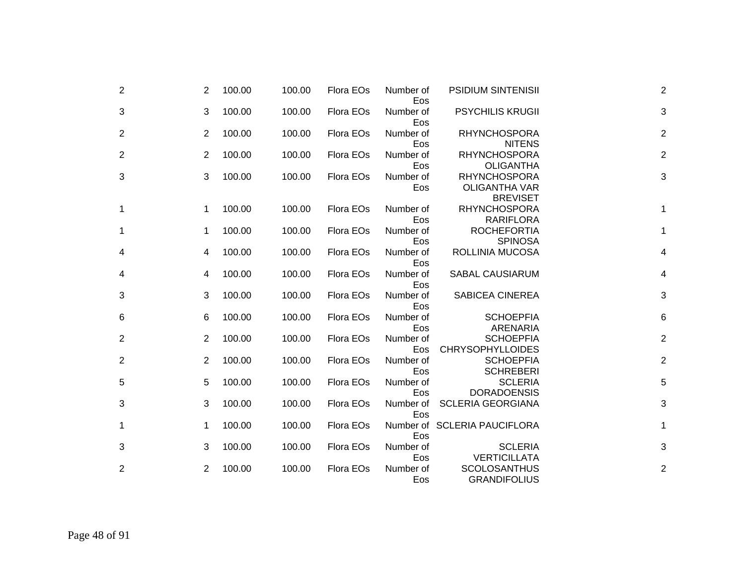| | | | | | | | |
|---|---|---|---|---|---|---|---|
| 2 | 2 | 100.00 | 100.00 | Flora EOs | Number of Eos | PSIDIUM SINTENISII | 2 |
| 3 | 3 | 100.00 | 100.00 | Flora EOs | Number of Eos | PSYCHILIS KRUGII | 3 |
| 2 | 2 | 100.00 | 100.00 | Flora EOs | Number of Eos | RHYNCHOSPORA NITENS | 2 |
| 2 | 2 | 100.00 | 100.00 | Flora EOs | Number of Eos | RHYNCHOSPORA OLIGANTHA | 2 |
| 3 | 3 | 100.00 | 100.00 | Flora EOs | Number of Eos | RHYNCHOSPORA OLIGANTHA VAR BREVISET | 3 |
| 1 | 1 | 100.00 | 100.00 | Flora EOs | Number of Eos | RHYNCHOSPORA RARIFLORA | 1 |
| 1 | 1 | 100.00 | 100.00 | Flora EOs | Number of Eos | ROCHEFORTIA SPINOSA | 1 |
| 4 | 4 | 100.00 | 100.00 | Flora EOs | Number of Eos | ROLLINIA MUCOSA | 4 |
| 4 | 4 | 100.00 | 100.00 | Flora EOs | Number of Eos | SABAL CAUSIARUM | 4 |
| 3 | 3 | 100.00 | 100.00 | Flora EOs | Number of Eos | SABICEA CINEREA | 3 |
| 6 | 6 | 100.00 | 100.00 | Flora EOs | Number of Eos | SCHOEPFIA ARENARIA | 6 |
| 2 | 2 | 100.00 | 100.00 | Flora EOs | Number of Eos | SCHOEPFIA CHRYSOPHYLLOIDES | 2 |
| 2 | 2 | 100.00 | 100.00 | Flora EOs | Number of Eos | SCHOEPFIA SCHREBERI | 2 |
| 5 | 5 | 100.00 | 100.00 | Flora EOs | Number of Eos | SCLERIA DORADOENSIS | 5 |
| 3 | 3 | 100.00 | 100.00 | Flora EOs | Number of Eos | SCLERIA GEORGIANA | 3 |
| 1 | 1 | 100.00 | 100.00 | Flora EOs | Number of Eos | SCLERIA PAUCIFLORA | 1 |
| 3 | 3 | 100.00 | 100.00 | Flora EOs | Number of Eos | SCLERIA VERTICILLATA | 3 |
| 2 | 2 | 100.00 | 100.00 | Flora EOs | Number of Eos | SCOLOSANTHUS GRANDIFOLIUS | 2 |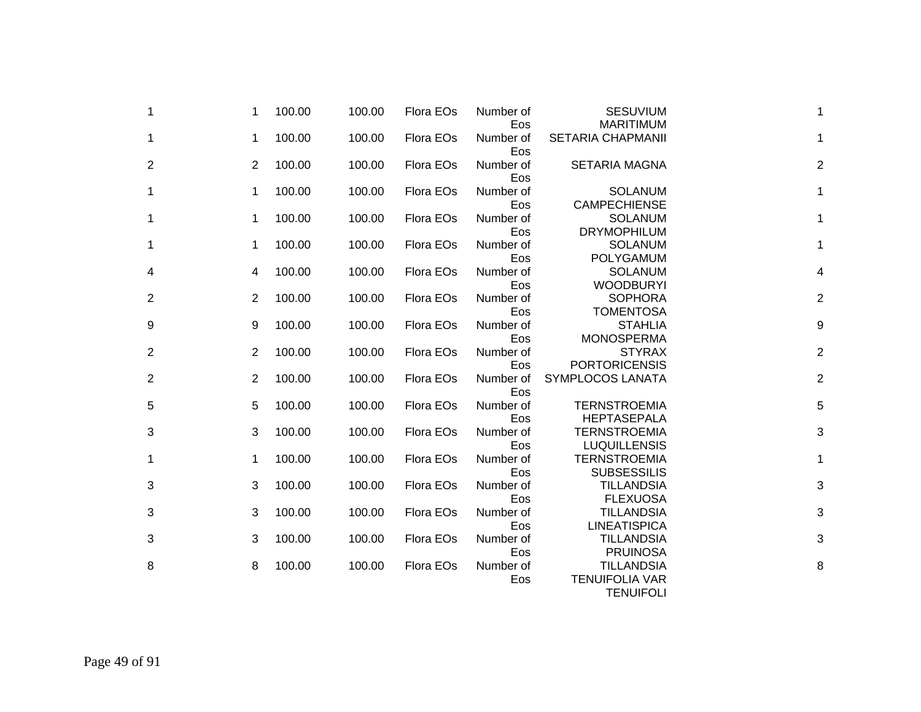| | | | | | | | |
|---|---|---|---|---|---|---|---|
| 1 | 1 | 100.00 | 100.00 | Flora EOs | Number of Eos | SESUVIUM MARITIMUM | 1 |
| 1 | 1 | 100.00 | 100.00 | Flora EOs | Number of Eos | SETARIA CHAPMANII | 1 |
| 2 | 2 | 100.00 | 100.00 | Flora EOs | Number of Eos | SETARIA MAGNA | 2 |
| 1 | 1 | 100.00 | 100.00 | Flora EOs | Number of Eos | SOLANUM CAMPECHIENSE | 1 |
| 1 | 1 | 100.00 | 100.00 | Flora EOs | Number of Eos | SOLANUM DRYMOPHILUM | 1 |
| 1 | 1 | 100.00 | 100.00 | Flora EOs | Number of Eos | SOLANUM POLYGAMUM | 1 |
| 4 | 4 | 100.00 | 100.00 | Flora EOs | Number of Eos | SOLANUM WOODBURYI | 4 |
| 2 | 2 | 100.00 | 100.00 | Flora EOs | Number of Eos | SOPHORA TOMENTOSA | 2 |
| 9 | 9 | 100.00 | 100.00 | Flora EOs | Number of Eos | STAHLIA MONOSPERMA | 9 |
| 2 | 2 | 100.00 | 100.00 | Flora EOs | Number of Eos | STYRAX PORTORICENSIS | 2 |
| 2 | 2 | 100.00 | 100.00 | Flora EOs | Number of Eos | SYMPLOCOS LANATA | 2 |
| 5 | 5 | 100.00 | 100.00 | Flora EOs | Number of Eos | TERNSTROEMIA HEPTASEPALA | 5 |
| 3 | 3 | 100.00 | 100.00 | Flora EOs | Number of Eos | TERNSTROEMIA LUQUILLENSIS | 3 |
| 1 | 1 | 100.00 | 100.00 | Flora EOs | Number of Eos | TERNSTROEMIA SUBSESSILIS | 1 |
| 3 | 3 | 100.00 | 100.00 | Flora EOs | Number of Eos | TILLANDSIA FLEXUOSA | 3 |
| 3 | 3 | 100.00 | 100.00 | Flora EOs | Number of Eos | TILLANDSIA LINEATISPICA | 3 |
| 3 | 3 | 100.00 | 100.00 | Flora EOs | Number of Eos | TILLANDSIA PRUINOSA | 3 |
| 8 | 8 | 100.00 | 100.00 | Flora EOs | Number of Eos | TILLANDSIA TENUIFOLIA VAR TENUIFOLI | 8 |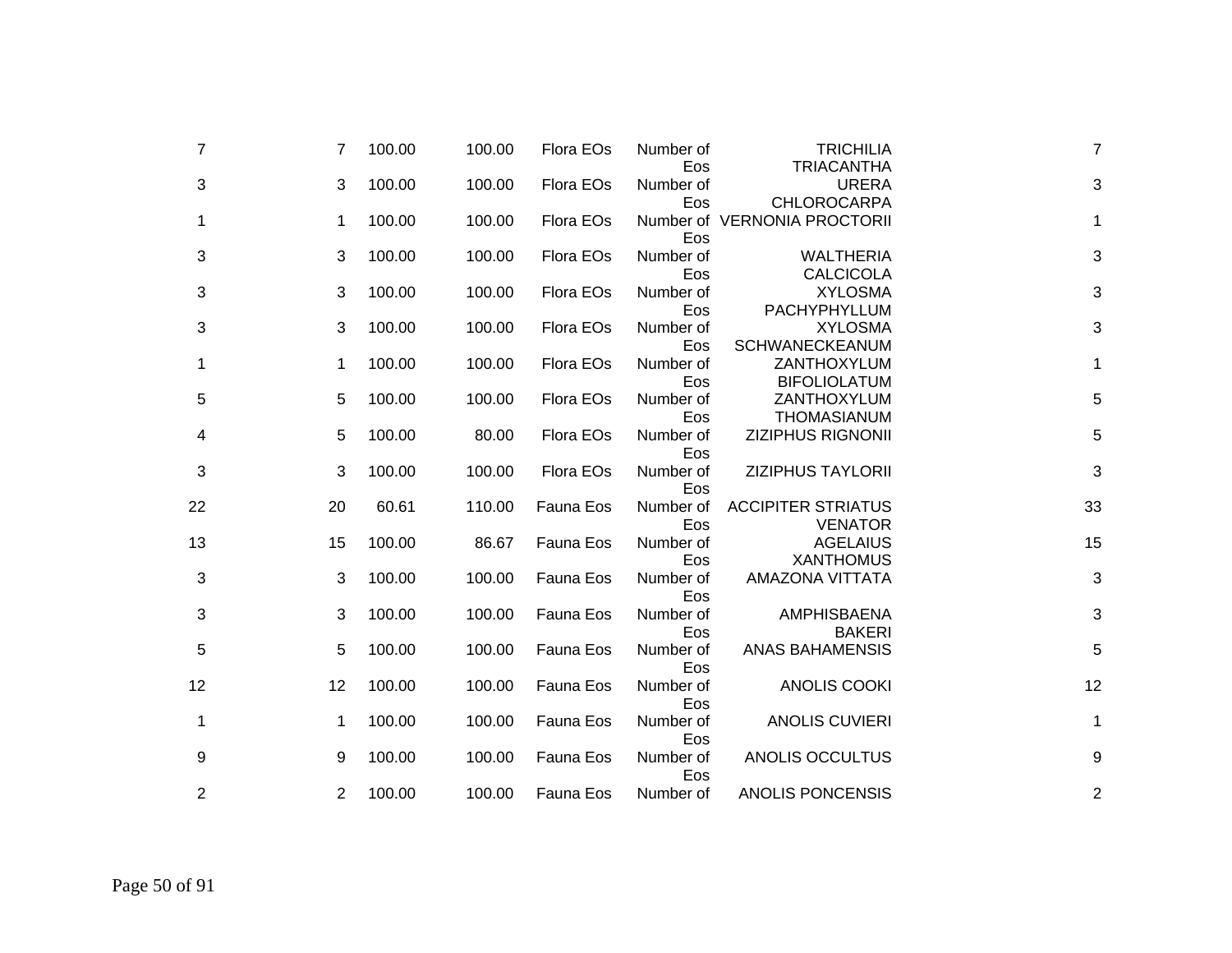| | | | | | | | |
|---|---|---|---|---|---|---|---|
| 7 | 7 | 100.00 | 100.00 | Flora EOs | Number of Eos | TRICHILIA TRIACANTHA | 7 |
| 3 | 3 | 100.00 | 100.00 | Flora EOs | Number of Eos | URERA CHLOROCARPA | 3 |
| 1 | 1 | 100.00 | 100.00 | Flora EOs | Number of Eos | VERNONIA PROCTORII | 1 |
| 3 | 3 | 100.00 | 100.00 | Flora EOs | Number of Eos | WALTHERIA CALCICOLA | 3 |
| 3 | 3 | 100.00 | 100.00 | Flora EOs | Number of Eos | XYLOSMA PACHYPHYLLUM | 3 |
| 3 | 3 | 100.00 | 100.00 | Flora EOs | Number of Eos | XYLOSMA SCHWANECKEANUM | 3 |
| 1 | 1 | 100.00 | 100.00 | Flora EOs | Number of Eos | ZANTHOXYLUM BIFOLIOLATUM | 1 |
| 5 | 5 | 100.00 | 100.00 | Flora EOs | Number of Eos | ZANTHOXYLUM THOMASIANUM | 5 |
| 4 | 5 | 100.00 | 80.00 | Flora EOs | Number of Eos | ZIZIPHUS RIGNONII | 5 |
| 3 | 3 | 100.00 | 100.00 | Flora EOs | Number of Eos | ZIZIPHUS TAYLORII | 3 |
| 22 | 20 | 60.61 | 110.00 | Fauna Eos | Number of Eos | ACCIPITER STRIATUS VENATOR | 33 |
| 13 | 15 | 100.00 | 86.67 | Fauna Eos | Number of Eos | AGELAIUS XANTHOMUS | 15 |
| 3 | 3 | 100.00 | 100.00 | Fauna Eos | Number of Eos | AMAZONA VITTATA | 3 |
| 3 | 3 | 100.00 | 100.00 | Fauna Eos | Number of Eos | AMPHISBAENA BAKERI | 3 |
| 5 | 5 | 100.00 | 100.00 | Fauna Eos | Number of Eos | ANAS BAHAMENSIS | 5 |
| 12 | 12 | 100.00 | 100.00 | Fauna Eos | Number of Eos | ANOLIS COOKI | 12 |
| 1 | 1 | 100.00 | 100.00 | Fauna Eos | Number of Eos | ANOLIS CUVIERI | 1 |
| 9 | 9 | 100.00 | 100.00 | Fauna Eos | Number of Eos | ANOLIS OCCULTUS | 9 |
| 2 | 2 | 100.00 | 100.00 | Fauna Eos | Number of | ANOLIS PONCENSIS | 2 |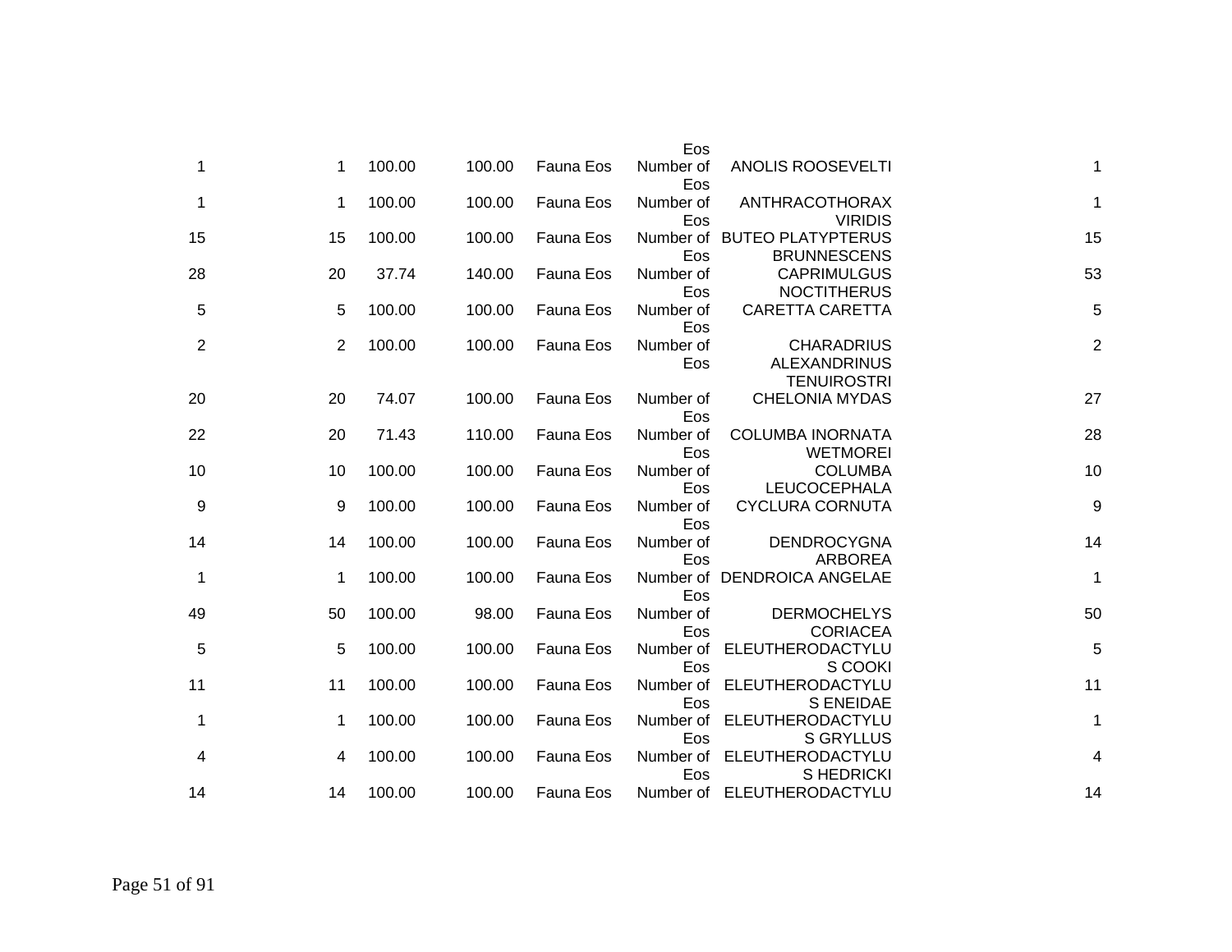| | | | | | | | |
|---|---|---|---|---|---|---|---|
| | | | | | Eos | | |
| 1 | 1 | 100.00 | 100.00 | Fauna Eos | Number of Eos | ANOLIS ROOSEVELTI | 1 |
| 1 | 1 | 100.00 | 100.00 | Fauna Eos | Number of Eos | ANTHRACOTHORAX VIRIDIS | 1 |
| 15 | 15 | 100.00 | 100.00 | Fauna Eos | Number of Eos | BUTEO PLATYPTERUS BRUNNESCENS | 15 |
| 28 | 20 | 37.74 | 140.00 | Fauna Eos | Number of Eos | CAPRIMULGUS NOCTITHERUS | 53 |
| 5 | 5 | 100.00 | 100.00 | Fauna Eos | Number of Eos | CARETTA CARETTA | 5 |
| 2 | 2 | 100.00 | 100.00 | Fauna Eos | Number of Eos | CHARADRIUS ALEXANDRINUS TENUIROSTRI | 2 |
| 20 | 20 | 74.07 | 100.00 | Fauna Eos | Number of Eos | CHELONIA MYDAS | 27 |
| 22 | 20 | 71.43 | 110.00 | Fauna Eos | Number of Eos | COLUMBA INORNATA WETMOREI | 28 |
| 10 | 10 | 100.00 | 100.00 | Fauna Eos | Number of Eos | COLUMBA LEUCOCEPHALA | 10 |
| 9 | 9 | 100.00 | 100.00 | Fauna Eos | Number of Eos | CYCLURA CORNUTA | 9 |
| 14 | 14 | 100.00 | 100.00 | Fauna Eos | Number of Eos | DENDROCYGNA ARBOREA | 14 |
| 1 | 1 | 100.00 | 100.00 | Fauna Eos | Number of Eos | DENDROICA ANGELAE | 1 |
| 49 | 50 | 100.00 | 98.00 | Fauna Eos | Number of Eos | DERMOCHELYS CORIACEA | 50 |
| 5 | 5 | 100.00 | 100.00 | Fauna Eos | Number of Eos | ELEUTHERODACTYLUS COOKI | 5 |
| 11 | 11 | 100.00 | 100.00 | Fauna Eos | Number of Eos | ELEUTHERODACTYLUS ENEIDAE | 11 |
| 1 | 1 | 100.00 | 100.00 | Fauna Eos | Number of Eos | ELEUTHERODACTYLUS GRYLLUS | 1 |
| 4 | 4 | 100.00 | 100.00 | Fauna Eos | Number of Eos | ELEUTHERODACTYLUS HEDRICKI | 4 |
| 14 | 14 | 100.00 | 100.00 | Fauna Eos | Number of | ELEUTHERODACTYLU | 14 |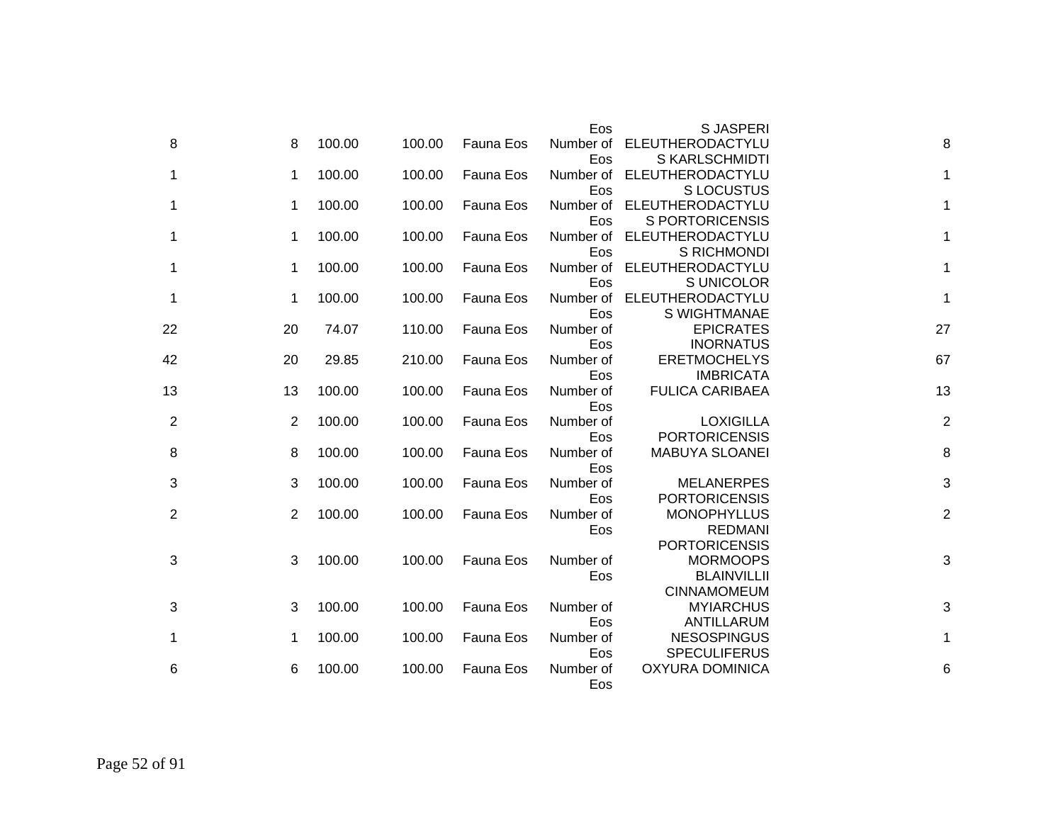|  |  |  |  |  | Eos | S JASPERI |  |
|---|---|---|---|---|---|---|---|
| 8 | 8 | 100.00 | 100.00 | Fauna Eos | Number of Eos | ELEUTHERODACTYLUS KARLSCHMIDTI | 8 |
| 1 | 1 | 100.00 | 100.00 | Fauna Eos | Number of Eos | ELEUTHERODACTYLUS LOCUSTUS | 1 |
| 1 | 1 | 100.00 | 100.00 | Fauna Eos | Number of Eos | ELEUTHERODACTYLUS PORTORICENSIS | 1 |
| 1 | 1 | 100.00 | 100.00 | Fauna Eos | Number of Eos | ELEUTHERODACTYLUS RICHMONDI | 1 |
| 1 | 1 | 100.00 | 100.00 | Fauna Eos | Number of Eos | ELEUTHERODACTYLUS UNICOLOR | 1 |
| 1 | 1 | 100.00 | 100.00 | Fauna Eos | Number of Eos | ELEUTHERODACTYLUS WIGHTMANAE | 1 |
| 22 | 20 | 74.07 | 110.00 | Fauna Eos | Number of Eos | EPICRATES INORNATUS | 27 |
| 42 | 20 | 29.85 | 210.00 | Fauna Eos | Number of Eos | ERETMOCHELYS IMBRICATA | 67 |
| 13 | 13 | 100.00 | 100.00 | Fauna Eos | Number of Eos | FULICA CARIBAEA | 13 |
| 2 | 2 | 100.00 | 100.00 | Fauna Eos | Number of Eos | LOXIGILLA PORTORICENSIS | 2 |
| 8 | 8 | 100.00 | 100.00 | Fauna Eos | Number of Eos | MABUYA SLOANEI | 8 |
| 3 | 3 | 100.00 | 100.00 | Fauna Eos | Number of Eos | MELANERPES PORTORICENSIS | 3 |
| 2 | 2 | 100.00 | 100.00 | Fauna Eos | Number of Eos | MONOPHYLLUS REDMANI PORTORICENSIS | 2 |
| 3 | 3 | 100.00 | 100.00 | Fauna Eos | Number of Eos | MORMOOPS BLAINVILLII CINNAMOMEUM | 3 |
| 3 | 3 | 100.00 | 100.00 | Fauna Eos | Number of Eos | MYIARCHUS ANTILLARUM | 3 |
| 1 | 1 | 100.00 | 100.00 | Fauna Eos | Number of Eos | NESOSPINGUS SPECULIFERUS | 1 |
| 6 | 6 | 100.00 | 100.00 | Fauna Eos | Number of Eos | OXYURA DOMINICA | 6 |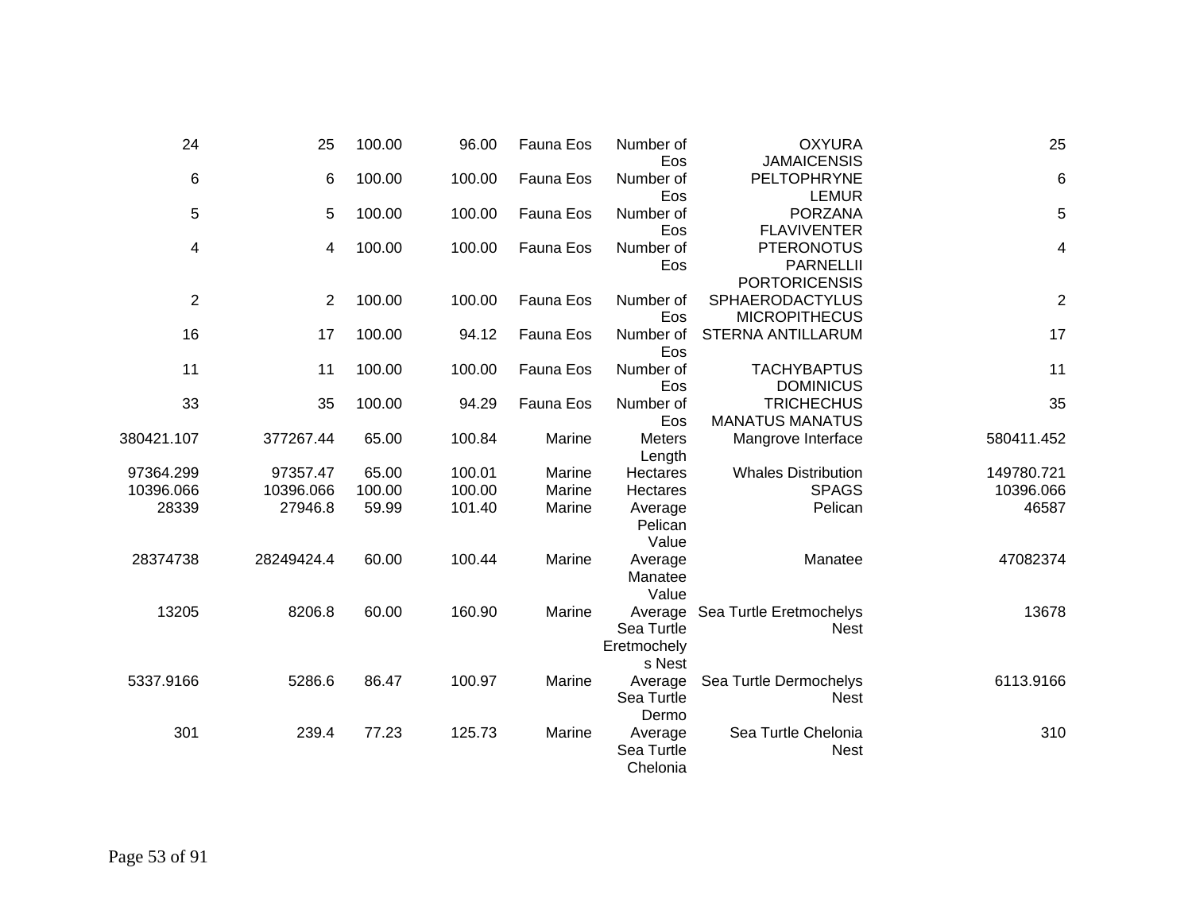| | | | | | | | |
|---|---|---|---|---|---|---|---|
| 24 | 25 | 100.00 | 96.00 | Fauna Eos | Number of Eos | OXYURA JAMAICENSIS | 25 |
| 6 | 6 | 100.00 | 100.00 | Fauna Eos | Number of Eos | PELTOPHRYNE LEMUR | 6 |
| 5 | 5 | 100.00 | 100.00 | Fauna Eos | Number of Eos | PORZANA FLAVIVENTER | 5 |
| 4 | 4 | 100.00 | 100.00 | Fauna Eos | Number of Eos | PTERONOTUS PARNELLII PORTORICENSIS | 4 |
| 2 | 2 | 100.00 | 100.00 | Fauna Eos | Number of Eos | SPHAERODACTYLUS MICROPITHECUS | 2 |
| 16 | 17 | 100.00 | 94.12 | Fauna Eos | Number of Eos | STERNA ANTILLARUM | 17 |
| 11 | 11 | 100.00 | 100.00 | Fauna Eos | Number of Eos | TACHYBAPTUS DOMINICUS | 11 |
| 33 | 35 | 100.00 | 94.29 | Fauna Eos | Number of Eos | TRICHECHUS MANATUS MANATUS | 35 |
| 380421.107 | 377267.44 | 65.00 | 100.84 | Marine | Meters Length | Mangrove Interface | 580411.452 |
| 97364.299 | 97357.47 | 65.00 | 100.01 | Marine | Hectares | Whales Distribution | 149780.721 |
| 10396.066 | 10396.066 | 100.00 | 100.00 | Marine | Hectares | SPAGS | 10396.066 |
| 28339 | 27946.8 | 59.99 | 101.40 | Marine | Average Pelican Value | Pelican | 46587 |
| 28374738 | 28249424.4 | 60.00 | 100.44 | Marine | Average Manatee Value | Manatee | 47082374 |
| 13205 | 8206.8 | 60.00 | 160.90 | Marine | Average Sea Turtle Eretmochelys Nest | Sea Turtle Eretmochelys Nest | 13678 |
| 5337.9166 | 5286.6 | 86.47 | 100.97 | Marine | Average Sea Turtle Dermo | Sea Turtle Dermochelys Nest | 6113.9166 |
| 301 | 239.4 | 77.23 | 125.73 | Marine | Average Sea Turtle Chelonia | Sea Turtle Chelonia Nest | 310 |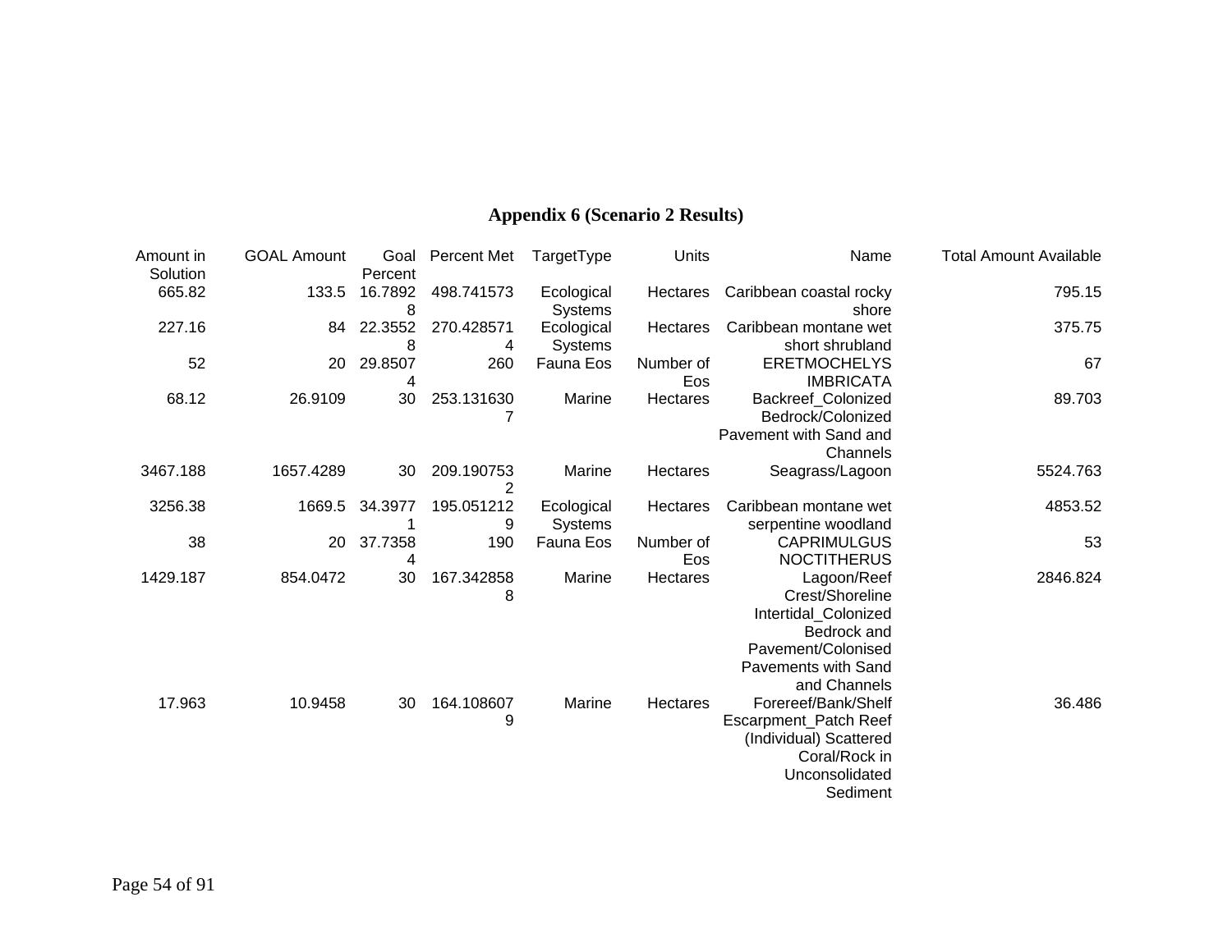## Appendix 6 (Scenario 2 Results)

| Amount in Solution | GOAL Amount | Goal Percent | Percent Met | TargetType | Units | Name | Total Amount Available |
|---|---|---|---|---|---|---|---|
| 665.82 | 133.5 | 16.78928 | 498.741573 | Ecological Systems | Hectares | Caribbean coastal rocky shore | 795.15 |
| 227.16 | 84 | 22.35528 | 270.4285714 | Ecological Systems | Hectares | Caribbean montane wet short shrubland | 375.75 |
| 52 | 20 | 29.85074 | 260 | Fauna Eos | Number of Eos | ERETMOCHELYS IMBRICATA | 67 |
| 68.12 | 26.9109 | 30 | 253.1316307 | Marine | Hectares | Backreef_Colonized Bedrock/Colonized Pavement with Sand and Channels | 89.703 |
| 3467.188 | 1657.4289 | 30 | 209.1907532 | Marine | Hectares | Seagrass/Lagoon | 5524.763 |
| 3256.38 | 1669.5 | 34.39771 | 195.0512129 | Ecological Systems | Hectares | Caribbean montane wet serpentine woodland | 4853.52 |
| 38 | 20 | 37.73584 | 190 | Fauna Eos | Number of Eos | CAPRIMULGUS NOCTITHERUS | 53 |
| 1429.187 | 854.0472 | 30 | 167.3428588 | Marine | Hectares | Lagoon/Reef Crest/Shoreline Intertidal_Colonized Bedrock and Pavement/Colonised Pavements with Sand and Channels | 2846.824 |
| 17.963 | 10.9458 | 30 | 164.1086079 | Marine | Hectares | Forereef/Bank/Shelf Escarpment_Patch Reef (Individual) Scattered Coral/Rock in Unconsolidated Sediment | 36.486 |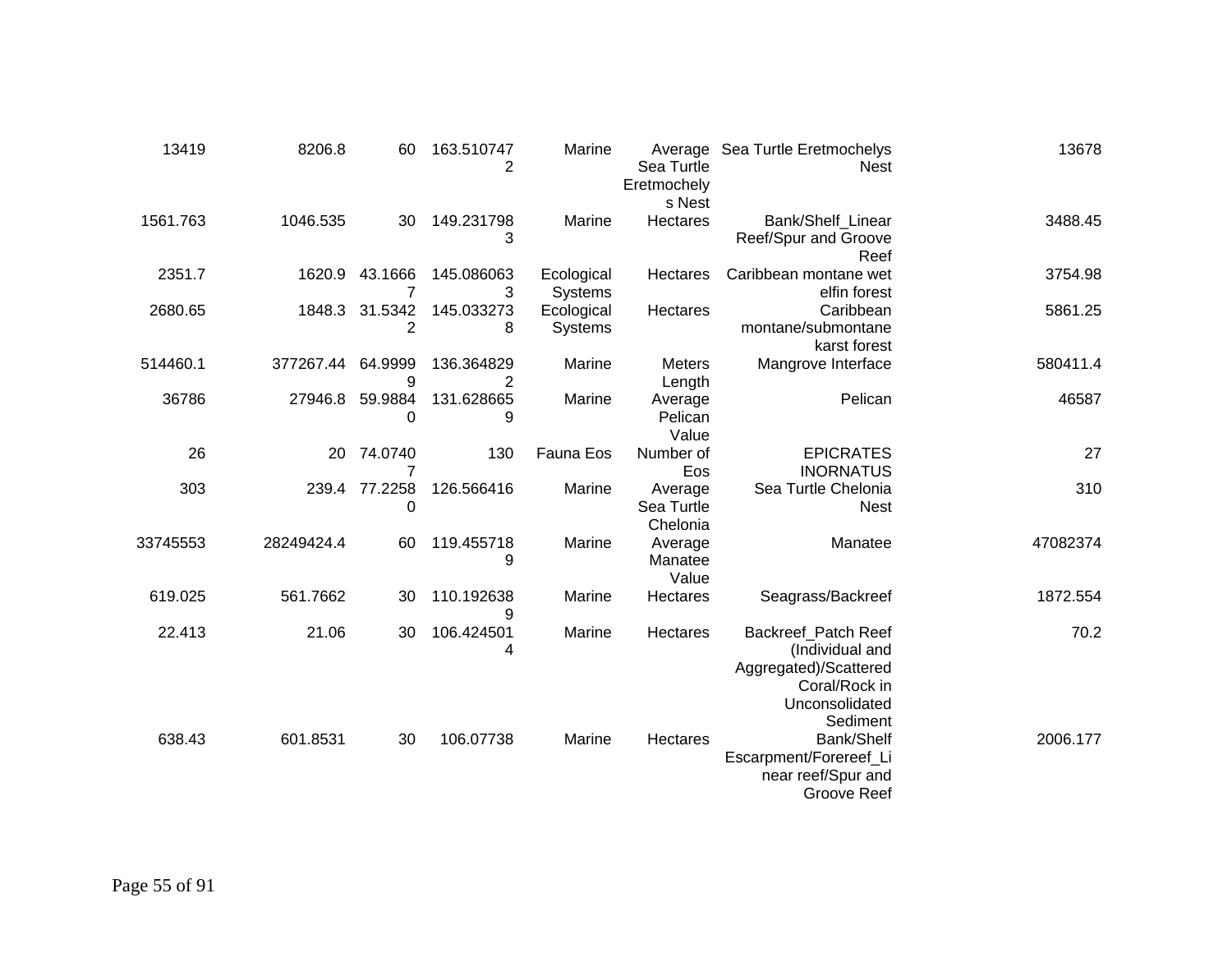| | | | | | | | |
|---|---|---|---|---|---|---|---|
| 13419 | 8206.8 | 60 | 163.5107472 | Marine | Average Sea Turtle Eretmochelys Nest | Sea Turtle Eretmochelys Nest | 13678 |
| 1561.763 | 1046.535 | 30 | 149.2317983 | Marine | Hectares | Bank/Shelf_Linear Reef/Spur and Groove Reef | 3488.45 |
| 2351.7 | 1620.9 | 43.16667 | 145.0860633 | Ecological Systems | Hectares | Caribbean montane wet elfin forest | 3754.98 |
| 2680.65 | 1848.3 | 31.53422 | 145.0332738 | Ecological Systems | Hectares | Caribbean montane/submontane karst forest | 5861.25 |
| 514460.1 | 377267.44 | 64.99999 | 136.3648292 | Marine | Meters Length | Mangrove Interface | 580411.4 |
| 36786 | 27946.8 | 59.98840 | 131.6286659 | Marine | Average Pelican Value | Pelican | 46587 |
| 26 | 20 | 74.07407 | 130 | Fauna Eos | Number of Eos | EPICRATES INORNATUS | 27 |
| 303 | 239.4 | 77.22580 | 126.566416 | Marine | Average Sea Turtle Chelonia | Sea Turtle Chelonia Nest | 310 |
| 33745553 | 28249424.4 | 60 | 119.4557189 | Marine | Average Manatee Value | Manatee | 47082374 |
| 619.025 | 561.7662 | 30 | 110.1926389 | Marine | Hectares | Seagrass/Backreef | 1872.554 |
| 22.413 | 21.06 | 30 | 106.4245014 | Marine | Hectares | Backreef_Patch Reef (Individual and Aggregated)/Scattered Coral/Rock in Unconsolidated Sediment | 70.2 |
| 638.43 | 601.8531 | 30 | 106.07738 | Marine | Hectares | Bank/Shelf Escarpment/Forereef_Linear reef/Spur and Groove Reef | 2006.177 |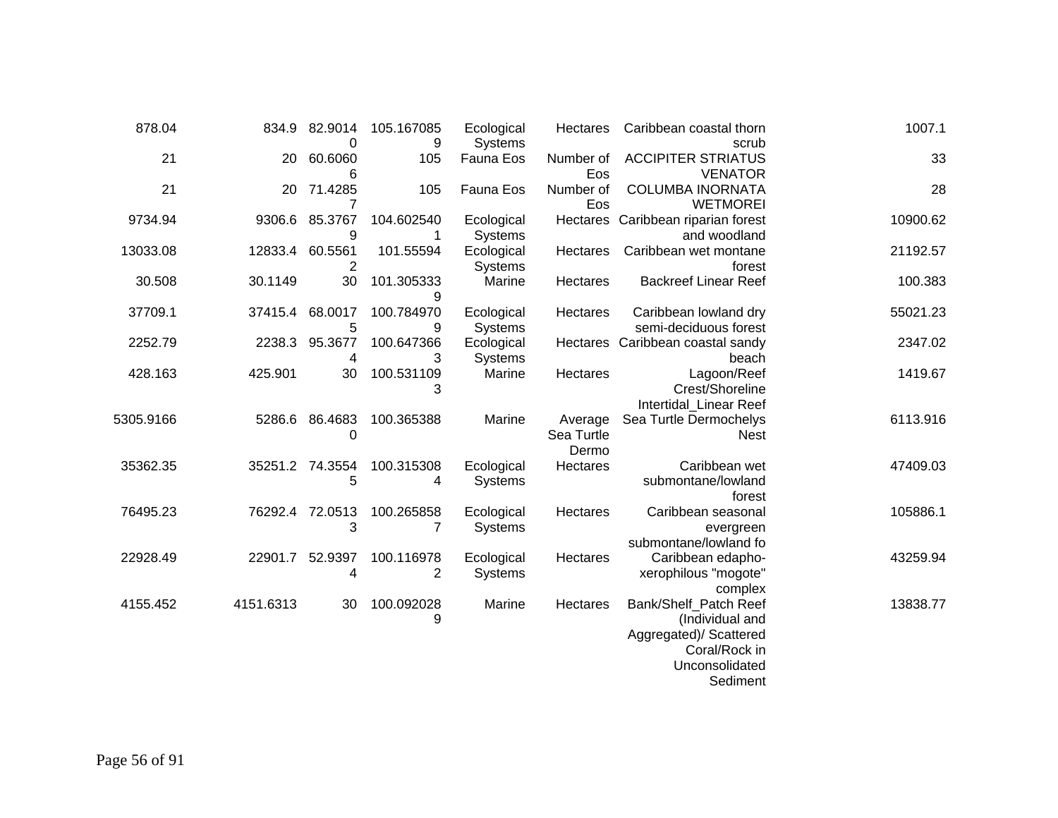|  |  |  |  |  |  |  |  |
|---|---|---|---|---|---|---|---|
| 878.04 | 834.9 | 82.90140 | 105.1670859 | Ecological Systems | Hectares | Caribbean coastal thorn scrub | 1007.1 |
| 21 | 20 | 60.60606 | 105 | Fauna Eos | Number of Eos | ACCIPITER STRIATUS VENATOR | 33 |
| 21 | 20 | 71.42857 | 105 | Fauna Eos | Number of Eos | COLUMBA INORNATA WETMOREI | 28 |
| 9734.94 | 9306.6 | 85.37679 | 104.6025401 | Ecological Systems | Hectares | Caribbean riparian forest and woodland | 10900.62 |
| 13033.08 | 12833.4 | 60.55612 | 101.55594 | Ecological Systems | Hectares | Caribbean wet montane forest | 21192.57 |
| 30.508 | 30.1149 | 30 | 101.3053339 | Marine | Hectares | Backreef Linear Reef | 100.383 |
| 37709.1 | 37415.4 | 68.00175 | 100.7849709 | Ecological Systems | Hectares | Caribbean lowland dry semi-deciduous forest | 55021.23 |
| 2252.79 | 2238.3 | 95.36774 | 100.6473663 | Ecological Systems | Hectares | Caribbean coastal sandy beach | 2347.02 |
| 428.163 | 425.901 | 30 | 100.5311093 | Marine | Hectares | Lagoon/Reef Crest/Shoreline Intertidal_Linear Reef | 1419.67 |
| 5305.9166 | 5286.6 | 86.46830 | 100.365388 | Marine | Average Sea Turtle Dermo | Sea Turtle Dermochelys Nest | 6113.916 |
| 35362.35 | 35251.2 | 74.35545 | 100.3153084 | Ecological Systems | Hectares | Caribbean wet submontane/lowland forest | 47409.03 |
| 76495.23 | 76292.4 | 72.05133 | 100.2658587 | Ecological Systems | Hectares | Caribbean seasonal evergreen submontane/lowland fo | 105886.1 |
| 22928.49 | 22901.7 | 52.93974 | 100.1169782 | Ecological Systems | Hectares | Caribbean edapho-xerophilous "mogote" complex | 43259.94 |
| 4155.452 | 4151.6313 | 30 | 100.0920289 | Marine | Hectares | Bank/Shelf_Patch Reef (Individual and Aggregated)/ Scattered Coral/Rock in Unconsolidated Sediment | 13838.77 |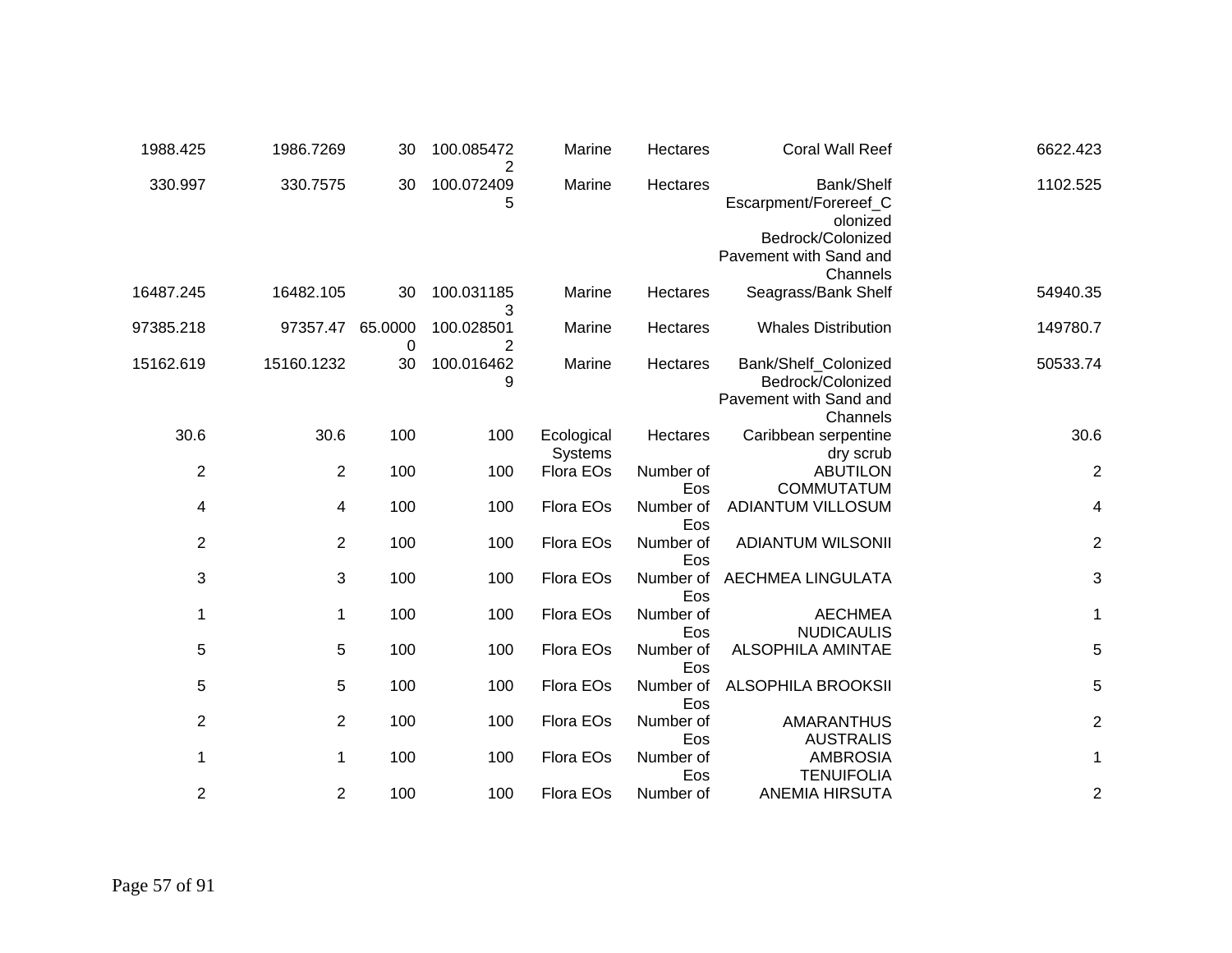| | | | | | | | |
|---|---|---|---|---|---|---|---|
| 1988.425 | 1986.7269 | 30 | 100.0854722 | Marine | Hectares | Coral Wall Reef | 6622.423 |
| 330.997 | 330.7575 | 30 | 100.0724095 | Marine | Hectares | Bank/Shelf Escarpment/Forereef_Colonized Bedrock/Colonized Pavement with Sand and Channels | 1102.525 |
| 16487.245 | 16482.105 | 30 | 100.0311853 | Marine | Hectares | Seagrass/Bank Shelf | 54940.35 |
| 97385.218 | 97357.47 | 65.00000 | 100.0285012 | Marine | Hectares | Whales Distribution | 149780.7 |
| 15162.619 | 15160.1232 | 30 | 100.0164629 | Marine | Hectares | Bank/Shelf_Colonized Bedrock/Colonized Pavement with Sand and Channels | 50533.74 |
| 30.6 | 30.6 | 100 | 100 | Ecological Systems | Hectares | Caribbean serpentine dry scrub | 30.6 |
| 2 | 2 | 100 | 100 | Flora EOs | Number of Eos | ABUTILON COMMUTATUM | 2 |
| 4 | 4 | 100 | 100 | Flora EOs | Number of Eos | ADIANTUM VILLOSUM | 4 |
| 2 | 2 | 100 | 100 | Flora EOs | Number of Eos | ADIANTUM WILSONII | 2 |
| 3 | 3 | 100 | 100 | Flora EOs | Number of Eos | AECHMEA LINGULATA | 3 |
| 1 | 1 | 100 | 100 | Flora EOs | Number of Eos | AECHMEA NUDICAULIS | 1 |
| 5 | 5 | 100 | 100 | Flora EOs | Number of Eos | ALSOPHILA AMINTAE | 5 |
| 5 | 5 | 100 | 100 | Flora EOs | Number of Eos | ALSOPHILA BROOKSII | 5 |
| 2 | 2 | 100 | 100 | Flora EOs | Number of Eos | AMARANTHUS AUSTRALIS | 2 |
| 1 | 1 | 100 | 100 | Flora EOs | Number of Eos | AMBROSIA TENUIFOLIA | 1 |
| 2 | 2 | 100 | 100 | Flora EOs | Number of | ANEMIA HIRSUTA | 2 |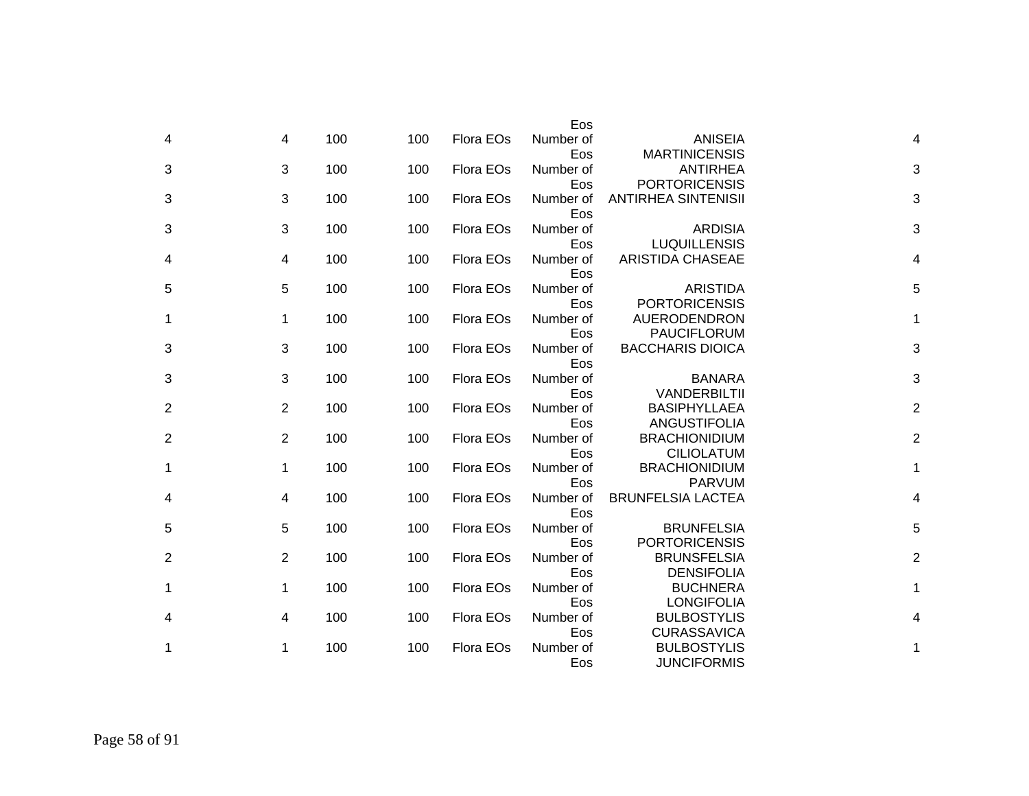| | | | | | | | |
|---|---|---|---|---|---|---|---|
| | | | | | Eos | | |
| 4 | 4 | 100 | 100 | Flora EOs | Number of Eos | ANISEIA MARTINICENSIS | 4 |
| 3 | 3 | 100 | 100 | Flora EOs | Number of Eos | ANTIRHEA PORTORICENSIS | 3 |
| 3 | 3 | 100 | 100 | Flora EOs | Number of Eos | ANTIRHEA SINTENISII | 3 |
| 3 | 3 | 100 | 100 | Flora EOs | Number of Eos | ARDISIA LUQUILLENSIS | 3 |
| 4 | 4 | 100 | 100 | Flora EOs | Number of Eos | ARISTIDA CHASEAE | 4 |
| 5 | 5 | 100 | 100 | Flora EOs | Number of Eos | ARISTIDA PORTORICENSIS | 5 |
| 1 | 1 | 100 | 100 | Flora EOs | Number of Eos | AUERODENDRON PAUCIFLORUM | 1 |
| 3 | 3 | 100 | 100 | Flora EOs | Number of Eos | BACCHARIS DIOICA | 3 |
| 3 | 3 | 100 | 100 | Flora EOs | Number of Eos | BANARA VANDERBILTII | 3 |
| 2 | 2 | 100 | 100 | Flora EOs | Number of Eos | BASIPHYLLAEA ANGUSTIFOLIA | 2 |
| 2 | 2 | 100 | 100 | Flora EOs | Number of Eos | BRACHIONIDIUM CILIOLATUM | 2 |
| 1 | 1 | 100 | 100 | Flora EOs | Number of Eos | BRACHIONIDIUM PARVUM | 1 |
| 4 | 4 | 100 | 100 | Flora EOs | Number of Eos | BRUNFELSIA LACTEA | 4 |
| 5 | 5 | 100 | 100 | Flora EOs | Number of Eos | BRUNFELSIA PORTORICENSIS | 5 |
| 2 | 2 | 100 | 100 | Flora EOs | Number of Eos | BRUNSFELSIA DENSIFOLIA | 2 |
| 1 | 1 | 100 | 100 | Flora EOs | Number of Eos | BUCHNERA LONGIFOLIA | 1 |
| 4 | 4 | 100 | 100 | Flora EOs | Number of Eos | BULBOSTYLIS CURASSAVICA | 4 |
| 1 | 1 | 100 | 100 | Flora EOs | Number of Eos | BULBOSTYLIS JUNCIFORMIS | 1 |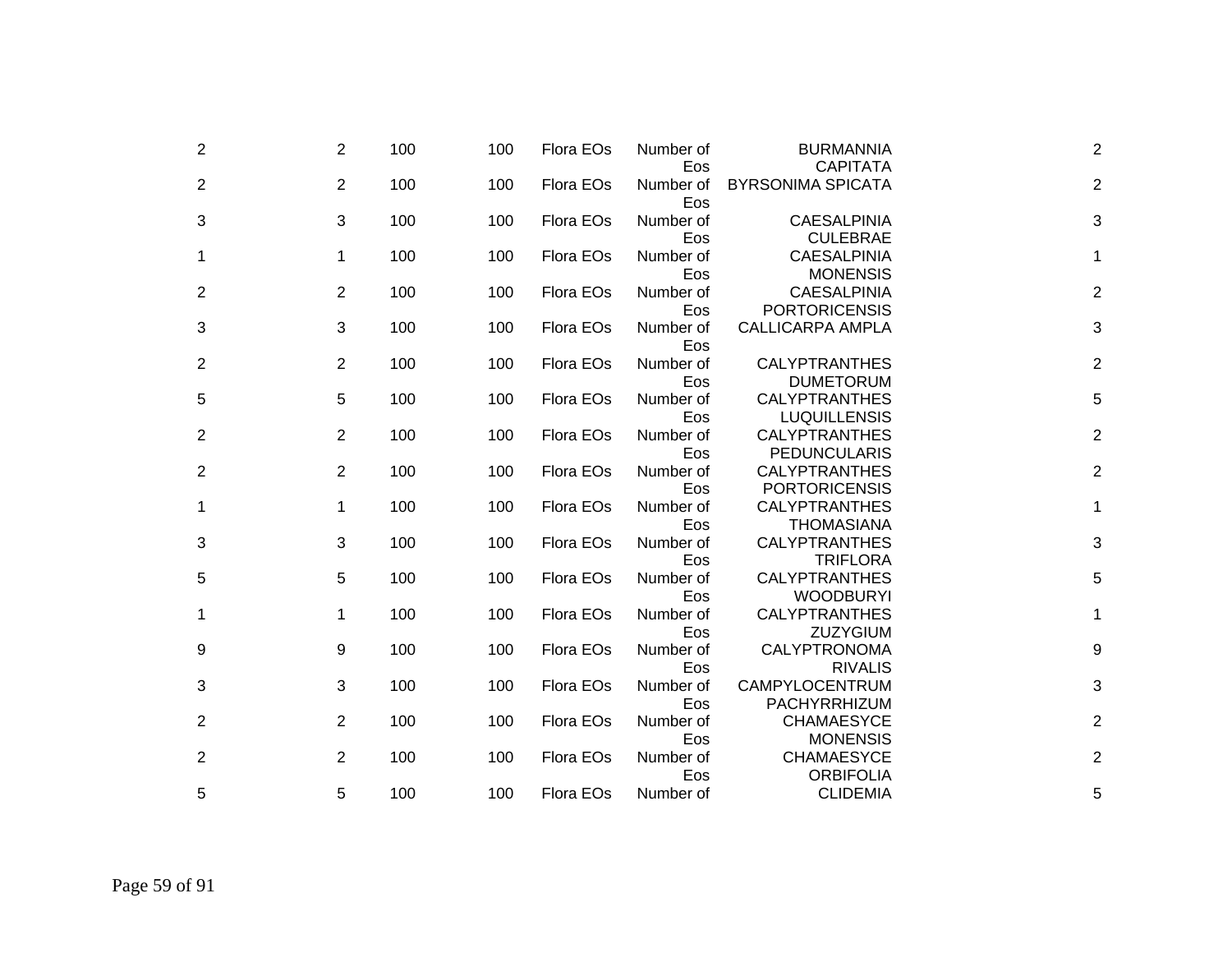| | | | | | | | |
|---|---|---|---|---|---|---|---|
| 2 | 2 | 100 | 100 | Flora EOs | Number of Eos | BURMANNIA CAPITATA | 2 |
| 2 | 2 | 100 | 100 | Flora EOs | Number of Eos | BYRSONIMA SPICATA | 2 |
| 3 | 3 | 100 | 100 | Flora EOs | Number of Eos | CAESALPINIA CULEBRAE | 3 |
| 1 | 1 | 100 | 100 | Flora EOs | Number of Eos | CAESALPINIA MONENSIS | 1 |
| 2 | 2 | 100 | 100 | Flora EOs | Number of Eos | CAESALPINIA PORTORICENSIS | 2 |
| 3 | 3 | 100 | 100 | Flora EOs | Number of Eos | CALLICARPA AMPLA | 3 |
| 2 | 2 | 100 | 100 | Flora EOs | Number of Eos | CALYPTRANTHES DUMETORUM | 2 |
| 5 | 5 | 100 | 100 | Flora EOs | Number of Eos | CALYPTRANTHES LUQUILLENSIS | 5 |
| 2 | 2 | 100 | 100 | Flora EOs | Number of Eos | CALYPTRANTHES PEDUNCULARIS | 2 |
| 2 | 2 | 100 | 100 | Flora EOs | Number of Eos | CALYPTRANTHES PORTORICENSIS | 2 |
| 1 | 1 | 100 | 100 | Flora EOs | Number of Eos | CALYPTRANTHES THOMASIANA | 1 |
| 3 | 3 | 100 | 100 | Flora EOs | Number of Eos | CALYPTRANTHES TRIFLORA | 3 |
| 5 | 5 | 100 | 100 | Flora EOs | Number of Eos | CALYPTRANTHES WOODBURYI | 5 |
| 1 | 1 | 100 | 100 | Flora EOs | Number of Eos | CALYPTRANTHES ZUZYGIUM | 1 |
| 9 | 9 | 100 | 100 | Flora EOs | Number of Eos | CALYPTRONOMA RIVALIS | 9 |
| 3 | 3 | 100 | 100 | Flora EOs | Number of Eos | CAMPYLOCENTRUM PACHYRRHIZUM | 3 |
| 2 | 2 | 100 | 100 | Flora EOs | Number of Eos | CHAMAESYCE MONENSIS | 2 |
| 2 | 2 | 100 | 100 | Flora EOs | Number of Eos | CHAMAESYCE ORBIFOLIA | 2 |
| 5 | 5 | 100 | 100 | Flora EOs | Number of | CLIDEMIA | 5 |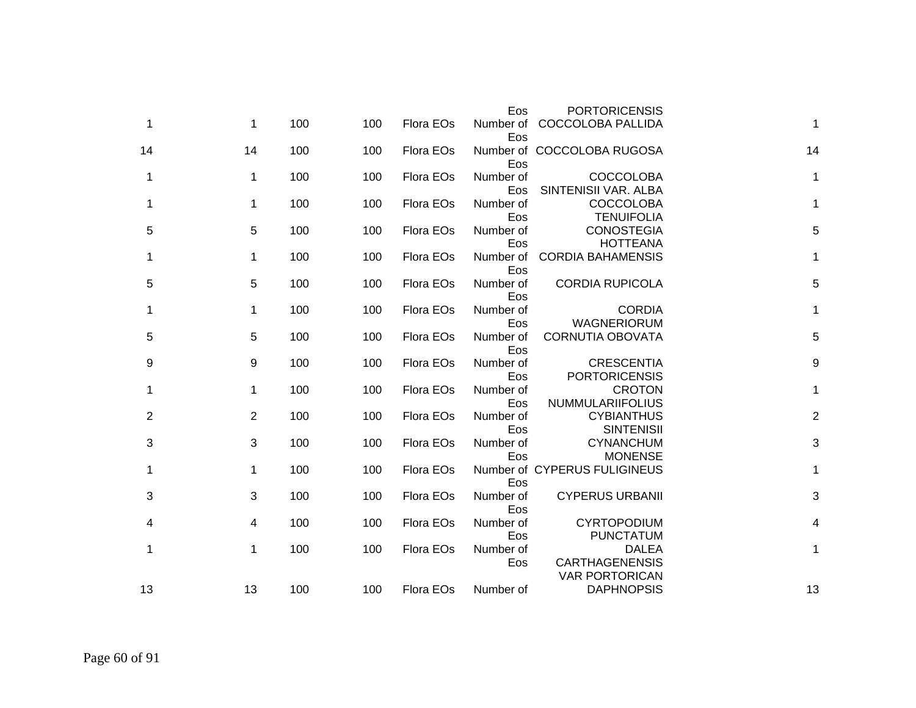| | | | | | | | |
|---|---|---|---|---|---|---|---|
| | | | | | Eos | PORTORICENSIS | |
| 1 | 1 | 100 | 100 | Flora EOs | Number of Eos | COCCOLOBA PALLIDA | 1 |
| 14 | 14 | 100 | 100 | Flora EOs | Number of Eos | COCCOLOBA RUGOSA | 14 |
| 1 | 1 | 100 | 100 | Flora EOs | Number of Eos | COCCOLOBA SINTENISII VAR. ALBA | 1 |
| 1 | 1 | 100 | 100 | Flora EOs | Number of Eos | COCCOLOBA TENUIFOLIA | 1 |
| 5 | 5 | 100 | 100 | Flora EOs | Number of Eos | CONOSTEGIA HOTTEANA | 5 |
| 1 | 1 | 100 | 100 | Flora EOs | Number of Eos | CORDIA BAHAMENSIS | 1 |
| 5 | 5 | 100 | 100 | Flora EOs | Number of Eos | CORDIA RUPICOLA | 5 |
| 1 | 1 | 100 | 100 | Flora EOs | Number of Eos | CORDIA WAGNERIORUM | 1 |
| 5 | 5 | 100 | 100 | Flora EOs | Number of Eos | CORNUTIA OBOVATA | 5 |
| 9 | 9 | 100 | 100 | Flora EOs | Number of Eos | CRESCENTIA PORTORICENSIS | 9 |
| 1 | 1 | 100 | 100 | Flora EOs | Number of Eos | CROTON NUMMULARIIFOLIUS | 1 |
| 2 | 2 | 100 | 100 | Flora EOs | Number of Eos | CYBIANTHUS SINTENISII | 2 |
| 3 | 3 | 100 | 100 | Flora EOs | Number of Eos | CYNANCHUM MONENSE | 3 |
| 1 | 1 | 100 | 100 | Flora EOs | Number of Eos | CYPERUS FULIGINEUS | 1 |
| 3 | 3 | 100 | 100 | Flora EOs | Number of Eos | CYPERUS URBANII | 3 |
| 4 | 4 | 100 | 100 | Flora EOs | Number of Eos | CYRTOPODIUM PUNCTATUM | 4 |
| 1 | 1 | 100 | 100 | Flora EOs | Number of Eos | DALEA CARTHAGENENSIS VAR PORTORICAN | 1 |
| 13 | 13 | 100 | 100 | Flora EOs | Number of | DAPHNOPSIS | 13 |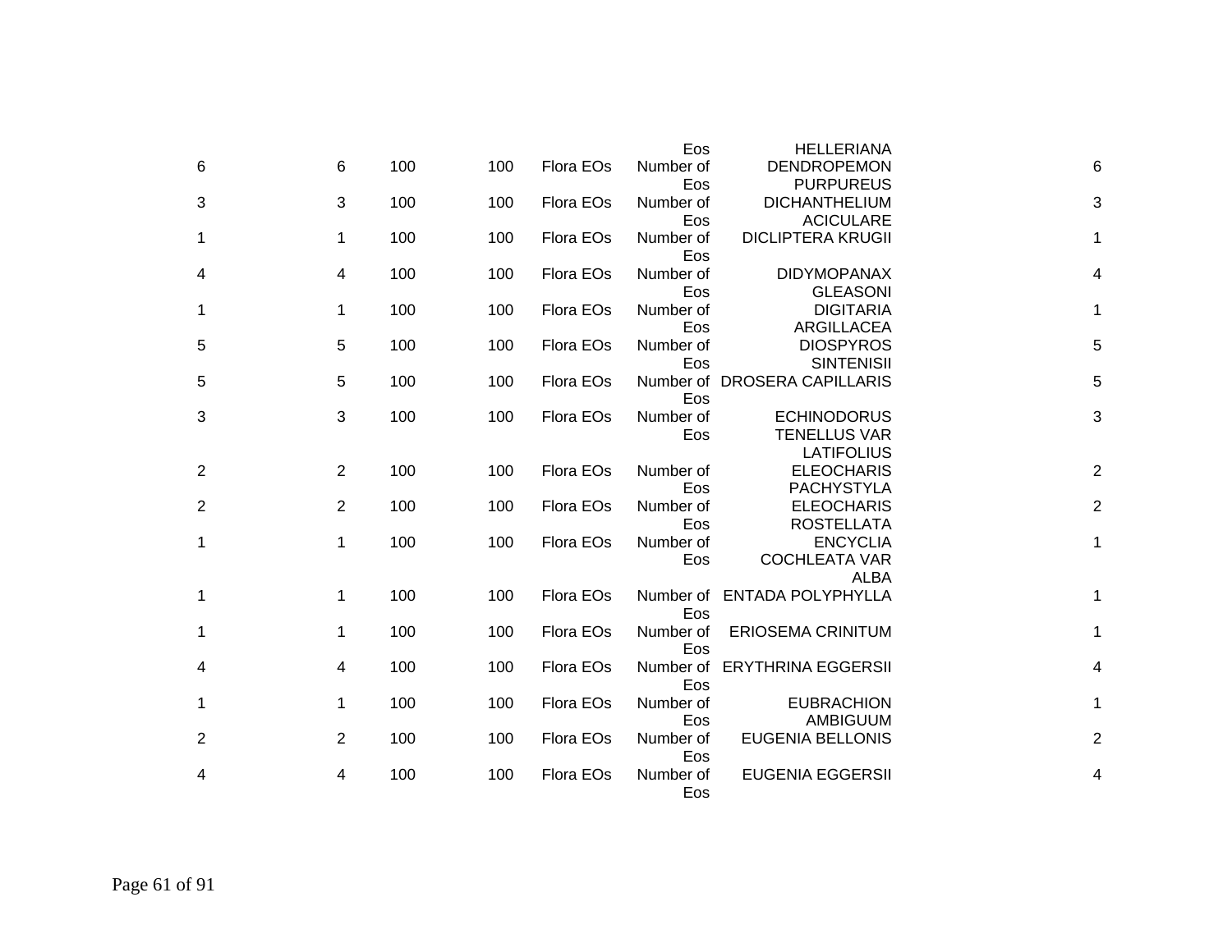| | | | | | | | |
|---|---|---|---|---|---|---|---|
| | | | | | Eos | HELLERIANA | |
| 6 | 6 | 100 | 100 | Flora EOs | Number of Eos | DENDROPEMON PURPUREUS | 6 |
| 3 | 3 | 100 | 100 | Flora EOs | Number of Eos | DICHANTHELIUM ACICULARE | 3 |
| 1 | 1 | 100 | 100 | Flora EOs | Number of Eos | DICLIPTERA KRUGII | 1 |
| 4 | 4 | 100 | 100 | Flora EOs | Number of Eos | DIDYMOPANAX GLEASONI | 4 |
| 1 | 1 | 100 | 100 | Flora EOs | Number of Eos | DIGITARIA ARGILLACEA | 1 |
| 5 | 5 | 100 | 100 | Flora EOs | Number of Eos | DIOSPYROS SINTENISII | 5 |
| 5 | 5 | 100 | 100 | Flora EOs | Number of Eos | DROSERA CAPILLARIS | 5 |
| 3 | 3 | 100 | 100 | Flora EOs | Number of Eos | ECHINODORUS TENELLUS VAR LATIFOLIUS | 3 |
| 2 | 2 | 100 | 100 | Flora EOs | Number of Eos | ELEOCHARIS PACHYSTYLA | 2 |
| 2 | 2 | 100 | 100 | Flora EOs | Number of Eos | ELEOCHARIS ROSTELLATA | 2 |
| 1 | 1 | 100 | 100 | Flora EOs | Number of Eos | ENCYCLIA COCHLEATA VAR ALBA | 1 |
| 1 | 1 | 100 | 100 | Flora EOs | Number of Eos | ENTADA POLYPHYLLA | 1 |
| 1 | 1 | 100 | 100 | Flora EOs | Number of Eos | ERIOSEMA CRINITUM | 1 |
| 4 | 4 | 100 | 100 | Flora EOs | Number of Eos | ERYTHRINA EGGERSII | 4 |
| 1 | 1 | 100 | 100 | Flora EOs | Number of Eos | EUBRACHION AMBIGUUM | 1 |
| 2 | 2 | 100 | 100 | Flora EOs | Number of Eos | EUGENIA BELLONIS | 2 |
| 4 | 4 | 100 | 100 | Flora EOs | Number of Eos | EUGENIA EGGERSII | 4 |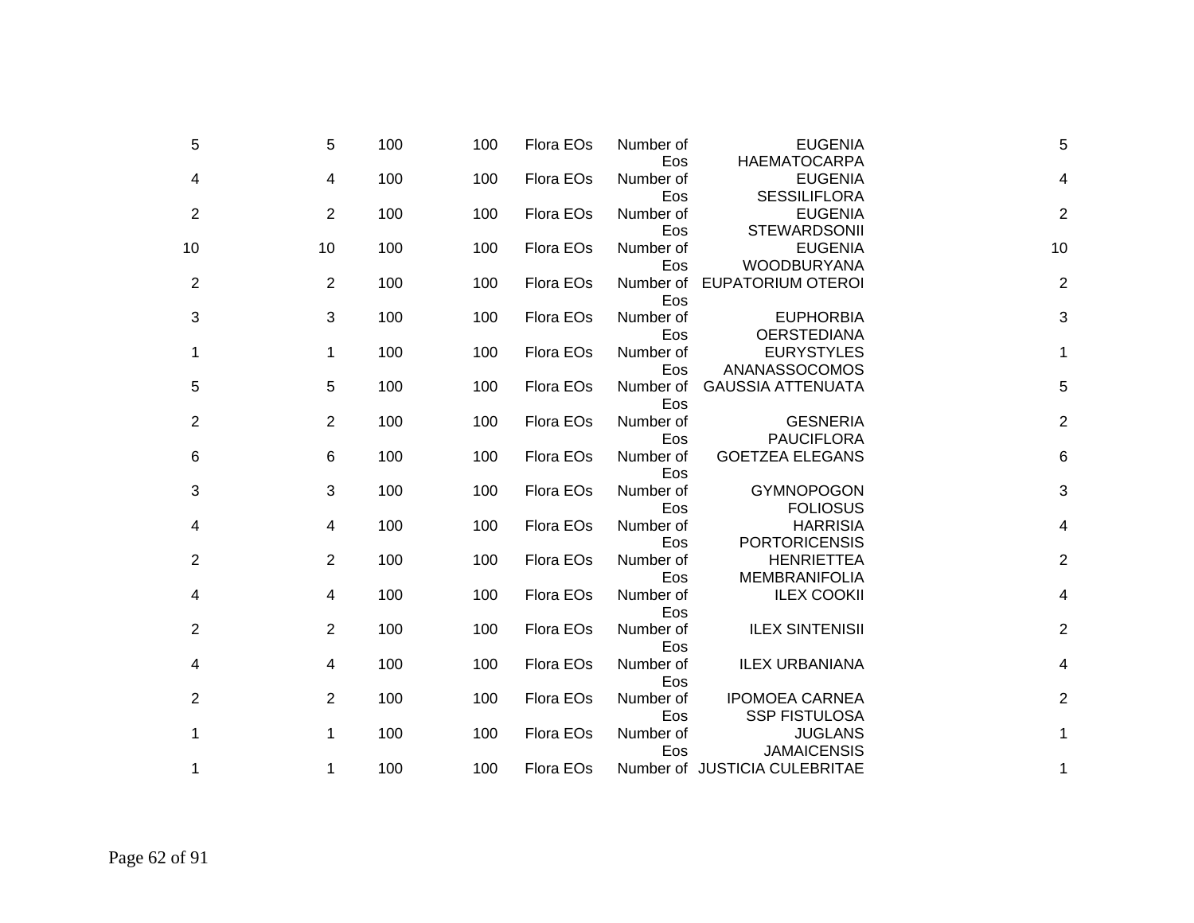| | | | | | | | |
|---|---|---|---|---|---|---|---|
| 5 | 5 | 100 | 100 | Flora EOs | Number of Eos | EUGENIA HAEMATOCARPA | 5 |
| 4 | 4 | 100 | 100 | Flora EOs | Number of Eos | EUGENIA SESSILIFLORA | 4 |
| 2 | 2 | 100 | 100 | Flora EOs | Number of Eos | EUGENIA STEWARDSONII | 2 |
| 10 | 10 | 100 | 100 | Flora EOs | Number of Eos | EUGENIA WOODBURYANA | 10 |
| 2 | 2 | 100 | 100 | Flora EOs | Number of Eos | EUPATORIUM OTEROI | 2 |
| 3 | 3 | 100 | 100 | Flora EOs | Number of Eos | EUPHORBIA OERSTEDIANA | 3 |
| 1 | 1 | 100 | 100 | Flora EOs | Number of Eos | EURYSTYLES ANANASSOCOMOS | 1 |
| 5 | 5 | 100 | 100 | Flora EOs | Number of Eos | GAUSSIA ATTENUATA | 5 |
| 2 | 2 | 100 | 100 | Flora EOs | Number of Eos | GESNERIA PAUCIFLORA | 2 |
| 6 | 6 | 100 | 100 | Flora EOs | Number of Eos | GOETZEA ELEGANS | 6 |
| 3 | 3 | 100 | 100 | Flora EOs | Number of Eos | GYMNOPOGON FOLIOSUS | 3 |
| 4 | 4 | 100 | 100 | Flora EOs | Number of Eos | HARRISIA PORTORICENSIS | 4 |
| 2 | 2 | 100 | 100 | Flora EOs | Number of Eos | HENRIETTEA MEMBRANIFOLIA | 2 |
| 4 | 4 | 100 | 100 | Flora EOs | Number of Eos | ILEX COOKII | 4 |
| 2 | 2 | 100 | 100 | Flora EOs | Number of Eos | ILEX SINTENISII | 2 |
| 4 | 4 | 100 | 100 | Flora EOs | Number of Eos | ILEX URBANIANA | 4 |
| 2 | 2 | 100 | 100 | Flora EOs | Number of Eos | IPOMOEA CARNEA SSP FISTULOSA | 2 |
| 1 | 1 | 100 | 100 | Flora EOs | Number of Eos | JUGLANS JAMAICENSIS | 1 |
| 1 | 1 | 100 | 100 | Flora EOs | Number of | JUSTICIA CULEBRITAE | 1 |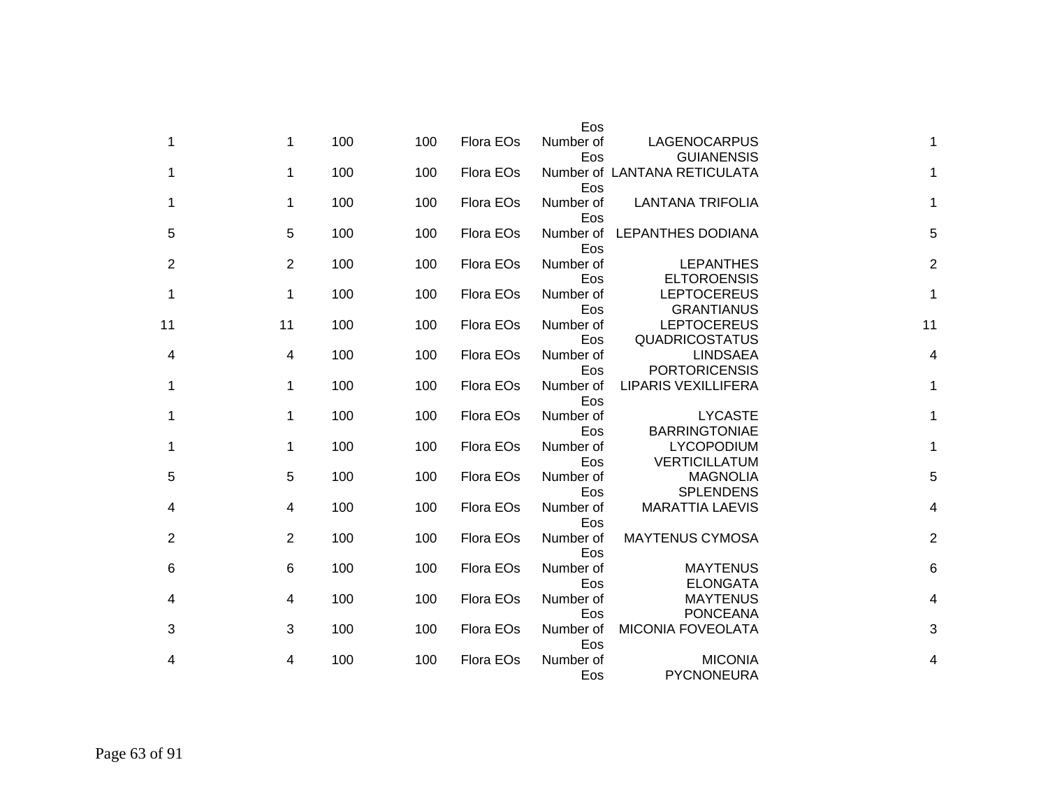| | | | | | | | |
|---|---|---|---|---|---|---|---|
| 1 | 1 | 100 | 100 | Flora EOs | Number of Eos | LAGENOCARPUS GUIANENSIS | 1 |
| 1 | 1 | 100 | 100 | Flora EOs | Number of Eos | LANTANA RETICULATA | 1 |
| 1 | 1 | 100 | 100 | Flora EOs | Number of Eos | LANTANA TRIFOLIA | 1 |
| 5 | 5 | 100 | 100 | Flora EOs | Number of Eos | LEPANTHES DODIANA | 5 |
| 2 | 2 | 100 | 100 | Flora EOs | Number of Eos | LEPANTHES ELTOROENSIS | 2 |
| 1 | 1 | 100 | 100 | Flora EOs | Number of Eos | LEPTOCEREUS GRANTIANUS | 1 |
| 11 | 11 | 100 | 100 | Flora EOs | Number of Eos | LEPTOCEREUS QUADRICOSTATUS | 11 |
| 4 | 4 | 100 | 100 | Flora EOs | Number of Eos | LINDSAEA PORTORICENSIS | 4 |
| 1 | 1 | 100 | 100 | Flora EOs | Number of Eos | LIPARIS VEXILLIFERA | 1 |
| 1 | 1 | 100 | 100 | Flora EOs | Number of Eos | LYCASTE BARRINGTONIAE | 1 |
| 1 | 1 | 100 | 100 | Flora EOs | Number of Eos | LYCOPODIUM VERTICILLATUM | 1 |
| 5 | 5 | 100 | 100 | Flora EOs | Number of Eos | MAGNOLIA SPLENDENS | 5 |
| 4 | 4 | 100 | 100 | Flora EOs | Number of Eos | MARATTIA LAEVIS | 4 |
| 2 | 2 | 100 | 100 | Flora EOs | Number of Eos | MAYTENUS CYMOSA | 2 |
| 6 | 6 | 100 | 100 | Flora EOs | Number of Eos | MAYTENUS ELONGATA | 6 |
| 4 | 4 | 100 | 100 | Flora EOs | Number of Eos | MAYTENUS PONCEANA | 4 |
| 3 | 3 | 100 | 100 | Flora EOs | Number of Eos | MICONIA FOVEOLATA | 3 |
| 4 | 4 | 100 | 100 | Flora EOs | Number of Eos | MICONIA PYCNONEURA | 4 |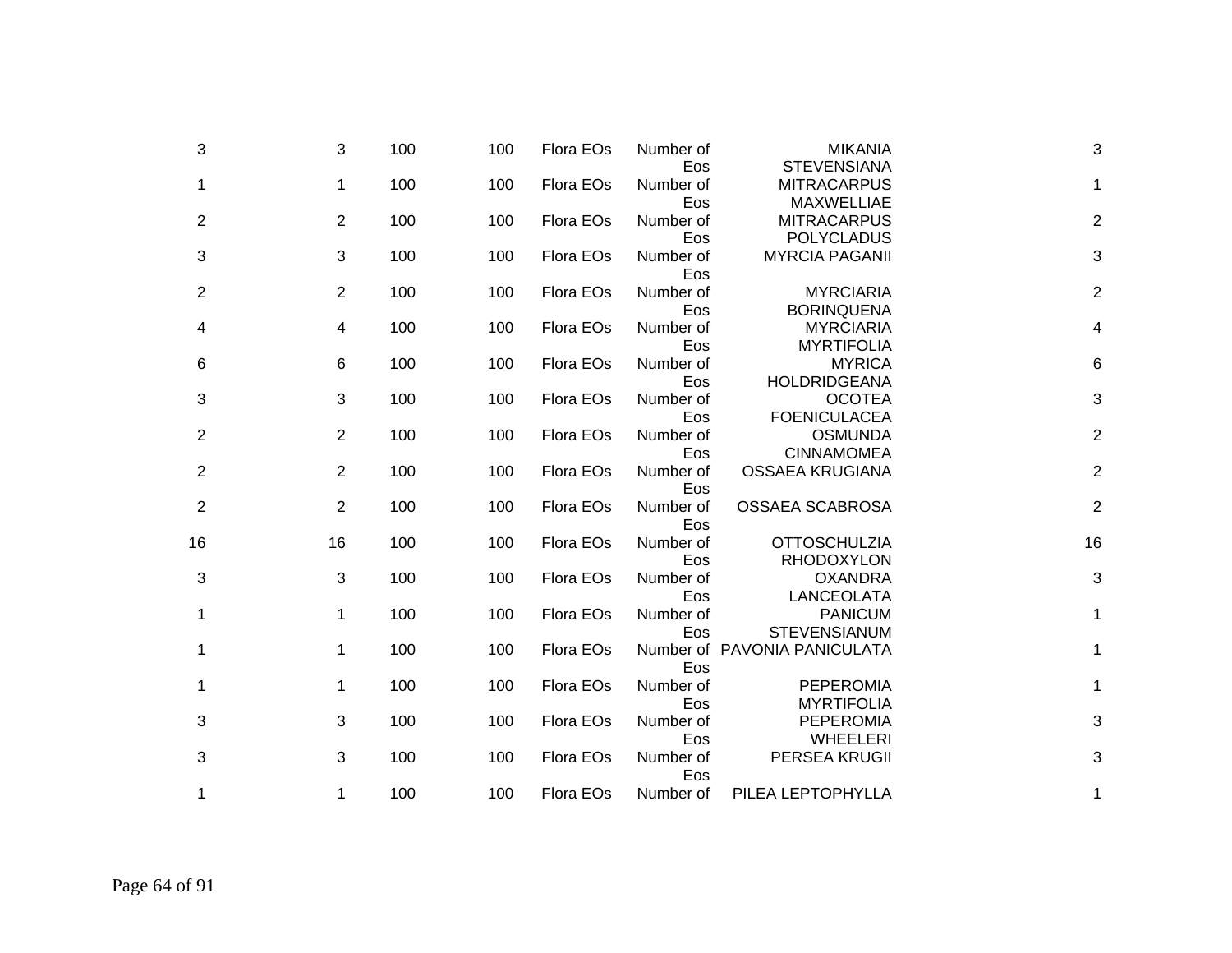| | | | | | | | |
|---|---|---|---|---|---|---|---|
| 3 | 3 | 100 | 100 | Flora EOs | Number of Eos | MIKANIA STEVENSIANA | 3 |
| 1 | 1 | 100 | 100 | Flora EOs | Number of Eos | MITRACARPUS MAXWELLIAE | 1 |
| 2 | 2 | 100 | 100 | Flora EOs | Number of Eos | MITRACARPUS POLYCLADUS | 2 |
| 3 | 3 | 100 | 100 | Flora EOs | Number of Eos | MYRCIA PAGANII | 3 |
| 2 | 2 | 100 | 100 | Flora EOs | Number of Eos | MYRCIARIA BORINQUENA | 2 |
| 4 | 4 | 100 | 100 | Flora EOs | Number of Eos | MYRCIARIA MYRTIFOLIA | 4 |
| 6 | 6 | 100 | 100 | Flora EOs | Number of Eos | MYRICA HOLDRIDGEANA | 6 |
| 3 | 3 | 100 | 100 | Flora EOs | Number of Eos | OCOTEA FOENICULACEA | 3 |
| 2 | 2 | 100 | 100 | Flora EOs | Number of Eos | OSMUNDA CINNAMOMEA | 2 |
| 2 | 2 | 100 | 100 | Flora EOs | Number of Eos | OSSAEA KRUGIANA | 2 |
| 2 | 2 | 100 | 100 | Flora EOs | Number of Eos | OSSAEA SCABROSA | 2 |
| 16 | 16 | 100 | 100 | Flora EOs | Number of Eos | OTTOSCHULZIA RHODOXYLON | 16 |
| 3 | 3 | 100 | 100 | Flora EOs | Number of Eos | OXANDRA LANCEOLATA | 3 |
| 1 | 1 | 100 | 100 | Flora EOs | Number of Eos | PANICUM STEVENSIANUM | 1 |
| 1 | 1 | 100 | 100 | Flora EOs | Number of Eos | PAVONIA PANICULATA | 1 |
| 1 | 1 | 100 | 100 | Flora EOs | Number of Eos | PEPEROMIA MYRTIFOLIA | 1 |
| 3 | 3 | 100 | 100 | Flora EOs | Number of Eos | PEPEROMIA WHEELERI | 3 |
| 3 | 3 | 100 | 100 | Flora EOs | Number of Eos | PERSEA KRUGII | 3 |
| 1 | 1 | 100 | 100 | Flora EOs | Number of | PILEA LEPTOPHYLLA | 1 |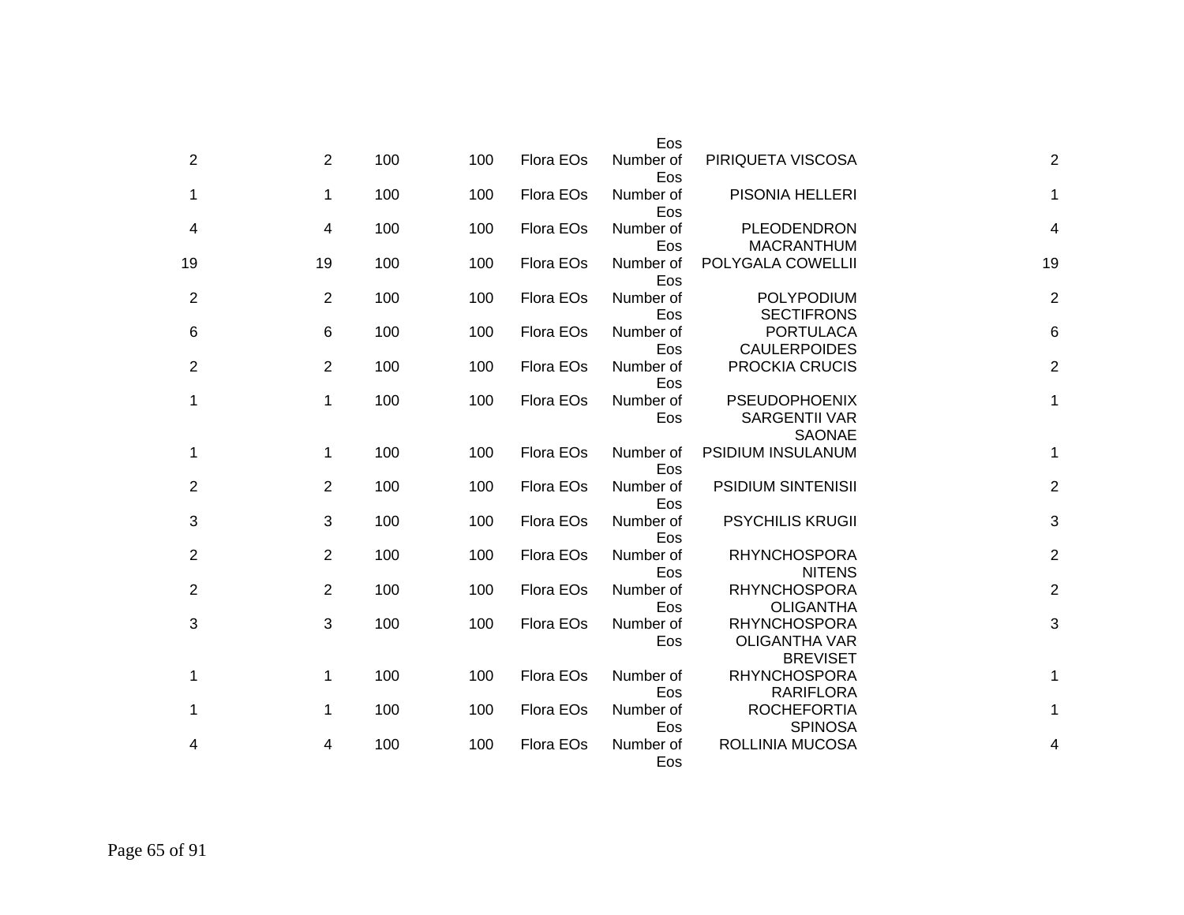| | | | | | | | |
|---|---|---|---|---|---|---|---|
| | | | | | Eos | | |
| 2 | 2 | 100 | 100 | Flora EOs | Number of Eos | PIRIQUETA VISCOSA | 2 |
| 1 | 1 | 100 | 100 | Flora EOs | Number of Eos | PISONIA HELLERI | 1 |
| 4 | 4 | 100 | 100 | Flora EOs | Number of Eos | PLEODENDRON MACRANTHUM | 4 |
| 19 | 19 | 100 | 100 | Flora EOs | Number of Eos | POLYGALA COWELLII | 19 |
| 2 | 2 | 100 | 100 | Flora EOs | Number of Eos | POLYPODIUM SECTIFRONS | 2 |
| 6 | 6 | 100 | 100 | Flora EOs | Number of Eos | PORTULACA CAULERPOIDES | 6 |
| 2 | 2 | 100 | 100 | Flora EOs | Number of Eos | PROCKIA CRUCIS | 2 |
| 1 | 1 | 100 | 100 | Flora EOs | Number of Eos | PSEUDOPHOENIX SARGENTII VAR SAONAE | 1 |
| 1 | 1 | 100 | 100 | Flora EOs | Number of Eos | PSIDIUM INSULANUM | 1 |
| 2 | 2 | 100 | 100 | Flora EOs | Number of Eos | PSIDIUM SINTENISII | 2 |
| 3 | 3 | 100 | 100 | Flora EOs | Number of Eos | PSYCHILIS KRUGII | 3 |
| 2 | 2 | 100 | 100 | Flora EOs | Number of Eos | RHYNCHOSPORA NITENS | 2 |
| 2 | 2 | 100 | 100 | Flora EOs | Number of Eos | RHYNCHOSPORA OLIGANTHA | 2 |
| 3 | 3 | 100 | 100 | Flora EOs | Number of Eos | RHYNCHOSPORA OLIGANTHA VAR BREVISET | 3 |
| 1 | 1 | 100 | 100 | Flora EOs | Number of Eos | RHYNCHOSPORA RARIFLORA | 1 |
| 1 | 1 | 100 | 100 | Flora EOs | Number of Eos | ROCHEFORTIA SPINOSA | 1 |
| 4 | 4 | 100 | 100 | Flora EOs | Number of Eos | ROLLINIA MUCOSA | 4 |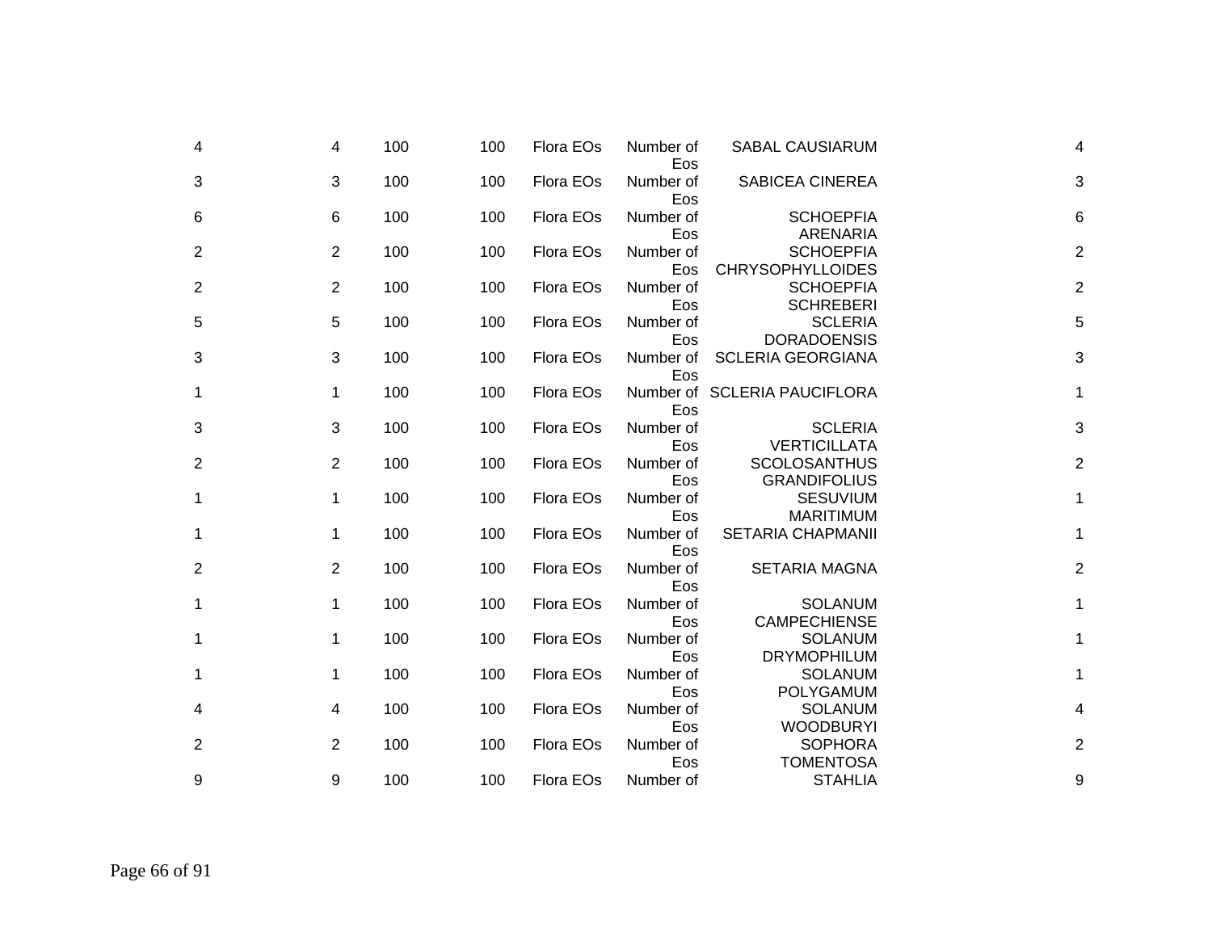| | | | | | | | |
|---|---|---|---|---|---|---|---|
| 4 | 4 | 100 | 100 | Flora EOs | Number of Eos | SABAL CAUSIARUM | 4 |
| 3 | 3 | 100 | 100 | Flora EOs | Number of Eos | SABICEA CINEREA | 3 |
| 6 | 6 | 100 | 100 | Flora EOs | Number of Eos | SCHOEPFIA ARENARIA | 6 |
| 2 | 2 | 100 | 100 | Flora EOs | Number of Eos | SCHOEPFIA CHRYSOPHYLLOIDES | 2 |
| 2 | 2 | 100 | 100 | Flora EOs | Number of Eos | SCHOEPFIA SCHREBERI | 2 |
| 5 | 5 | 100 | 100 | Flora EOs | Number of Eos | SCLERIA DORADOENSIS | 5 |
| 3 | 3 | 100 | 100 | Flora EOs | Number of Eos | SCLERIA GEORGIANA | 3 |
| 1 | 1 | 100 | 100 | Flora EOs | Number of Eos | SCLERIA PAUCIFLORA | 1 |
| 3 | 3 | 100 | 100 | Flora EOs | Number of Eos | SCLERIA VERTICILLATA | 3 |
| 2 | 2 | 100 | 100 | Flora EOs | Number of Eos | SCOLOSANTHUS GRANDIFOLIUS | 2 |
| 1 | 1 | 100 | 100 | Flora EOs | Number of Eos | SESUVIUM MARITIMUM | 1 |
| 1 | 1 | 100 | 100 | Flora EOs | Number of Eos | SETARIA CHAPMANII | 1 |
| 2 | 2 | 100 | 100 | Flora EOs | Number of Eos | SETARIA MAGNA | 2 |
| 1 | 1 | 100 | 100 | Flora EOs | Number of Eos | SOLANUM CAMPECHIENSE | 1 |
| 1 | 1 | 100 | 100 | Flora EOs | Number of Eos | SOLANUM DRYMOPHILUM | 1 |
| 1 | 1 | 100 | 100 | Flora EOs | Number of Eos | SOLANUM POLYGAMUM | 1 |
| 4 | 4 | 100 | 100 | Flora EOs | Number of Eos | SOLANUM WOODBURYI | 4 |
| 2 | 2 | 100 | 100 | Flora EOs | Number of Eos | SOPHORA TOMENTOSA | 2 |
| 9 | 9 | 100 | 100 | Flora EOs | Number of | STAHLIA | 9 |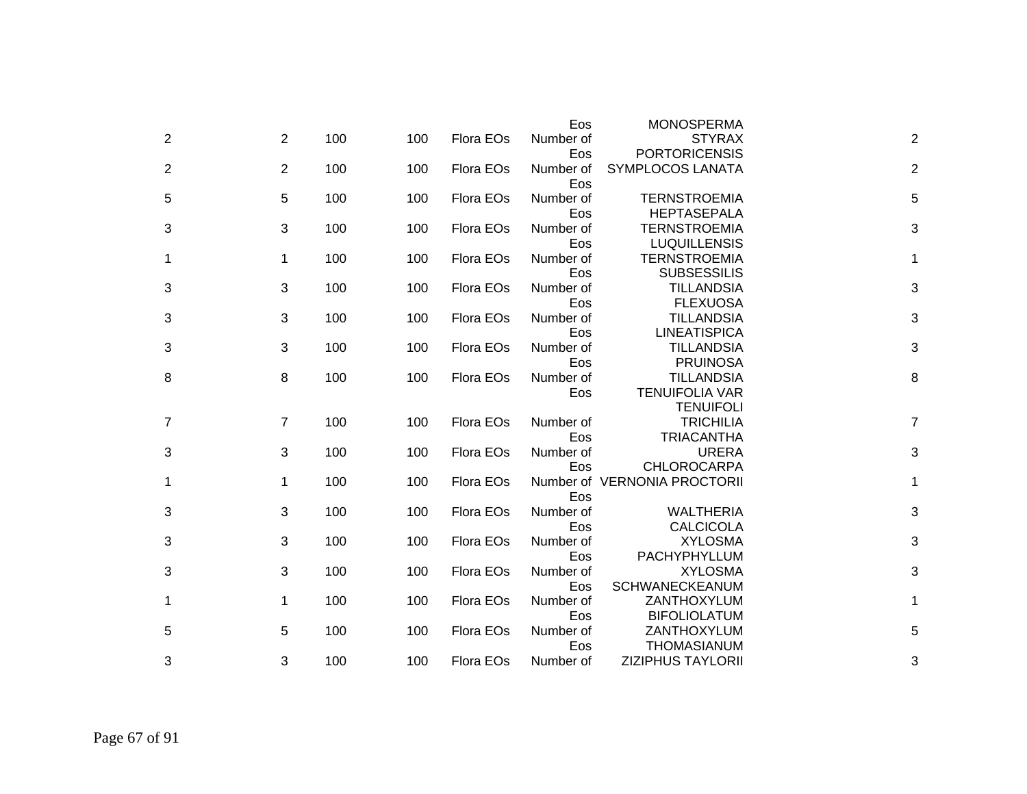| | | | | | | | |
|---|---|---|---|---|---|---|---|
| | | | | | Eos | MONOSPERMA | |
| 2 | 2 | 100 | 100 | Flora EOs | Number of Eos | STYRAX PORTORICENSIS | 2 |
| 2 | 2 | 100 | 100 | Flora EOs | Number of Eos | SYMPLOCOS LANATA | 2 |
| 5 | 5 | 100 | 100 | Flora EOs | Number of Eos | TERNSTROEMIA HEPTASEPALA | 5 |
| 3 | 3 | 100 | 100 | Flora EOs | Number of Eos | TERNSTROEMIA LUQUILLENSIS | 3 |
| 1 | 1 | 100 | 100 | Flora EOs | Number of Eos | TERNSTROEMIA SUBSESSILIS | 1 |
| 3 | 3 | 100 | 100 | Flora EOs | Number of Eos | TILLANDSIA FLEXUOSA | 3 |
| 3 | 3 | 100 | 100 | Flora EOs | Number of Eos | TILLANDSIA LINEATISPICA | 3 |
| 3 | 3 | 100 | 100 | Flora EOs | Number of Eos | TILLANDSIA PRUINOSA | 3 |
| 8 | 8 | 100 | 100 | Flora EOs | Number of Eos | TILLANDSIA TENUIFOLIA VAR TENUIFOLI | 8 |
| 7 | 7 | 100 | 100 | Flora EOs | Number of Eos | TRICHILIA TRIACANTHA | 7 |
| 3 | 3 | 100 | 100 | Flora EOs | Number of Eos | URERA CHLOROCARPA | 3 |
| 1 | 1 | 100 | 100 | Flora EOs | Number of Eos | VERNONIA PROCTORII | 1 |
| 3 | 3 | 100 | 100 | Flora EOs | Number of Eos | WALTHERIA CALCICOLA | 3 |
| 3 | 3 | 100 | 100 | Flora EOs | Number of Eos | XYLOSMA PACHYPHYLLUM | 3 |
| 3 | 3 | 100 | 100 | Flora EOs | Number of Eos | XYLOSMA SCHWANECKEANUM | 3 |
| 1 | 1 | 100 | 100 | Flora EOs | Number of Eos | ZANTHOXYLUM BIFOLIOLATUM | 1 |
| 5 | 5 | 100 | 100 | Flora EOs | Number of Eos | ZANTHOXYLUM THOMASIANUM | 5 |
| 3 | 3 | 100 | 100 | Flora EOs | Number of | ZIZIPHUS TAYLORII | 3 |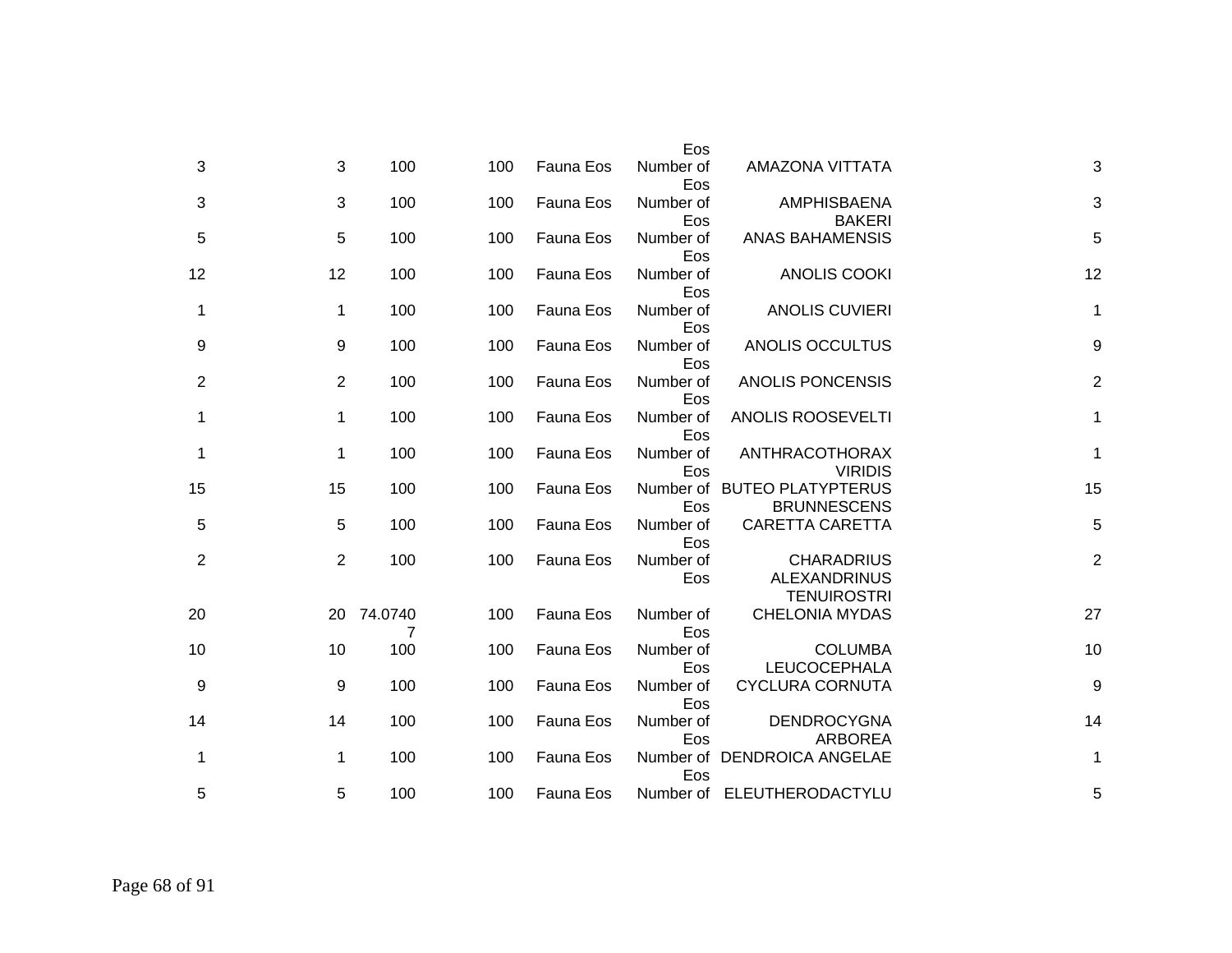| | | | | | Eos | | |
|---|---|---|---|---|---|---|---|
| 3 | 3 | 100 | 100 | Fauna Eos | Number of Eos | AMAZONA VITTATA | 3 |
| 3 | 3 | 100 | 100 | Fauna Eos | Number of Eos | AMPHISBAENA BAKERI | 3 |
| 5 | 5 | 100 | 100 | Fauna Eos | Number of Eos | ANAS BAHAMENSIS | 5 |
| 12 | 12 | 100 | 100 | Fauna Eos | Number of Eos | ANOLIS COOKI | 12 |
| 1 | 1 | 100 | 100 | Fauna Eos | Number of Eos | ANOLIS CUVIERI | 1 |
| 9 | 9 | 100 | 100 | Fauna Eos | Number of Eos | ANOLIS OCCULTUS | 9 |
| 2 | 2 | 100 | 100 | Fauna Eos | Number of Eos | ANOLIS PONCENSIS | 2 |
| 1 | 1 | 100 | 100 | Fauna Eos | Number of Eos | ANOLIS ROOSEVELTI | 1 |
| 1 | 1 | 100 | 100 | Fauna Eos | Number of Eos | ANTHRACOTHORAX VIRIDIS | 1 |
| 15 | 15 | 100 | 100 | Fauna Eos | Number of Eos | BUTEO PLATYPTERUS BRUNNESCENS | 15 |
| 5 | 5 | 100 | 100 | Fauna Eos | Number of Eos | CARETTA CARETTA | 5 |
| 2 | 2 | 100 | 100 | Fauna Eos | Number of Eos | CHARADRIUS ALEXANDRINUS TENUIROSTRI | 2 |
| 20 | 20 | 74.07407 | 100 | Fauna Eos | Number of Eos | CHELONIA MYDAS | 27 |
| 10 | 10 | 100 | 100 | Fauna Eos | Number of Eos | COLUMBA LEUCOCEPHALA | 10 |
| 9 | 9 | 100 | 100 | Fauna Eos | Number of Eos | CYCLURA CORNUTA | 9 |
| 14 | 14 | 100 | 100 | Fauna Eos | Number of Eos | DENDROCYGNA ARBOREA | 14 |
| 1 | 1 | 100 | 100 | Fauna Eos | Number of Eos | DENDROICA ANGELAE | 1 |
| 5 | 5 | 100 | 100 | Fauna Eos | Number of | ELEUTHERODACTYLU | 5 |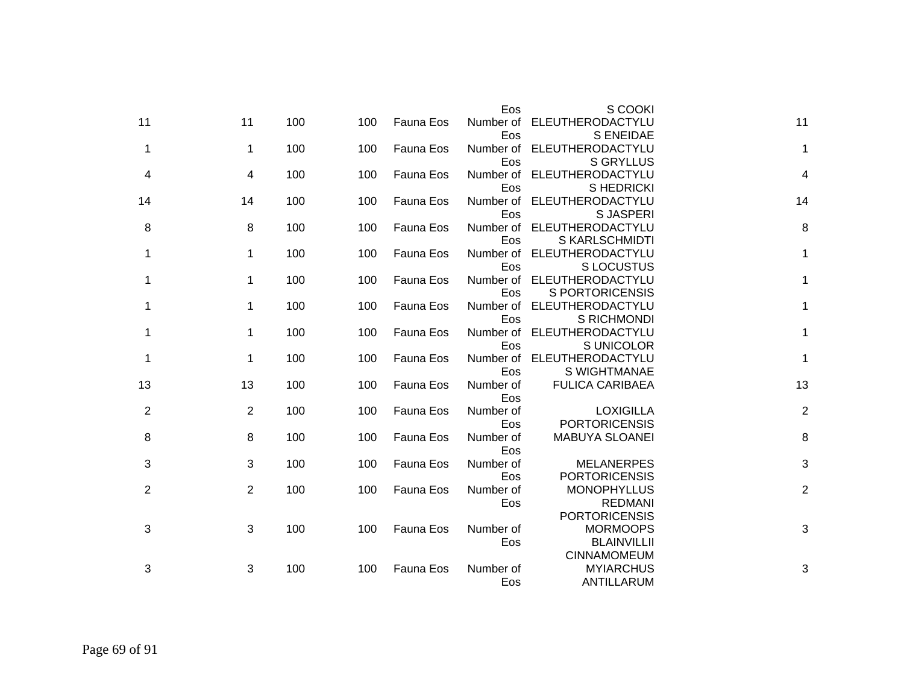| | | | | | | | |
|---|---|---|---|---|---|---|---|
| | | | | | Eos | S COOKI | |
| 11 | 11 | 100 | 100 | Fauna Eos | Number of Eos | ELEUTHERODACTYLUS ENEIDAE | 11 |
| 1 | 1 | 100 | 100 | Fauna Eos | Number of Eos | ELEUTHERODACTYLUS GRYLLUS | 1 |
| 4 | 4 | 100 | 100 | Fauna Eos | Number of Eos | ELEUTHERODACTYLUS HEDRICKI | 4 |
| 14 | 14 | 100 | 100 | Fauna Eos | Number of Eos | ELEUTHERODACTYLUS JASPERI | 14 |
| 8 | 8 | 100 | 100 | Fauna Eos | Number of Eos | ELEUTHERODACTYLUS KARLSCHMIDTI | 8 |
| 1 | 1 | 100 | 100 | Fauna Eos | Number of Eos | ELEUTHERODACTYLUS LOCUSTUS | 1 |
| 1 | 1 | 100 | 100 | Fauna Eos | Number of Eos | ELEUTHERODACTYLUS PORTORICENSIS | 1 |
| 1 | 1 | 100 | 100 | Fauna Eos | Number of Eos | ELEUTHERODACTYLUS RICHMONDI | 1 |
| 1 | 1 | 100 | 100 | Fauna Eos | Number of Eos | ELEUTHERODACTYLUS UNICOLOR | 1 |
| 1 | 1 | 100 | 100 | Fauna Eos | Number of Eos | ELEUTHERODACTYLUS WIGHTMANAE | 1 |
| 13 | 13 | 100 | 100 | Fauna Eos | Number of Eos | FULICA CARIBAEA | 13 |
| 2 | 2 | 100 | 100 | Fauna Eos | Number of Eos | LOXIGILLA PORTORICENSIS | 2 |
| 8 | 8 | 100 | 100 | Fauna Eos | Number of Eos | MABUYA SLOANEI | 8 |
| 3 | 3 | 100 | 100 | Fauna Eos | Number of Eos | MELANERPES PORTORICENSIS | 3 |
| 2 | 2 | 100 | 100 | Fauna Eos | Number of Eos | MONOPHYLLUS REDMANI PORTORICENSIS | 2 |
| 3 | 3 | 100 | 100 | Fauna Eos | Number of Eos | MORMOOPS BLAINVILLII CINNAMOMEUM | 3 |
| 3 | 3 | 100 | 100 | Fauna Eos | Number of Eos | MYIARCHUS ANTILLARUM | 3 |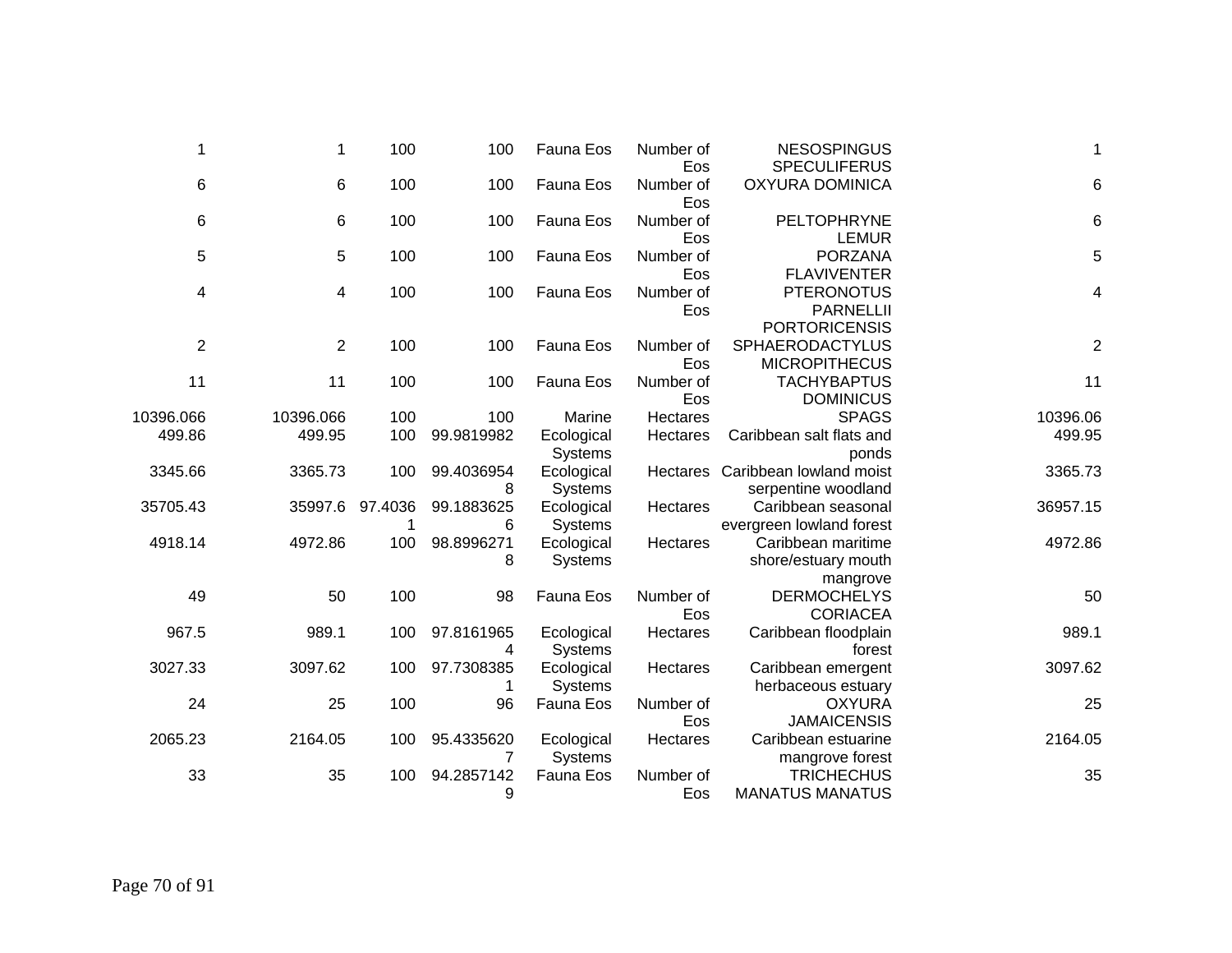| | | | | | | | |
|---|---|---|---|---|---|---|---|
| 1 | 1 | 100 | 100 | Fauna Eos | Number of Eos | NESOSPINGUS SPECULIFERUS | 1 |
| 6 | 6 | 100 | 100 | Fauna Eos | Number of Eos | OXYURA DOMINICA | 6 |
| 6 | 6 | 100 | 100 | Fauna Eos | Number of Eos | PELTOPHRYNE LEMUR | 6 |
| 5 | 5 | 100 | 100 | Fauna Eos | Number of Eos | PORZANA FLAVIVENTER | 5 |
| 4 | 4 | 100 | 100 | Fauna Eos | Number of Eos | PTERONOTUS PARNELLII PORTORICENSIS | 4 |
| 2 | 2 | 100 | 100 | Fauna Eos | Number of Eos | SPHAERODACTYLUS MICROPITHECUS | 2 |
| 11 | 11 | 100 | 100 | Fauna Eos | Number of Eos | TACHYBAPTUS DOMINICUS | 11 |
| 10396.066 | 10396.066 | 100 | 100 | Marine | Hectares | SPAGS | 10396.06 |
| 499.86 | 499.95 | 100 | 99.9819982 | Ecological Systems | Hectares | Caribbean salt flats and ponds | 499.95 |
| 3345.66 | 3365.73 | 100 | 99.40369548 | Ecological Systems | Hectares | Caribbean lowland moist serpentine woodland | 3365.73 |
| 35705.43 | 35997.6 | 97.40361 | 99.18836256 | Ecological Systems | Hectares | Caribbean seasonal evergreen lowland forest | 36957.15 |
| 4918.14 | 4972.86 | 100 | 98.89962718 | Ecological Systems | Hectares | Caribbean maritime shore/estuary mouth mangrove | 4972.86 |
| 49 | 50 | 100 | 98 | Fauna Eos | Number of Eos | DERMOCHELYS CORIACEA | 50 |
| 967.5 | 989.1 | 100 | 97.81619654 | Ecological Systems | Hectares | Caribbean floodplain forest | 989.1 |
| 3027.33 | 3097.62 | 100 | 97.73083851 | Ecological Systems | Hectares | Caribbean emergent herbaceous estuary | 3097.62 |
| 24 | 25 | 100 | 96 | Fauna Eos | Number of Eos | OXYURA JAMAICENSIS | 25 |
| 2065.23 | 2164.05 | 100 | 95.43356207 | Ecological Systems | Hectares | Caribbean estuarine mangrove forest | 2164.05 |
| 33 | 35 | 100 | 94.28571429 | Fauna Eos | Number of Eos | TRICHECHUS MANATUS MANATUS | 35 |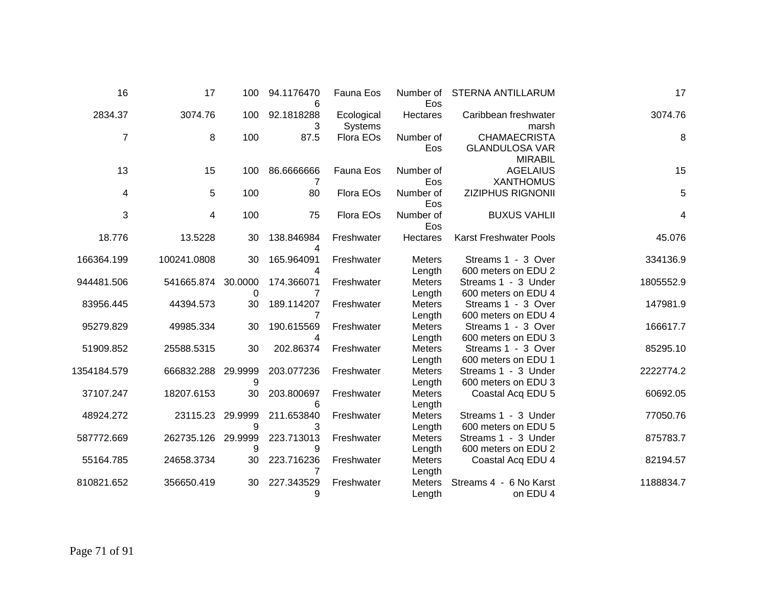| | | | | | | | |
|---|---|---|---|---|---|---|---|
| 16 | 17 | 100 | 94.11764706 | Fauna Eos | Number of Eos | STERNA ANTILLARUM | 17 |
| 2834.37 | 3074.76 | 100 | 92.18182883 | Ecological Systems | Hectares | Caribbean freshwater marsh | 3074.76 |
| 7 | 8 | 100 | 87.5 | Flora EOs | Number of Eos | CHAMAECRISTA GLANDULOSA VAR MIRABIL | 8 |
| 13 | 15 | 100 | 86.66666667 | Fauna Eos | Number of Eos | AGELAIUS XANTHOMUS | 15 |
| 4 | 5 | 100 | 80 | Flora EOs | Number of Eos | ZIZIPHUS RIGNONII | 5 |
| 3 | 4 | 100 | 75 | Flora EOs | Number of Eos | BUXUS VAHLII | 4 |
| 18.776 | 13.5228 | 30 | 138.8469844 | Freshwater | Hectares | Karst Freshwater Pools | 45.076 |
| 166364.199 | 100241.0808 | 30 | 165.9640914 | Freshwater | Meters Length | Streams 1 - 3 Over 600 meters on EDU 2 | 334136.9 |
| 944481.506 | 541665.874 | 30.00000 | 174.3660717 | Freshwater | Meters Length | Streams 1 - 3 Under 600 meters on EDU 4 | 1805552.9 |
| 83956.445 | 44394.573 | 30 | 189.1142077 | Freshwater | Meters Length | Streams 1 - 3 Over 600 meters on EDU 4 | 147981.9 |
| 95279.829 | 49985.334 | 30 | 190.6155694 | Freshwater | Meters Length | Streams 1 - 3 Over 600 meters on EDU 3 | 166617.7 |
| 51909.852 | 25588.5315 | 30 | 202.86374 | Freshwater | Meters Length | Streams 1 - 3 Over 600 meters on EDU 1 | 85295.10 |
| 1354184.579 | 666832.288 | 29.99999 | 203.077236 | Freshwater | Meters Length | Streams 1 - 3 Under 600 meters on EDU 3 | 2222774.2 |
| 37107.247 | 18207.6153 | 30 | 203.8006976 | Freshwater | Meters Length | Coastal Acq EDU 5 | 60692.05 |
| 48924.272 | 23115.23 | 29.99999 | 211.6538403 | Freshwater | Meters Length | Streams 1 - 3 Under 600 meters on EDU 5 | 77050.76 |
| 587772.669 | 262735.126 | 29.99999 | 223.7130139 | Freshwater | Meters Length | Streams 1 - 3 Under 600 meters on EDU 2 | 875783.7 |
| 55164.785 | 24658.3734 | 30 | 223.7162367 | Freshwater | Meters Length | Coastal Acq EDU 4 | 82194.57 |
| 810821.652 | 356650.419 | 30 | 227.3435299 | Freshwater | Meters Length | Streams 4 - 6 No Karst on EDU 4 | 1188834.7 |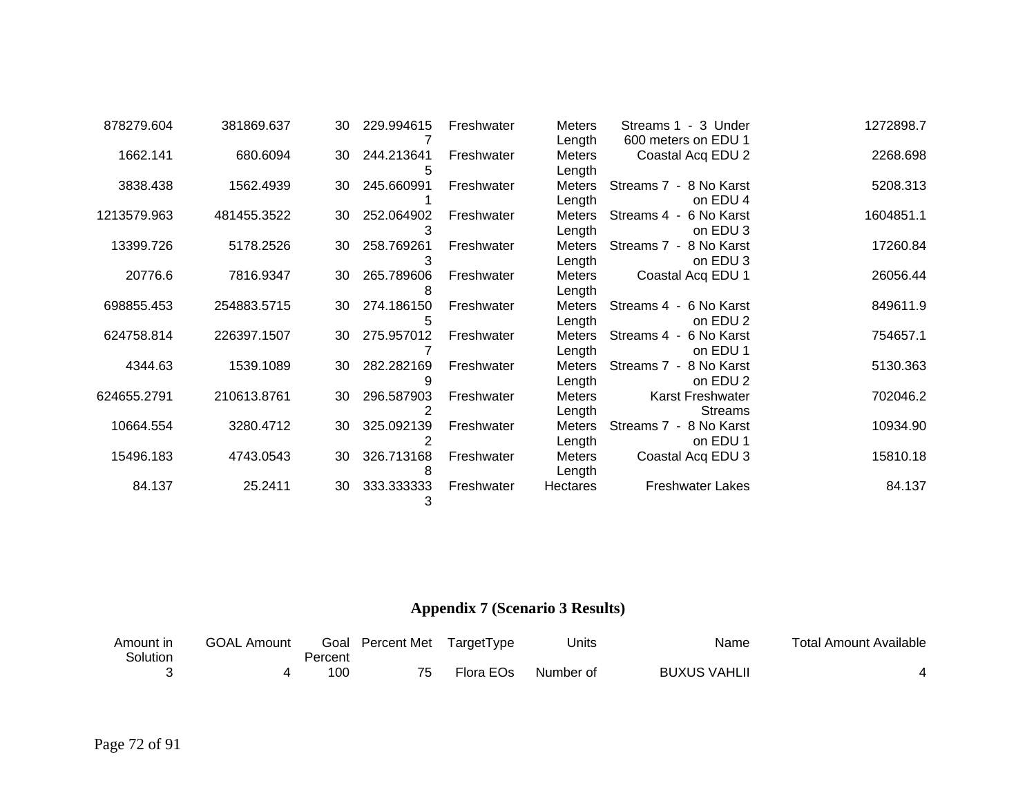| | | | | | | | |
|---|---|---|---|---|---|---|---|
| 878279.604 | 381869.637 | 30 | 229.9946157 | Freshwater | Meters Length | Streams 1 - 3 Under 600 meters on EDU 1 | 1272898.7 |
| 1662.141 | 680.6094 | 30 | 244.2136415 | Freshwater | Meters Length | Coastal Acq EDU 2 | 2268.698 |
| 3838.438 | 1562.4939 | 30 | 245.6609911 | Freshwater | Meters Length | Streams 7 - 8 No Karst on EDU 4 | 5208.313 |
| 1213579.963 | 481455.3522 | 30 | 252.0649023 | Freshwater | Meters Length | Streams 4 - 6 No Karst on EDU 3 | 1604851.1 |
| 13399.726 | 5178.2526 | 30 | 258.7692613 | Freshwater | Meters Length | Streams 7 - 8 No Karst on EDU 3 | 17260.84 |
| 20776.6 | 7816.9347 | 30 | 265.7896068 | Freshwater | Meters Length | Coastal Acq EDU 1 | 26056.44 |
| 698855.453 | 254883.5715 | 30 | 274.1861505 | Freshwater | Meters Length | Streams 4 - 6 No Karst on EDU 2 | 849611.9 |
| 624758.814 | 226397.1507 | 30 | 275.9570127 | Freshwater | Meters Length | Streams 4 - 6 No Karst on EDU 1 | 754657.1 |
| 4344.63 | 1539.1089 | 30 | 282.2821699 | Freshwater | Meters Length | Streams 7 - 8 No Karst on EDU 2 | 5130.363 |
| 624655.2791 | 210613.8761 | 30 | 296.5879032 | Freshwater | Meters Length | Karst Freshwater Streams | 702046.2 |
| 10664.554 | 3280.4712 | 30 | 325.0921392 | Freshwater | Meters Length | Streams 7 - 8 No Karst on EDU 1 | 10934.90 |
| 15496.183 | 4743.0543 | 30 | 326.7131688 | Freshwater | Meters Length | Coastal Acq EDU 3 | 15810.18 |
| 84.137 | 25.2411 | 30 | 333.3333333 | Freshwater | Hectares | Freshwater Lakes | 84.137 |

## Appendix 7 (Scenario 3 Results)

| Amount in Solution | GOAL Amount | Goal Percent | Percent Met | TargetType | Units | Name | Total Amount Available |
|---|---|---|---|---|---|---|---|
| 3 | 4 | 100 | 75 | Flora EOs | Number of | BUXUS VAHLII | 4 |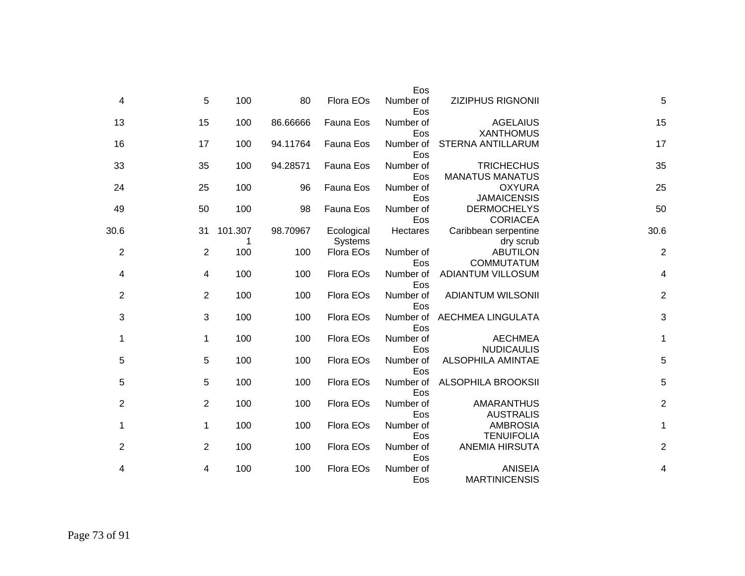| | | | | | Eos | | |
|---|---|---|---|---|---|---|---|
| 4 | 5 | 100 | 80 | Flora EOs | Number of Eos | ZIZIPHUS RIGNONII | 5 |
| 13 | 15 | 100 | 86.66666 | Fauna Eos | Number of Eos | AGELAIUS XANTHOMUS | 15 |
| 16 | 17 | 100 | 94.11764 | Fauna Eos | Number of Eos | STERNA ANTILLARUM | 17 |
| 33 | 35 | 100 | 94.28571 | Fauna Eos | Number of Eos | TRICHECHUS MANATUS MANATUS | 35 |
| 24 | 25 | 100 | 96 | Fauna Eos | Number of Eos | OXYURA JAMAICENSIS | 25 |
| 49 | 50 | 100 | 98 | Fauna Eos | Number of Eos | DERMOCHELYS CORIACEA | 50 |
| 30.6 | 31 | 101.3071 | 98.70967 | Ecological Systems | Hectares | Caribbean serpentine dry scrub | 30.6 |
| 2 | 2 | 100 | 100 | Flora EOs | Number of Eos | ABUTILON COMMUTATUM | 2 |
| 4 | 4 | 100 | 100 | Flora EOs | Number of Eos | ADIANTUM VILLOSUM | 4 |
| 2 | 2 | 100 | 100 | Flora EOs | Number of Eos | ADIANTUM WILSONII | 2 |
| 3 | 3 | 100 | 100 | Flora EOs | Number of Eos | AECHMEA LINGULATA | 3 |
| 1 | 1 | 100 | 100 | Flora EOs | Number of Eos | AECHMEA NUDICAULIS | 1 |
| 5 | 5 | 100 | 100 | Flora EOs | Number of Eos | ALSOPHILA AMINTAE | 5 |
| 5 | 5 | 100 | 100 | Flora EOs | Number of Eos | ALSOPHILA BROOKSII | 5 |
| 2 | 2 | 100 | 100 | Flora EOs | Number of Eos | AMARANTHUS AUSTRALIS | 2 |
| 1 | 1 | 100 | 100 | Flora EOs | Number of Eos | AMBROSIA TENUIFOLIA | 1 |
| 2 | 2 | 100 | 100 | Flora EOs | Number of Eos | ANEMIA HIRSUTA | 2 |
| 4 | 4 | 100 | 100 | Flora EOs | Number of Eos | ANISEIA MARTINICENSIS | 4 |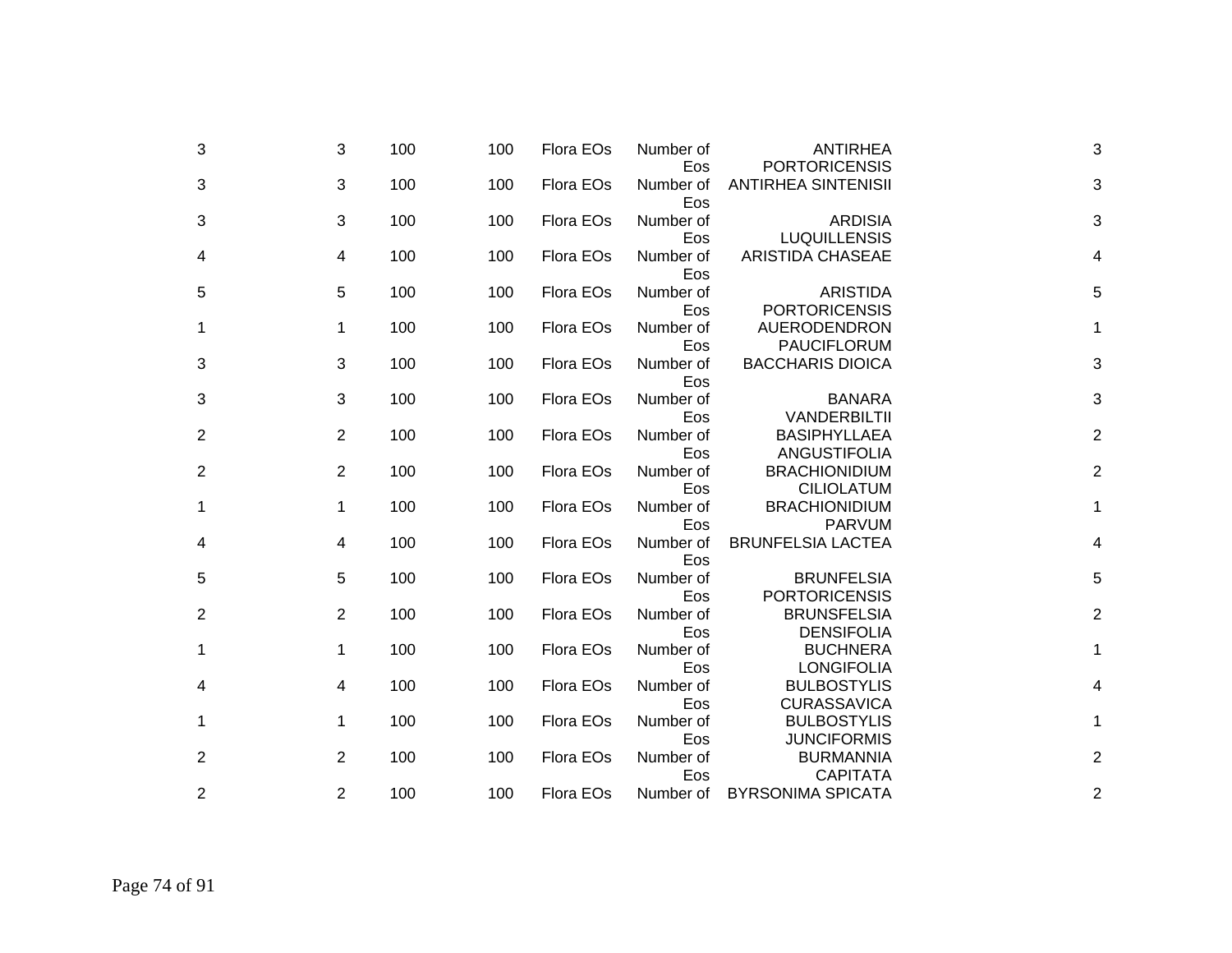| | | | | | | | |
|---|---|---|---|---|---|---|---|
| 3 | 3 | 100 | 100 | Flora EOs | Number of Eos | ANTIRHEA PORTORICENSIS | 3 |
| 3 | 3 | 100 | 100 | Flora EOs | Number of Eos | ANTIRHEA SINTENISII | 3 |
| 3 | 3 | 100 | 100 | Flora EOs | Number of Eos | ARDISIA LUQUILLENSIS | 3 |
| 4 | 4 | 100 | 100 | Flora EOs | Number of Eos | ARISTIDA CHASEAE | 4 |
| 5 | 5 | 100 | 100 | Flora EOs | Number of Eos | ARISTIDA PORTORICENSIS | 5 |
| 1 | 1 | 100 | 100 | Flora EOs | Number of Eos | AUERODENDRON PAUCIFLORUM | 1 |
| 3 | 3 | 100 | 100 | Flora EOs | Number of Eos | BACCHARIS DIOICA | 3 |
| 3 | 3 | 100 | 100 | Flora EOs | Number of Eos | BANARA VANDERBILTII | 3 |
| 2 | 2 | 100 | 100 | Flora EOs | Number of Eos | BASIPHYLLAEA ANGUSTIFOLIA | 2 |
| 2 | 2 | 100 | 100 | Flora EOs | Number of Eos | BRACHIONIDIUM CILIOLATUM | 2 |
| 1 | 1 | 100 | 100 | Flora EOs | Number of Eos | BRACHIONIDIUM PARVUM | 1 |
| 4 | 4 | 100 | 100 | Flora EOs | Number of Eos | BRUNFELSIA LACTEA | 4 |
| 5 | 5 | 100 | 100 | Flora EOs | Number of Eos | BRUNFELSIA PORTORICENSIS | 5 |
| 2 | 2 | 100 | 100 | Flora EOs | Number of Eos | BRUNSFELSIA DENSIFOLIA | 2 |
| 1 | 1 | 100 | 100 | Flora EOs | Number of Eos | BUCHNERA LONGIFOLIA | 1 |
| 4 | 4 | 100 | 100 | Flora EOs | Number of Eos | BULBOSTYLIS CURASSAVICA | 4 |
| 1 | 1 | 100 | 100 | Flora EOs | Number of Eos | BULBOSTYLIS JUNCIFORMIS | 1 |
| 2 | 2 | 100 | 100 | Flora EOs | Number of Eos | BURMANNIA CAPITATA | 2 |
| 2 | 2 | 100 | 100 | Flora EOs | Number of | BYRSONIMA SPICATA | 2 |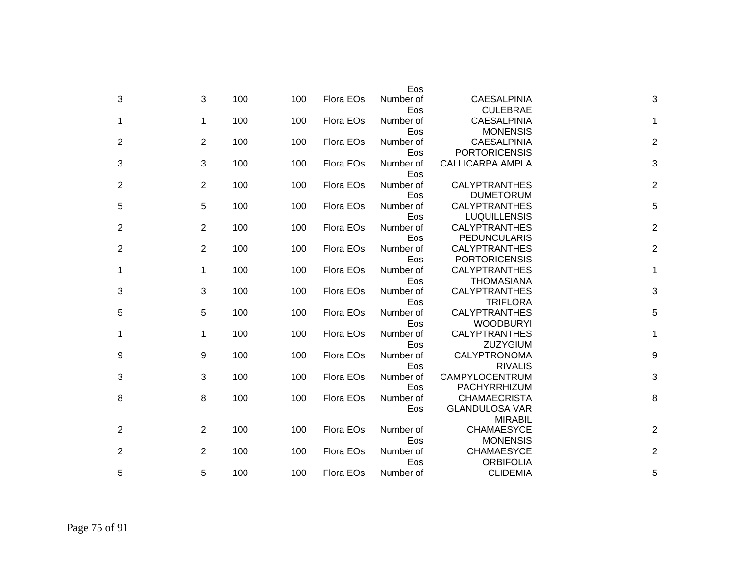| | | | | | | | |
|---|---|---|---|---|---|---|---|
| | | | | | Eos | | |
| 3 | 3 | 100 | 100 | Flora EOs | Number of Eos | CAESALPINIA CULEBRAE | 3 |
| 1 | 1 | 100 | 100 | Flora EOs | Number of Eos | CAESALPINIA MONENSIS | 1 |
| 2 | 2 | 100 | 100 | Flora EOs | Number of Eos | CAESALPINIA PORTORICENSIS | 2 |
| 3 | 3 | 100 | 100 | Flora EOs | Number of Eos | CALLICARPA AMPLA | 3 |
| 2 | 2 | 100 | 100 | Flora EOs | Number of Eos | CALYPTRANTHES DUMETORUM | 2 |
| 5 | 5 | 100 | 100 | Flora EOs | Number of Eos | CALYPTRANTHES LUQUILLENSIS | 5 |
| 2 | 2 | 100 | 100 | Flora EOs | Number of Eos | CALYPTRANTHES PEDUNCULARIS | 2 |
| 2 | 2 | 100 | 100 | Flora EOs | Number of Eos | CALYPTRANTHES PORTORICENSIS | 2 |
| 1 | 1 | 100 | 100 | Flora EOs | Number of Eos | CALYPTRANTHES THOMASIANA | 1 |
| 3 | 3 | 100 | 100 | Flora EOs | Number of Eos | CALYPTRANTHES TRIFLORA | 3 |
| 5 | 5 | 100 | 100 | Flora EOs | Number of Eos | CALYPTRANTHES WOODBURYI | 5 |
| 1 | 1 | 100 | 100 | Flora EOs | Number of Eos | CALYPTRANTHES ZUZYGIUM | 1 |
| 9 | 9 | 100 | 100 | Flora EOs | Number of Eos | CALYPTRONOMA RIVALIS | 9 |
| 3 | 3 | 100 | 100 | Flora EOs | Number of Eos | CAMPYLOCENTRUM PACHYRRHIZUM | 3 |
| 8 | 8 | 100 | 100 | Flora EOs | Number of Eos | CHAMAECRISTA GLANDULOSA VAR MIRABIL | 8 |
| 2 | 2 | 100 | 100 | Flora EOs | Number of Eos | CHAMAESYCE MONENSIS | 2 |
| 2 | 2 | 100 | 100 | Flora EOs | Number of Eos | CHAMAESYCE ORBIFOLIA | 2 |
| 5 | 5 | 100 | 100 | Flora EOs | Number of | CLIDEMIA | 5 |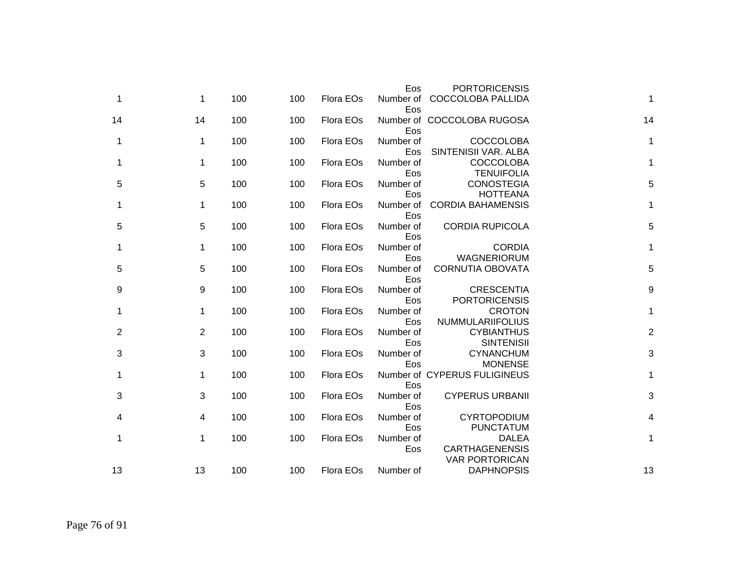| | | | | | | | |
|---|---|---|---|---|---|---|---|
| | | | | | Eos | PORTORICENSIS | |
| 1 | 1 | 100 | 100 | Flora EOs | Number of Eos | COCCOLOBA PALLIDA | 1 |
| 14 | 14 | 100 | 100 | Flora EOs | Number of Eos | COCCOLOBA RUGOSA | 14 |
| 1 | 1 | 100 | 100 | Flora EOs | Number of Eos | COCCOLOBA SINTENISII VAR. ALBA | 1 |
| 1 | 1 | 100 | 100 | Flora EOs | Number of Eos | COCCOLOBA TENUIFOLIA | 1 |
| 5 | 5 | 100 | 100 | Flora EOs | Number of Eos | CONOSTEGIA HOTTEANA | 5 |
| 1 | 1 | 100 | 100 | Flora EOs | Number of Eos | CORDIA BAHAMENSIS | 1 |
| 5 | 5 | 100 | 100 | Flora EOs | Number of Eos | CORDIA RUPICOLA | 5 |
| 1 | 1 | 100 | 100 | Flora EOs | Number of Eos | CORDIA WAGNERIORUM | 1 |
| 5 | 5 | 100 | 100 | Flora EOs | Number of Eos | CORNUTIA OBOVATA | 5 |
| 9 | 9 | 100 | 100 | Flora EOs | Number of Eos | CRESCENTIA PORTORICENSIS | 9 |
| 1 | 1 | 100 | 100 | Flora EOs | Number of Eos | CROTON NUMMULARIIFOLIUS | 1 |
| 2 | 2 | 100 | 100 | Flora EOs | Number of Eos | CYBIANTHUS SINTENISII | 2 |
| 3 | 3 | 100 | 100 | Flora EOs | Number of Eos | CYNANCHUM MONENSE | 3 |
| 1 | 1 | 100 | 100 | Flora EOs | Number of Eos | CYPERUS FULIGINEUS | 1 |
| 3 | 3 | 100 | 100 | Flora EOs | Number of Eos | CYPERUS URBANII | 3 |
| 4 | 4 | 100 | 100 | Flora EOs | Number of Eos | CYRTOPODIUM PUNCTATUM | 4 |
| 1 | 1 | 100 | 100 | Flora EOs | Number of Eos | DALEA CARTHAGENENSIS VAR PORTORICAN | 1 |
| 13 | 13 | 100 | 100 | Flora EOs | Number of | DAPHNOPSIS | 13 |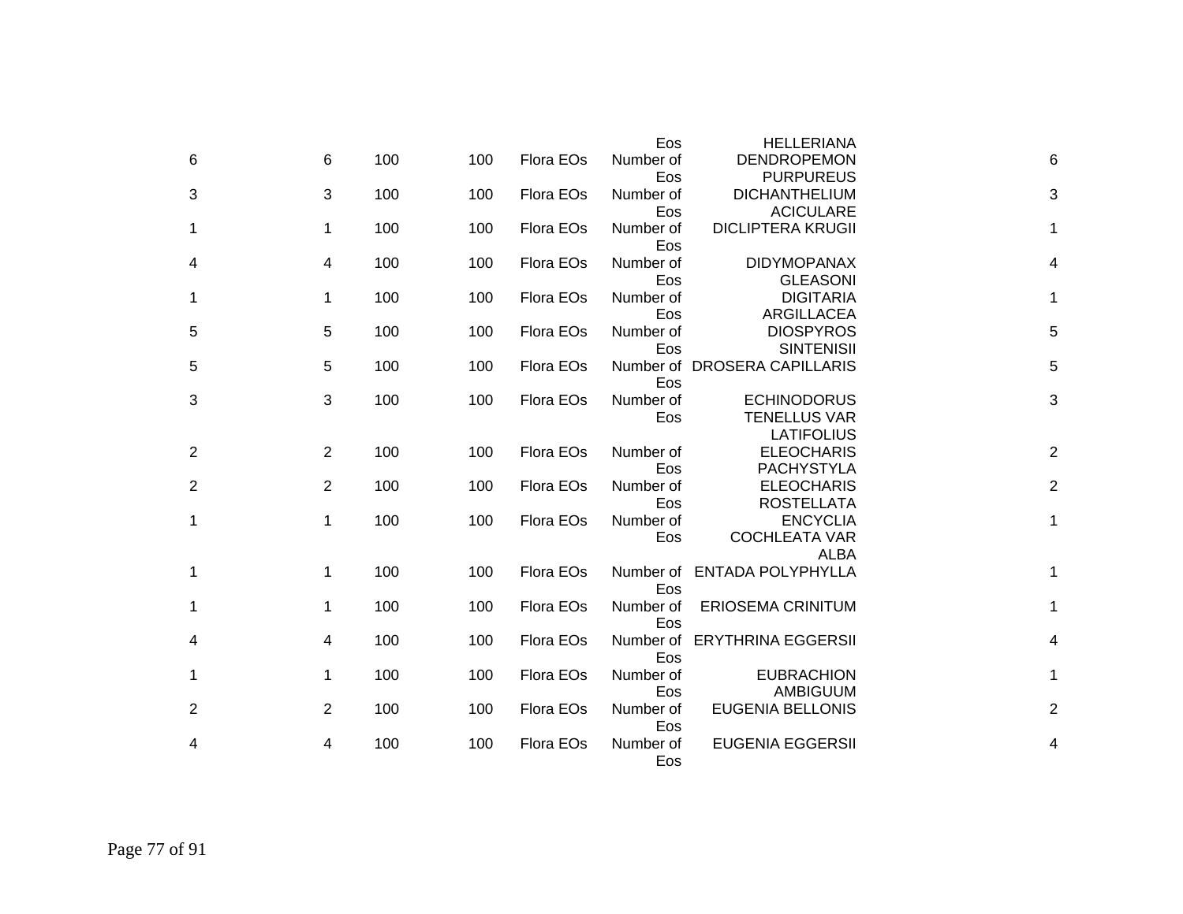| | | | | | | | |
|---|---|---|---|---|---|---|---|
| | | | | | Eos | HELLERIANA | |
| 6 | 6 | 100 | 100 | Flora EOs | Number of Eos | DENDROPEMON PURPUREUS | 6 |
| 3 | 3 | 100 | 100 | Flora EOs | Number of Eos | DICHANTHELIUM ACICULARE | 3 |
| 1 | 1 | 100 | 100 | Flora EOs | Number of Eos | DICLIPTERA KRUGII | 1 |
| 4 | 4 | 100 | 100 | Flora EOs | Number of Eos | DIDYMOPANAX GLEASONI | 4 |
| 1 | 1 | 100 | 100 | Flora EOs | Number of Eos | DIGITARIA ARGILLACEA | 1 |
| 5 | 5 | 100 | 100 | Flora EOs | Number of Eos | DIOSPYROS SINTENISII | 5 |
| 5 | 5 | 100 | 100 | Flora EOs | Number of Eos | DROSERA CAPILLARIS | 5 |
| 3 | 3 | 100 | 100 | Flora EOs | Number of Eos | ECHINODORUS TENELLUS VAR LATIFOLIUS | 3 |
| 2 | 2 | 100 | 100 | Flora EOs | Number of Eos | ELEOCHARIS PACHYSTYLA | 2 |
| 2 | 2 | 100 | 100 | Flora EOs | Number of Eos | ELEOCHARIS ROSTELLATA | 2 |
| 1 | 1 | 100 | 100 | Flora EOs | Number of Eos | ENCYCLIA COCHLEATA VAR ALBA | 1 |
| 1 | 1 | 100 | 100 | Flora EOs | Number of Eos | ENTADA POLYPHYLLA | 1 |
| 1 | 1 | 100 | 100 | Flora EOs | Number of Eos | ERIOSEMA CRINITUM | 1 |
| 4 | 4 | 100 | 100 | Flora EOs | Number of Eos | ERYTHRINA EGGERSII | 4 |
| 1 | 1 | 100 | 100 | Flora EOs | Number of Eos | EUBRACHION AMBIGUUM | 1 |
| 2 | 2 | 100 | 100 | Flora EOs | Number of Eos | EUGENIA BELLONIS | 2 |
| 4 | 4 | 100 | 100 | Flora EOs | Number of Eos | EUGENIA EGGERSII | 4 |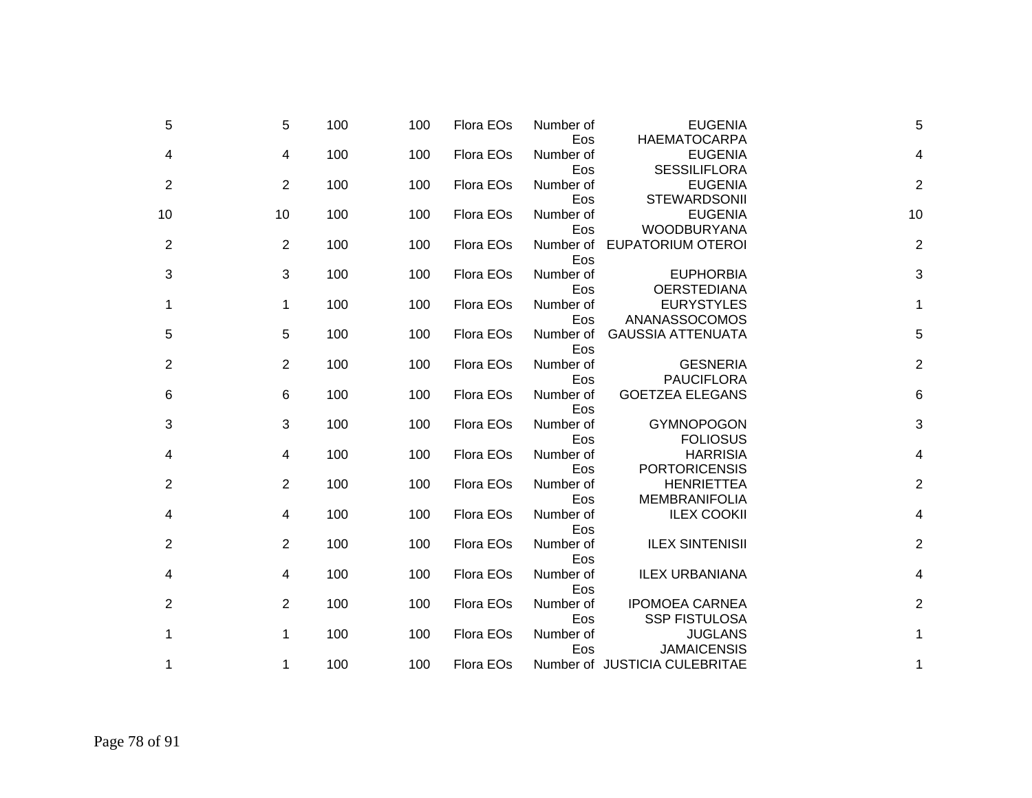| | | | | | | | |
|---|---|---|---|---|---|---|---|
| 5 | 5 | 100 | 100 | Flora EOs | Number of Eos | EUGENIA HAEMATOCARPA | 5 |
| 4 | 4 | 100 | 100 | Flora EOs | Number of Eos | EUGENIA SESSILIFLORA | 4 |
| 2 | 2 | 100 | 100 | Flora EOs | Number of Eos | EUGENIA STEWARDSONII | 2 |
| 10 | 10 | 100 | 100 | Flora EOs | Number of Eos | EUGENIA WOODBURYANA | 10 |
| 2 | 2 | 100 | 100 | Flora EOs | Number of Eos | EUPATORIUM OTEROI | 2 |
| 3 | 3 | 100 | 100 | Flora EOs | Number of Eos | EUPHORBIA OERSTEDIANA | 3 |
| 1 | 1 | 100 | 100 | Flora EOs | Number of Eos | EURYSTYLES ANANASSOCOMOS | 1 |
| 5 | 5 | 100 | 100 | Flora EOs | Number of Eos | GAUSSIA ATTENUATA | 5 |
| 2 | 2 | 100 | 100 | Flora EOs | Number of Eos | GESNERIA PAUCIFLORA | 2 |
| 6 | 6 | 100 | 100 | Flora EOs | Number of Eos | GOETZEA ELEGANS | 6 |
| 3 | 3 | 100 | 100 | Flora EOs | Number of Eos | GYMNOPOGON FOLIOSUS | 3 |
| 4 | 4 | 100 | 100 | Flora EOs | Number of Eos | HARRISIA PORTORICENSIS | 4 |
| 2 | 2 | 100 | 100 | Flora EOs | Number of Eos | HENRIETTEA MEMBRANIFOLIA | 2 |
| 4 | 4 | 100 | 100 | Flora EOs | Number of Eos | ILEX COOKII | 4 |
| 2 | 2 | 100 | 100 | Flora EOs | Number of Eos | ILEX SINTENISII | 2 |
| 4 | 4 | 100 | 100 | Flora EOs | Number of Eos | ILEX URBANIANA | 4 |
| 2 | 2 | 100 | 100 | Flora EOs | Number of Eos | IPOMOEA CARNEA SSP FISTULOSA | 2 |
| 1 | 1 | 100 | 100 | Flora EOs | Number of Eos | JUGLANS JAMAICENSIS | 1 |
| 1 | 1 | 100 | 100 | Flora EOs | Number of | JUSTICIA CULEBRITAE | 1 |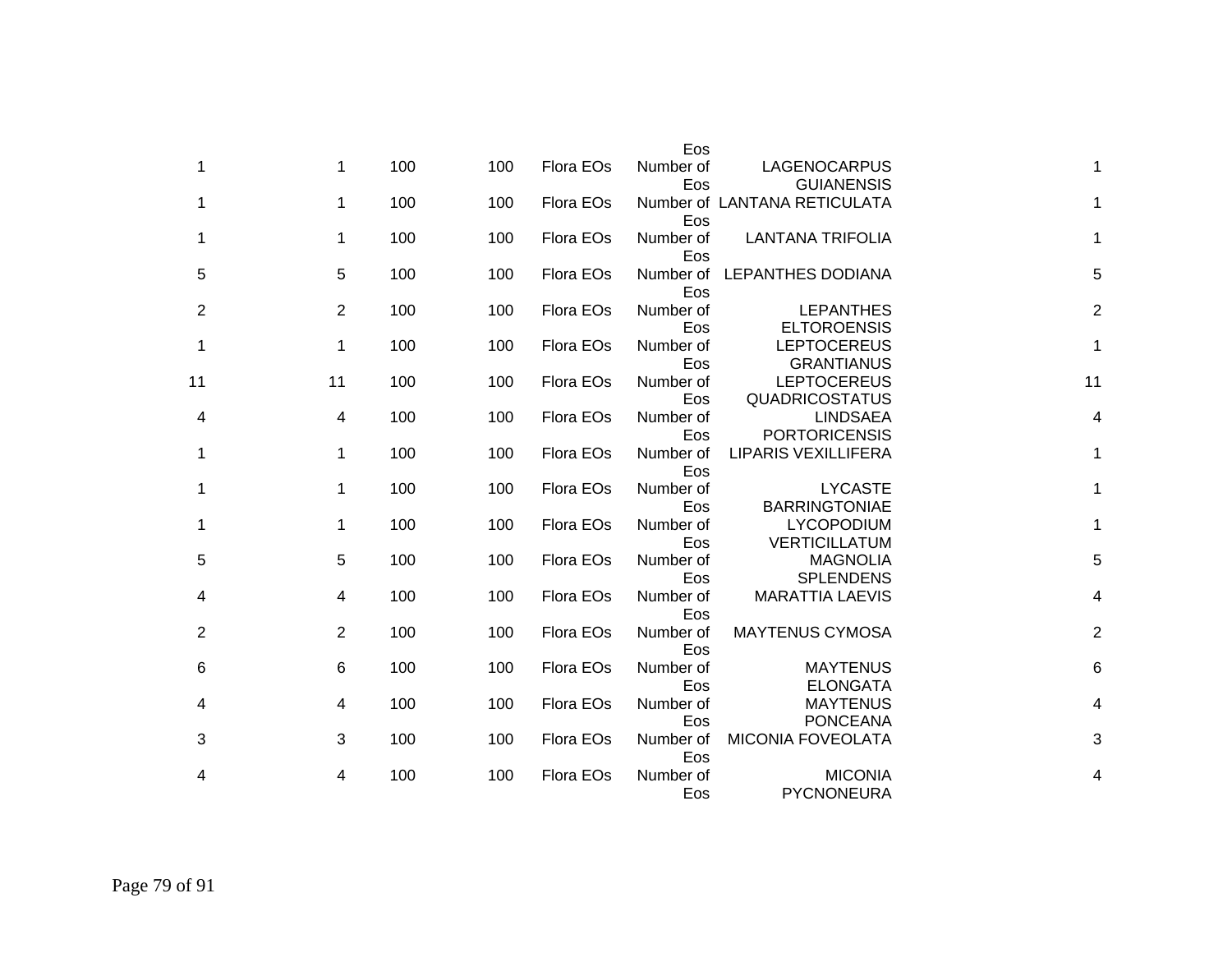| | | | | | | | |
|---|---|---|---|---|---|---|---|
| 1 | 1 | 100 | 100 | Flora EOs | Number of Eos | LAGENOCARPUS GUIANENSIS | 1 |
| 1 | 1 | 100 | 100 | Flora EOs | Number of Eos | LANTANA RETICULATA | 1 |
| 1 | 1 | 100 | 100 | Flora EOs | Number of Eos | LANTANA TRIFOLIA | 1 |
| 5 | 5 | 100 | 100 | Flora EOs | Number of Eos | LEPANTHES DODIANA | 5 |
| 2 | 2 | 100 | 100 | Flora EOs | Number of Eos | LEPANTHES ELTOROENSIS | 2 |
| 1 | 1 | 100 | 100 | Flora EOs | Number of Eos | LEPTOCEREUS GRANTIANUS | 1 |
| 11 | 11 | 100 | 100 | Flora EOs | Number of Eos | LEPTOCEREUS QUADRICOSTATUS | 11 |
| 4 | 4 | 100 | 100 | Flora EOs | Number of Eos | LINDSAEA PORTORICENSIS | 4 |
| 1 | 1 | 100 | 100 | Flora EOs | Number of Eos | LIPARIS VEXILLIFERA | 1 |
| 1 | 1 | 100 | 100 | Flora EOs | Number of Eos | LYCASTE BARRINGTONIAE | 1 |
| 1 | 1 | 100 | 100 | Flora EOs | Number of Eos | LYCOPODIUM VERTICILLATUM | 1 |
| 5 | 5 | 100 | 100 | Flora EOs | Number of Eos | MAGNOLIA SPLENDENS | 5 |
| 4 | 4 | 100 | 100 | Flora EOs | Number of Eos | MARATTIA LAEVIS | 4 |
| 2 | 2 | 100 | 100 | Flora EOs | Number of Eos | MAYTENUS CYMOSA | 2 |
| 6 | 6 | 100 | 100 | Flora EOs | Number of Eos | MAYTENUS ELONGATA | 6 |
| 4 | 4 | 100 | 100 | Flora EOs | Number of Eos | MAYTENUS PONCEANA | 4 |
| 3 | 3 | 100 | 100 | Flora EOs | Number of Eos | MICONIA FOVEOLATA | 3 |
| 4 | 4 | 100 | 100 | Flora EOs | Number of Eos | MICONIA PYCNONEURA | 4 |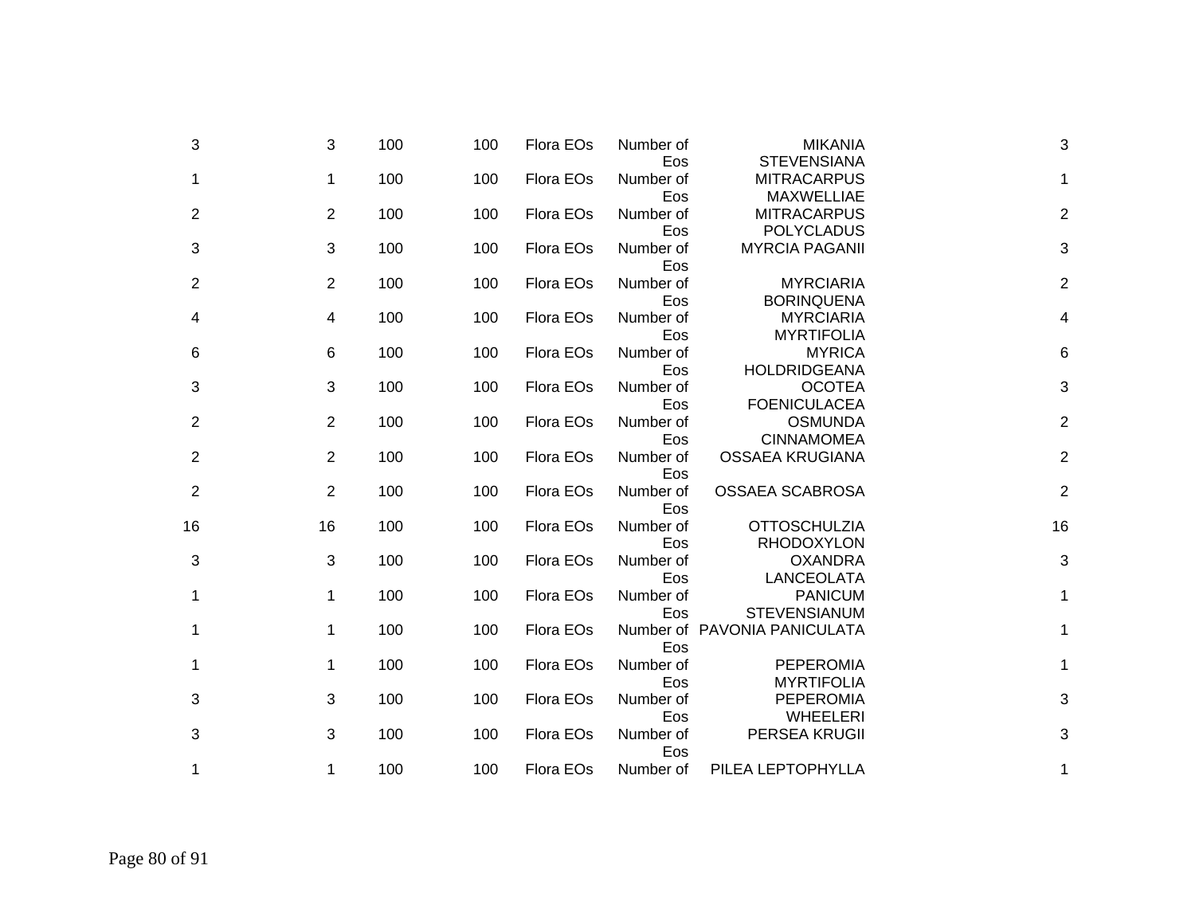| | | | | | | | |
|---|---|---|---|---|---|---|---|
| 3 | 3 | 100 | 100 | Flora EOs | Number of Eos | MIKANIA STEVENSIANA | 3 |
| 1 | 1 | 100 | 100 | Flora EOs | Number of Eos | MITRACARPUS MAXWELLIAE | 1 |
| 2 | 2 | 100 | 100 | Flora EOs | Number of Eos | MITRACARPUS POLYCLADUS | 2 |
| 3 | 3 | 100 | 100 | Flora EOs | Number of Eos | MYRCIA PAGANII | 3 |
| 2 | 2 | 100 | 100 | Flora EOs | Number of Eos | MYRCIARIA BORINQUENA | 2 |
| 4 | 4 | 100 | 100 | Flora EOs | Number of Eos | MYRCIARIA MYRTIFOLIA | 4 |
| 6 | 6 | 100 | 100 | Flora EOs | Number of Eos | MYRICA HOLDRIDGEANA | 6 |
| 3 | 3 | 100 | 100 | Flora EOs | Number of Eos | OCOTEA FOENICULACEA | 3 |
| 2 | 2 | 100 | 100 | Flora EOs | Number of Eos | OSMUNDA CINNAMOMEA | 2 |
| 2 | 2 | 100 | 100 | Flora EOs | Number of Eos | OSSAEA KRUGIANA | 2 |
| 2 | 2 | 100 | 100 | Flora EOs | Number of Eos | OSSAEA SCABROSA | 2 |
| 16 | 16 | 100 | 100 | Flora EOs | Number of Eos | OTTOSCHULZIA RHODOXYLON | 16 |
| 3 | 3 | 100 | 100 | Flora EOs | Number of Eos | OXANDRA LANCEOLATA | 3 |
| 1 | 1 | 100 | 100 | Flora EOs | Number of Eos | PANICUM STEVENSIANUM | 1 |
| 1 | 1 | 100 | 100 | Flora EOs | Number of Eos | PAVONIA PANICULATA | 1 |
| 1 | 1 | 100 | 100 | Flora EOs | Number of Eos | PEPEROMIA MYRTIFOLIA | 1 |
| 3 | 3 | 100 | 100 | Flora EOs | Number of Eos | PEPEROMIA WHEELERI | 3 |
| 3 | 3 | 100 | 100 | Flora EOs | Number of Eos | PERSEA KRUGII | 3 |
| 1 | 1 | 100 | 100 | Flora EOs | Number of | PILEA LEPTOPHYLLA | 1 |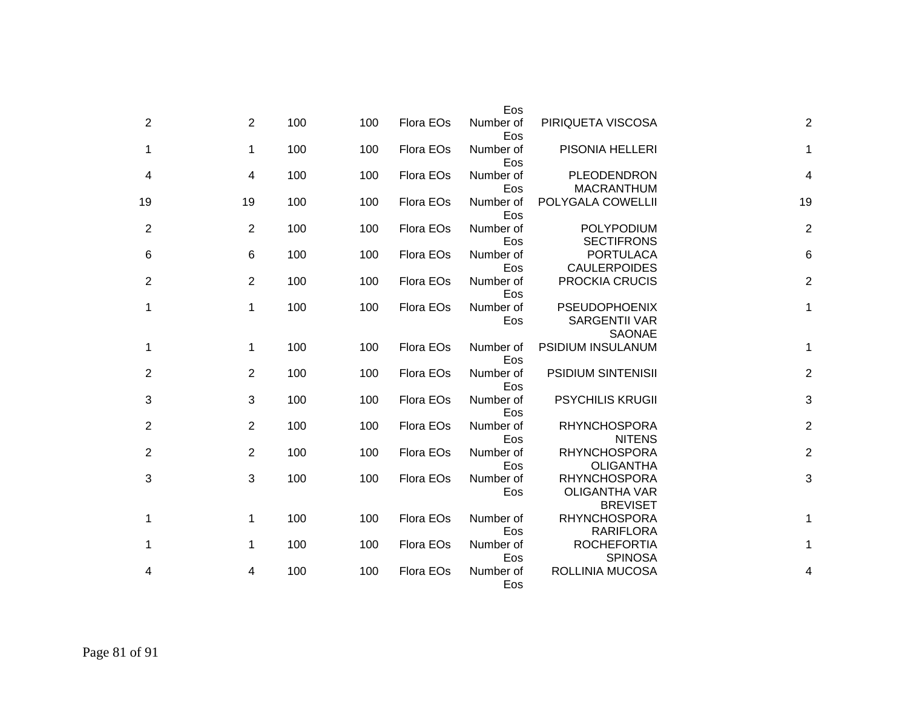| | | | | | | | |
|---|---|---|---|---|---|---|---|
| | | | | | Eos | | |
| 2 | 2 | 100 | 100 | Flora EOs | Number of Eos | PIRIQUETA VISCOSA | 2 |
| 1 | 1 | 100 | 100 | Flora EOs | Number of Eos | PISONIA HELLERI | 1 |
| 4 | 4 | 100 | 100 | Flora EOs | Number of Eos | PLEODENDRON MACRANTHUM | 4 |
| 19 | 19 | 100 | 100 | Flora EOs | Number of Eos | POLYGALA COWELLII | 19 |
| 2 | 2 | 100 | 100 | Flora EOs | Number of Eos | POLYPODIUM SECTIFRONS | 2 |
| 6 | 6 | 100 | 100 | Flora EOs | Number of Eos | PORTULACA CAULERPOIDES | 6 |
| 2 | 2 | 100 | 100 | Flora EOs | Number of Eos | PROCKIA CRUCIS | 2 |
| 1 | 1 | 100 | 100 | Flora EOs | Number of Eos | PSEUDOPHOENIX SARGENTII VAR SAONAE | 1 |
| 1 | 1 | 100 | 100 | Flora EOs | Number of Eos | PSIDIUM INSULANUM | 1 |
| 2 | 2 | 100 | 100 | Flora EOs | Number of Eos | PSIDIUM SINTENISII | 2 |
| 3 | 3 | 100 | 100 | Flora EOs | Number of Eos | PSYCHILIS KRUGII | 3 |
| 2 | 2 | 100 | 100 | Flora EOs | Number of Eos | RHYNCHOSPORA NITENS | 2 |
| 2 | 2 | 100 | 100 | Flora EOs | Number of Eos | RHYNCHOSPORA OLIGANTHA | 2 |
| 3 | 3 | 100 | 100 | Flora EOs | Number of Eos | RHYNCHOSPORA OLIGANTHA VAR BREVISET | 3 |
| 1 | 1 | 100 | 100 | Flora EOs | Number of Eos | RHYNCHOSPORA RARIFLORA | 1 |
| 1 | 1 | 100 | 100 | Flora EOs | Number of Eos | ROCHEFORTIA SPINOSA | 1 |
| 4 | 4 | 100 | 100 | Flora EOs | Number of Eos | ROLLINIA MUCOSA | 4 |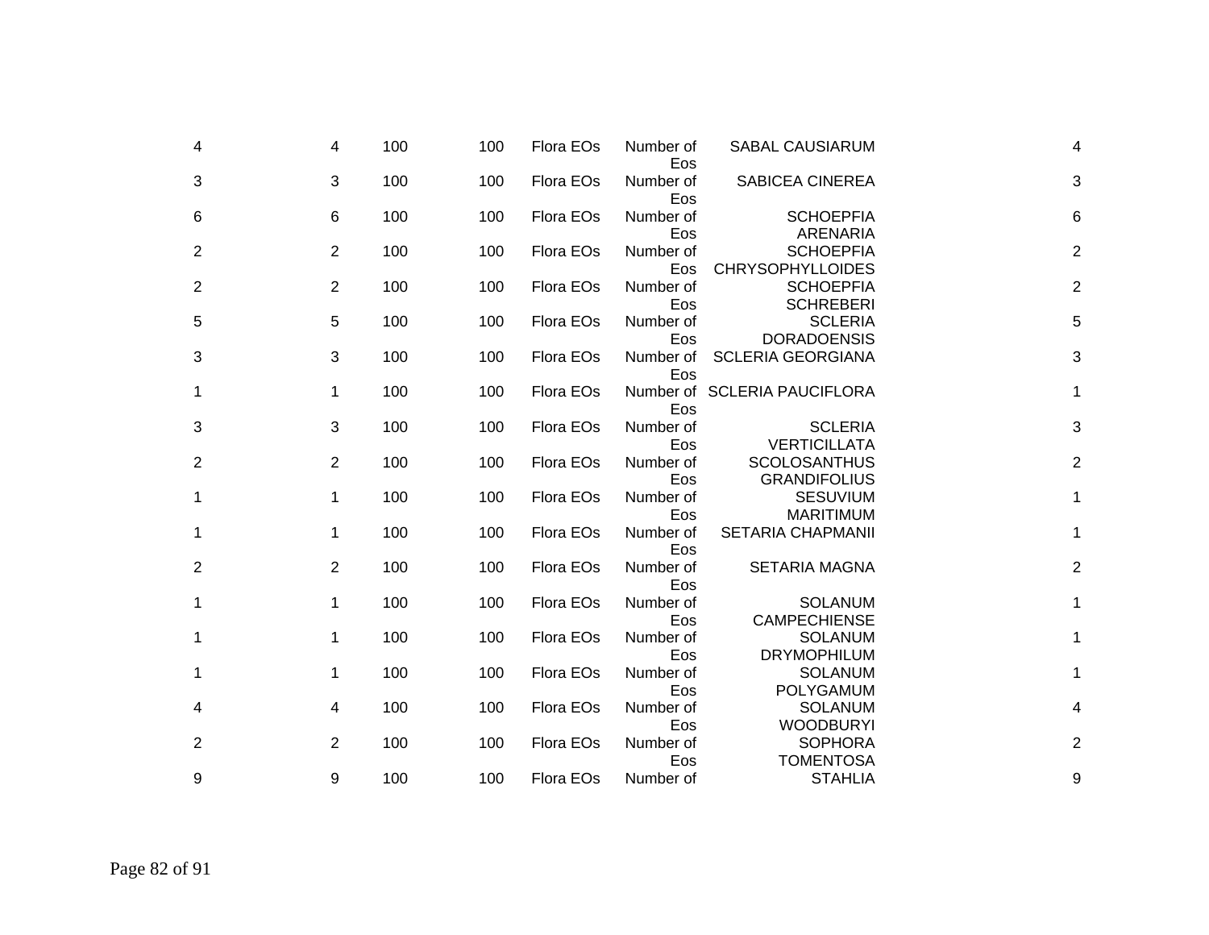| | | | | | | | |
|---|---|---|---|---|---|---|---|
| 4 | 4 | 100 | 100 | Flora EOs | Number of Eos | SABAL CAUSIARUM | 4 |
| 3 | 3 | 100 | 100 | Flora EOs | Number of Eos | SABICEA CINEREA | 3 |
| 6 | 6 | 100 | 100 | Flora EOs | Number of Eos | SCHOEPFIA ARENARIA | 6 |
| 2 | 2 | 100 | 100 | Flora EOs | Number of Eos | SCHOEPFIA CHRYSOPHYLLOIDES | 2 |
| 2 | 2 | 100 | 100 | Flora EOs | Number of Eos | SCHOEPFIA SCHREBERI | 2 |
| 5 | 5 | 100 | 100 | Flora EOs | Number of Eos | SCLERIA DORADOENSIS | 5 |
| 3 | 3 | 100 | 100 | Flora EOs | Number of Eos | SCLERIA GEORGIANA | 3 |
| 1 | 1 | 100 | 100 | Flora EOs | Number of Eos | SCLERIA PAUCIFLORA | 1 |
| 3 | 3 | 100 | 100 | Flora EOs | Number of Eos | SCLERIA VERTICILLATA | 3 |
| 2 | 2 | 100 | 100 | Flora EOs | Number of Eos | SCOLOSANTHUS GRANDIFOLIUS | 2 |
| 1 | 1 | 100 | 100 | Flora EOs | Number of Eos | SESUVIUM MARITIMUM | 1 |
| 1 | 1 | 100 | 100 | Flora EOs | Number of Eos | SETARIA CHAPMANII | 1 |
| 2 | 2 | 100 | 100 | Flora EOs | Number of Eos | SETARIA MAGNA | 2 |
| 1 | 1 | 100 | 100 | Flora EOs | Number of Eos | SOLANUM CAMPECHIENSE | 1 |
| 1 | 1 | 100 | 100 | Flora EOs | Number of Eos | SOLANUM DRYMOPHILUM | 1 |
| 1 | 1 | 100 | 100 | Flora EOs | Number of Eos | SOLANUM POLYGAMUM | 1 |
| 4 | 4 | 100 | 100 | Flora EOs | Number of Eos | SOLANUM WOODBURYI | 4 |
| 2 | 2 | 100 | 100 | Flora EOs | Number of Eos | SOPHORA TOMENTOSA | 2 |
| 9 | 9 | 100 | 100 | Flora EOs | Number of | STAHLIA | 9 |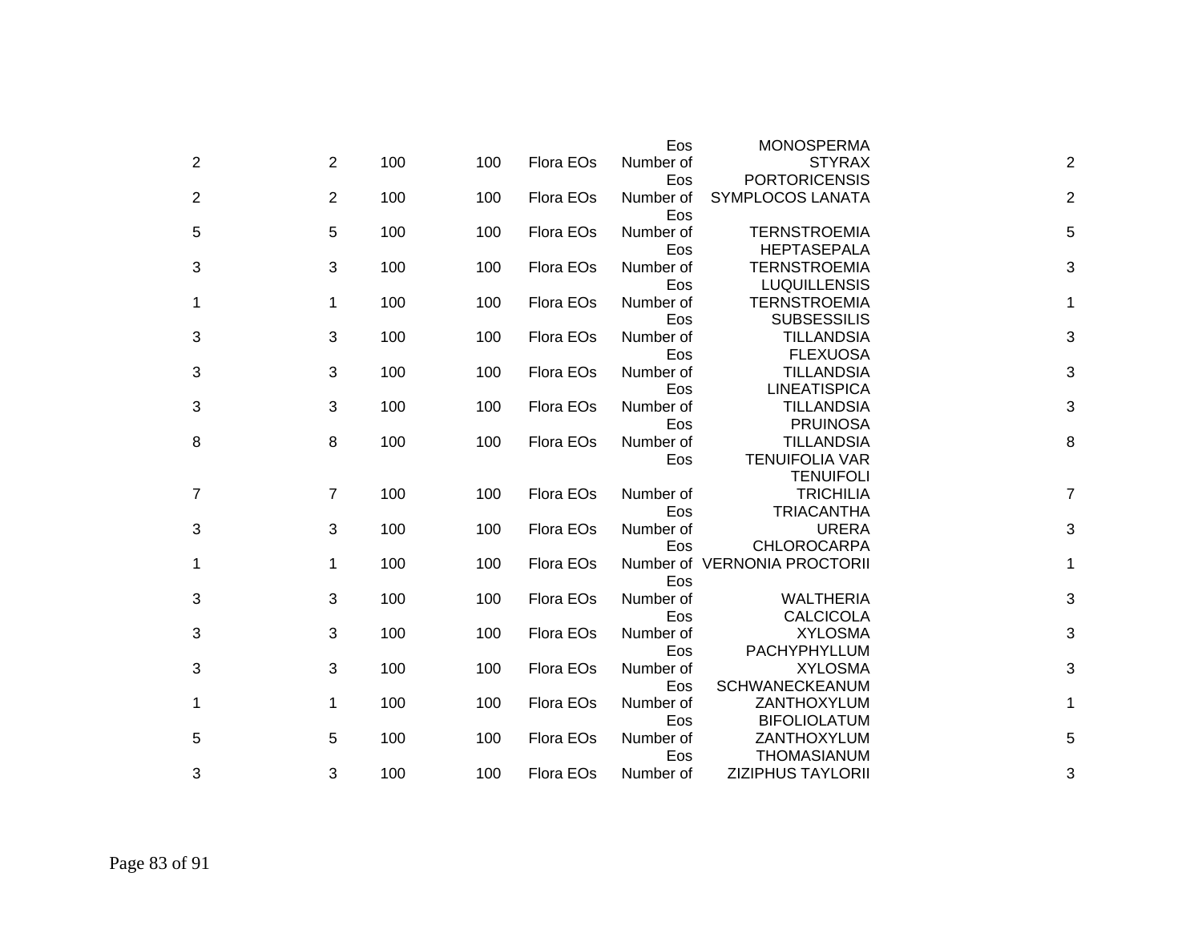| | | | | | | | |
|---|---|---|---|---|---|---|---|
| | | | | | Eos | MONOSPERMA | |
| 2 | 2 | 100 | 100 | Flora EOs | Number of Eos | STYRAX PORTORICENSIS | 2 |
| 2 | 2 | 100 | 100 | Flora EOs | Number of Eos | SYMPLOCOS LANATA | 2 |
| 5 | 5 | 100 | 100 | Flora EOs | Number of Eos | TERNSTROEMIA HEPTASEPALA | 5 |
| 3 | 3 | 100 | 100 | Flora EOs | Number of Eos | TERNSTROEMIA LUQUILLENSIS | 3 |
| 1 | 1 | 100 | 100 | Flora EOs | Number of Eos | TERNSTROEMIA SUBSESSILIS | 1 |
| 3 | 3 | 100 | 100 | Flora EOs | Number of Eos | TILLANDSIA FLEXUOSA | 3 |
| 3 | 3 | 100 | 100 | Flora EOs | Number of Eos | TILLANDSIA LINEATISPICA | 3 |
| 3 | 3 | 100 | 100 | Flora EOs | Number of Eos | TILLANDSIA PRUINOSA | 3 |
| 8 | 8 | 100 | 100 | Flora EOs | Number of Eos | TILLANDSIA TENUIFOLIA VAR TENUIFOLI | 8 |
| 7 | 7 | 100 | 100 | Flora EOs | Number of Eos | TRICHILIA TRIACANTHA | 7 |
| 3 | 3 | 100 | 100 | Flora EOs | Number of Eos | URERA CHLOROCARPA | 3 |
| 1 | 1 | 100 | 100 | Flora EOs | Number of Eos | VERNONIA PROCTORII | 1 |
| 3 | 3 | 100 | 100 | Flora EOs | Number of Eos | WALTHERIA CALCICOLA | 3 |
| 3 | 3 | 100 | 100 | Flora EOs | Number of Eos | XYLOSMA PACHYPHYLLUM | 3 |
| 3 | 3 | 100 | 100 | Flora EOs | Number of Eos | XYLOSMA SCHWANECKEANUM | 3 |
| 1 | 1 | 100 | 100 | Flora EOs | Number of Eos | ZANTHOXYLUM BIFOLIOLATUM | 1 |
| 5 | 5 | 100 | 100 | Flora EOs | Number of Eos | ZANTHOXYLUM THOMASIANUM | 5 |
| 3 | 3 | 100 | 100 | Flora EOs | Number of | ZIZIPHUS TAYLORII | 3 |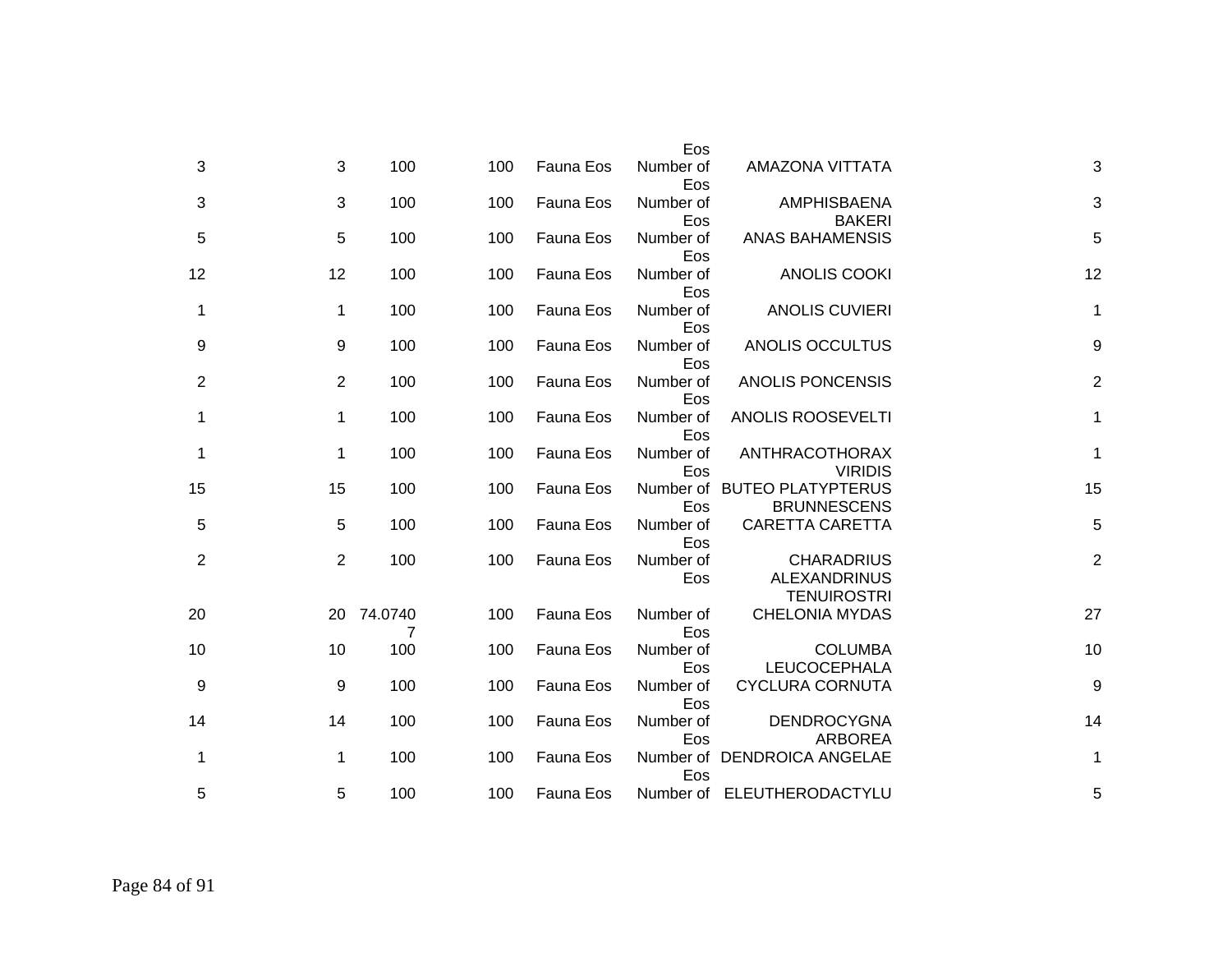| | | | | | | | |
|---|---|---|---|---|---|---|---|
| | | | | | Eos | | |
| 3 | 3 | 100 | 100 | Fauna Eos | Number of Eos | AMAZONA VITTATA | 3 |
| 3 | 3 | 100 | 100 | Fauna Eos | Number of Eos | AMPHISBAENA BAKERI | 3 |
| 5 | 5 | 100 | 100 | Fauna Eos | Number of Eos | ANAS BAHAMENSIS | 5 |
| 12 | 12 | 100 | 100 | Fauna Eos | Number of Eos | ANOLIS COOKI | 12 |
| 1 | 1 | 100 | 100 | Fauna Eos | Number of Eos | ANOLIS CUVIERI | 1 |
| 9 | 9 | 100 | 100 | Fauna Eos | Number of Eos | ANOLIS OCCULTUS | 9 |
| 2 | 2 | 100 | 100 | Fauna Eos | Number of Eos | ANOLIS PONCENSIS | 2 |
| 1 | 1 | 100 | 100 | Fauna Eos | Number of Eos | ANOLIS ROOSEVELTI | 1 |
| 1 | 1 | 100 | 100 | Fauna Eos | Number of Eos | ANTHRACOTHORAX VIRIDIS | 1 |
| 15 | 15 | 100 | 100 | Fauna Eos | Number of Eos | BUTEO PLATYPTERUS BRUNNESCENS | 15 |
| 5 | 5 | 100 | 100 | Fauna Eos | Number of Eos | CARETTA CARETTA | 5 |
| 2 | 2 | 100 | 100 | Fauna Eos | Number of Eos | CHARADRIUS ALEXANDRINUS TENUIROSTRI | 2 |
| 20 | 20 | 74.07407 | 100 | Fauna Eos | Number of Eos | CHELONIA MYDAS | 27 |
| 10 | 10 | 100 | 100 | Fauna Eos | Number of Eos | COLUMBA LEUCOCEPHALA | 10 |
| 9 | 9 | 100 | 100 | Fauna Eos | Number of Eos | CYCLURA CORNUTA | 9 |
| 14 | 14 | 100 | 100 | Fauna Eos | Number of Eos | DENDROCYGNA ARBOREA | 14 |
| 1 | 1 | 100 | 100 | Fauna Eos | Number of Eos | DENDROICA ANGELAE | 1 |
| 5 | 5 | 100 | 100 | Fauna Eos | Number of | ELEUTHERODACTYLU | 5 |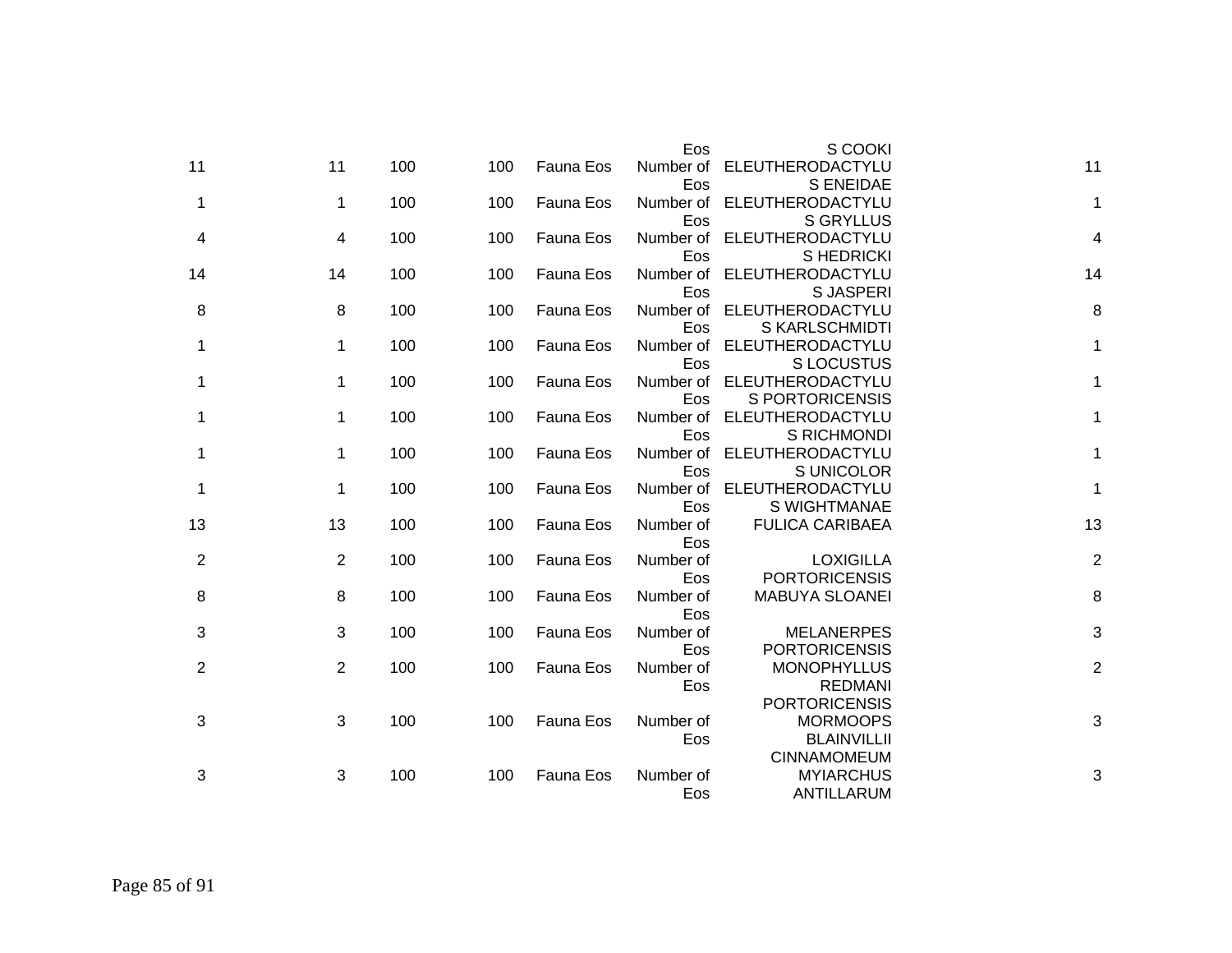| | | | | | | | |
|---|---|---|---|---|---|---|---|
| | | | | | Eos | S COOKI | |
| 11 | 11 | 100 | 100 | Fauna Eos | Number of Eos | ELEUTHERODACTYLUS ENEIDAE | 11 |
| 1 | 1 | 100 | 100 | Fauna Eos | Number of Eos | ELEUTHERODACTYLUS GRYLLUS | 1 |
| 4 | 4 | 100 | 100 | Fauna Eos | Number of Eos | ELEUTHERODACTYLUS HEDRICKI | 4 |
| 14 | 14 | 100 | 100 | Fauna Eos | Number of Eos | ELEUTHERODACTYLUS JASPERI | 14 |
| 8 | 8 | 100 | 100 | Fauna Eos | Number of Eos | ELEUTHERODACTYLUS KARLSCHMIDTI | 8 |
| 1 | 1 | 100 | 100 | Fauna Eos | Number of Eos | ELEUTHERODACTYLUS LOCUSTUS | 1 |
| 1 | 1 | 100 | 100 | Fauna Eos | Number of Eos | ELEUTHERODACTYLUS PORTORICENSIS | 1 |
| 1 | 1 | 100 | 100 | Fauna Eos | Number of Eos | ELEUTHERODACTYLUS RICHMONDI | 1 |
| 1 | 1 | 100 | 100 | Fauna Eos | Number of Eos | ELEUTHERODACTYLUS UNICOLOR | 1 |
| 1 | 1 | 100 | 100 | Fauna Eos | Number of Eos | ELEUTHERODACTYLUS WIGHTMANAE | 1 |
| 13 | 13 | 100 | 100 | Fauna Eos | Number of Eos | FULICA CARIBAEA | 13 |
| 2 | 2 | 100 | 100 | Fauna Eos | Number of Eos | LOXIGILLA PORTORICENSIS | 2 |
| 8 | 8 | 100 | 100 | Fauna Eos | Number of Eos | MABUYA SLOANEI | 8 |
| 3 | 3 | 100 | 100 | Fauna Eos | Number of Eos | MELANERPES PORTORICENSIS | 3 |
| 2 | 2 | 100 | 100 | Fauna Eos | Number of Eos | MONOPHYLLUS REDMANI PORTORICENSIS | 2 |
| 3 | 3 | 100 | 100 | Fauna Eos | Number of Eos | MORMOOPS BLAINVILLII CINNAMOMEUM | 3 |
| 3 | 3 | 100 | 100 | Fauna Eos | Number of Eos | MYIARCHUS ANTILLARUM | 3 |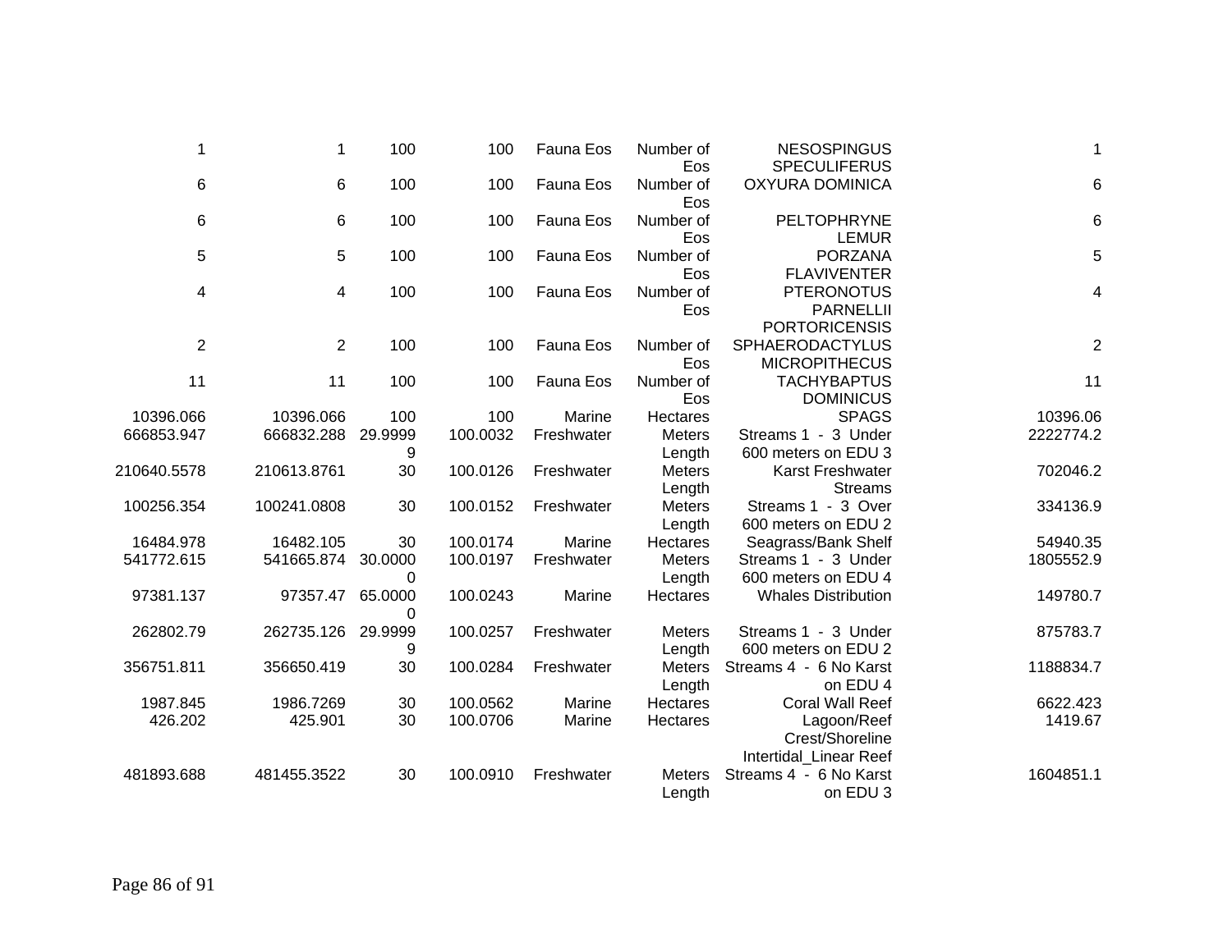| | | | | | | | |
|---|---|---|---|---|---|---|---|
| 1 | 1 | 100 | 100 | Fauna Eos | Number of Eos | NESOSPINGUS SPECULIFERUS | 1 |
| 6 | 6 | 100 | 100 | Fauna Eos | Number of Eos | OXYURA DOMINICA | 6 |
| 6 | 6 | 100 | 100 | Fauna Eos | Number of Eos | PELTOPHRYNE LEMUR | 6 |
| 5 | 5 | 100 | 100 | Fauna Eos | Number of Eos | PORZANA FLAVIVENTER | 5 |
| 4 | 4 | 100 | 100 | Fauna Eos | Number of Eos | PTERONOTUS PARNELLII PORTORICENSIS | 4 |
| 2 | 2 | 100 | 100 | Fauna Eos | Number of Eos | SPHAERODACTYLUS MICROPITHECUS | 2 |
| 11 | 11 | 100 | 100 | Fauna Eos | Number of Eos | TACHYBAPTUS DOMINICUS | 11 |
| 10396.066 | 10396.066 | 100 | 100 | Marine | Hectares | SPAGS | 10396.06 |
| 666853.947 | 666832.288 | 29.99999 | 100.0032 | Freshwater | Meters Length | Streams 1 - 3 Under 600 meters on EDU 3 | 2222774.2 |
| 210640.5578 | 210613.8761 | 30 | 100.0126 | Freshwater | Meters Length | Karst Freshwater Streams | 702046.2 |
| 100256.354 | 100241.0808 | 30 | 100.0152 | Freshwater | Meters Length | Streams 1 - 3 Over 600 meters on EDU 2 | 334136.9 |
| 16484.978 | 16482.105 | 30 | 100.0174 | Marine | Hectares | Seagrass/Bank Shelf | 54940.35 |
| 541772.615 | 541665.874 | 30.00000 | 100.0197 | Freshwater | Meters Length | Streams 1 - 3 Under 600 meters on EDU 4 | 1805552.9 |
| 97381.137 | 97357.47 | 65.00000 | 100.0243 | Marine | Hectares | Whales Distribution | 149780.7 |
| 262802.79 | 262735.126 | 29.99999 | 100.0257 | Freshwater | Meters Length | Streams 1 - 3 Under 600 meters on EDU 2 | 875783.7 |
| 356751.811 | 356650.419 | 30 | 100.0284 | Freshwater | Meters Length | Streams 4 - 6 No Karst on EDU 4 | 1188834.7 |
| 1987.845 | 1986.7269 | 30 | 100.0562 | Marine | Hectares | Coral Wall Reef | 6622.423 |
| 426.202 | 425.901 | 30 | 100.0706 | Marine | Hectares | Lagoon/Reef Crest/Shoreline Intertidal_Linear Reef | 1419.67 |
| 481893.688 | 481455.3522 | 30 | 100.0910 | Freshwater | Meters Length | Streams 4 - 6 No Karst on EDU 3 | 1604851.1 |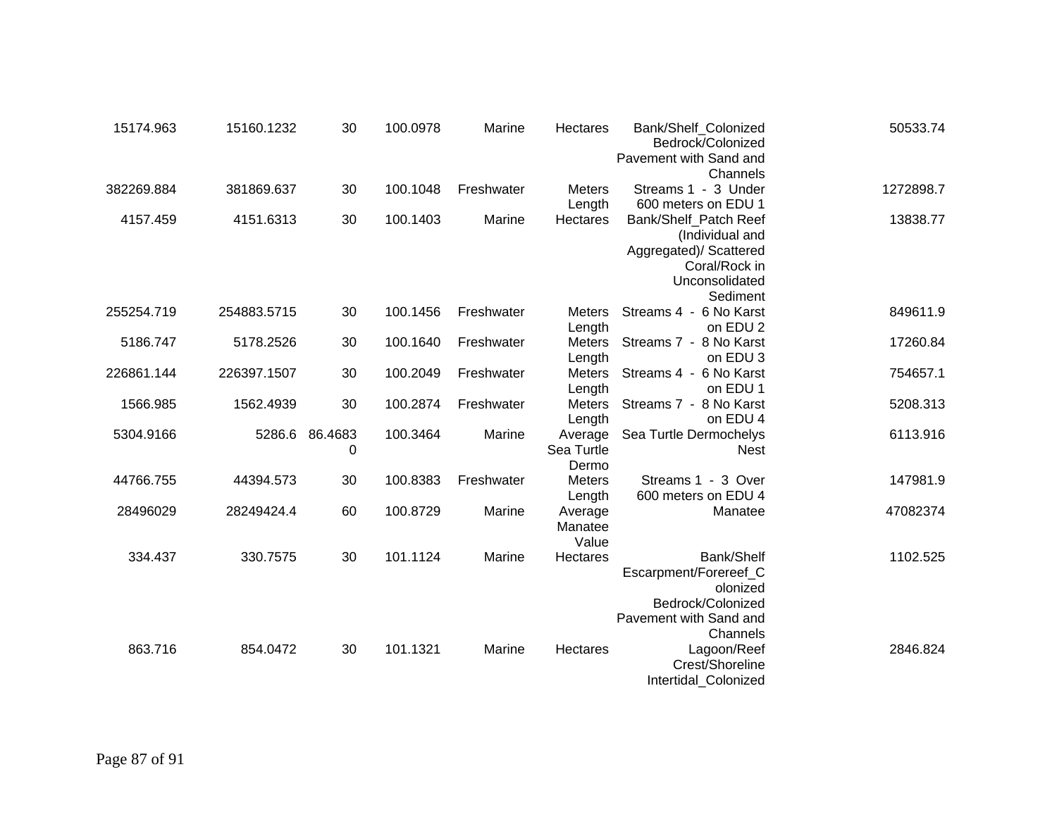| | | | | | | | |
|---|---|---|---|---|---|---|---|
| 15174.963 | 15160.1232 | 30 | 100.0978 | Marine | Hectares | Bank/Shelf_Colonized Bedrock/Colonized Pavement with Sand and Channels | 50533.74 |
| 382269.884 | 381869.637 | 30 | 100.1048 | Freshwater | Meters Length | Streams 1 - 3 Under 600 meters on EDU 1 | 1272898.7 |
| 4157.459 | 4151.6313 | 30 | 100.1403 | Marine | Hectares | Bank/Shelf_Patch Reef (Individual and Aggregated)/ Scattered Coral/Rock in Unconsolidated Sediment | 13838.77 |
| 255254.719 | 254883.5715 | 30 | 100.1456 | Freshwater | Meters Length | Streams 4 - 6 No Karst on EDU 2 | 849611.9 |
| 5186.747 | 5178.2526 | 30 | 100.1640 | Freshwater | Meters Length | Streams 7 - 8 No Karst on EDU 3 | 17260.84 |
| 226861.144 | 226397.1507 | 30 | 100.2049 | Freshwater | Meters Length | Streams 4 - 6 No Karst on EDU 1 | 754657.1 |
| 1566.985 | 1562.4939 | 30 | 100.2874 | Freshwater | Meters Length | Streams 7 - 8 No Karst on EDU 4 | 5208.313 |
| 5304.9166 | 5286.6 | 86.46830 | 100.3464 | Marine | Average Sea Turtle Dermo | Sea Turtle Dermochelys Nest | 6113.916 |
| 44766.755 | 44394.573 | 30 | 100.8383 | Freshwater | Meters Length | Streams 1 - 3 Over 600 meters on EDU 4 | 147981.9 |
| 28496029 | 28249424.4 | 60 | 100.8729 | Marine | Average Manatee Value | Manatee | 47082374 |
| 334.437 | 330.7575 | 30 | 101.1124 | Marine | Hectares | Bank/Shelf Escarpment/Forereef_Colonized Bedrock/Colonized Pavement with Sand and Channels | 1102.525 |
| 863.716 | 854.0472 | 30 | 101.1321 | Marine | Hectares | Lagoon/Reef Crest/Shoreline Intertidal_Colonized | 2846.824 |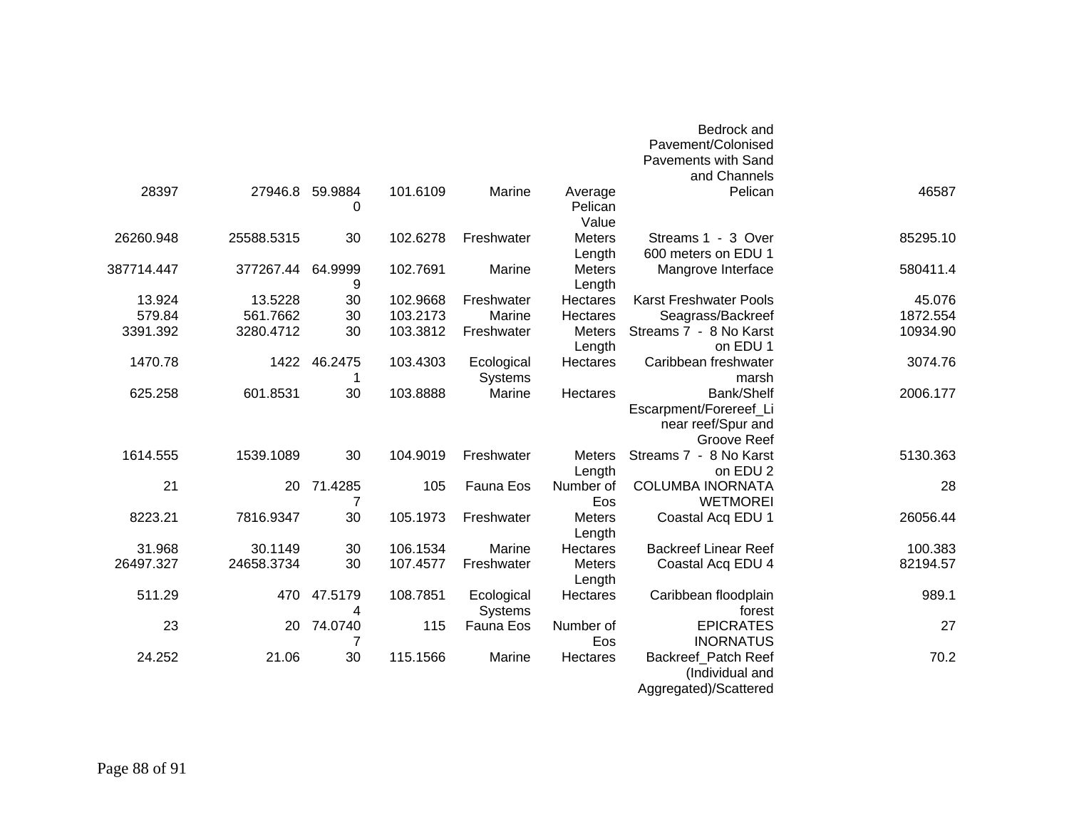| | | | | | | | |
|---|---|---|---|---|---|---|---|
| 28397 | 27946.8 | 59.98840 | 101.6109 | Marine | Average Pelican Value | Bedrock and Pavement/Colonised Pavements with Sand and Channels Pelican | 46587 |
| 26260.948 | 25588.5315 | 30 | 102.6278 | Freshwater | Meters Length | Streams 1 - 3 Over 600 meters on EDU 1 | 85295.10 |
| 387714.447 | 377267.44 | 64.99999 | 102.7691 | Marine | Meters Length | Mangrove Interface | 580411.4 |
| 13.924 | 13.5228 | 30 | 102.9668 | Freshwater | Hectares | Karst Freshwater Pools | 45.076 |
| 579.84 | 561.7662 | 30 | 103.2173 | Marine | Hectares | Seagrass/Backreef | 1872.554 |
| 3391.392 | 3280.4712 | 30 | 103.3812 | Freshwater | Meters Length | Streams 7 - 8 No Karst on EDU 1 | 10934.90 |
| 1470.78 | 1422 | 46.24751 | 103.4303 | Ecological Systems | Hectares | Caribbean freshwater marsh | 3074.76 |
| 625.258 | 601.8531 | 30 | 103.8888 | Marine | Hectares | Bank/Shelf Escarpment/Forereef_Linear reef/Spur and Groove Reef | 2006.177 |
| 1614.555 | 1539.1089 | 30 | 104.9019 | Freshwater | Meters Length | Streams 7 - 8 No Karst on EDU 2 | 5130.363 |
| 21 | 20 | 71.42857 | 105 | Fauna Eos | Number of Eos | COLUMBA INORNATA WETMOREI | 28 |
| 8223.21 | 7816.9347 | 30 | 105.1973 | Freshwater | Meters Length | Coastal Acq EDU 1 | 26056.44 |
| 31.968 | 30.1149 | 30 | 106.1534 | Marine | Hectares | Backreef Linear Reef | 100.383 |
| 26497.327 | 24658.3734 | 30 | 107.4577 | Freshwater | Meters Length | Coastal Acq EDU 4 | 82194.57 |
| 511.29 | 470 | 47.51794 | 108.7851 | Ecological Systems | Hectares | Caribbean floodplain forest | 989.1 |
| 23 | 20 | 74.07407 | 115 | Fauna Eos | Number of Eos | EPICRATES INORNATUS | 27 |
| 24.252 | 21.06 | 30 | 115.1566 | Marine | Hectares | Backreef_Patch Reef (Individual and Aggregated)/Scattered | 70.2 |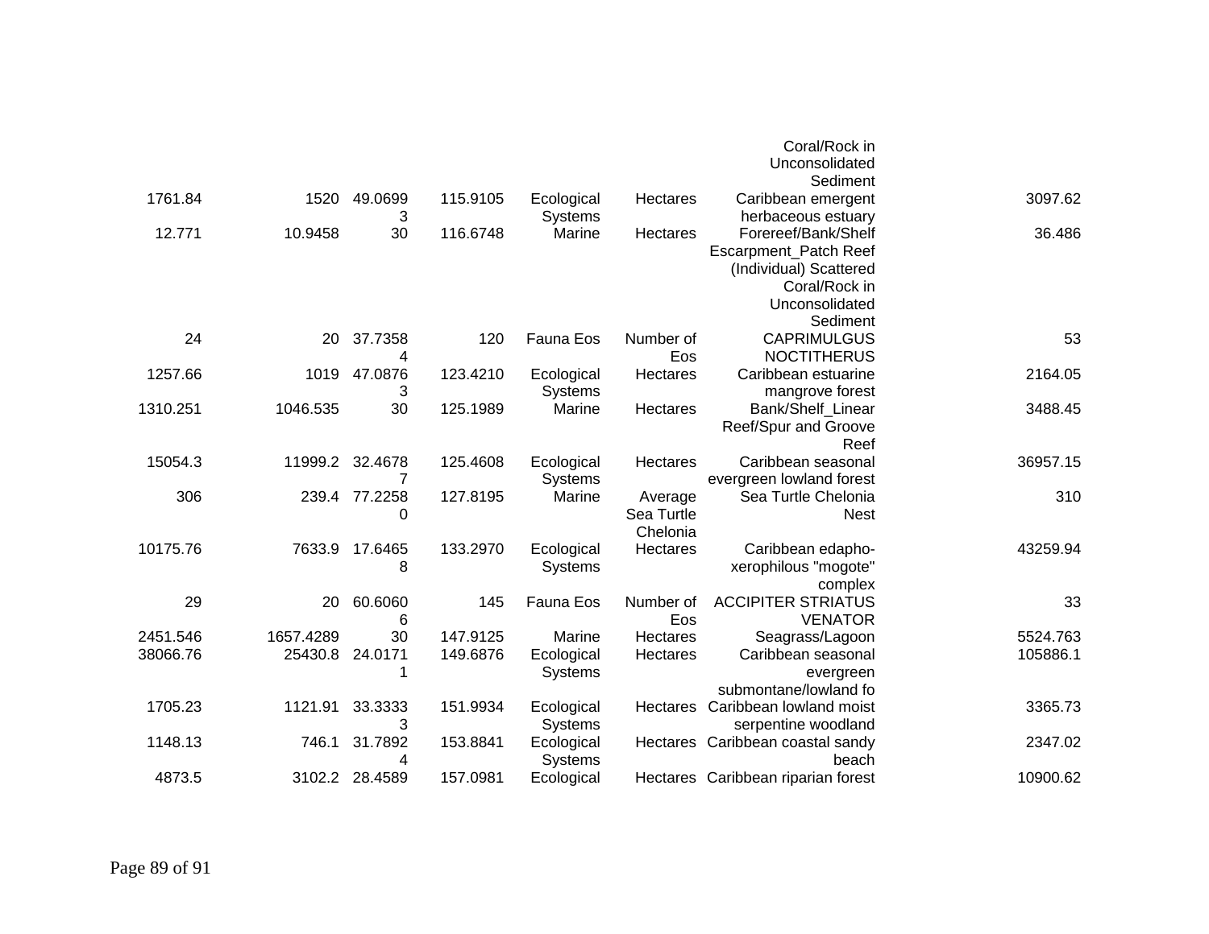| | | | | | | | |
|---|---|---|---|---|---|---|---|
| | | | | | | Coral/Rock in Unconsolidated Sediment | |
| 1761.84 | 1520 | 49.06993 | 115.9105 | Ecological Systems | Hectares | Caribbean emergent herbaceous estuary | 3097.62 |
| 12.771 | 10.9458 | 30 | 116.6748 | Marine | Hectares | Forereef/Bank/Shelf Escarpment_Patch Reef (Individual) Scattered Coral/Rock in Unconsolidated Sediment | 36.486 |
| 24 | 20 | 37.73584 | 120 | Fauna Eos | Number of Eos | CAPRIMULGUS NOCTITHERUS | 53 |
| 1257.66 | 1019 | 47.08763 | 123.4210 | Ecological Systems | Hectares | Caribbean estuarine mangrove forest | 2164.05 |
| 1310.251 | 1046.535 | 30 | 125.1989 | Marine | Hectares | Bank/Shelf_Linear Reef/Spur and Groove Reef | 3488.45 |
| 15054.3 | 11999.2 | 32.46787 | 125.4608 | Ecological Systems | Hectares | Caribbean seasonal evergreen lowland forest | 36957.15 |
| 306 | 239.4 | 77.22580 | 127.8195 | Marine | Average Sea Turtle Chelonia | Sea Turtle Chelonia Nest | 310 |
| 10175.76 | 7633.9 | 17.64658 | 133.2970 | Ecological Systems | Hectares | Caribbean edapho-xerophilous "mogote" complex | 43259.94 |
| 29 | 20 | 60.60606 | 145 | Fauna Eos | Number of Eos | ACCIPITER STRIATUS VENATOR | 33 |
| 2451.546 | 1657.4289 | 30 | 147.9125 | Marine | Hectares | Seagrass/Lagoon | 5524.763 |
| 38066.76 | 25430.8 | 24.01711 | 149.6876 | Ecological Systems | Hectares | Caribbean seasonal evergreen submontane/lowland fo | 105886.1 |
| 1705.23 | 1121.91 | 33.33333 | 151.9934 | Ecological Systems | Hectares | Caribbean lowland moist serpentine woodland | 3365.73 |
| 1148.13 | 746.1 | 31.78924 | 153.8841 | Ecological Systems | Hectares | Caribbean coastal sandy beach | 2347.02 |
| 4873.5 | 3102.2 | 28.4589 | 157.0981 | Ecological | Hectares | Caribbean riparian forest | 10900.62 |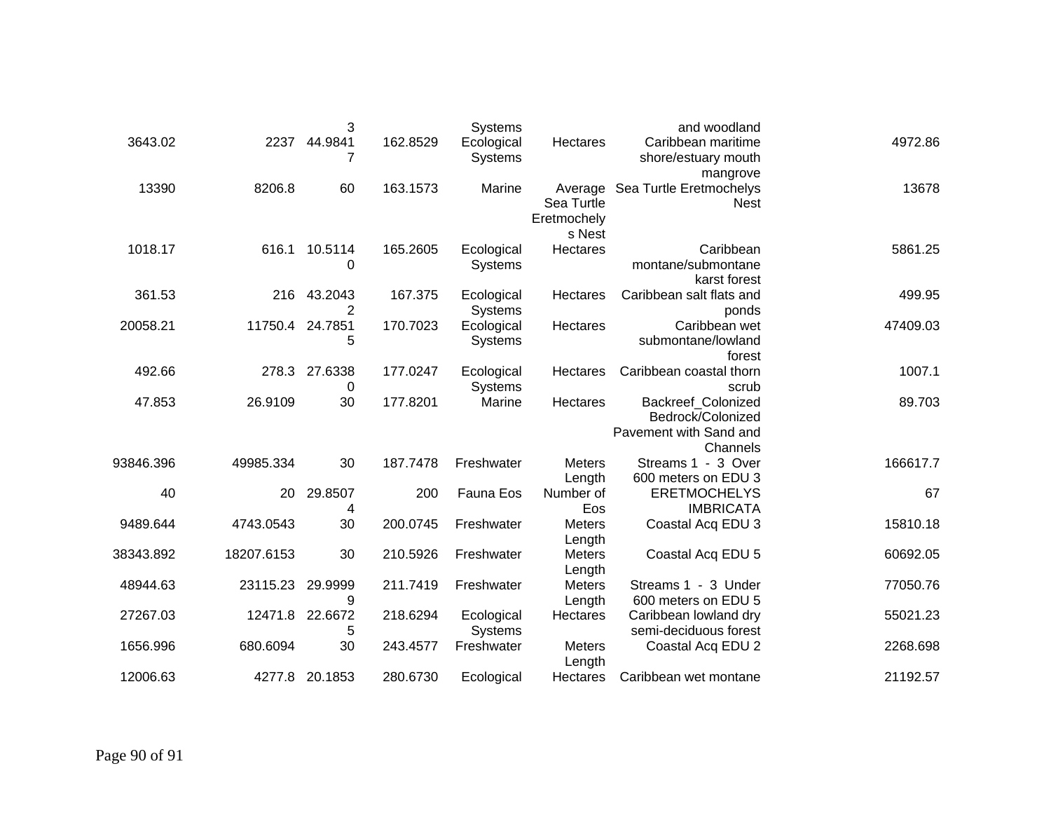|  |  |  |  |  |  |  |  |
|---|---|---|---|---|---|---|---|
|  |  | 3 |  | Systems |  | and woodland |  |
| 3643.02 | 2237 | 44.98417 | 162.8529 | Ecological Systems | Hectares | Caribbean maritime shore/estuary mouth mangrove | 4972.86 |
| 13390 | 8206.8 | 60 | 163.1573 | Marine | Average Sea Turtle Eretmochelys Nest | Sea Turtle Eretmochelys Nest | 13678 |
| 1018.17 | 616.1 | 10.51140 | 165.2605 | Ecological Systems | Hectares | Caribbean montane/submontane karst forest | 5861.25 |
| 361.53 | 216 | 43.20432 | 167.375 | Ecological Systems | Hectares | Caribbean salt flats and ponds | 499.95 |
| 20058.21 | 11750.4 | 24.78515 | 170.7023 | Ecological Systems | Hectares | Caribbean wet submontane/lowland forest | 47409.03 |
| 492.66 | 278.3 | 27.63380 | 177.0247 | Ecological Systems | Hectares | Caribbean coastal thorn scrub | 1007.1 |
| 47.853 | 26.9109 | 30 | 177.8201 | Marine | Hectares | Backreef_Colonized Bedrock/Colonized Pavement with Sand and Channels | 89.703 |
| 93846.396 | 49985.334 | 30 | 187.7478 | Freshwater | Meters Length | Streams 1 - 3 Over 600 meters on EDU 3 | 166617.7 |
| 40 | 20 | 29.85074 | 200 | Fauna Eos | Number of Eos | ERETMOCHELYS IMBRICATA | 67 |
| 9489.644 | 4743.0543 | 30 | 200.0745 | Freshwater | Meters Length | Coastal Acq EDU 3 | 15810.18 |
| 38343.892 | 18207.6153 | 30 | 210.5926 | Freshwater | Meters Length | Coastal Acq EDU 5 | 60692.05 |
| 48944.63 | 23115.23 | 29.99999 | 211.7419 | Freshwater | Meters Length | Streams 1 - 3 Under 600 meters on EDU 5 | 77050.76 |
| 27267.03 | 12471.8 | 22.66725 | 218.6294 | Ecological Systems | Hectares | Caribbean lowland dry semi-deciduous forest | 55021.23 |
| 1656.996 | 680.6094 | 30 | 243.4577 | Freshwater | Meters Length | Coastal Acq EDU 2 | 2268.698 |
| 12006.63 | 4277.8 | 20.1853 | 280.6730 | Ecological | Hectares | Caribbean wet montane | 21192.57 |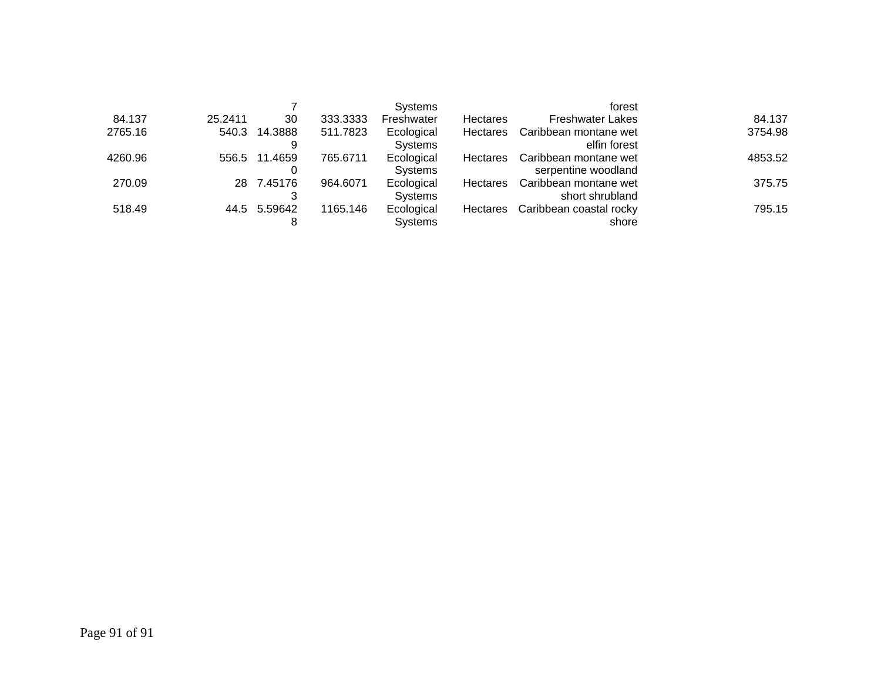| | | | | | | | |
|---|---|---|---|---|---|---|---|
| | | 7 | | Systems | | forest | |
| 84.137 | 25.2411 | 30 | 333.3333 | Freshwater | Hectares | Freshwater Lakes | 84.137 |
| 2765.16 | 540.3 | 14.38889 | 511.7823 | Ecological Systems | Hectares | Caribbean montane wet elfin forest | 3754.98 |
| 4260.96 | 556.5 | 11.46590 | 765.6711 | Ecological Systems | Hectares | Caribbean montane wet serpentine woodland | 4853.52 |
| 270.09 | 28 | 7.451763 | 964.6071 | Ecological Systems | Hectares | Caribbean montane wet short shrubland | 375.75 |
| 518.49 | 44.5 | 5.596428 | 1165.146 | Ecological Systems | Hectares | Caribbean coastal rocky shore | 795.15 |